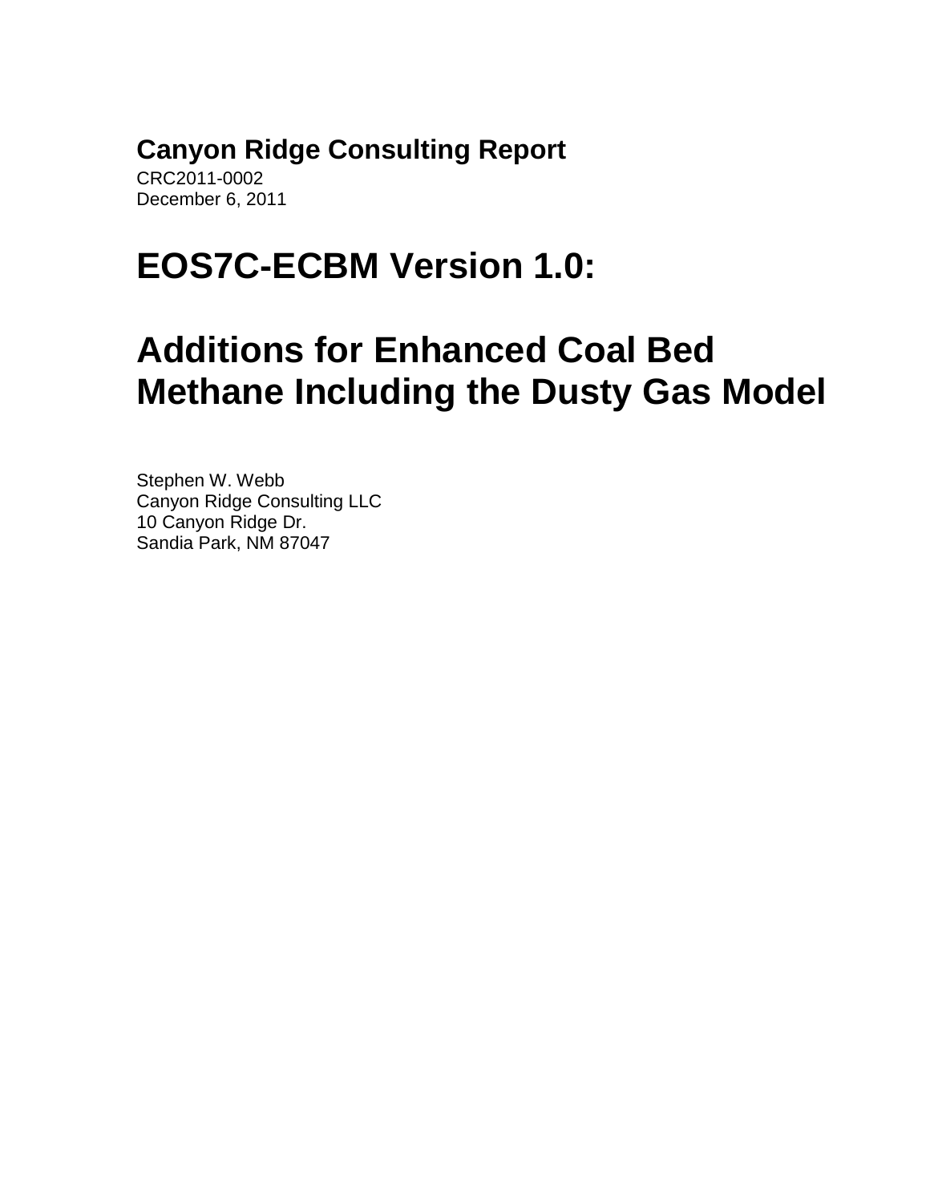**Canyon Ridge Consulting Report**

CRC2011-0002
December 6, 2011

# EOS7C-ECBM Version 1.0:

# Additions for Enhanced Coal Bed Methane Including the Dusty Gas Model

Stephen W. Webb
Canyon Ridge Consulting LLC
10 Canyon Ridge Dr.
Sandia Park, NM 87047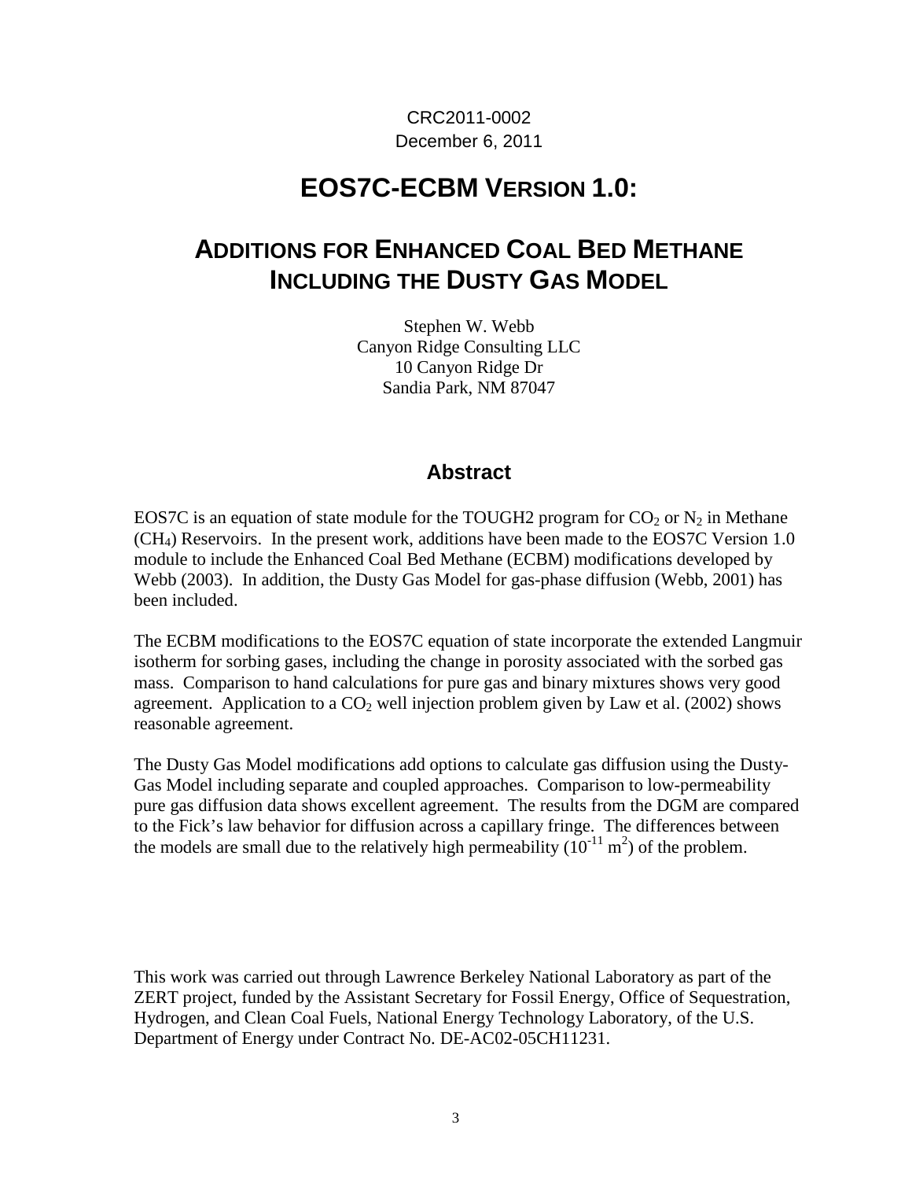CRC2011-0002
December 6, 2011

# EOS7C-ECBM VERSION 1.0:

# ADDITIONS FOR ENHANCED COAL BED METHANE INCLUDING THE DUSTY GAS MODEL

Stephen W. Webb
Canyon Ridge Consulting LLC
10 Canyon Ridge Dr
Sandia Park, NM 87047

## Abstract

EOS7C is an equation of state module for the TOUGH2 program for $CO_2$ or $N_2$ in Methane ($CH_4$) Reservoirs. In the present work, additions have been made to the EOS7C Version 1.0 module to include the Enhanced Coal Bed Methane (ECBM) modifications developed by Webb (2003). In addition, the Dusty Gas Model for gas-phase diffusion (Webb, 2001) has been included.

The ECBM modifications to the EOS7C equation of state incorporate the extended Langmuir isotherm for sorbing gases, including the change in porosity associated with the sorbed gas mass. Comparison to hand calculations for pure gas and binary mixtures shows very good agreement. Application to a $CO_2$ well injection problem given by Law et al. (2002) shows reasonable agreement.

The Dusty Gas Model modifications add options to calculate gas diffusion using the Dusty-Gas Model including separate and coupled approaches. Comparison to low-permeability pure gas diffusion data shows excellent agreement. The results from the DGM are compared to the Fick's law behavior for diffusion across a capillary fringe. The differences between the models are small due to the relatively high permeability ($10^{-11}$ m$^2$) of the problem.

This work was carried out through Lawrence Berkeley National Laboratory as part of the ZERT project, funded by the Assistant Secretary for Fossil Energy, Office of Sequestration, Hydrogen, and Clean Coal Fuels, National Energy Technology Laboratory, of the U.S. Department of Energy under Contract No. DE-AC02-05CH11231.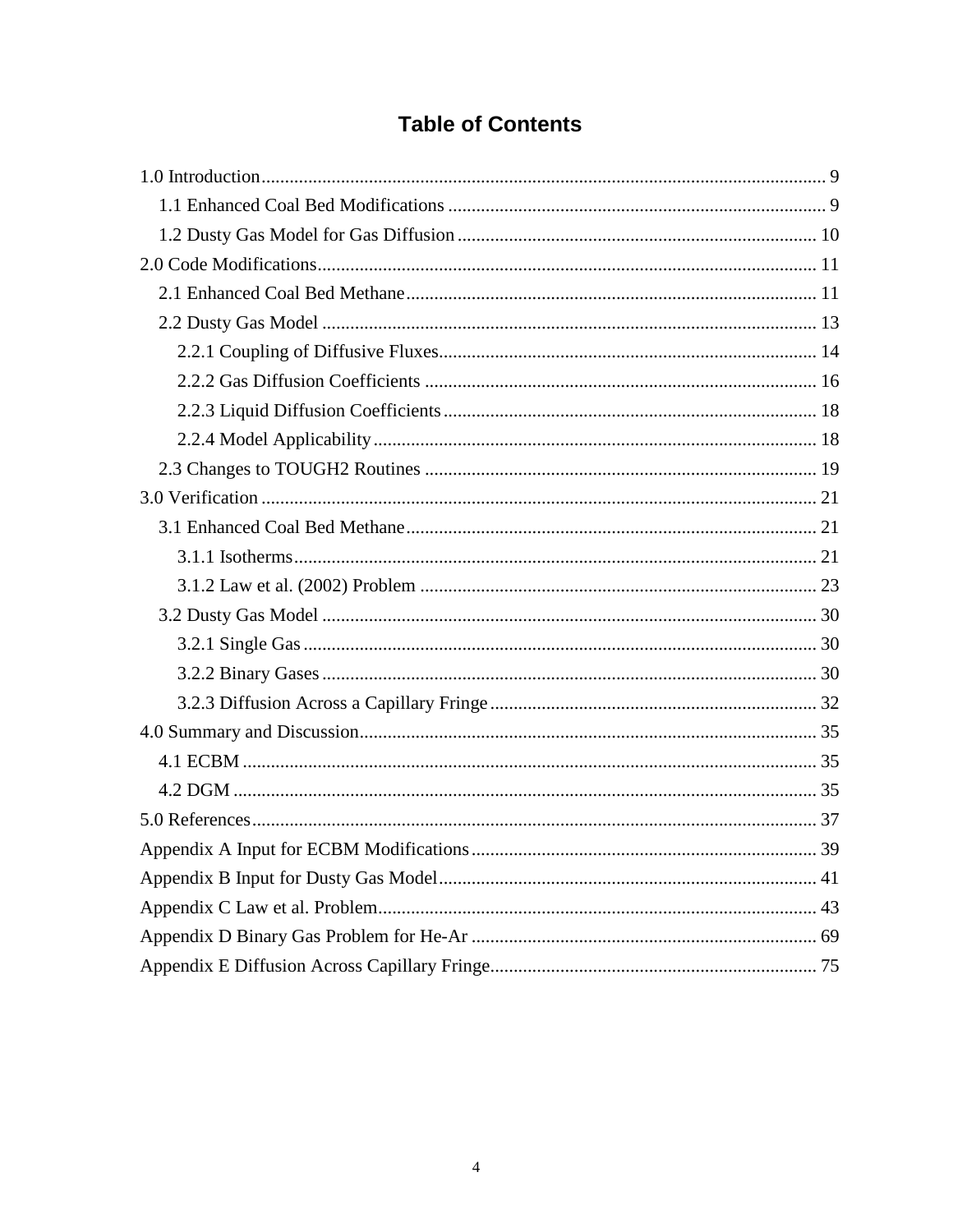# Table of Contents

1.0 Introduction ........ 9
  1.1 Enhanced Coal Bed Modifications ........ 9
  1.2 Dusty Gas Model for Gas Diffusion ........ 10
2.0 Code Modifications ........ 11
  2.1 Enhanced Coal Bed Methane ........ 11
  2.2 Dusty Gas Model ........ 13
    2.2.1 Coupling of Diffusive Fluxes ........ 14
    2.2.2 Gas Diffusion Coefficients ........ 16
    2.2.3 Liquid Diffusion Coefficients ........ 18
    2.2.4 Model Applicability ........ 18
  2.3 Changes to TOUGH2 Routines ........ 19
3.0 Verification ........ 21
  3.1 Enhanced Coal Bed Methane ........ 21
    3.1.1 Isotherms ........ 21
    3.1.2 Law et al. (2002) Problem ........ 23
  3.2 Dusty Gas Model ........ 30
    3.2.1 Single Gas ........ 30
    3.2.2 Binary Gases ........ 30
    3.2.3 Diffusion Across a Capillary Fringe ........ 32
4.0 Summary and Discussion ........ 35
  4.1 ECBM ........ 35
  4.2 DGM ........ 35
5.0 References ........ 37
Appendix A Input for ECBM Modifications ........ 39
Appendix B Input for Dusty Gas Model ........ 41
Appendix C Law et al. Problem ........ 43
Appendix D Binary Gas Problem for He-Ar ........ 69
Appendix E Diffusion Across Capillary Fringe ........ 75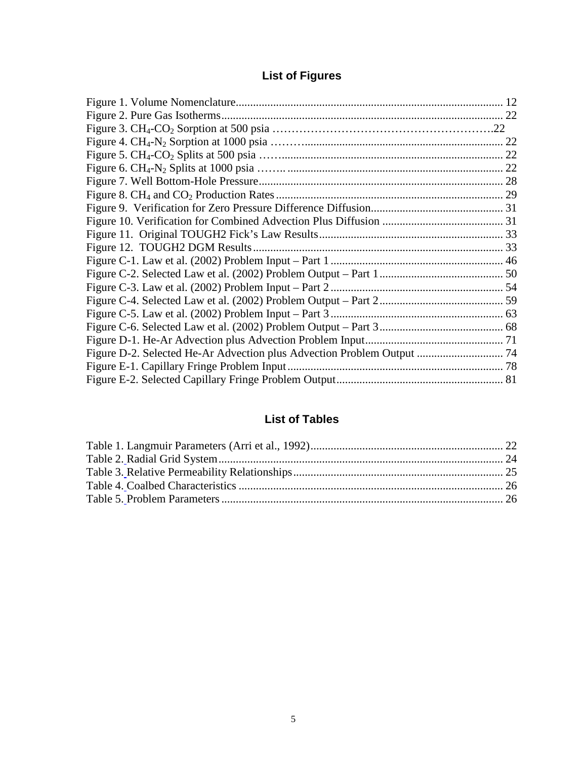## List of Figures

Figure 1. Volume Nomenclature ........................................................................................ 12
Figure 2. Pure Gas Isotherms ........................................................................................... 22
Figure 3. $CH_4$-$CO_2$ Sorption at 500 psia ……………………………………………….22
Figure 4. $CH_4$-$N_2$ Sorption at 1000 psia ……….................................................................... 22
Figure 5. $CH_4$-$CO_2$ Splits at 500 psia ……............................................................................ 22
Figure 6. $CH_4$-$N_2$ Splits at 1000 psia …….. .......................................................................... 22
Figure 7. Well Bottom-Hole Pressure ................................................................................ 28
Figure 8. $CH_4$ and $CO_2$ Production Rates ........................................................................ 29
Figure 9. Verification for Zero Pressure Difference Diffusion............................................. 31
Figure 10. Verification for Combined Advection Plus Diffusion .......................................... 31
Figure 11. Original TOUGH2 Fick's Law Results ............................................................... 33
Figure 12. TOUGH2 DGM Results ................................................................................... 33
Figure C-1. Law et al. (2002) Problem Input – Part 1 ........................................................... 46
Figure C-2. Selected Law et al. (2002) Problem Output – Part 1 ........................................... 50
Figure C-3. Law et al. (2002) Problem Input – Part 2 ........................................................... 54
Figure C-4. Selected Law et al. (2002) Problem Output – Part 2 ........................................... 59
Figure C-5. Law et al. (2002) Problem Input – Part 3 ........................................................... 63
Figure C-6. Selected Law et al. (2002) Problem Output – Part 3 ........................................... 68
Figure D-1. He-Ar Advection plus Advection Problem Input ............................................... 71
Figure D-2. Selected He-Ar Advection plus Advection Problem Output .............................. 74
Figure E-1. Capillary Fringe Problem Input .......................................................................... 78
Figure E-2. Selected Capillary Fringe Problem Output .......................................................... 81

## List of Tables

Table 1. Langmuir Parameters (Arri et al., 1992) .................................................................. 22
Table 2. Radial Grid System .................................................................................................. 24
Table 3. Relative Permeability Relationships ......................................................................... 25
Table 4. Coalbed Characteristics ............................................................................................ 26
Table 5. Problem Parameters .................................................................................................. 26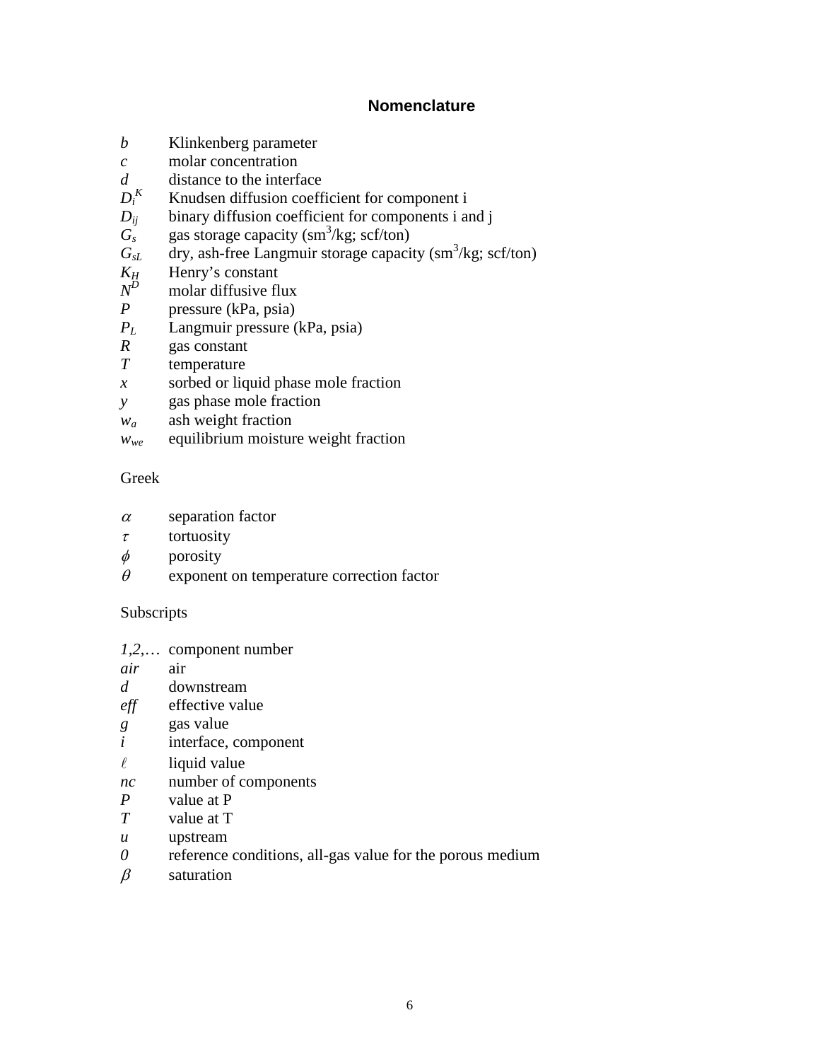## Nomenclature

| | |
|---|---|
| $b$ | Klinkenberg parameter |
| $c$ | molar concentration |
| $d$ | distance to the interface |
| $D_i^K$ | Knudsen diffusion coefficient for component i |
| $D_{ij}$ | binary diffusion coefficient for components i and j |
| $G_s$ | gas storage capacity (sm$^3$/kg; scf/ton) |
| $G_{sL}$ | dry, ash-free Langmuir storage capacity (sm$^3$/kg; scf/ton) |
| $K_H$ | Henry's constant |
| $N^D$ | molar diffusive flux |
| $P$ | pressure (kPa, psia) |
| $P_L$ | Langmuir pressure (kPa, psia) |
| $R$ | gas constant |
| $T$ | temperature |
| $x$ | sorbed or liquid phase mole fraction |
| $y$ | gas phase mole fraction |
| $w_a$ | ash weight fraction |
| $w_{we}$ | equilibrium moisture weight fraction |

Greek

| | |
|---|---|
| $\alpha$ | separation factor |
| $\tau$ | tortuosity |
| $\phi$ | porosity |
| $\theta$ | exponent on temperature correction factor |

Subscripts

| | |
|---|---|
| *1,2,…* | component number |
| *air* | air |
| *d* | downstream |
| *eff* | effective value |
| *g* | gas value |
| *i* | interface, component |
| $\ell$ | liquid value |
| *nc* | number of components |
| *P* | value at P |
| *T* | value at T |
| *u* | upstream |
| *0* | reference conditions, all-gas value for the porous medium |
| $\beta$ | saturation |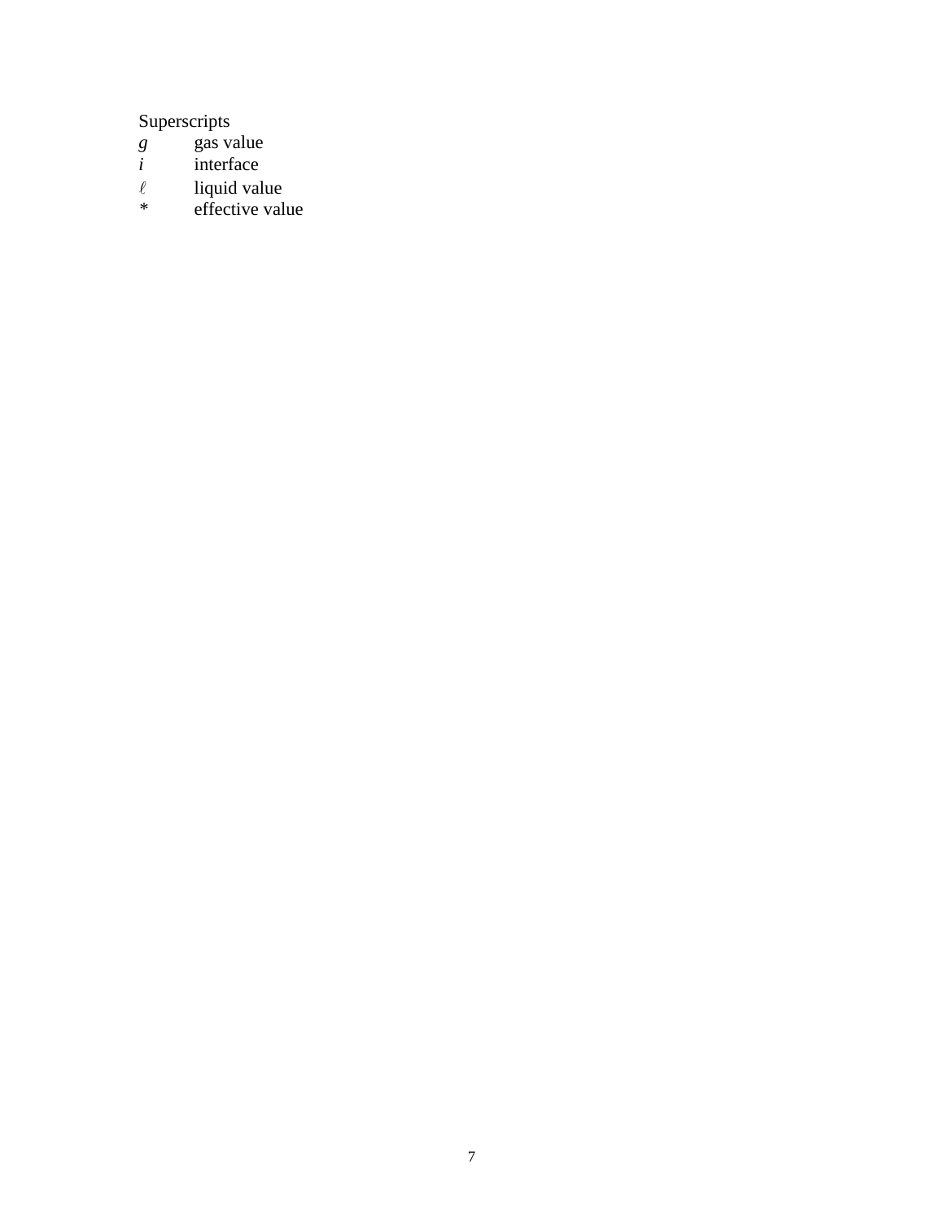Superscripts

| | |
|---|---|
| $g$ | gas value |
| $i$ | interface |
| $\ell$ | liquid value |
| * | effective value |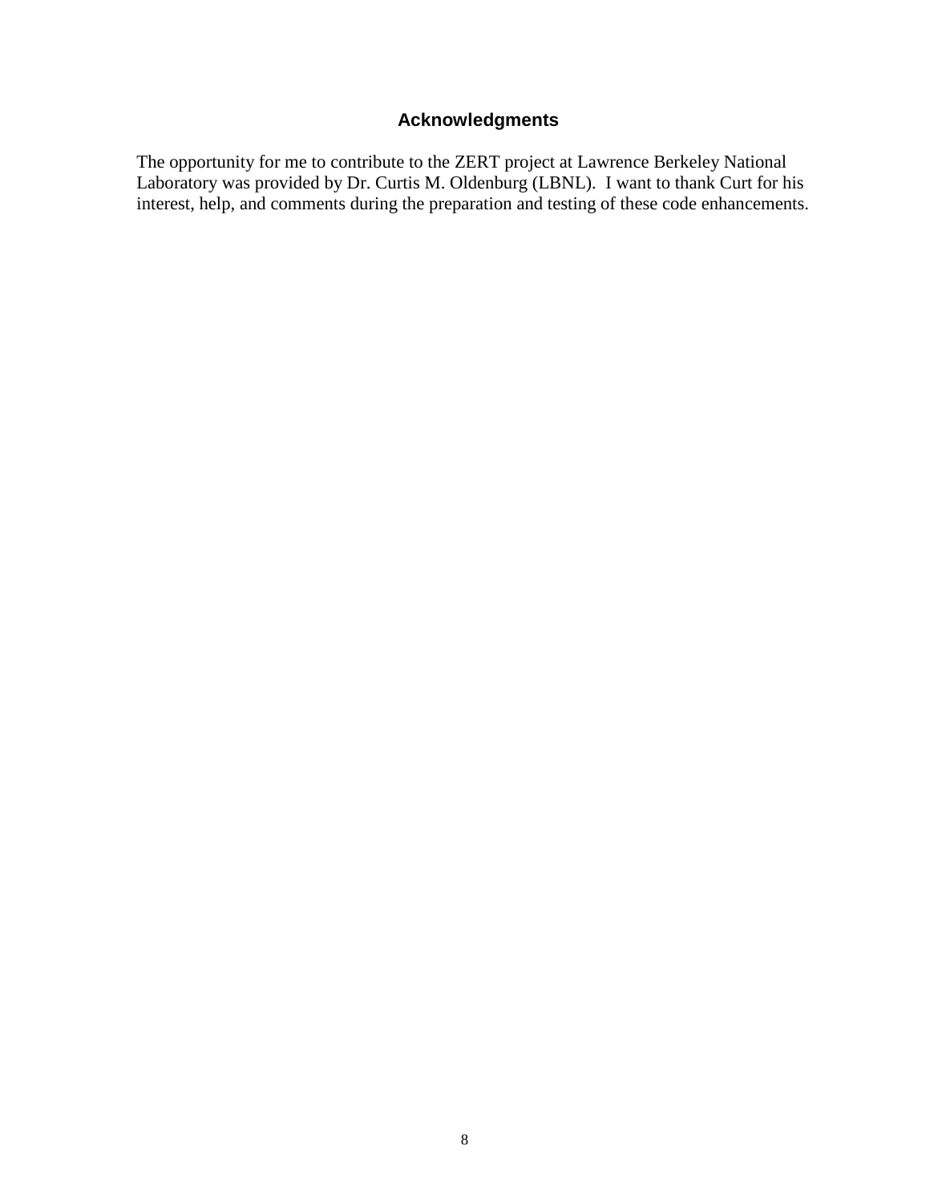## Acknowledgments

The opportunity for me to contribute to the ZERT project at Lawrence Berkeley National Laboratory was provided by Dr. Curtis M. Oldenburg (LBNL). I want to thank Curt for his interest, help, and comments during the preparation and testing of these code enhancements.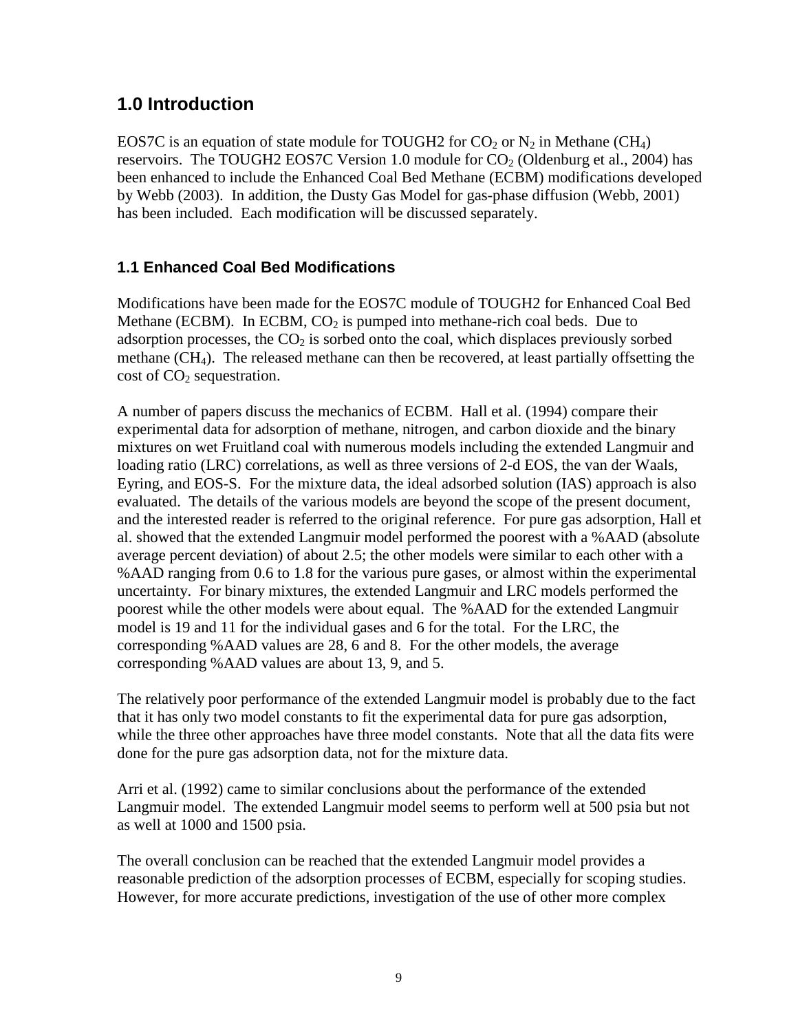## 1.0 Introduction

EOS7C is an equation of state module for TOUGH2 for $CO_2$ or $N_2$ in Methane ($CH_4$) reservoirs. The TOUGH2 EOS7C Version 1.0 module for $CO_2$ (Oldenburg et al., 2004) has been enhanced to include the Enhanced Coal Bed Methane (ECBM) modifications developed by Webb (2003). In addition, the Dusty Gas Model for gas-phase diffusion (Webb, 2001) has been included. Each modification will be discussed separately.

### 1.1 Enhanced Coal Bed Modifications

Modifications have been made for the EOS7C module of TOUGH2 for Enhanced Coal Bed Methane (ECBM). In ECBM, $CO_2$ is pumped into methane-rich coal beds. Due to adsorption processes, the $CO_2$ is sorbed onto the coal, which displaces previously sorbed methane ($CH_4$). The released methane can then be recovered, at least partially offsetting the cost of $CO_2$ sequestration.

A number of papers discuss the mechanics of ECBM. Hall et al. (1994) compare their experimental data for adsorption of methane, nitrogen, and carbon dioxide and the binary mixtures on wet Fruitland coal with numerous models including the extended Langmuir and loading ratio (LRC) correlations, as well as three versions of 2-d EOS, the van der Waals, Eyring, and EOS-S. For the mixture data, the ideal adsorbed solution (IAS) approach is also evaluated. The details of the various models are beyond the scope of the present document, and the interested reader is referred to the original reference. For pure gas adsorption, Hall et al. showed that the extended Langmuir model performed the poorest with a %AAD (absolute average percent deviation) of about 2.5; the other models were similar to each other with a %AAD ranging from 0.6 to 1.8 for the various pure gases, or almost within the experimental uncertainty. For binary mixtures, the extended Langmuir and LRC models performed the poorest while the other models were about equal. The %AAD for the extended Langmuir model is 19 and 11 for the individual gases and 6 for the total. For the LRC, the corresponding %AAD values are 28, 6 and 8. For the other models, the average corresponding %AAD values are about 13, 9, and 5.

The relatively poor performance of the extended Langmuir model is probably due to the fact that it has only two model constants to fit the experimental data for pure gas adsorption, while the three other approaches have three model constants. Note that all the data fits were done for the pure gas adsorption data, not for the mixture data.

Arri et al. (1992) came to similar conclusions about the performance of the extended Langmuir model. The extended Langmuir model seems to perform well at 500 psia but not as well at 1000 and 1500 psia.

The overall conclusion can be reached that the extended Langmuir model provides a reasonable prediction of the adsorption processes of ECBM, especially for scoping studies. However, for more accurate predictions, investigation of the use of other more complex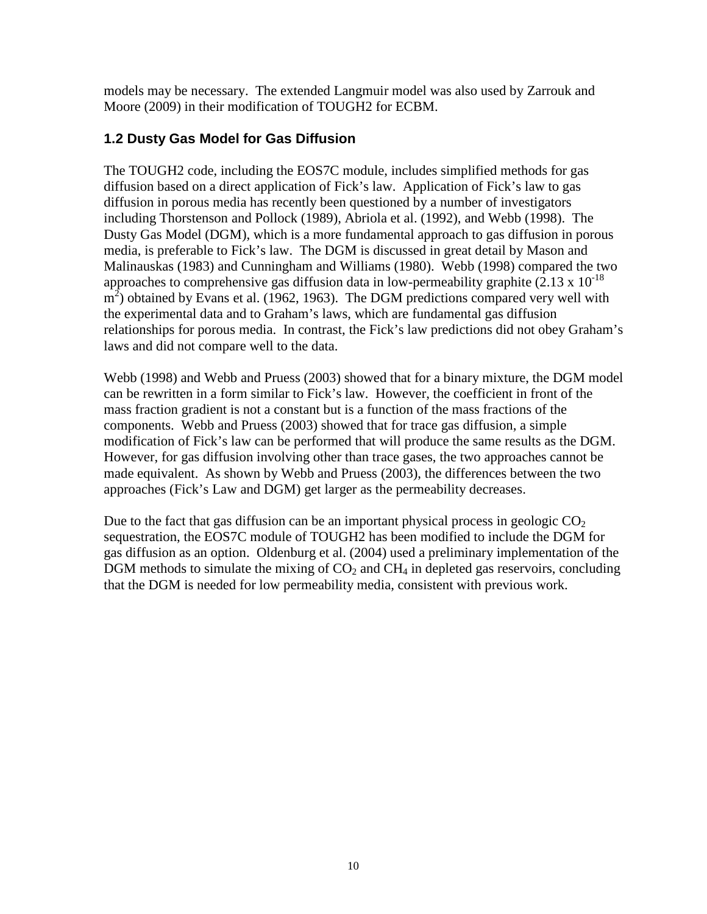models may be necessary. The extended Langmuir model was also used by Zarrouk and Moore (2009) in their modification of TOUGH2 for ECBM.

## 1.2 Dusty Gas Model for Gas Diffusion

The TOUGH2 code, including the EOS7C module, includes simplified methods for gas diffusion based on a direct application of Fick's law. Application of Fick's law to gas diffusion in porous media has recently been questioned by a number of investigators including Thorstenson and Pollock (1989), Abriola et al. (1992), and Webb (1998). The Dusty Gas Model (DGM), which is a more fundamental approach to gas diffusion in porous media, is preferable to Fick's law. The DGM is discussed in great detail by Mason and Malinauskas (1983) and Cunningham and Williams (1980). Webb (1998) compared the two approaches to comprehensive gas diffusion data in low-permeability graphite ($2.13 \times 10^{-18}$ $m^2$) obtained by Evans et al. (1962, 1963). The DGM predictions compared very well with the experimental data and to Graham's laws, which are fundamental gas diffusion relationships for porous media. In contrast, the Fick's law predictions did not obey Graham's laws and did not compare well to the data.

Webb (1998) and Webb and Pruess (2003) showed that for a binary mixture, the DGM model can be rewritten in a form similar to Fick's law. However, the coefficient in front of the mass fraction gradient is not a constant but is a function of the mass fractions of the components. Webb and Pruess (2003) showed that for trace gas diffusion, a simple modification of Fick's law can be performed that will produce the same results as the DGM. However, for gas diffusion involving other than trace gases, the two approaches cannot be made equivalent. As shown by Webb and Pruess (2003), the differences between the two approaches (Fick's Law and DGM) get larger as the permeability decreases.

Due to the fact that gas diffusion can be an important physical process in geologic $CO_2$ sequestration, the EOS7C module of TOUGH2 has been modified to include the DGM for gas diffusion as an option. Oldenburg et al. (2004) used a preliminary implementation of the DGM methods to simulate the mixing of $CO_2$ and $CH_4$ in depleted gas reservoirs, concluding that the DGM is needed for low permeability media, consistent with previous work.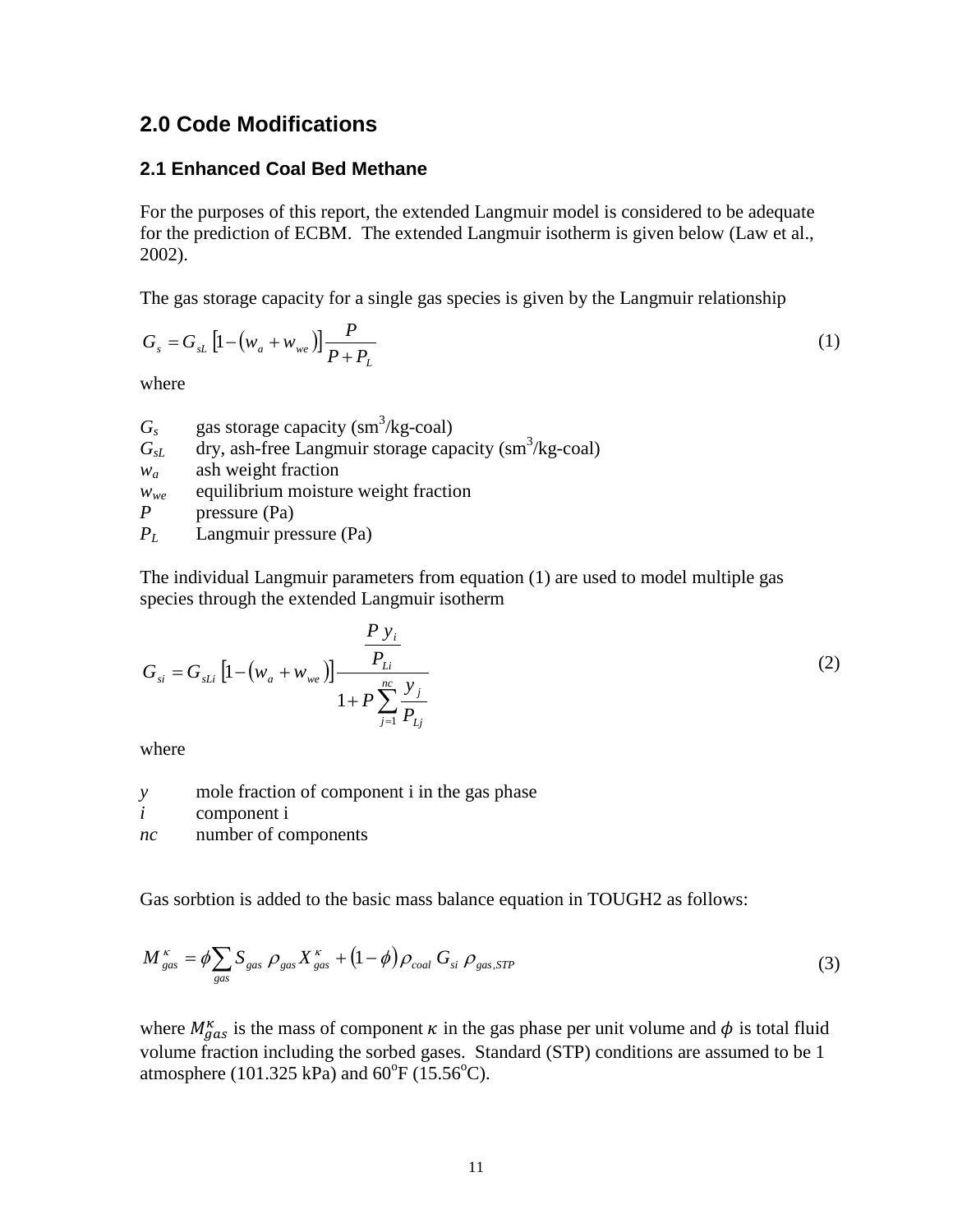## 2.0 Code Modifications

### 2.1 Enhanced Coal Bed Methane

For the purposes of this report, the extended Langmuir model is considered to be adequate for the prediction of ECBM. The extended Langmuir isotherm is given below (Law et al., 2002).

The gas storage capacity for a single gas species is given by the Langmuir relationship

$$G_s = G_{sL}\left[1-\left(w_a + w_{we}\right)\right]\frac{P}{P+P_L} \tag{1}$$

where

- $G_s$ gas storage capacity ($sm^3$/kg-coal)
- $G_{sL}$ dry, ash-free Langmuir storage capacity ($sm^3$/kg-coal)
- $w_a$ ash weight fraction
- $w_{we}$ equilibrium moisture weight fraction
- $P$ pressure (Pa)
- $P_L$ Langmuir pressure (Pa)

The individual Langmuir parameters from equation (1) are used to model multiple gas species through the extended Langmuir isotherm

$$G_{si} = G_{sLi}\left[1-\left(w_a + w_{we}\right)\right]\frac{\dfrac{P\,y_i}{P_{Li}}}{1+P\displaystyle\sum_{j=1}^{nc}\frac{y_j}{P_{Lj}}} \tag{2}$$

where

- $y$ mole fraction of component i in the gas phase
- $i$ component i
- $nc$ number of components

Gas sorbtion is added to the basic mass balance equation in TOUGH2 as follows:

$$M^{\kappa}_{gas} = \phi\sum_{gas} S_{gas}\,\rho_{gas}\,X^{\kappa}_{gas} + \left(1-\phi\right)\rho_{coal}\,G_{si}\,\rho_{gas,STP} \tag{3}$$

where $M^{\kappa}_{gas}$ is the mass of component $\kappa$ in the gas phase per unit volume and $\phi$ is total fluid volume fraction including the sorbed gases. Standard (STP) conditions are assumed to be 1 atmosphere (101.325 kPa) and 60°F (15.56°C).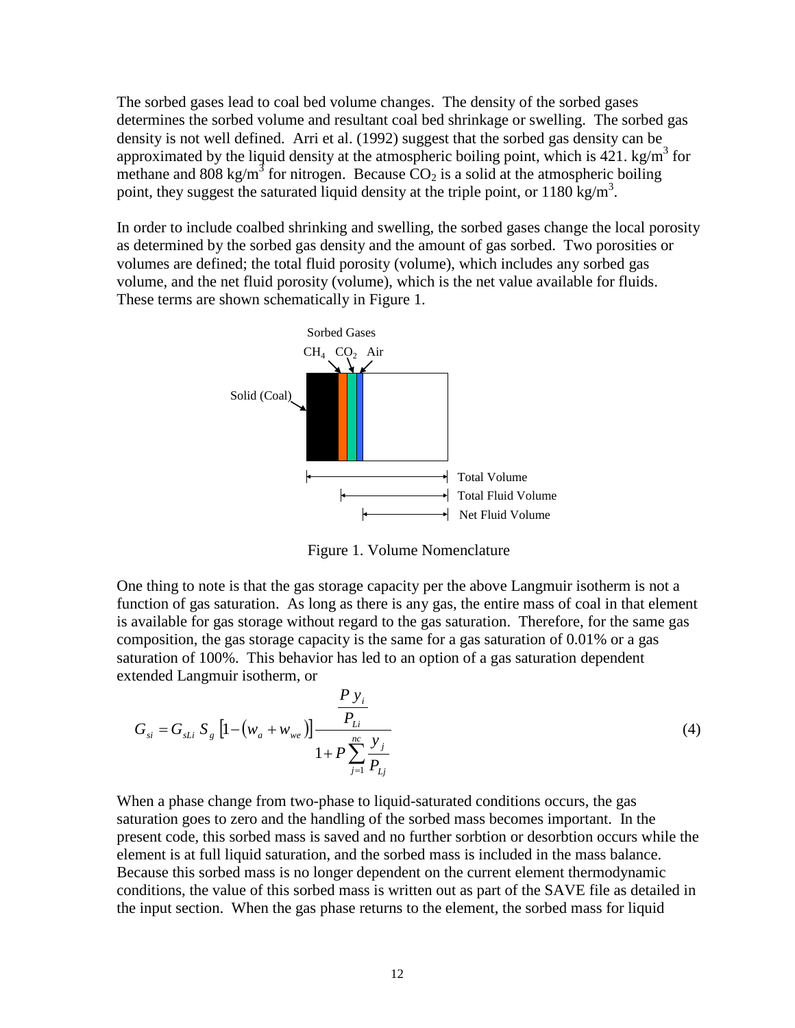The sorbed gases lead to coal bed volume changes. The density of the sorbed gases determines the sorbed volume and resultant coal bed shrinkage or swelling. The sorbed gas density is not well defined. Arri et al. (1992) suggest that the sorbed gas density can be approximated by the liquid density at the atmospheric boiling point, which is 421. kg/m$^3$ for methane and 808 kg/m$^3$ for nitrogen. Because $CO_2$ is a solid at the atmospheric boiling point, they suggest the saturated liquid density at the triple point, or 1180 kg/m$^3$.

In order to include coalbed shrinking and swelling, the sorbed gases change the local porosity as determined by the sorbed gas density and the amount of gas sorbed. Two porosities or volumes are defined; the total fluid porosity (volume), which includes any sorbed gas volume, and the net fluid porosity (volume), which is the net value available for fluids. These terms are shown schematically in Figure 1.

Sorbed Gases

$CH_4$ $CO_2$ Air

Solid (Coal)

Total Volume

Total Fluid Volume

Net Fluid Volume

Figure 1. Volume Nomenclature

One thing to note is that the gas storage capacity per the above Langmuir isotherm is not a function of gas saturation. As long as there is any gas, the entire mass of coal in that element is available for gas storage without regard to the gas saturation. Therefore, for the same gas composition, the gas storage capacity is the same for a gas saturation of 0.01% or a gas saturation of 100%. This behavior has led to an option of a gas saturation dependent extended Langmuir isotherm, or

$$G_{si} = G_{sLi} \, S_g \left[1 - \left(w_a + w_{we}\right)\right] \frac{\dfrac{P\, y_i}{P_{Li}}}{1 + P \displaystyle\sum_{j=1}^{nc} \frac{y_j}{P_{Lj}}} \tag{4}$$

When a phase change from two-phase to liquid-saturated conditions occurs, the gas saturation goes to zero and the handling of the sorbed mass becomes important. In the present code, this sorbed mass is saved and no further sorbtion or desorbtion occurs while the element is at full liquid saturation, and the sorbed mass is included in the mass balance. Because this sorbed mass is no longer dependent on the current element thermodynamic conditions, the value of this sorbed mass is written out as part of the SAVE file as detailed in the input section. When the gas phase returns to the element, the sorbed mass for liquid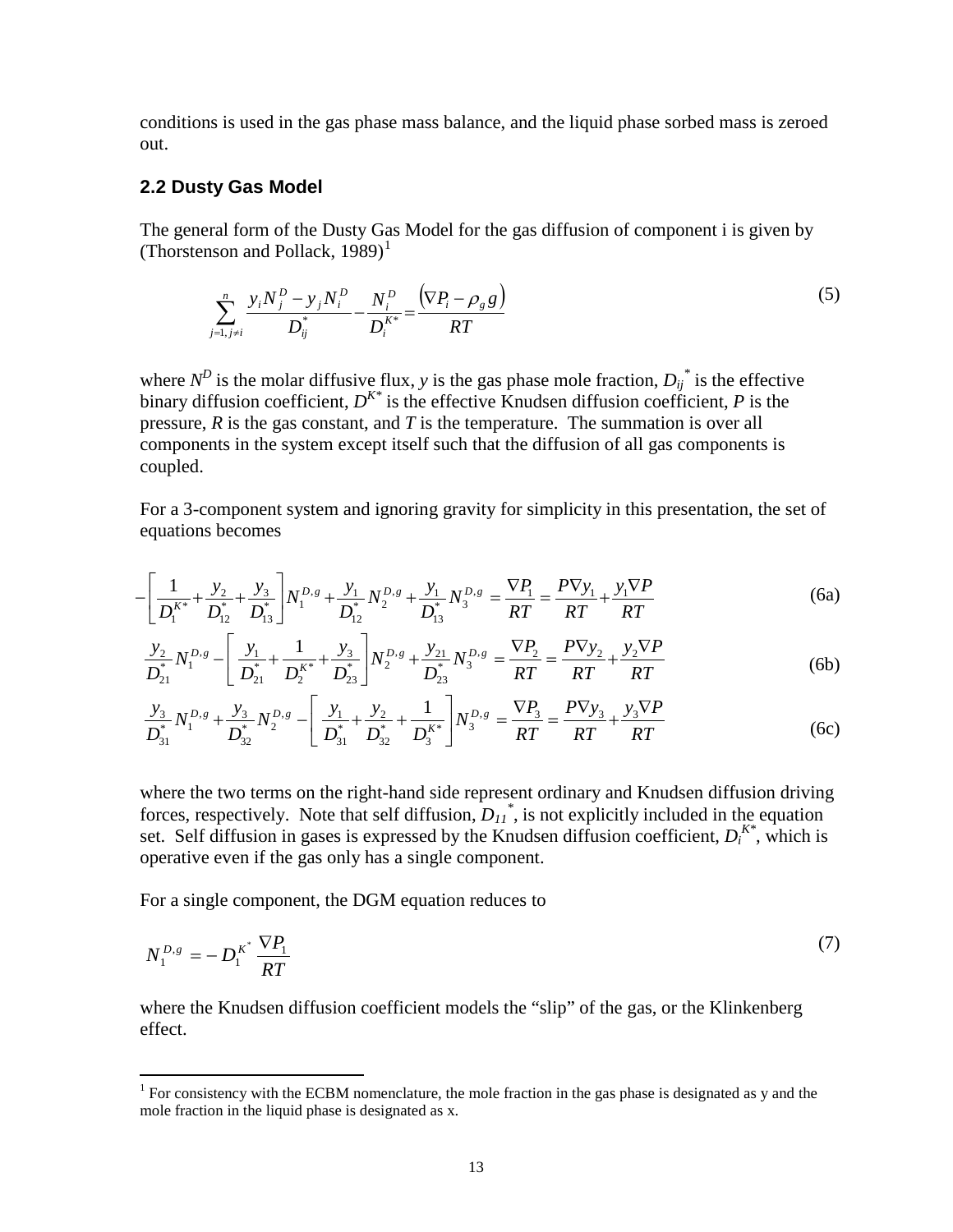conditions is used in the gas phase mass balance, and the liquid phase sorbed mass is zeroed out.

### 2.2 Dusty Gas Model

The general form of the Dusty Gas Model for the gas diffusion of component i is given by (Thorstenson and Pollack, 1989)[1]

$$\sum_{j=1, j\neq i}^{n} \frac{y_i N_j^D - y_j N_i^D}{D_{ij}^*} - \frac{N_i^D}{D_i^{K*}} = \frac{(\nabla P_i - \rho_g g)}{RT} \tag{5}$$

where $N^D$ is the molar diffusive flux, $y$ is the gas phase mole fraction, $D_{ij}^*$ is the effective binary diffusion coefficient, $D^{K*}$ is the effective Knudsen diffusion coefficient, $P$ is the pressure, $R$ is the gas constant, and $T$ is the temperature. The summation is over all components in the system except itself such that the diffusion of all gas components is coupled.

For a 3-component system and ignoring gravity for simplicity in this presentation, the set of equations becomes

$$-\left[\frac{1}{D_1^{K*}} + \frac{y_2}{D_{12}^*} + \frac{y_3}{D_{13}^*}\right] N_1^{D,g} + \frac{y_1}{D_{12}^*} N_2^{D,g} + \frac{y_1}{D_{13}^*} N_3^{D,g} = \frac{\nabla P_1}{RT} = \frac{P \nabla y_1}{RT} + \frac{y_1 \nabla P}{RT} \tag{6a}$$

$$\frac{y_2}{D_{21}^*} N_1^{D,g} - \left[\frac{y_1}{D_{21}^*} + \frac{1}{D_2^{K*}} + \frac{y_3}{D_{23}^*}\right] N_2^{D,g} + \frac{y_{21}}{D_{23}^*} N_3^{D,g} = \frac{\nabla P_2}{RT} = \frac{P \nabla y_2}{RT} + \frac{y_2 \nabla P}{RT} \tag{6b}$$

$$\frac{y_3}{D_{31}^*} N_1^{D,g} + \frac{y_3}{D_{32}^*} N_2^{D,g} - \left[\frac{y_1}{D_{31}^*} + \frac{y_2}{D_{32}^*} + \frac{1}{D_3^{K*}}\right] N_3^{D,g} = \frac{\nabla P_3}{RT} = \frac{P \nabla y_3}{RT} + \frac{y_3 \nabla P}{RT} \tag{6c}$$

where the two terms on the right-hand side represent ordinary and Knudsen diffusion driving forces, respectively. Note that self diffusion, $D_{11}^*$, is not explicitly included in the equation set. Self diffusion in gases is expressed by the Knudsen diffusion coefficient, $D_i^{K*}$, which is operative even if the gas only has a single component.

For a single component, the DGM equation reduces to

$$N_1^{D,g} = -D_1^{K^*} \frac{\nabla P_1}{RT} \tag{7}$$

where the Knudsen diffusion coefficient models the "slip" of the gas, or the Klinkenberg effect.

[1] For consistency with the ECBM nomenclature, the mole fraction in the gas phase is designated as y and the mole fraction in the liquid phase is designated as x.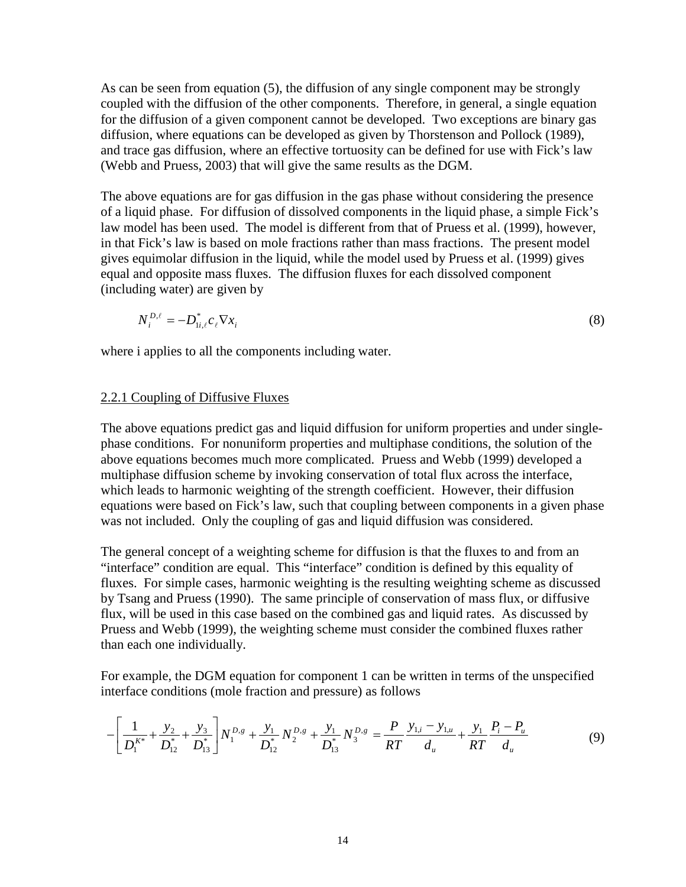As can be seen from equation (5), the diffusion of any single component may be strongly coupled with the diffusion of the other components. Therefore, in general, a single equation for the diffusion of a given component cannot be developed. Two exceptions are binary gas diffusion, where equations can be developed as given by Thorstenson and Pollock (1989), and trace gas diffusion, where an effective tortuosity can be defined for use with Fick's law (Webb and Pruess, 2003) that will give the same results as the DGM.

The above equations are for gas diffusion in the gas phase without considering the presence of a liquid phase. For diffusion of dissolved components in the liquid phase, a simple Fick's law model has been used. The model is different from that of Pruess et al. (1999), however, in that Fick's law is based on mole fractions rather than mass fractions. The present model gives equimolar diffusion in the liquid, while the model used by Pruess et al. (1999) gives equal and opposite mass fluxes. The diffusion fluxes for each dissolved component (including water) are given by

$$N_i^{D,\ell} = -D_{1i,\ell}^{*} c_\ell \nabla x_i \tag{8}$$

where i applies to all the components including water.

## 2.2.1 Coupling of Diffusive Fluxes

The above equations predict gas and liquid diffusion for uniform properties and under single-phase conditions. For nonuniform properties and multiphase conditions, the solution of the above equations becomes much more complicated. Pruess and Webb (1999) developed a multiphase diffusion scheme by invoking conservation of total flux across the interface, which leads to harmonic weighting of the strength coefficient. However, their diffusion equations were based on Fick's law, such that coupling between components in a given phase was not included. Only the coupling of gas and liquid diffusion was considered.

The general concept of a weighting scheme for diffusion is that the fluxes to and from an "interface" condition are equal. This "interface" condition is defined by this equality of fluxes. For simple cases, harmonic weighting is the resulting weighting scheme as discussed by Tsang and Pruess (1990). The same principle of conservation of mass flux, or diffusive flux, will be used in this case based on the combined gas and liquid rates. As discussed by Pruess and Webb (1999), the weighting scheme must consider the combined fluxes rather than each one individually.

For example, the DGM equation for component 1 can be written in terms of the unspecified interface conditions (mole fraction and pressure) as follows

$$-\left[\frac{1}{D_1^{K^*}} + \frac{y_2}{D_{12}^{*}} + \frac{y_3}{D_{13}^{*}}\right] N_1^{D,g} + \frac{y_1}{D_{12}^{*}} N_2^{D,g} + \frac{y_1}{D_{13}^{*}} N_3^{D,g} = \frac{P}{RT}\frac{y_{1,i} - y_{1,u}}{d_u} + \frac{y_1}{RT}\frac{P_i - P_u}{d_u} \tag{9}$$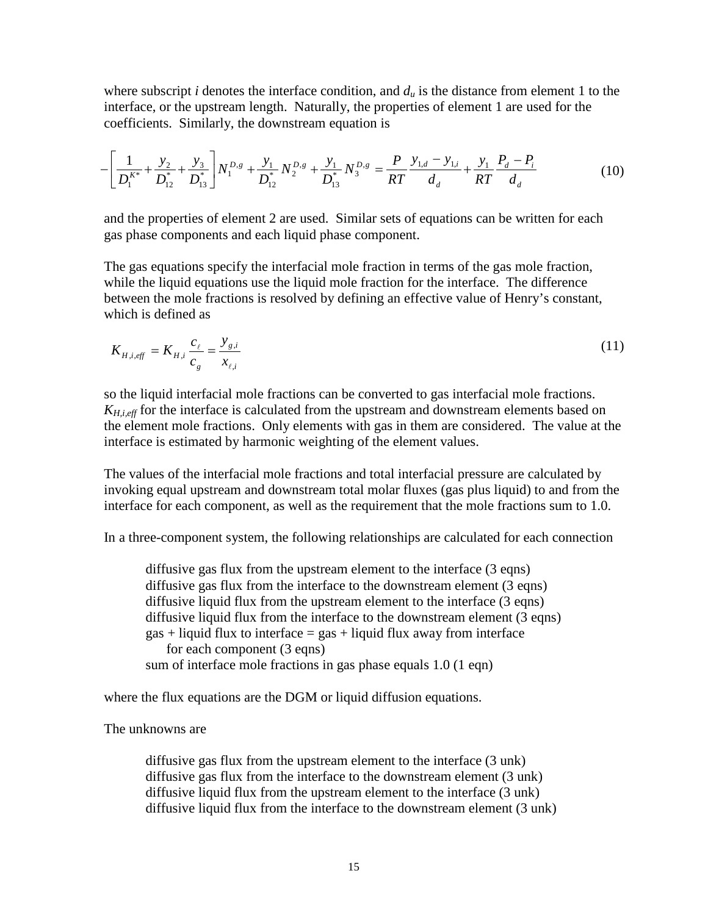where subscript *i* denotes the interface condition, and $d_u$ is the distance from element 1 to the interface, or the upstream length. Naturally, the properties of element 1 are used for the coefficients. Similarly, the downstream equation is

$$-\left[\frac{1}{D_1^{K*}}+\frac{y_2}{D_{12}^*}+\frac{y_3}{D_{13}^*}\right]N_1^{D,g}+\frac{y_1}{D_{12}^*}N_2^{D,g}+\frac{y_1}{D_{13}^*}N_3^{D,g}=\frac{P}{RT}\frac{y_{1,d}-y_{1,i}}{d_d}+\frac{y_1}{RT}\frac{P_d-P_i}{d_d} \tag{10}$$

and the properties of element 2 are used. Similar sets of equations can be written for each gas phase components and each liquid phase component.

The gas equations specify the interfacial mole fraction in terms of the gas mole fraction, while the liquid equations use the liquid mole fraction for the interface. The difference between the mole fractions is resolved by defining an effective value of Henry's constant, which is defined as

$$K_{H,i,eff}=K_{H,i}\frac{c_\ell}{c_g}=\frac{y_{g,i}}{x_{\ell,i}} \tag{11}$$

so the liquid interfacial mole fractions can be converted to gas interfacial mole fractions. $K_{H,i,eff}$ for the interface is calculated from the upstream and downstream elements based on the element mole fractions. Only elements with gas in them are considered. The value at the interface is estimated by harmonic weighting of the element values.

The values of the interfacial mole fractions and total interfacial pressure are calculated by invoking equal upstream and downstream total molar fluxes (gas plus liquid) to and from the interface for each component, as well as the requirement that the mole fractions sum to 1.0.

In a three-component system, the following relationships are calculated for each connection

> diffusive gas flux from the upstream element to the interface (3 eqns)
> diffusive gas flux from the interface to the downstream element (3 eqns)
> diffusive liquid flux from the upstream element to the interface (3 eqns)
> diffusive liquid flux from the interface to the downstream element (3 eqns)
> gas + liquid flux to interface = gas + liquid flux away from interface
> for each component (3 eqns)
> sum of interface mole fractions in gas phase equals 1.0 (1 eqn)

where the flux equations are the DGM or liquid diffusion equations.

The unknowns are

> diffusive gas flux from the upstream element to the interface (3 unk)
> diffusive gas flux from the interface to the downstream element (3 unk)
> diffusive liquid flux from the upstream element to the interface (3 unk)
> diffusive liquid flux from the interface to the downstream element (3 unk)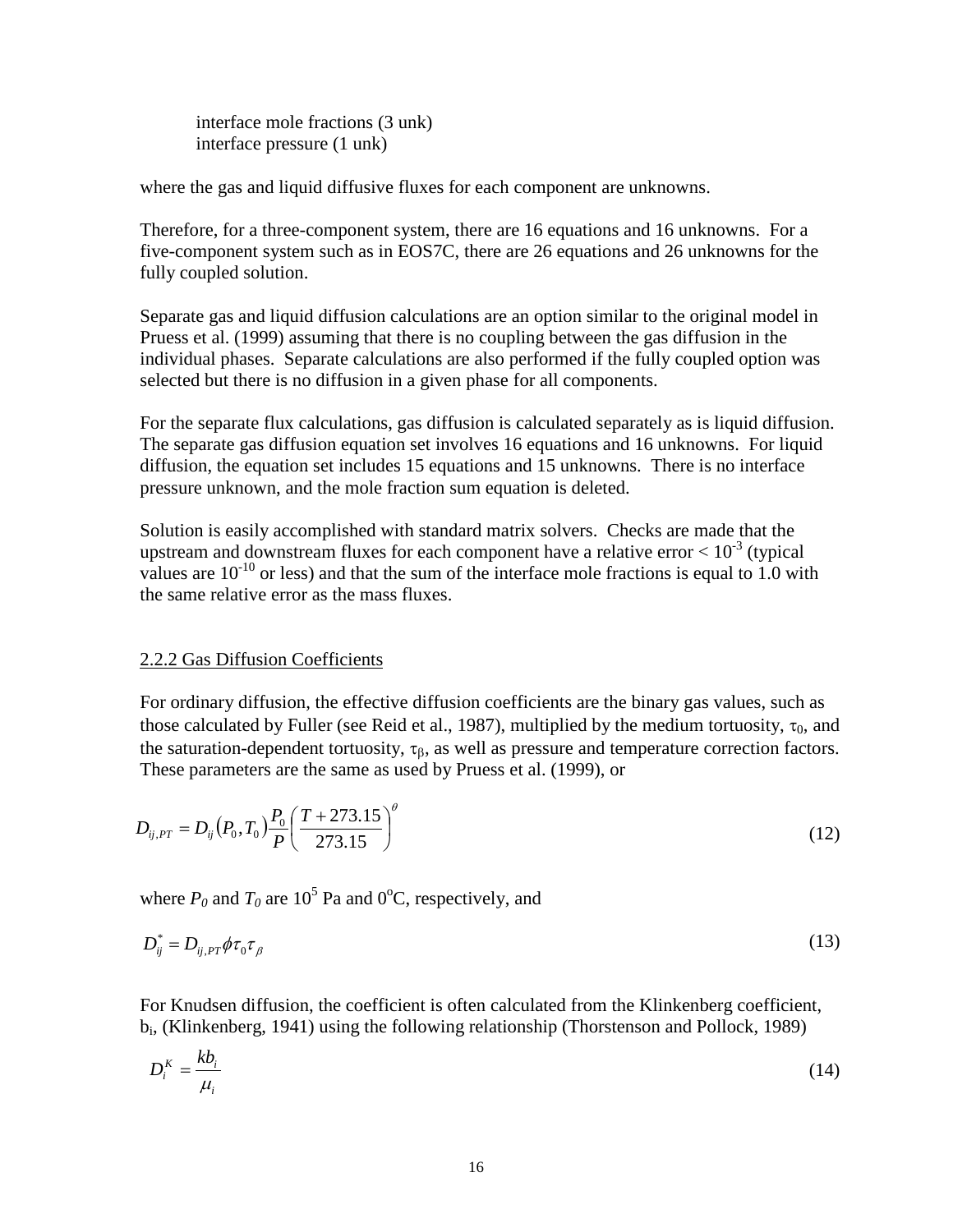interface mole fractions (3 unk)
interface pressure (1 unk)

where the gas and liquid diffusive fluxes for each component are unknowns.

Therefore, for a three-component system, there are 16 equations and 16 unknowns. For a five-component system such as in EOS7C, there are 26 equations and 26 unknowns for the fully coupled solution.

Separate gas and liquid diffusion calculations are an option similar to the original model in Pruess et al. (1999) assuming that there is no coupling between the gas diffusion in the individual phases. Separate calculations are also performed if the fully coupled option was selected but there is no diffusion in a given phase for all components.

For the separate flux calculations, gas diffusion is calculated separately as is liquid diffusion. The separate gas diffusion equation set involves 16 equations and 16 unknowns. For liquid diffusion, the equation set includes 15 equations and 15 unknowns. There is no interface pressure unknown, and the mole fraction sum equation is deleted.

Solution is easily accomplished with standard matrix solvers. Checks are made that the upstream and downstream fluxes for each component have a relative error $< 10^{-3}$ (typical values are $10^{-10}$ or less) and that the sum of the interface mole fractions is equal to 1.0 with the same relative error as the mass fluxes.

### 2.2.2 Gas Diffusion Coefficients

For ordinary diffusion, the effective diffusion coefficients are the binary gas values, such as those calculated by Fuller (see Reid et al., 1987), multiplied by the medium tortuosity, $\tau_0$, and the saturation-dependent tortuosity, $\tau_\beta$, as well as pressure and temperature correction factors. These parameters are the same as used by Pruess et al. (1999), or

$$D_{ij,PT} = D_{ij}\left(P_0, T_0\right)\frac{P_0}{P}\left(\frac{T + 273.15}{273.15}\right)^{\theta} \tag{12}$$

where $P_0$ and $T_0$ are $10^5$ Pa and $0^{o}$C, respectively, and

$$D_{ij}^{*} = D_{ij,PT}\phi\tau_0\tau_\beta \tag{13}$$

For Knudsen diffusion, the coefficient is often calculated from the Klinkenberg coefficient, $b_i$, (Klinkenberg, 1941) using the following relationship (Thorstenson and Pollock, 1989)

$$D_i^K = \frac{kb_i}{\mu_i} \tag{14}$$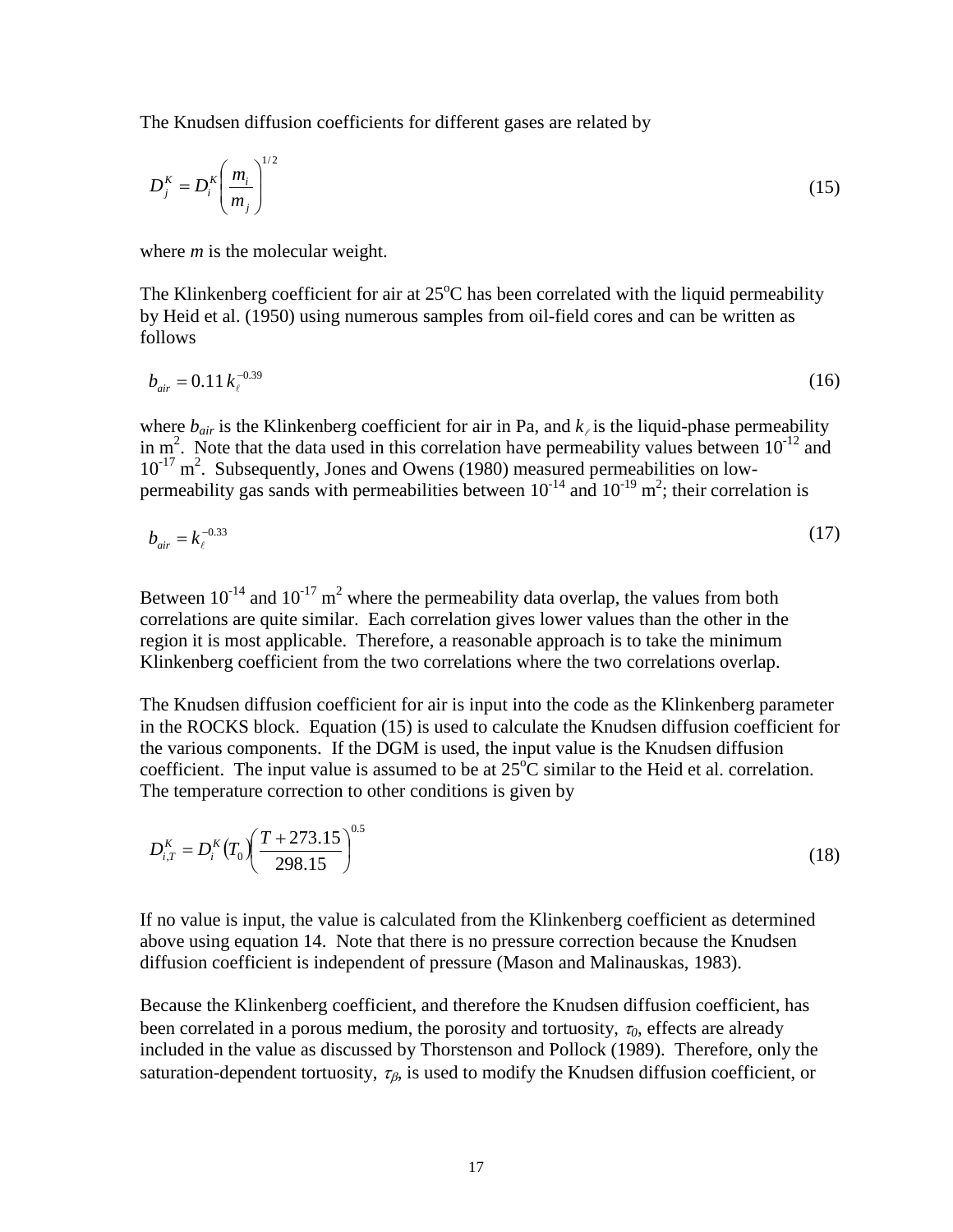The Knudsen diffusion coefficients for different gases are related by

$$D_j^K = D_i^K \left( \frac{m_i}{m_j} \right)^{1/2} \tag{15}$$

where $m$ is the molecular weight.

The Klinkenberg coefficient for air at 25°C has been correlated with the liquid permeability by Heid et al. (1950) using numerous samples from oil-field cores and can be written as follows

$$b_{air} = 0.11\, k_\ell^{-0.39} \tag{16}$$

where $b_{air}$ is the Klinkenberg coefficient for air in Pa, and $k_\ell$ is the liquid-phase permeability in m$^2$. Note that the data used in this correlation have permeability values between $10^{-12}$ and $10^{-17}$ m$^2$. Subsequently, Jones and Owens (1980) measured permeabilities on low-permeability gas sands with permeabilities between $10^{-14}$ and $10^{-19}$ m$^2$; their correlation is

$$b_{air} = k_\ell^{-0.33} \tag{17}$$

Between $10^{-14}$ and $10^{-17}$ m$^2$ where the permeability data overlap, the values from both correlations are quite similar. Each correlation gives lower values than the other in the region it is most applicable. Therefore, a reasonable approach is to take the minimum Klinkenberg coefficient from the two correlations where the two correlations overlap.

The Knudsen diffusion coefficient for air is input into the code as the Klinkenberg parameter in the ROCKS block. Equation (15) is used to calculate the Knudsen diffusion coefficient for the various components. If the DGM is used, the input value is the Knudsen diffusion coefficient. The input value is assumed to be at 25°C similar to the Heid et al. correlation. The temperature correction to other conditions is given by

$$D_{i,T}^K = D_i^K(T_0) \left( \frac{T + 273.15}{298.15} \right)^{0.5} \tag{18}$$

If no value is input, the value is calculated from the Klinkenberg coefficient as determined above using equation 14. Note that there is no pressure correction because the Knudsen diffusion coefficient is independent of pressure (Mason and Malinauskas, 1983).

Because the Klinkenberg coefficient, and therefore the Knudsen diffusion coefficient, has been correlated in a porous medium, the porosity and tortuosity, $\tau_0$, effects are already included in the value as discussed by Thorstenson and Pollock (1989). Therefore, only the saturation-dependent tortuosity, $\tau_\beta$, is used to modify the Knudsen diffusion coefficient, or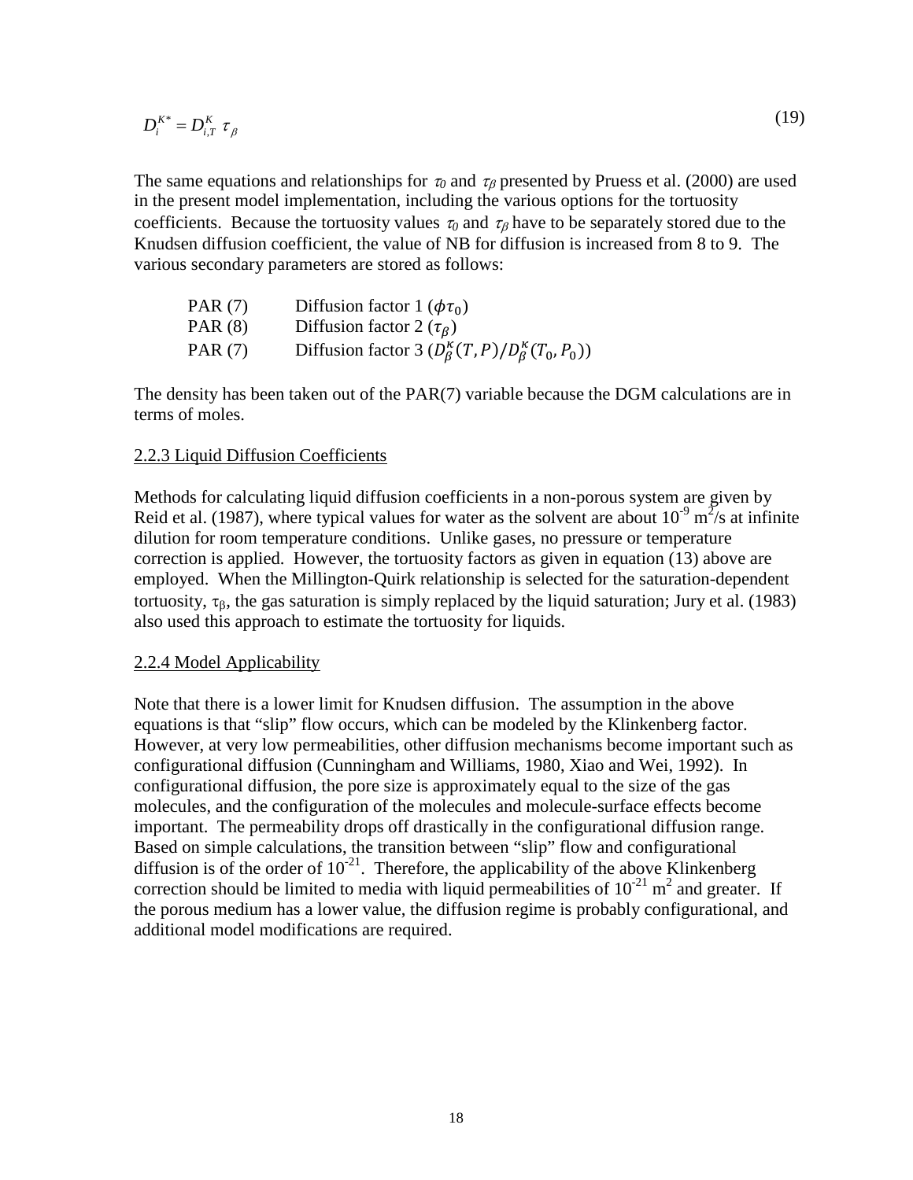$$D_i^{K*} = D_{i,T}^{K} \; \tau_\beta \tag{19}$$

The same equations and relationships for $\tau_0$ and $\tau_\beta$ presented by Pruess et al. (2000) are used in the present model implementation, including the various options for the tortuosity coefficients. Because the tortuosity values $\tau_0$ and $\tau_\beta$ have to be separately stored due to the Knudsen diffusion coefficient, the value of NB for diffusion is increased from 8 to 9. The various secondary parameters are stored as follows:

| | |
|---|---|
| PAR (7) | Diffusion factor 1 ($\phi\tau_0$) |
| PAR (8) | Diffusion factor 2 ($\tau_\beta$) |
| PAR (7) | Diffusion factor 3 ($D_\beta^\kappa(T,P)/D_\beta^\kappa(T_0,P_0)$) |

The density has been taken out of the PAR(7) variable because the DGM calculations are in terms of moles.

## 2.2.3 Liquid Diffusion Coefficients

Methods for calculating liquid diffusion coefficients in a non-porous system are given by Reid et al. (1987), where typical values for water as the solvent are about $10^{-9}$ $m^2/s$ at infinite dilution for room temperature conditions. Unlike gases, no pressure or temperature correction is applied. However, the tortuosity factors as given in equation (13) above are employed. When the Millington-Quirk relationship is selected for the saturation-dependent tortuosity, $\tau_\beta$, the gas saturation is simply replaced by the liquid saturation; Jury et al. (1983) also used this approach to estimate the tortuosity for liquids.

## 2.2.4 Model Applicability

Note that there is a lower limit for Knudsen diffusion. The assumption in the above equations is that "slip" flow occurs, which can be modeled by the Klinkenberg factor. However, at very low permeabilities, other diffusion mechanisms become important such as configurational diffusion (Cunningham and Williams, 1980, Xiao and Wei, 1992). In configurational diffusion, the pore size is approximately equal to the size of the gas molecules, and the configuration of the molecules and molecule-surface effects become important. The permeability drops off drastically in the configurational diffusion range. Based on simple calculations, the transition between "slip" flow and configurational diffusion is of the order of $10^{-21}$. Therefore, the applicability of the above Klinkenberg correction should be limited to media with liquid permeabilities of $10^{-21}$ $m^2$ and greater. If the porous medium has a lower value, the diffusion regime is probably configurational, and additional model modifications are required.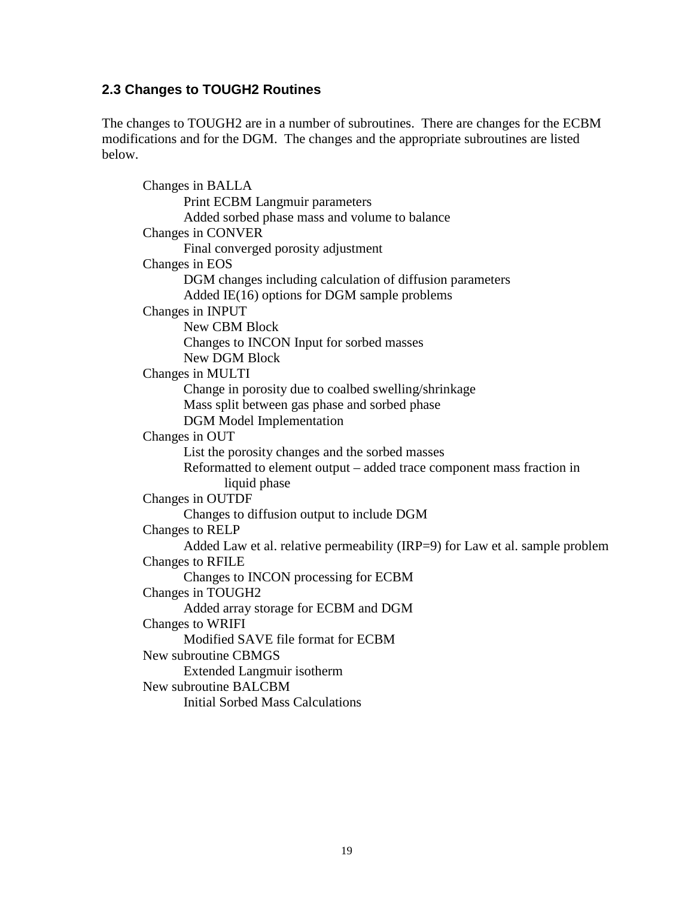## 2.3 Changes to TOUGH2 Routines

The changes to TOUGH2 are in a number of subroutines. There are changes for the ECBM modifications and for the DGM. The changes and the appropriate subroutines are listed below.

- Changes in BALLA
  - Print ECBM Langmuir parameters
  - Added sorbed phase mass and volume to balance
- Changes in CONVER
  - Final converged porosity adjustment
- Changes in EOS
  - DGM changes including calculation of diffusion parameters
  - Added IE(16) options for DGM sample problems
- Changes in INPUT
  - New CBM Block
  - Changes to INCON Input for sorbed masses
  - New DGM Block
- Changes in MULTI
  - Change in porosity due to coalbed swelling/shrinkage
  - Mass split between gas phase and sorbed phase
  - DGM Model Implementation
- Changes in OUT
  - List the porosity changes and the sorbed masses
  - Reformatted to element output – added trace component mass fraction in liquid phase
- Changes in OUTDF
  - Changes to diffusion output to include DGM
- Changes to RELP
  - Added Law et al. relative permeability (IRP=9) for Law et al. sample problem
- Changes to RFILE
  - Changes to INCON processing for ECBM
- Changes in TOUGH2
  - Added array storage for ECBM and DGM
- Changes to WRIFI
  - Modified SAVE file format for ECBM
- New subroutine CBMGS
  - Extended Langmuir isotherm
- New subroutine BALCBM
  - Initial Sorbed Mass Calculations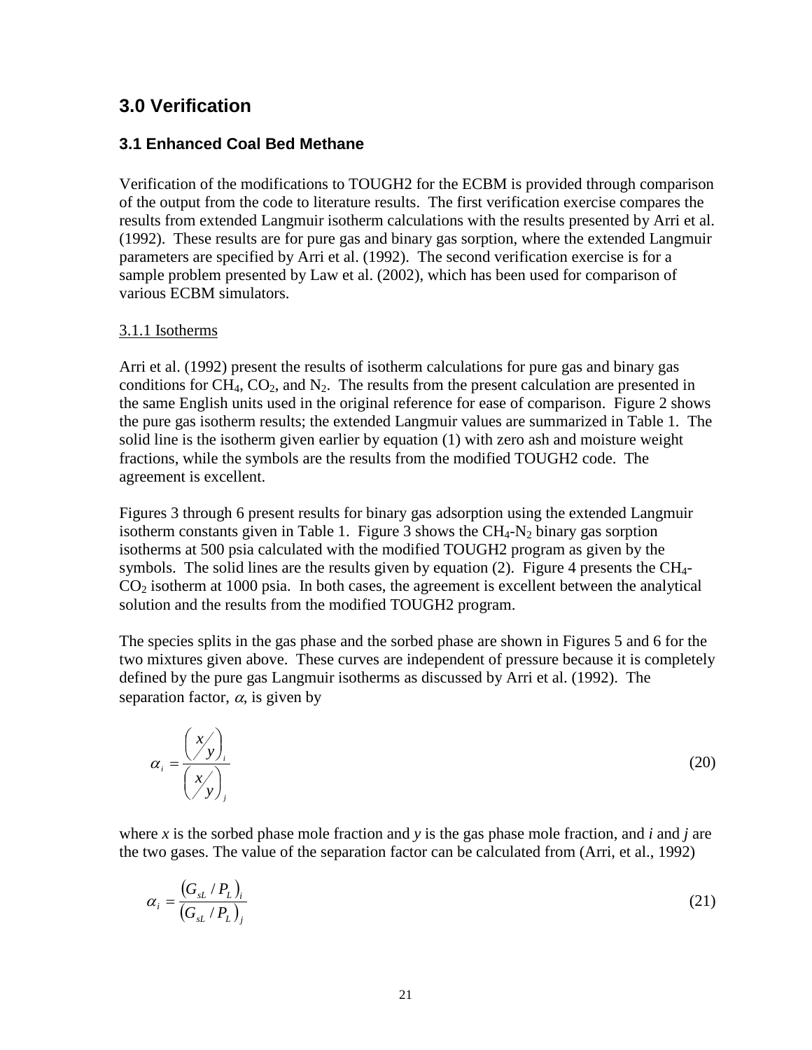## 3.0 Verification

### 3.1 Enhanced Coal Bed Methane

Verification of the modifications to TOUGH2 for the ECBM is provided through comparison of the output from the code to literature results. The first verification exercise compares the results from extended Langmuir isotherm calculations with the results presented by Arri et al. (1992). These results are for pure gas and binary gas sorption, where the extended Langmuir parameters are specified by Arri et al. (1992). The second verification exercise is for a sample problem presented by Law et al. (2002), which has been used for comparison of various ECBM simulators.

#### 3.1.1 Isotherms

Arri et al. (1992) present the results of isotherm calculations for pure gas and binary gas conditions for $CH_4$, $CO_2$, and $N_2$. The results from the present calculation are presented in the same English units used in the original reference for ease of comparison. Figure 2 shows the pure gas isotherm results; the extended Langmuir values are summarized in Table 1. The solid line is the isotherm given earlier by equation (1) with zero ash and moisture weight fractions, while the symbols are the results from the modified TOUGH2 code. The agreement is excellent.

Figures 3 through 6 present results for binary gas adsorption using the extended Langmuir isotherm constants given in Table 1. Figure 3 shows the $CH_4$-$N_2$ binary gas sorption isotherms at 500 psia calculated with the modified TOUGH2 program as given by the symbols. The solid lines are the results given by equation (2). Figure 4 presents the $CH_4$-$CO_2$ isotherm at 1000 psia. In both cases, the agreement is excellent between the analytical solution and the results from the modified TOUGH2 program.

The species splits in the gas phase and the sorbed phase are shown in Figures 5 and 6 for the two mixtures given above. These curves are independent of pressure because it is completely defined by the pure gas Langmuir isotherms as discussed by Arri et al. (1992). The separation factor, $\alpha$, is given by

$$\alpha_i = \frac{\left( x/y \right)_i}{\left( x/y \right)_j} \tag{20}$$

where $x$ is the sorbed phase mole fraction and $y$ is the gas phase mole fraction, and $i$ and $j$ are the two gases. The value of the separation factor can be calculated from (Arri, et al., 1992)

$$\alpha_i = \frac{\left( G_{sL} / P_L \right)_i}{\left( G_{sL} / P_L \right)_j} \tag{21}$$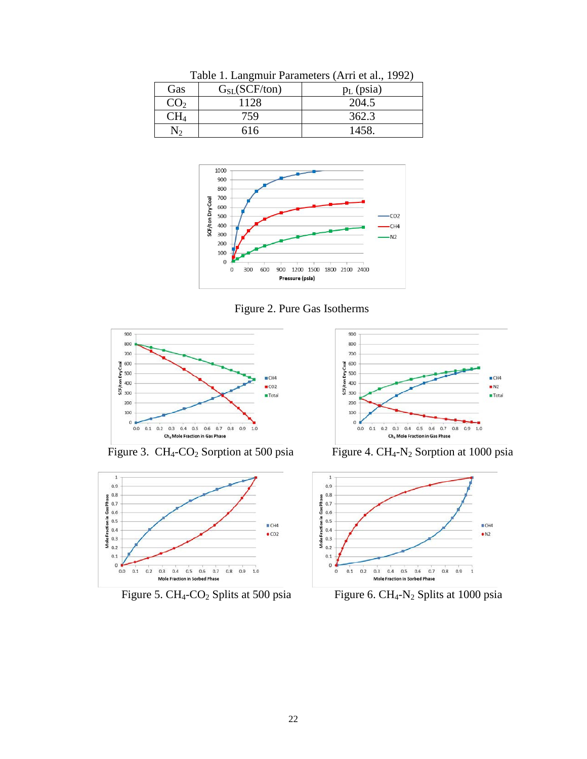Table 1. Langmuir Parameters (Arri et al., 1992)

| Gas | $G_{SL}$(SCF/ton) | $p_L$ (psia) |
|---|---|---|
| $CO_2$ | 1128 | 204.5 |
| $CH_4$ | 759 | 362.3 |
| $N_2$ | 616 | 1458. |

Figure 2. Pure Gas Isotherms

Figure 3. $CH_4$-$CO_2$ Sorption at 500 psia

Figure 4. $CH_4$-$N_2$ Sorption at 1000 psia

Figure 5. $CH_4$-$CO_2$ Splits at 500 psia

Figure 6. $CH_4$-$N_2$ Splits at 1000 psia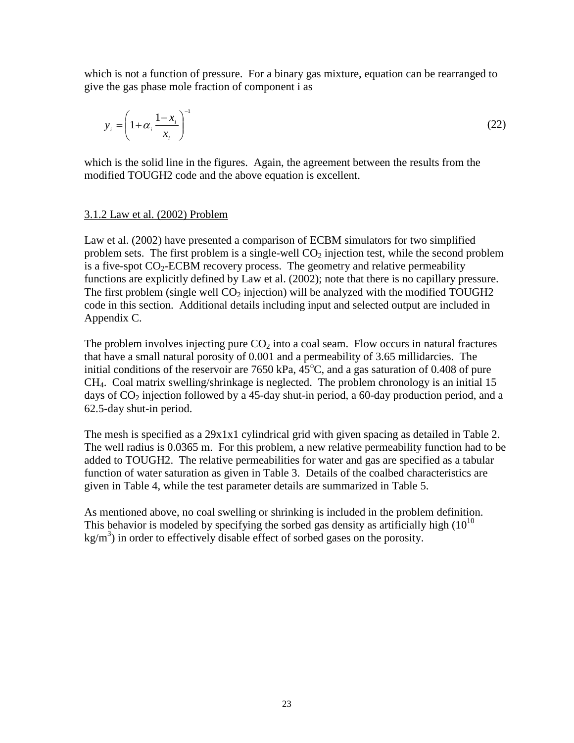which is not a function of pressure. For a binary gas mixture, equation can be rearranged to give the gas phase mole fraction of component i as

$$y_i = \left(1 + \alpha_i \frac{1 - x_i}{x_i}\right)^{-1} \tag{22}$$

which is the solid line in the figures. Again, the agreement between the results from the modified TOUGH2 code and the above equation is excellent.

### 3.1.2 Law et al. (2002) Problem

Law et al. (2002) have presented a comparison of ECBM simulators for two simplified problem sets. The first problem is a single-well $CO_2$ injection test, while the second problem is a five-spot $CO_2$-ECBM recovery process. The geometry and relative permeability functions are explicitly defined by Law et al. (2002); note that there is no capillary pressure. The first problem (single well $CO_2$ injection) will be analyzed with the modified TOUGH2 code in this section. Additional details including input and selected output are included in Appendix C.

The problem involves injecting pure $CO_2$ into a coal seam. Flow occurs in natural fractures that have a small natural porosity of 0.001 and a permeability of 3.65 millidarcies. The initial conditions of the reservoir are 7650 kPa, 45$^o$C, and a gas saturation of 0.408 of pure $CH_4$. Coal matrix swelling/shrinkage is neglected. The problem chronology is an initial 15 days of $CO_2$ injection followed by a 45-day shut-in period, a 60-day production period, and a 62.5-day shut-in period.

The mesh is specified as a 29x1x1 cylindrical grid with given spacing as detailed in Table 2. The well radius is 0.0365 m. For this problem, a new relative permeability function had to be added to TOUGH2. The relative permeabilities for water and gas are specified as a tabular function of water saturation as given in Table 3. Details of the coalbed characteristics are given in Table 4, while the test parameter details are summarized in Table 5.

As mentioned above, no coal swelling or shrinking is included in the problem definition. This behavior is modeled by specifying the sorbed gas density as artificially high ($10^{10}$ kg/m$^3$) in order to effectively disable effect of sorbed gases on the porosity.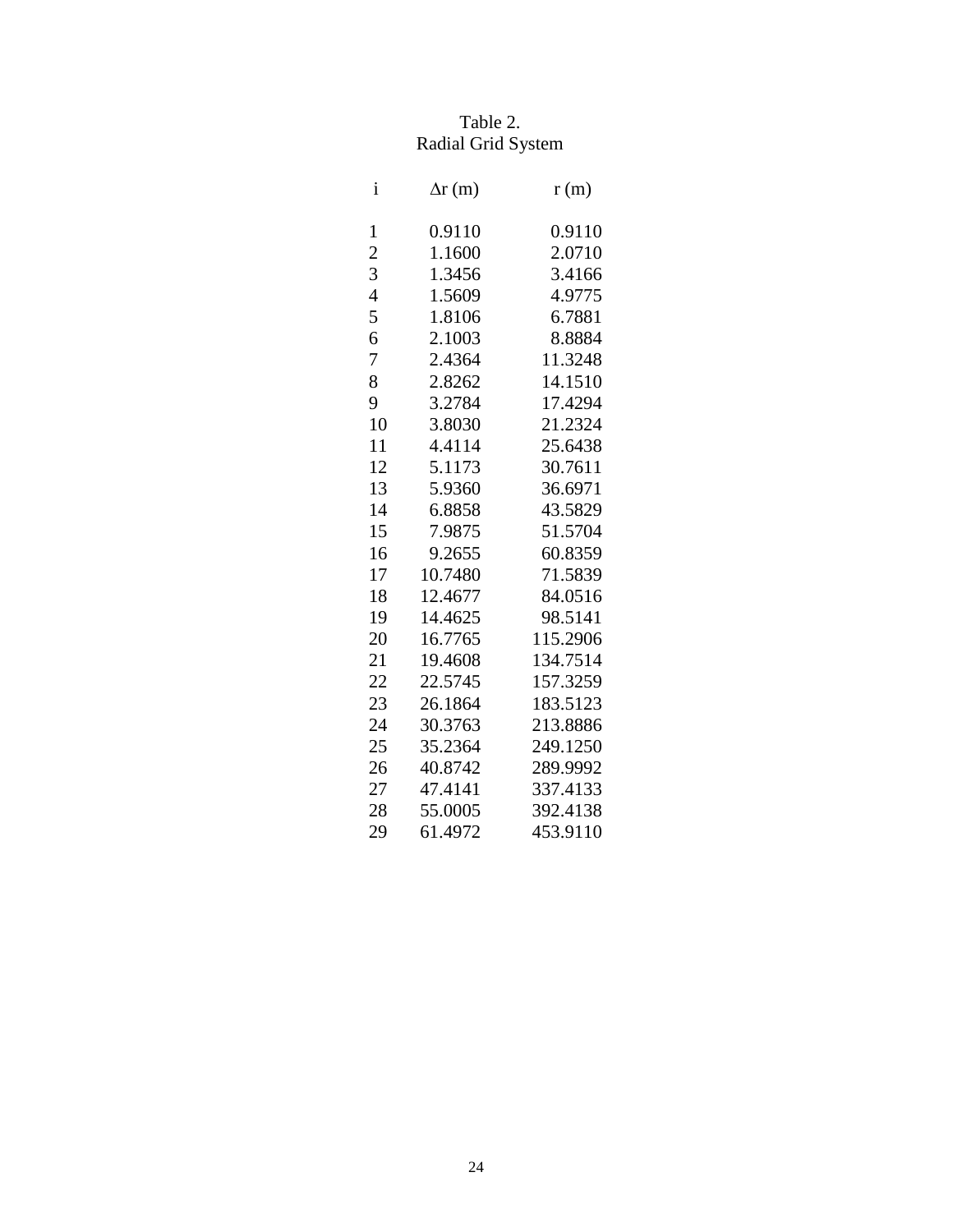Table 2.
Radial Grid System

| i | $\Delta r$ (m) | r (m) |
|---|---|---|
| 1 | 0.9110 | 0.9110 |
| 2 | 1.1600 | 2.0710 |
| 3 | 1.3456 | 3.4166 |
| 4 | 1.5609 | 4.9775 |
| 5 | 1.8106 | 6.7881 |
| 6 | 2.1003 | 8.8884 |
| 7 | 2.4364 | 11.3248 |
| 8 | 2.8262 | 14.1510 |
| 9 | 3.2784 | 17.4294 |
| 10 | 3.8030 | 21.2324 |
| 11 | 4.4114 | 25.6438 |
| 12 | 5.1173 | 30.7611 |
| 13 | 5.9360 | 36.6971 |
| 14 | 6.8858 | 43.5829 |
| 15 | 7.9875 | 51.5704 |
| 16 | 9.2655 | 60.8359 |
| 17 | 10.7480 | 71.5839 |
| 18 | 12.4677 | 84.0516 |
| 19 | 14.4625 | 98.5141 |
| 20 | 16.7765 | 115.2906 |
| 21 | 19.4608 | 134.7514 |
| 22 | 22.5745 | 157.3259 |
| 23 | 26.1864 | 183.5123 |
| 24 | 30.3763 | 213.8886 |
| 25 | 35.2364 | 249.1250 |
| 26 | 40.8742 | 289.9992 |
| 27 | 47.4141 | 337.4133 |
| 28 | 55.0005 | 392.4138 |
| 29 | 61.4972 | 453.9110 |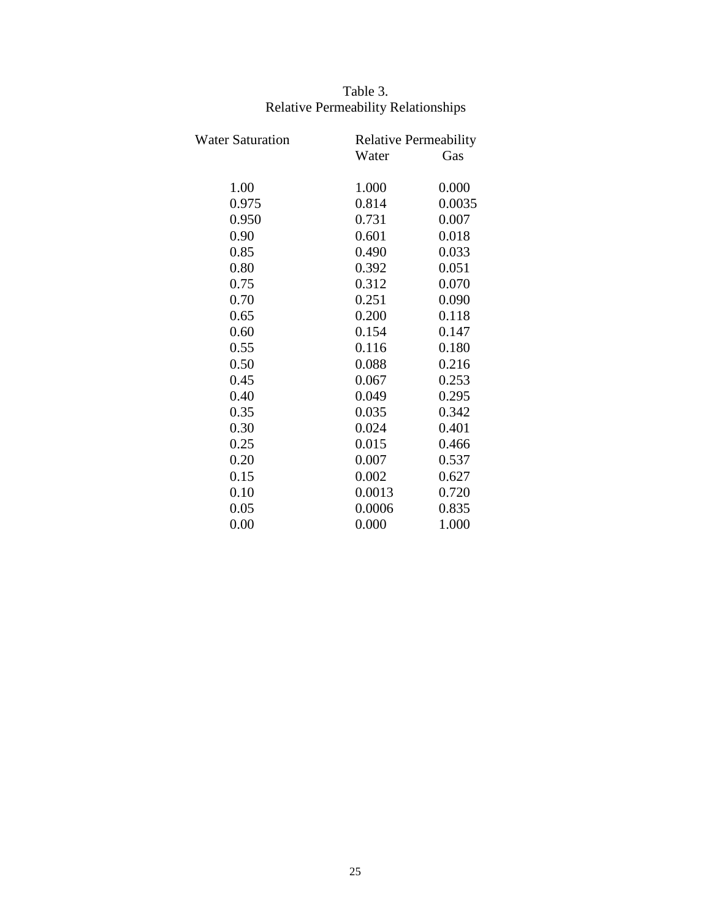Table 3.
Relative Permeability Relationships

| Water Saturation | Relative Permeability | |
|---|---|---|
| | Water | Gas |
| 1.00 | 1.000 | 0.000 |
| 0.975 | 0.814 | 0.0035 |
| 0.950 | 0.731 | 0.007 |
| 0.90 | 0.601 | 0.018 |
| 0.85 | 0.490 | 0.033 |
| 0.80 | 0.392 | 0.051 |
| 0.75 | 0.312 | 0.070 |
| 0.70 | 0.251 | 0.090 |
| 0.65 | 0.200 | 0.118 |
| 0.60 | 0.154 | 0.147 |
| 0.55 | 0.116 | 0.180 |
| 0.50 | 0.088 | 0.216 |
| 0.45 | 0.067 | 0.253 |
| 0.40 | 0.049 | 0.295 |
| 0.35 | 0.035 | 0.342 |
| 0.30 | 0.024 | 0.401 |
| 0.25 | 0.015 | 0.466 |
| 0.20 | 0.007 | 0.537 |
| 0.15 | 0.002 | 0.627 |
| 0.10 | 0.0013 | 0.720 |
| 0.05 | 0.0006 | 0.835 |
| 0.00 | 0.000 | 1.000 |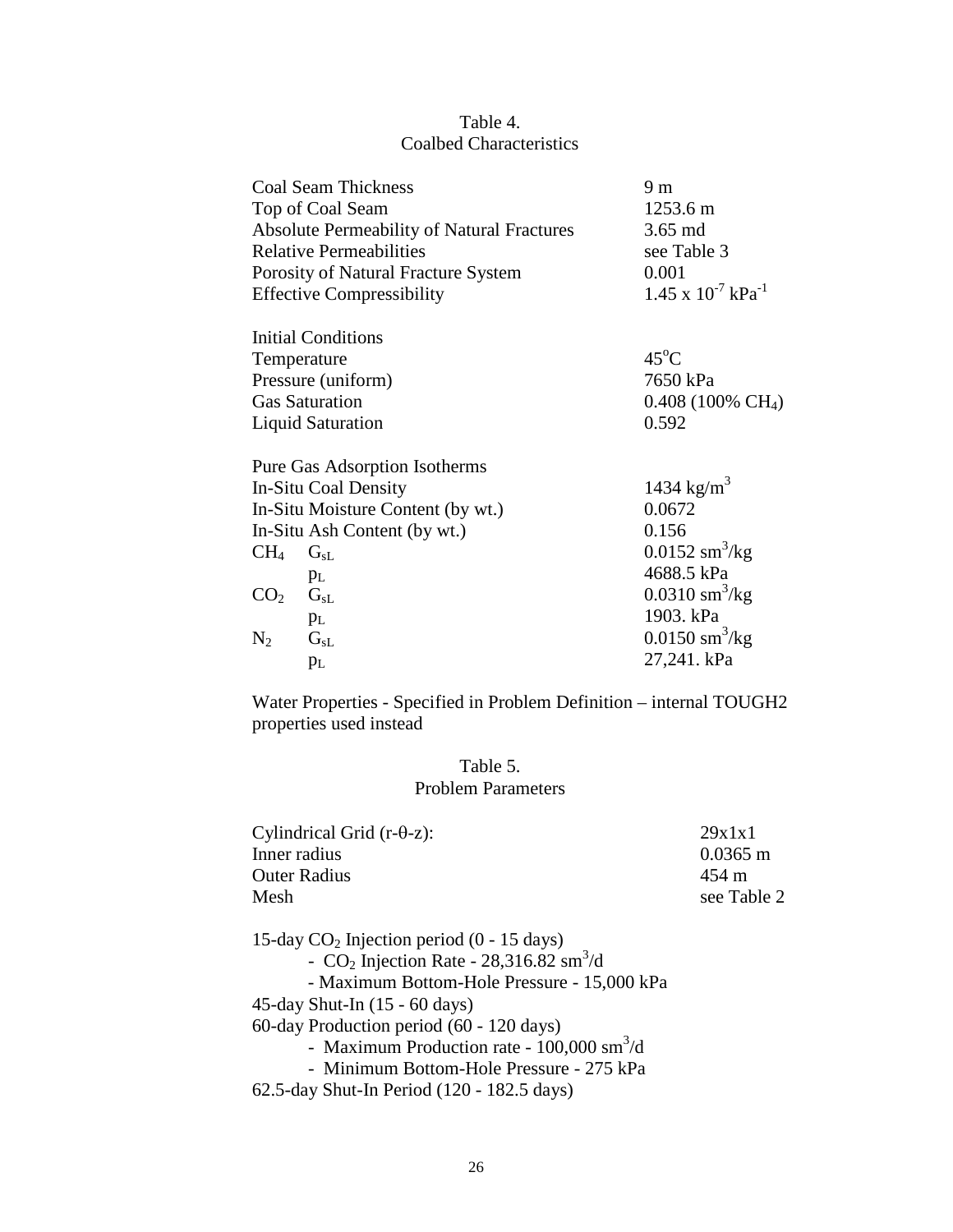Table 4.
Coalbed Characteristics

| | |
|---|---|
| Coal Seam Thickness | 9 m |
| Top of Coal Seam | 1253.6 m |
| Absolute Permeability of Natural Fractures | 3.65 md |
| Relative Permeabilities | see Table 3 |
| Porosity of Natural Fracture System | 0.001 |
| Effective Compressibility | $1.45 \times 10^{-7}$ $kPa^{-1}$ |
| **Initial Conditions** | |
| Temperature | $45^oC$ |
| Pressure (uniform) | 7650 kPa |
| Gas Saturation | 0.408 (100% $CH_4$) |
| Liquid Saturation | 0.592 |
| **Pure Gas Adsorption Isotherms** | |
| In-Situ Coal Density | 1434 $kg/m^3$ |
| In-Situ Moisture Content (by wt.) | 0.0672 |
| In-Situ Ash Content (by wt.) | 0.156 |
| $CH_4$ $G_{sL}$ | 0.0152 $sm^3/kg$ |
| $p_L$ | 4688.5 kPa |
| $CO_2$ $G_{sL}$ | 0.0310 $sm^3/kg$ |
| $p_L$ | 1903. kPa |
| $N_2$ $G_{sL}$ | 0.0150 $sm^3/kg$ |
| $p_L$ | 27,241. kPa |

Water Properties - Specified in Problem Definition – internal TOUGH2 properties used instead

Table 5.
Problem Parameters

| | |
|---|---|
| Cylindrical Grid (r-θ-z): | 29x1x1 |
| Inner radius | 0.0365 m |
| Outer Radius | 454 m |
| Mesh | see Table 2 |

15-day $CO_2$ Injection period (0 - 15 days)
- $CO_2$ Injection Rate - 28,316.82 $sm^3/d$
- Maximum Bottom-Hole Pressure - 15,000 kPa

45-day Shut-In (15 - 60 days)

60-day Production period (60 - 120 days)
- Maximum Production rate - 100,000 $sm^3/d$
- Minimum Bottom-Hole Pressure - 275 kPa

62.5-day Shut-In Period (120 - 182.5 days)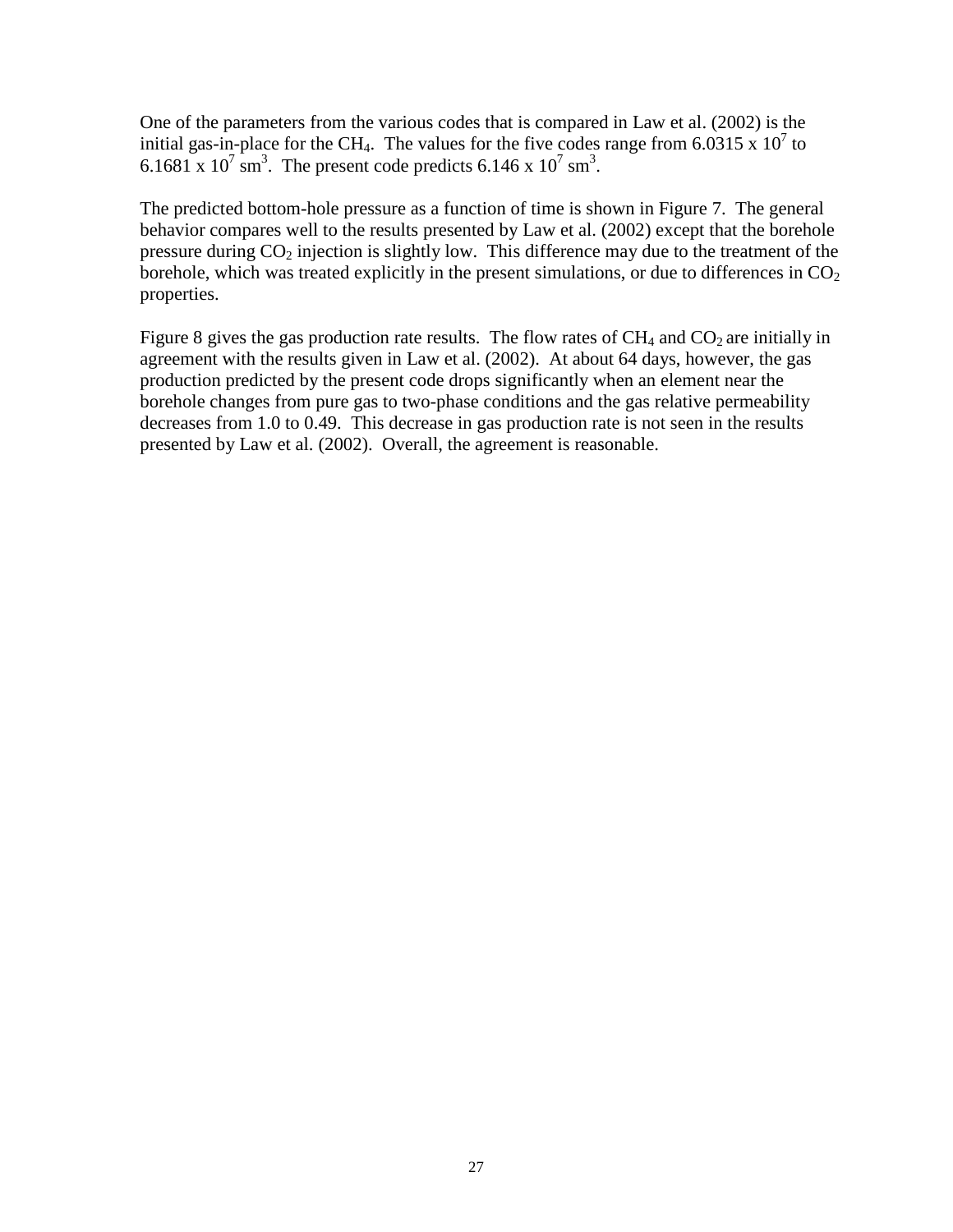One of the parameters from the various codes that is compared in Law et al. (2002) is the initial gas-in-place for the $CH_4$. The values for the five codes range from $6.0315 \times 10^7$ to $6.1681 \times 10^7$ $sm^3$. The present code predicts $6.146 \times 10^7$ $sm^3$.

The predicted bottom-hole pressure as a function of time is shown in Figure 7. The general behavior compares well to the results presented by Law et al. (2002) except that the borehole pressure during $CO_2$ injection is slightly low. This difference may due to the treatment of the borehole, which was treated explicitly in the present simulations, or due to differences in $CO_2$ properties.

Figure 8 gives the gas production rate results. The flow rates of $CH_4$ and $CO_2$ are initially in agreement with the results given in Law et al. (2002). At about 64 days, however, the gas production predicted by the present code drops significantly when an element near the borehole changes from pure gas to two-phase conditions and the gas relative permeability decreases from 1.0 to 0.49. This decrease in gas production rate is not seen in the results presented by Law et al. (2002). Overall, the agreement is reasonable.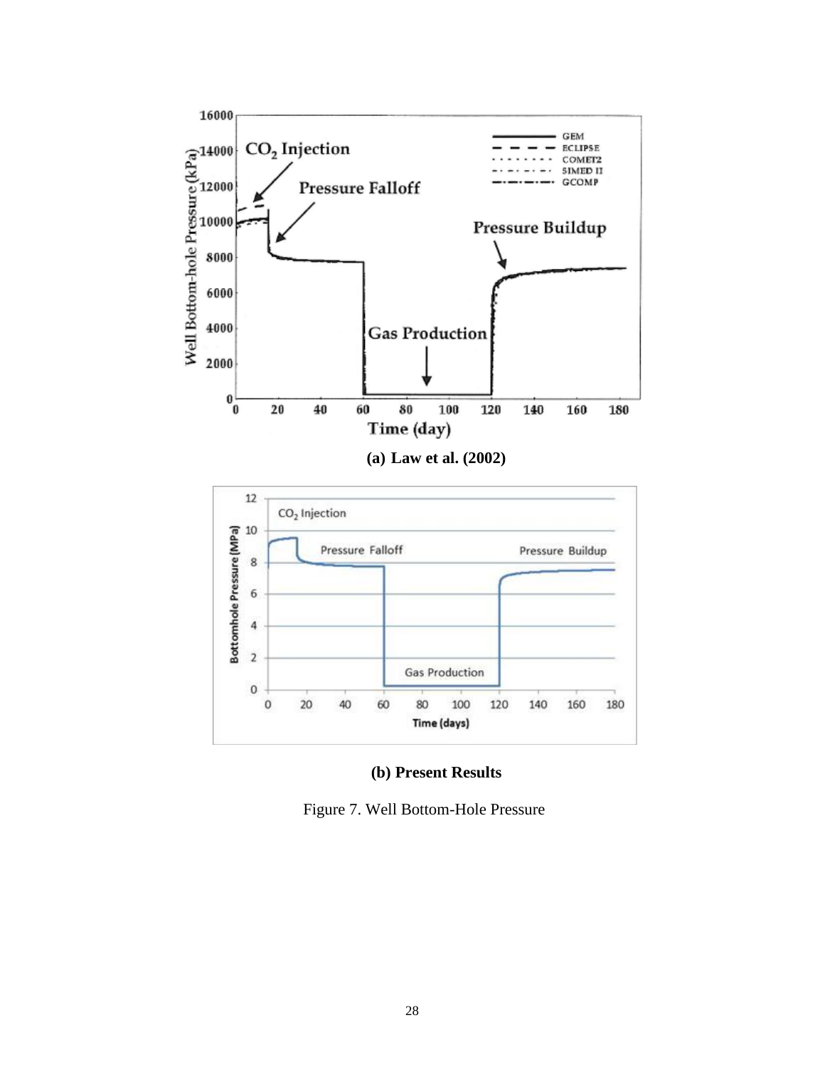(a) Law et al. (2002)

(b) Present Results

Figure 7. Well Bottom-Hole Pressure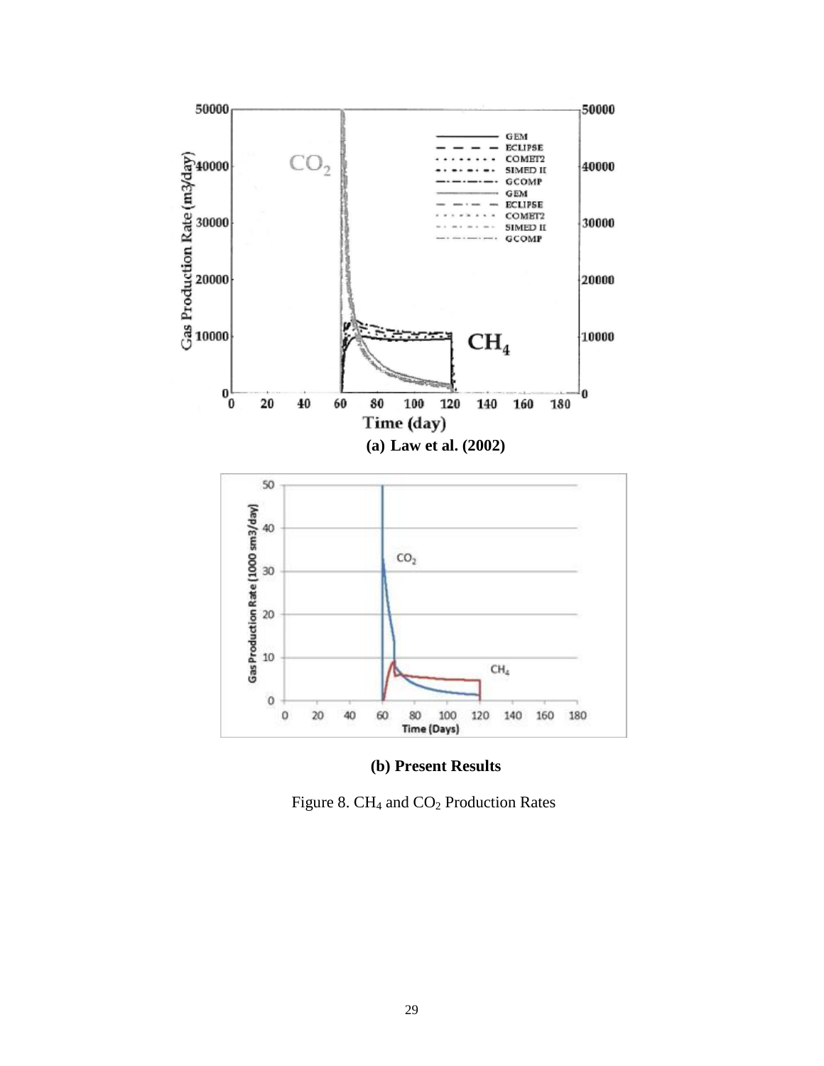(a) Law et al. (2002)

(b) Present Results

Figure 8. $CH_4$ and $CO_2$ Production Rates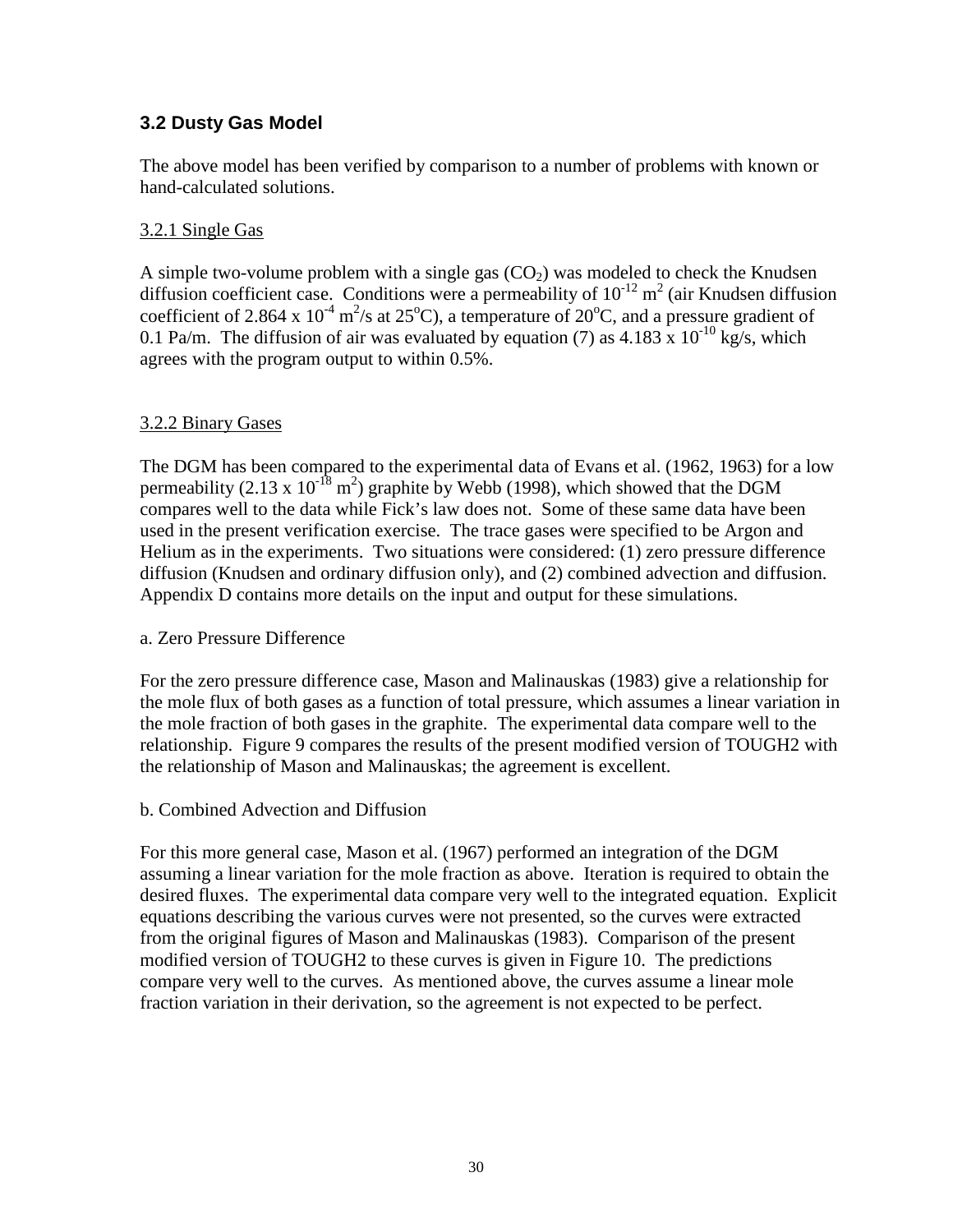## 3.2 Dusty Gas Model

The above model has been verified by comparison to a number of problems with known or hand-calculated solutions.

3.2.1 Single Gas

A simple two-volume problem with a single gas ($CO_2$) was modeled to check the Knudsen diffusion coefficient case. Conditions were a permeability of $10^{-12}$ m$^2$ (air Knudsen diffusion coefficient of 2.864 x $10^{-4}$ m$^2$/s at 25$^o$C), a temperature of 20$^o$C, and a pressure gradient of 0.1 Pa/m. The diffusion of air was evaluated by equation (7) as 4.183 x $10^{-10}$ kg/s, which agrees with the program output to within 0.5%.

3.2.2 Binary Gases

The DGM has been compared to the experimental data of Evans et al. (1962, 1963) for a low permeability (2.13 x $10^{-18}$ m$^2$) graphite by Webb (1998), which showed that the DGM compares well to the data while Fick's law does not. Some of these same data have been used in the present verification exercise. The trace gases were specified to be Argon and Helium as in the experiments. Two situations were considered: (1) zero pressure difference diffusion (Knudsen and ordinary diffusion only), and (2) combined advection and diffusion. Appendix D contains more details on the input and output for these simulations.

a. Zero Pressure Difference

For the zero pressure difference case, Mason and Malinauskas (1983) give a relationship for the mole flux of both gases as a function of total pressure, which assumes a linear variation in the mole fraction of both gases in the graphite. The experimental data compare well to the relationship. Figure 9 compares the results of the present modified version of TOUGH2 with the relationship of Mason and Malinauskas; the agreement is excellent.

b. Combined Advection and Diffusion

For this more general case, Mason et al. (1967) performed an integration of the DGM assuming a linear variation for the mole fraction as above. Iteration is required to obtain the desired fluxes. The experimental data compare very well to the integrated equation. Explicit equations describing the various curves were not presented, so the curves were extracted from the original figures of Mason and Malinauskas (1983). Comparison of the present modified version of TOUGH2 to these curves is given in Figure 10. The predictions compare very well to the curves. As mentioned above, the curves assume a linear mole fraction variation in their derivation, so the agreement is not expected to be perfect.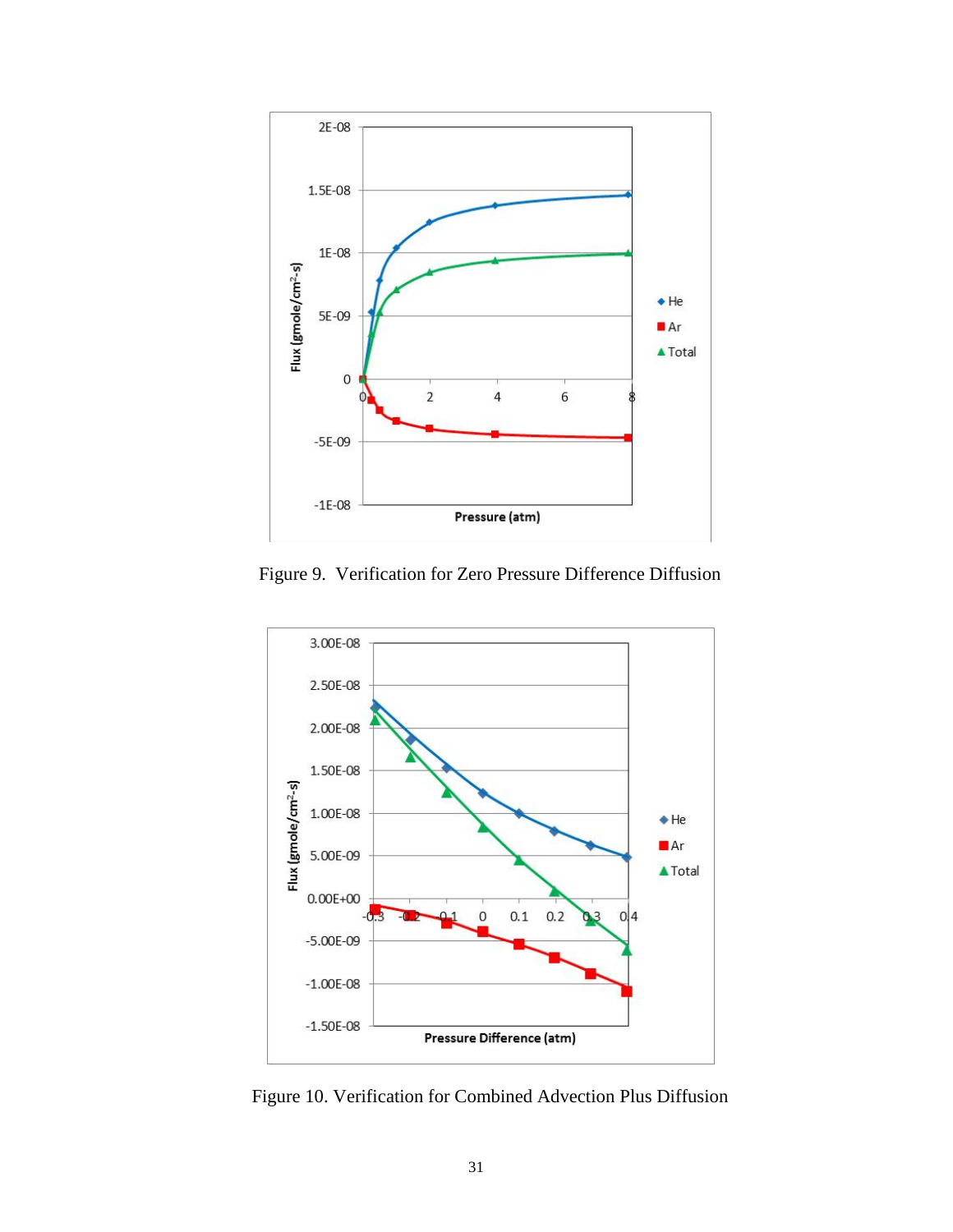Figure 9. Verification for Zero Pressure Difference Diffusion

Figure 10. Verification for Combined Advection Plus Diffusion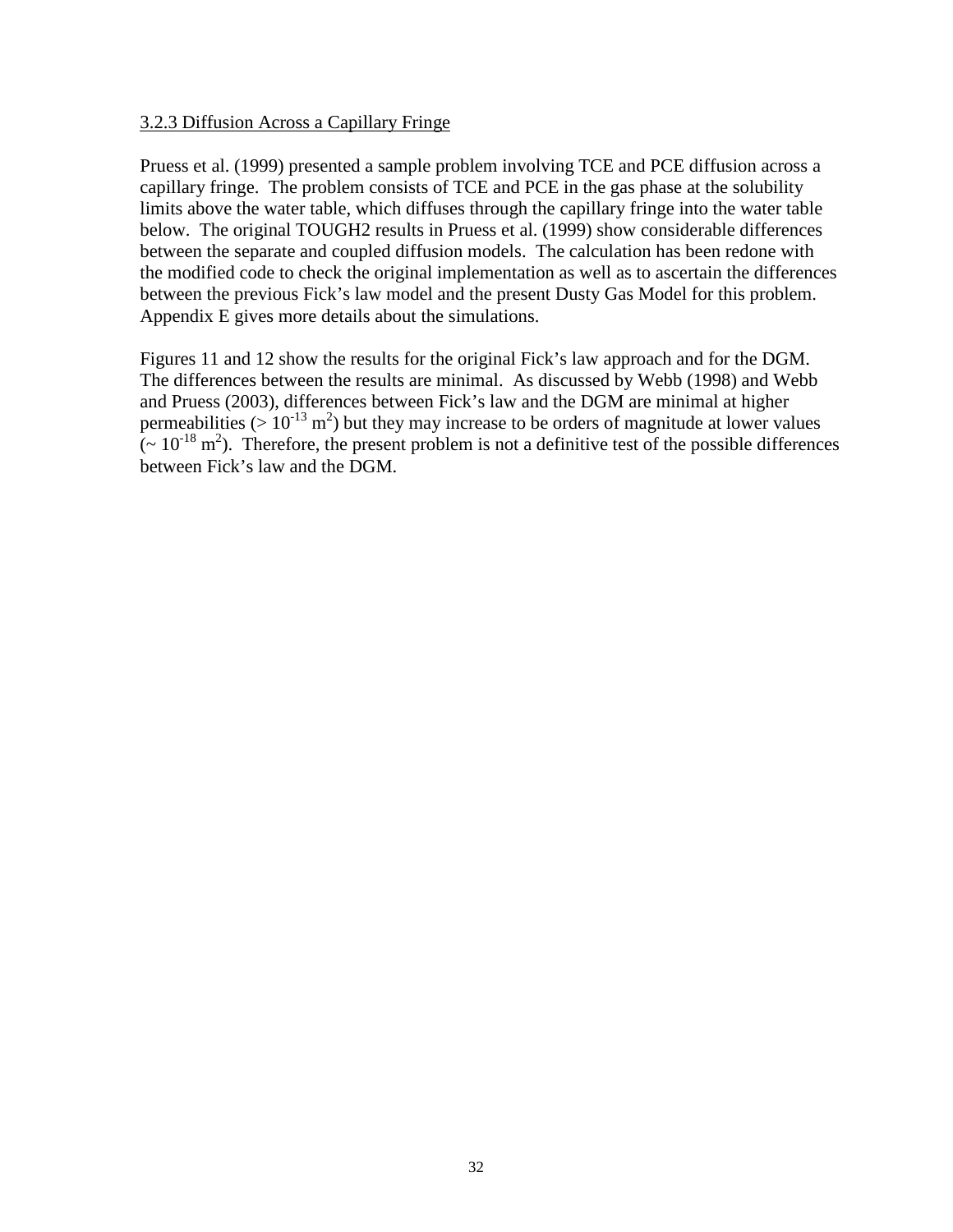### 3.2.3 Diffusion Across a Capillary Fringe

Pruess et al. (1999) presented a sample problem involving TCE and PCE diffusion across a capillary fringe. The problem consists of TCE and PCE in the gas phase at the solubility limits above the water table, which diffuses through the capillary fringe into the water table below. The original TOUGH2 results in Pruess et al. (1999) show considerable differences between the separate and coupled diffusion models. The calculation has been redone with the modified code to check the original implementation as well as to ascertain the differences between the previous Fick's law model and the present Dusty Gas Model for this problem. Appendix E gives more details about the simulations.

Figures 11 and 12 show the results for the original Fick's law approach and for the DGM. The differences between the results are minimal. As discussed by Webb (1998) and Webb and Pruess (2003), differences between Fick's law and the DGM are minimal at higher permeabilities ($> 10^{-13}$ $m^2$) but they may increase to be orders of magnitude at lower values ($\sim 10^{-18}$ $m^2$). Therefore, the present problem is not a definitive test of the possible differences between Fick's law and the DGM.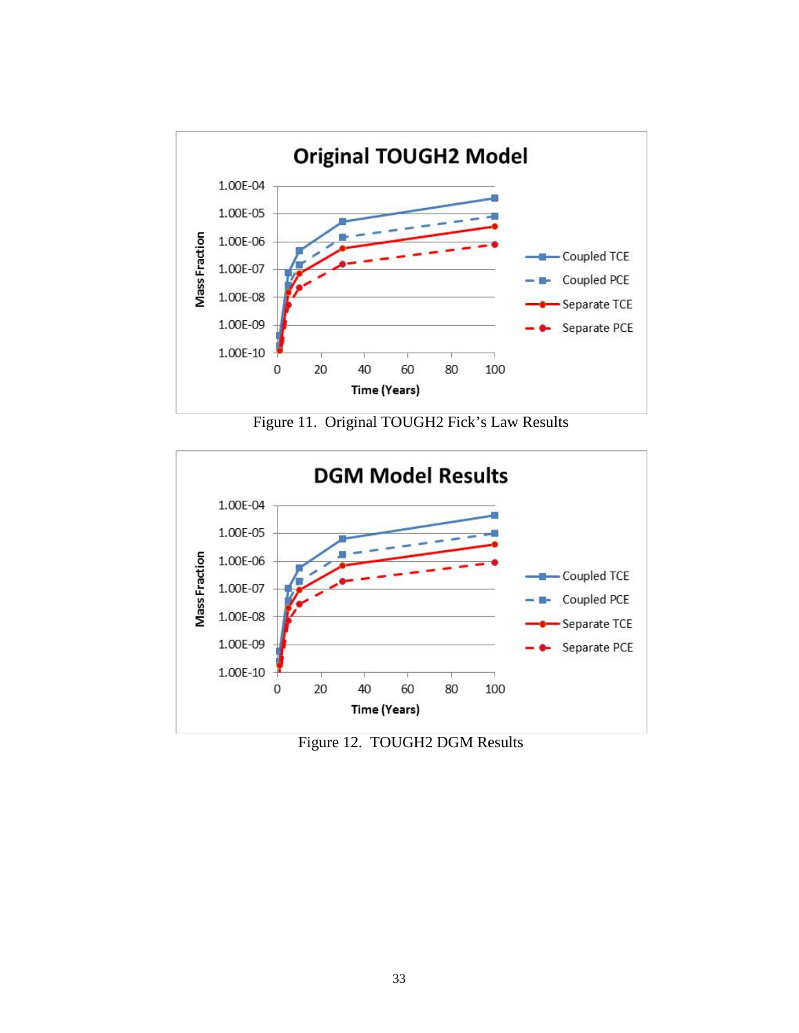Figure 11. Original TOUGH2 Fick's Law Results

Figure 12. TOUGH2 DGM Results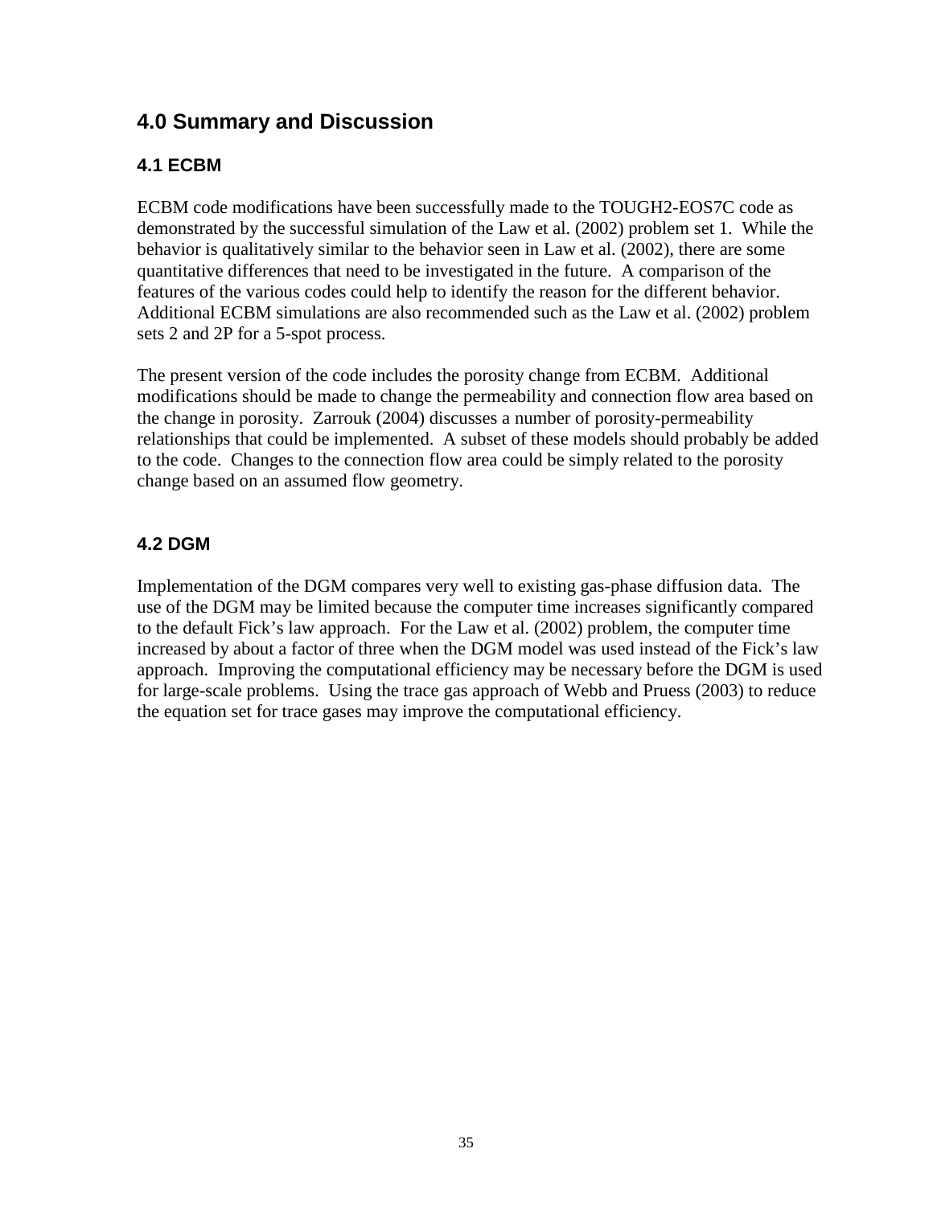# 4.0 Summary and Discussion

## 4.1 ECBM

ECBM code modifications have been successfully made to the TOUGH2-EOS7C code as demonstrated by the successful simulation of the Law et al. (2002) problem set 1. While the behavior is qualitatively similar to the behavior seen in Law et al. (2002), there are some quantitative differences that need to be investigated in the future. A comparison of the features of the various codes could help to identify the reason for the different behavior. Additional ECBM simulations are also recommended such as the Law et al. (2002) problem sets 2 and 2P for a 5-spot process.

The present version of the code includes the porosity change from ECBM. Additional modifications should be made to change the permeability and connection flow area based on the change in porosity. Zarrouk (2004) discusses a number of porosity-permeability relationships that could be implemented. A subset of these models should probably be added to the code. Changes to the connection flow area could be simply related to the porosity change based on an assumed flow geometry.

## 4.2 DGM

Implementation of the DGM compares very well to existing gas-phase diffusion data. The use of the DGM may be limited because the computer time increases significantly compared to the default Fick's law approach. For the Law et al. (2002) problem, the computer time increased by about a factor of three when the DGM model was used instead of the Fick's law approach. Improving the computational efficiency may be necessary before the DGM is used for large-scale problems. Using the trace gas approach of Webb and Pruess (2003) to reduce the equation set for trace gases may improve the computational efficiency.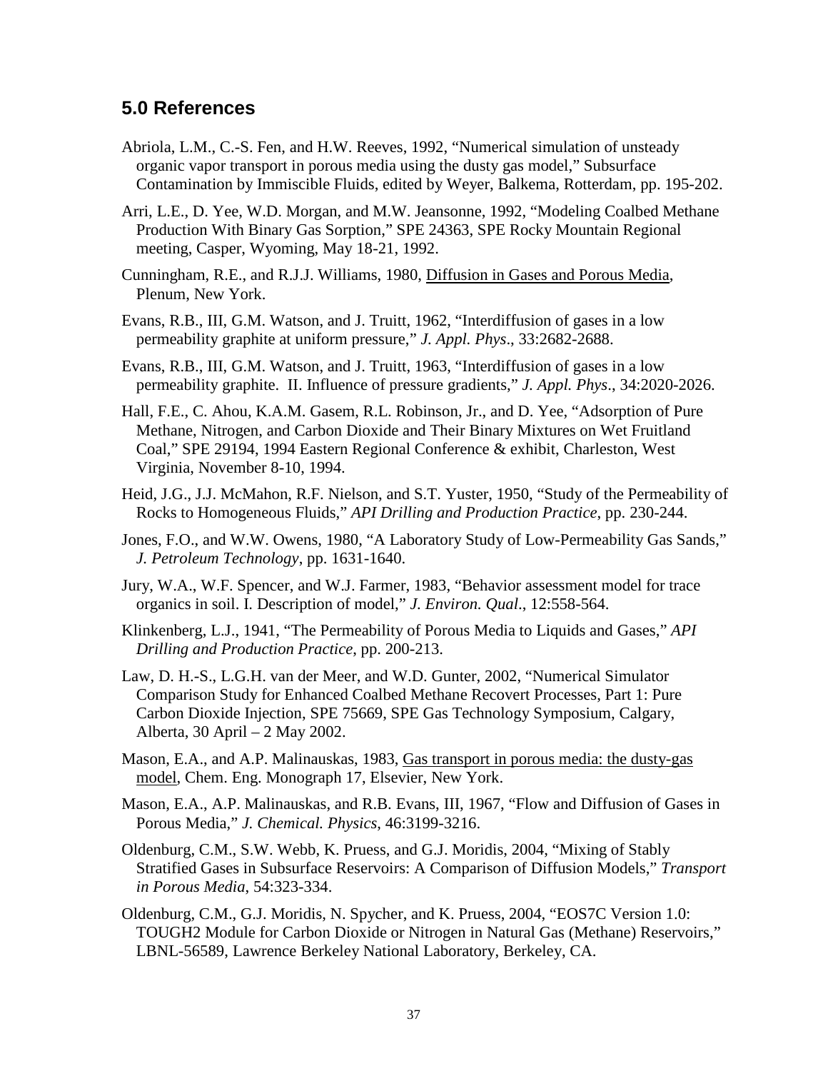## 5.0 References

Abriola, L.M., C.-S. Fen, and H.W. Reeves, 1992, "Numerical simulation of unsteady organic vapor transport in porous media using the dusty gas model," Subsurface Contamination by Immiscible Fluids, edited by Weyer, Balkema, Rotterdam, pp. 195-202.

Arri, L.E., D. Yee, W.D. Morgan, and M.W. Jeansonne, 1992, "Modeling Coalbed Methane Production With Binary Gas Sorption," SPE 24363, SPE Rocky Mountain Regional meeting, Casper, Wyoming, May 18-21, 1992.

Cunningham, R.E., and R.J.J. Williams, 1980, <u>Diffusion in Gases and Porous Media</u>, Plenum, New York.

Evans, R.B., III, G.M. Watson, and J. Truitt, 1962, "Interdiffusion of gases in a low permeability graphite at uniform pressure," *J. Appl. Phys*., 33:2682-2688.

Evans, R.B., III, G.M. Watson, and J. Truitt, 1963, "Interdiffusion of gases in a low permeability graphite. II. Influence of pressure gradients," *J. Appl. Phys*., 34:2020-2026.

Hall, F.E., C. Ahou, K.A.M. Gasem, R.L. Robinson, Jr., and D. Yee, "Adsorption of Pure Methane, Nitrogen, and Carbon Dioxide and Their Binary Mixtures on Wet Fruitland Coal," SPE 29194, 1994 Eastern Regional Conference & exhibit, Charleston, West Virginia, November 8-10, 1994.

Heid, J.G., J.J. McMahon, R.F. Nielson, and S.T. Yuster, 1950, "Study of the Permeability of Rocks to Homogeneous Fluids," *API Drilling and Production Practice*, pp. 230-244.

Jones, F.O., and W.W. Owens, 1980, "A Laboratory Study of Low-Permeability Gas Sands," *J. Petroleum Technology*, pp. 1631-1640.

Jury, W.A., W.F. Spencer, and W.J. Farmer, 1983, "Behavior assessment model for trace organics in soil. I. Description of model," *J. Environ. Qual*., 12:558-564.

Klinkenberg, L.J., 1941, "The Permeability of Porous Media to Liquids and Gases," *API Drilling and Production Practice*, pp. 200-213.

Law, D. H.-S., L.G.H. van der Meer, and W.D. Gunter, 2002, "Numerical Simulator Comparison Study for Enhanced Coalbed Methane Recovert Processes, Part 1: Pure Carbon Dioxide Injection, SPE 75669, SPE Gas Technology Symposium, Calgary, Alberta, 30 April – 2 May 2002.

Mason, E.A., and A.P. Malinauskas, 1983, <u>Gas transport in porous media: the dusty-gas model</u>, Chem. Eng. Monograph 17, Elsevier, New York.

Mason, E.A., A.P. Malinauskas, and R.B. Evans, III, 1967, "Flow and Diffusion of Gases in Porous Media," *J. Chemical. Physics*, 46:3199-3216.

Oldenburg, C.M., S.W. Webb, K. Pruess, and G.J. Moridis, 2004, "Mixing of Stably Stratified Gases in Subsurface Reservoirs: A Comparison of Diffusion Models," *Transport in Porous Media*, 54:323-334.

Oldenburg, C.M., G.J. Moridis, N. Spycher, and K. Pruess, 2004, "EOS7C Version 1.0: TOUGH2 Module for Carbon Dioxide or Nitrogen in Natural Gas (Methane) Reservoirs," LBNL-56589, Lawrence Berkeley National Laboratory, Berkeley, CA.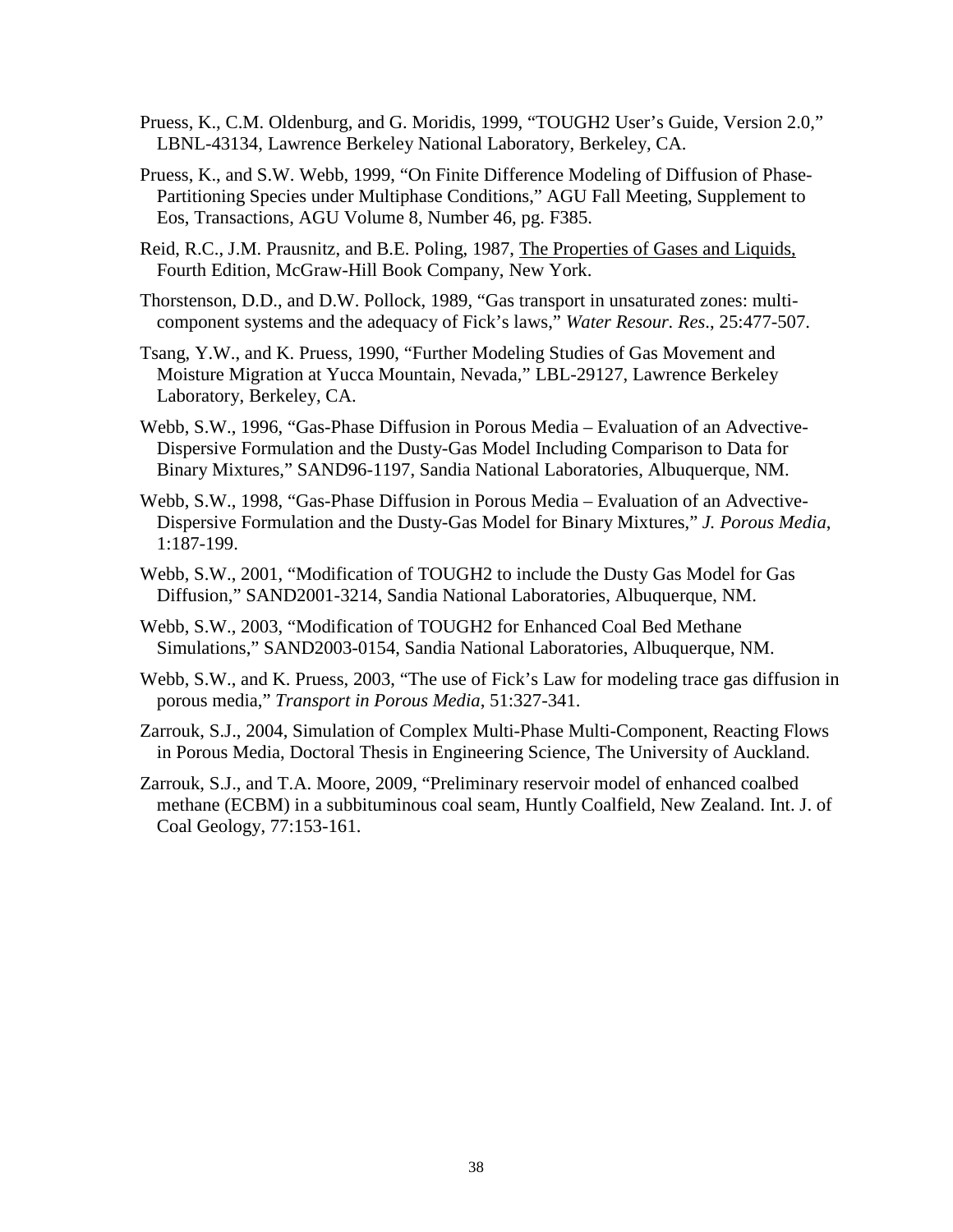Pruess, K., C.M. Oldenburg, and G. Moridis, 1999, "TOUGH2 User's Guide, Version 2.0," LBNL-43134, Lawrence Berkeley National Laboratory, Berkeley, CA.

Pruess, K., and S.W. Webb, 1999, "On Finite Difference Modeling of Diffusion of Phase-Partitioning Species under Multiphase Conditions," AGU Fall Meeting, Supplement to Eos, Transactions, AGU Volume 8, Number 46, pg. F385.

Reid, R.C., J.M. Prausnitz, and B.E. Poling, 1987, The Properties of Gases and Liquids, Fourth Edition, McGraw-Hill Book Company, New York.

Thorstenson, D.D., and D.W. Pollock, 1989, "Gas transport in unsaturated zones: multi-component systems and the adequacy of Fick's laws," *Water Resour. Res*., 25:477-507.

Tsang, Y.W., and K. Pruess, 1990, "Further Modeling Studies of Gas Movement and Moisture Migration at Yucca Mountain, Nevada," LBL-29127, Lawrence Berkeley Laboratory, Berkeley, CA.

Webb, S.W., 1996, "Gas-Phase Diffusion in Porous Media – Evaluation of an Advective-Dispersive Formulation and the Dusty-Gas Model Including Comparison to Data for Binary Mixtures," SAND96-1197, Sandia National Laboratories, Albuquerque, NM.

Webb, S.W., 1998, "Gas-Phase Diffusion in Porous Media – Evaluation of an Advective-Dispersive Formulation and the Dusty-Gas Model for Binary Mixtures," *J. Porous Media*, 1:187-199.

Webb, S.W., 2001, "Modification of TOUGH2 to include the Dusty Gas Model for Gas Diffusion," SAND2001-3214, Sandia National Laboratories, Albuquerque, NM.

Webb, S.W., 2003, "Modification of TOUGH2 for Enhanced Coal Bed Methane Simulations," SAND2003-0154, Sandia National Laboratories, Albuquerque, NM.

Webb, S.W., and K. Pruess, 2003, "The use of Fick's Law for modeling trace gas diffusion in porous media," *Transport in Porous Media*, 51:327-341.

Zarrouk, S.J., 2004, Simulation of Complex Multi-Phase Multi-Component, Reacting Flows in Porous Media, Doctoral Thesis in Engineering Science, The University of Auckland.

Zarrouk, S.J., and T.A. Moore, 2009, "Preliminary reservoir model of enhanced coalbed methane (ECBM) in a subbituminous coal seam, Huntly Coalfield, New Zealand. Int. J. of Coal Geology, 77:153-161.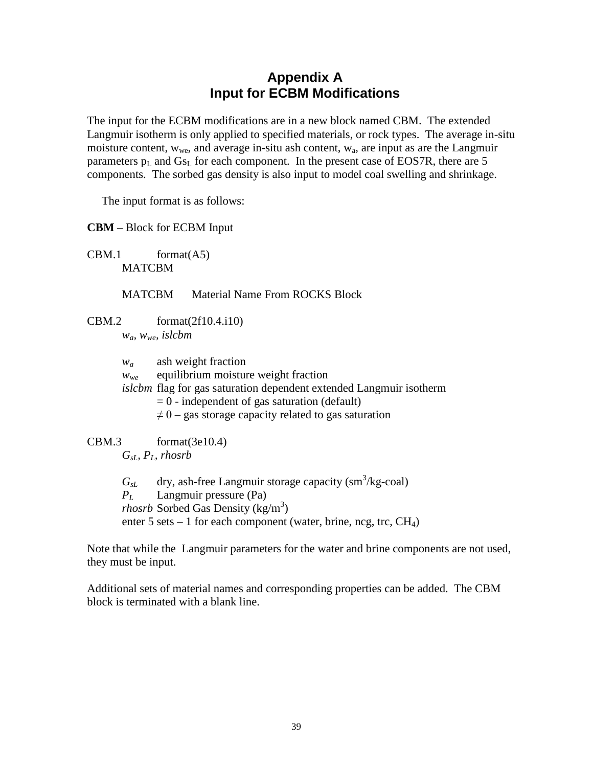# Appendix A
# Input for ECBM Modifications

The input for the ECBM modifications are in a new block named CBM. The extended Langmuir isotherm is only applied to specified materials, or rock types. The average in-situ moisture content, $w_{we}$, and average in-situ ash content, $w_a$, are input as are the Langmuir parameters $p_L$ and $Gs_L$ for each component. In the present case of EOS7R, there are 5 components. The sorbed gas density is also input to model coal swelling and shrinkage.

The input format is as follows:

**CBM** – Block for ECBM Input

CBM.1 format(A5)
MATCBM

MATCBM Material Name From ROCKS Block

CBM.2 format(2f10.4.i10)
$w_a$, $w_{we}$, *islcbm*

$w_a$ ash weight fraction
$w_{we}$ equilibrium moisture weight fraction
*islcbm* flag for gas saturation dependent extended Langmuir isotherm
= 0 - independent of gas saturation (default)
≠ 0 – gas storage capacity related to gas saturation

CBM.3 format(3e10.4)
$G_{sL}$, $P_L$, *rhosrb*

$G_{sL}$ dry, ash-free Langmuir storage capacity ($sm^3$/kg-coal)
$P_L$ Langmuir pressure (Pa)
*rhosrb* Sorbed Gas Density ($kg/m^3$)
enter 5 sets – 1 for each component (water, brine, ncg, trc, $CH_4$)

Note that while the Langmuir parameters for the water and brine components are not used, they must be input.

Additional sets of material names and corresponding properties can be added. The CBM block is terminated with a blank line.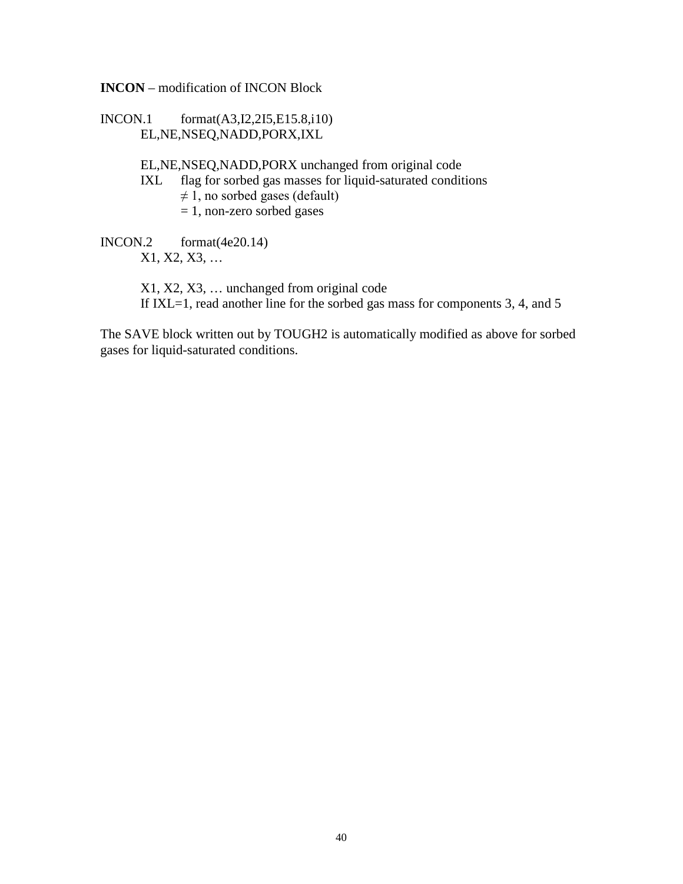**INCON** – modification of INCON Block

INCON.1 format(A3,I2,2I5,E15.8,i10)

EL,NE,NSEQ,NADD,PORX,IXL

EL,NE,NSEQ,NADD,PORX unchanged from original code

IXL flag for sorbed gas masses for liquid-saturated conditions

≠ 1, no sorbed gases (default)

= 1, non-zero sorbed gases

INCON.2 format(4e20.14)

X1, X2, X3, …

X1, X2, X3, … unchanged from original code

If IXL=1, read another line for the sorbed gas mass for components 3, 4, and 5

The SAVE block written out by TOUGH2 is automatically modified as above for sorbed gases for liquid-saturated conditions.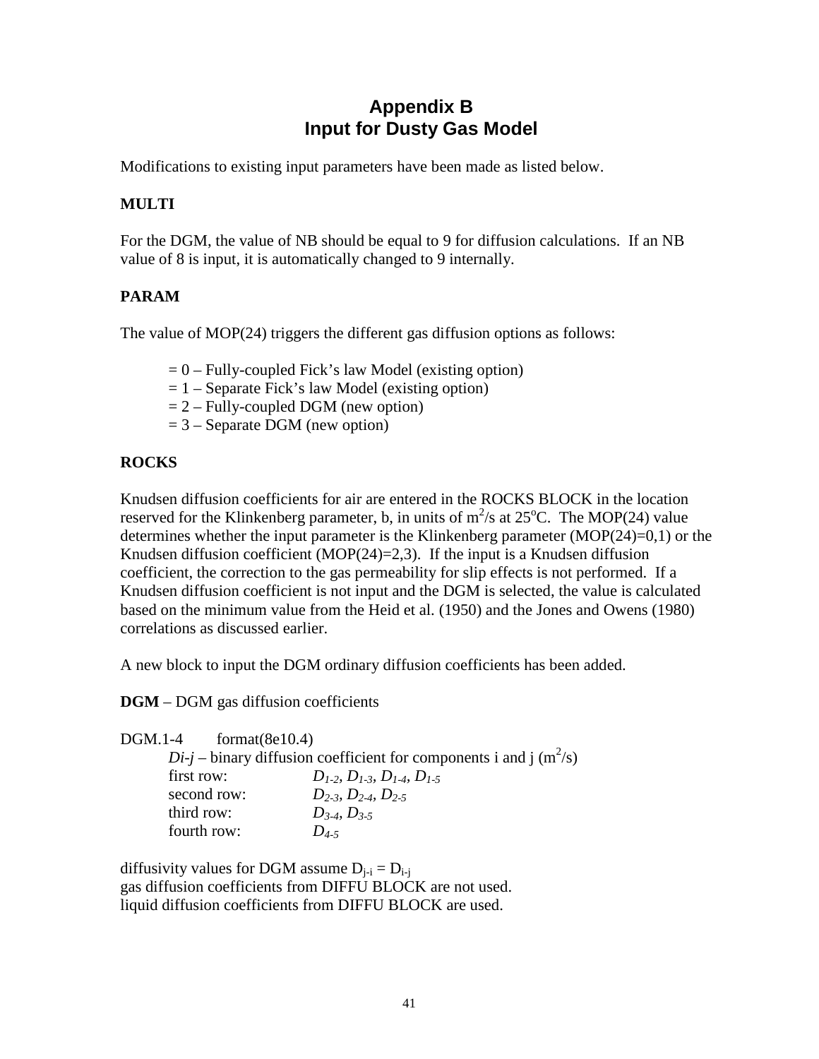# Appendix B
# Input for Dusty Gas Model

Modifications to existing input parameters have been made as listed below.

**MULTI**

For the DGM, the value of NB should be equal to 9 for diffusion calculations. If an NB value of 8 is input, it is automatically changed to 9 internally.

**PARAM**

The value of MOP(24) triggers the different gas diffusion options as follows:

= 0 – Fully-coupled Fick's law Model (existing option)
= 1 – Separate Fick's law Model (existing option)
= 2 – Fully-coupled DGM (new option)
= 3 – Separate DGM (new option)

**ROCKS**

Knudsen diffusion coefficients for air are entered in the ROCKS BLOCK in the location reserved for the Klinkenberg parameter, b, in units of $m^2/s$ at 25°C. The MOP(24) value determines whether the input parameter is the Klinkenberg parameter (MOP(24)=0,1) or the Knudsen diffusion coefficient (MOP(24)=2,3). If the input is a Knudsen diffusion coefficient, the correction to the gas permeability for slip effects is not performed. If a Knudsen diffusion coefficient is not input and the DGM is selected, the value is calculated based on the minimum value from the Heid et al. (1950) and the Jones and Owens (1980) correlations as discussed earlier.

A new block to input the DGM ordinary diffusion coefficients has been added.

**DGM** – DGM gas diffusion coefficients

DGM.1-4 format(8e10.4)

$D_{i-j}$ – binary diffusion coefficient for components i and j ($m^2/s$)

first row: $D_{1-2}$, $D_{1-3}$, $D_{1-4}$, $D_{1-5}$
second row: $D_{2-3}$, $D_{2-4}$, $D_{2-5}$
third row: $D_{3-4}$, $D_{3-5}$
fourth row: $D_{4-5}$

diffusivity values for DGM assume $D_{j-i} = D_{i-j}$
gas diffusion coefficients from DIFFU BLOCK are not used.
liquid diffusion coefficients from DIFFU BLOCK are used.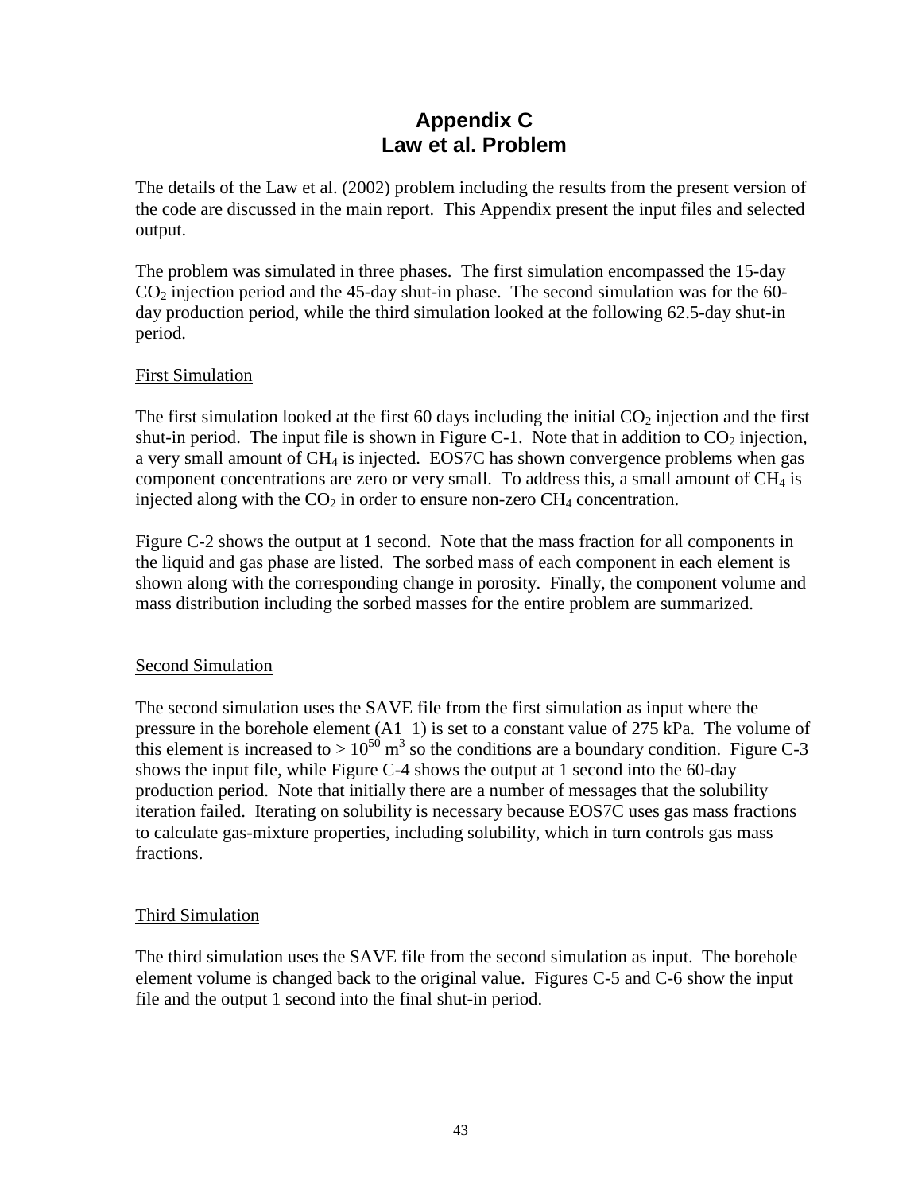# Appendix C
# Law et al. Problem

The details of the Law et al. (2002) problem including the results from the present version of the code are discussed in the main report. This Appendix present the input files and selected output.

The problem was simulated in three phases. The first simulation encompassed the 15-day $CO_2$ injection period and the 45-day shut-in phase. The second simulation was for the 60-day production period, while the third simulation looked at the following 62.5-day shut-in period.

First Simulation

The first simulation looked at the first 60 days including the initial $CO_2$ injection and the first shut-in period. The input file is shown in Figure C-1. Note that in addition to $CO_2$ injection, a very small amount of $CH_4$ is injected. EOS7C has shown convergence problems when gas component concentrations are zero or very small. To address this, a small amount of $CH_4$ is injected along with the $CO_2$ in order to ensure non-zero $CH_4$ concentration.

Figure C-2 shows the output at 1 second. Note that the mass fraction for all components in the liquid and gas phase are listed. The sorbed mass of each component in each element is shown along with the corresponding change in porosity. Finally, the component volume and mass distribution including the sorbed masses for the entire problem are summarized.

Second Simulation

The second simulation uses the SAVE file from the first simulation as input where the pressure in the borehole element (A1 1) is set to a constant value of 275 kPa. The volume of this element is increased to > $10^{50}$ $m^3$ so the conditions are a boundary condition. Figure C-3 shows the input file, while Figure C-4 shows the output at 1 second into the 60-day production period. Note that initially there are a number of messages that the solubility iteration failed. Iterating on solubility is necessary because EOS7C uses gas mass fractions to calculate gas-mixture properties, including solubility, which in turn controls gas mass fractions.

Third Simulation

The third simulation uses the SAVE file from the second simulation as input. The borehole element volume is changed back to the original value. Figures C-5 and C-6 show the input file and the output 1 second into the final shut-in period.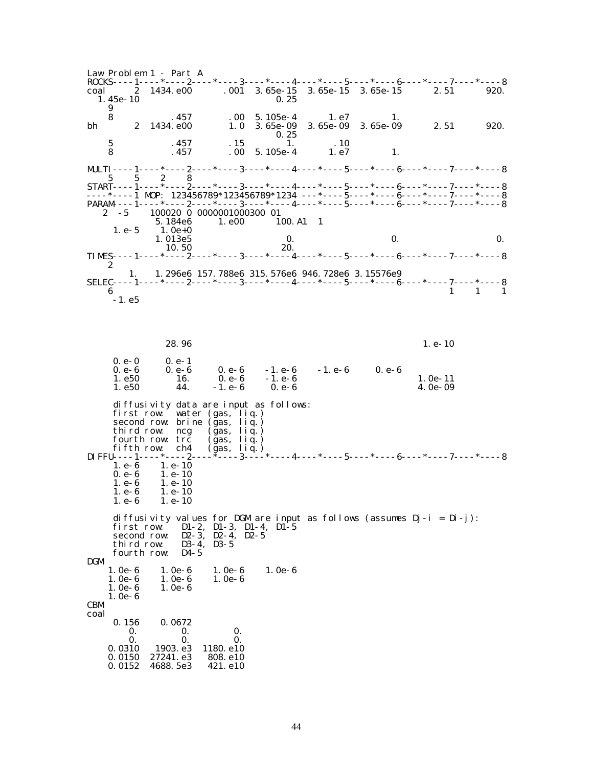```
Law Problem 1 - Part A
ROCKS----1----*----2----*----3----*----4----*----5----*----6----*----7----*----8
coal      2  1434.e00       .001  3.65e-15  3.65e-15  3.65e-15       2.51       920.
  1.45e-10                                0.25
    9
    8           .457        .00  5.105e-4      1.e7         1.
bh        2  1434.e00        1.0  3.65e-09  3.65e-09  3.65e-09       2.51       920.
                                          0.25
    5           .457        .15        1.       .10
    8           .457        .00  5.105e-4      1.e7         1.

MULTI----1----*----2----*----3----*----4----*----5----*----6----*----7----*----8
    5    5    2    8
START----1----*----2----*----3----*----4----*----5----*----6----*----7----*----8
----*----1 MOP: 123456789*123456789*1234 ---*----5----*----6----*----7----*----8
PARAM----1----*----2----*----3----*----4----*----5----*----6----*----7----*----8
   2  -5     100020 0 0000001000300 01
            5.184e6       1.e00       100.A1   1
     1.e-5     1.0e+0
            1.013e5                     0.                      0.                   0.
             10.50                     20.
TIMES----1----*----2----*----3----*----4----*----5----*----6----*----7----*----8
    2
       1.    1.296e6 157.788e6 315.576e6 946.728e6 3.15576e9
SELEC----1----*----2----*----3----*----4----*----5----*----6----*----7----*----8
    6                                                                    1    1    1
     -1.e5




             28.96                                                    1.e-10

     0.e-0     0.e-1
     0.e-6     0.e-6      0.e-6     -1.e-6     -1.e-6      0.e-6
     1.e50       16.      0.e-6     -1.e-6                            1.0e-11
     1.e50       44.     -1.e-6      0.e-6                            4.0e-09

     diffusivity data are input as follows:
     first row:  water (gas, liq.)
     second row: brine (gas, liq.)
     third row:  ncg   (gas, liq.)
     fourth row: trc   (gas, liq.)
     fifth row:  ch4   (gas, liq.)
DIFFU----1----*----2----*----3----*----4----*----5----*----6----*----7----*----8
     1.e-6     1.e-10
     0.e-6     1.e-10
     1.e-6     1.e-10
     1.e-6     1.e-10
     1.e-6     1.e-10

     diffusivity values for DGM are input as follows (assumes Dj-i = Di-j):
     first row:   D1-2, D1-3, D1-4, D1-5
     second row:  D2-3, D2-4, D2-5
     third row:   D3-4, D3-5
     fourth row:  D4-5
DGM
    1.0e-6     1.0e-6     1.0e-6     1.0e-6
    1.0e-6     1.0e-6     1.0e-6
    1.0e-6     1.0e-6
    1.0e-6
CBM
coal
     0.156     0.0672
        0.         0.         0.
        0.         0.         0.
    0.0310    1903.e3   1180.e10
    0.0150   27241.e3    808.e10
    0.0152   4688.5e3    421.e10
```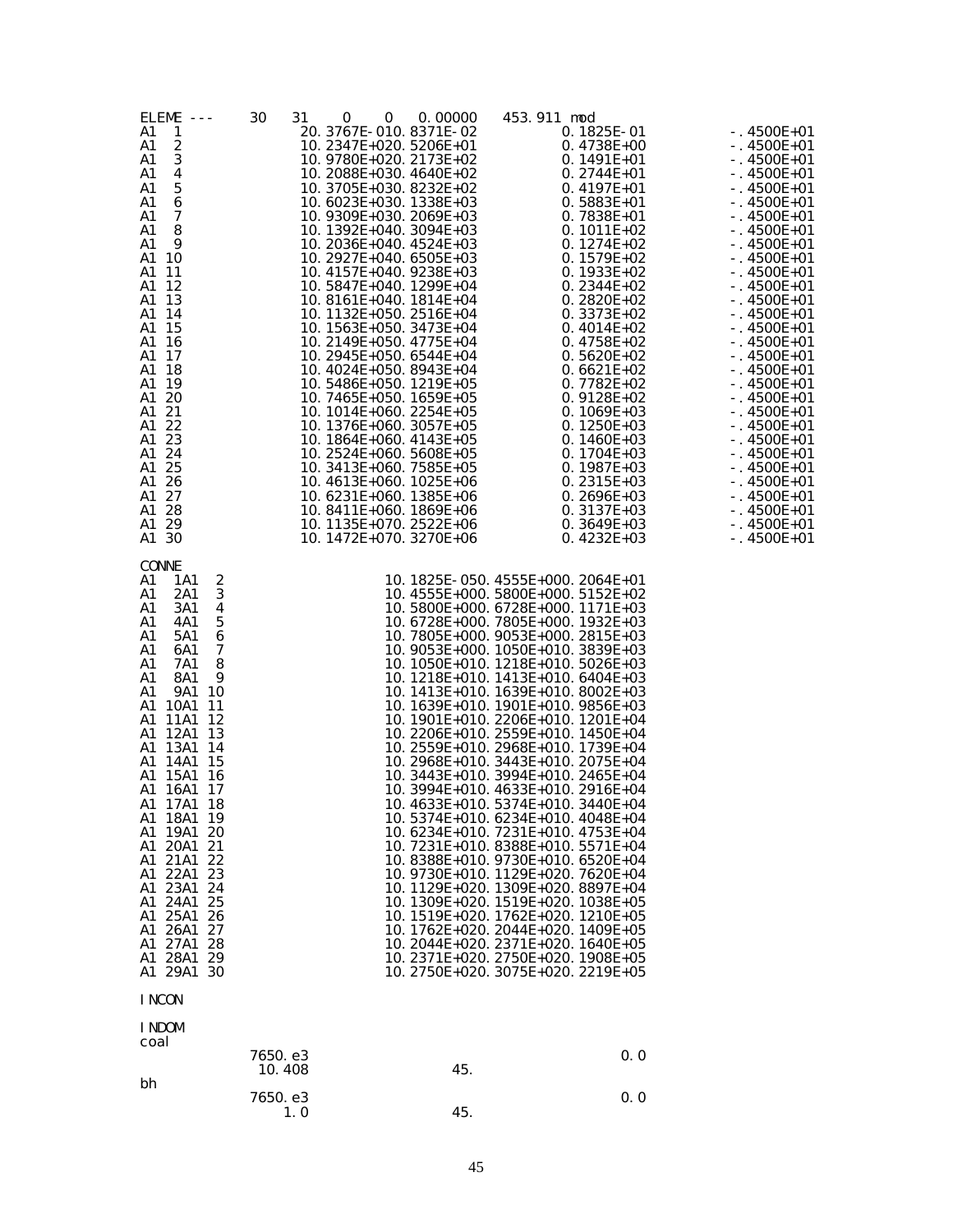```
ELEME ---     30    31     0     0    0.00000      453.911 mod
A1   1               20.3767E-010.8371E-02           0.1825E-01              -.4500E+01
A1   2               10.2347E+020.5206E+01           0.4738E+00              -.4500E+01
A1   3               10.9780E+020.2173E+02           0.1491E+01              -.4500E+01
A1   4               10.2088E+030.4640E+02           0.2744E+01              -.4500E+01
A1   5               10.3705E+030.8232E+02           0.4197E+01              -.4500E+01
A1   6               10.6023E+030.1338E+03           0.5883E+01              -.4500E+01
A1   7               10.9309E+030.2069E+03           0.7838E+01              -.4500E+01
A1   8               10.1392E+040.3094E+03           0.1011E+02              -.4500E+01
A1   9               10.2036E+040.4524E+03           0.1274E+02              -.4500E+01
A1  10               10.2927E+040.6505E+03           0.1579E+02              -.4500E+01
A1  11               10.4157E+040.9238E+03           0.1933E+02              -.4500E+01
A1  12               10.5847E+040.1299E+04           0.2344E+02              -.4500E+01
A1  13               10.8161E+040.1814E+04           0.2820E+02              -.4500E+01
A1  14               10.1132E+050.2516E+04           0.3373E+02              -.4500E+01
A1  15               10.1563E+050.3473E+04           0.4014E+02              -.4500E+01
A1  16               10.2149E+050.4775E+04           0.4758E+02              -.4500E+01
A1  17               10.2945E+050.6544E+04           0.5620E+02              -.4500E+01
A1  18               10.4024E+050.8943E+04           0.6621E+02              -.4500E+01
A1  19               10.5486E+050.1219E+05           0.7782E+02              -.4500E+01
A1  20               10.7465E+050.1659E+05           0.9128E+02              -.4500E+01
A1  21               10.1014E+060.2254E+05           0.1069E+03              -.4500E+01
A1  22               10.1376E+060.3057E+05           0.1250E+03              -.4500E+01
A1  23               10.1864E+060.4143E+05           0.1460E+03              -.4500E+01
A1  24               10.2524E+060.5608E+05           0.1704E+03              -.4500E+01
A1  25               10.3413E+060.7585E+05           0.1987E+03              -.4500E+01
A1  26               10.4613E+060.1025E+06           0.2315E+03              -.4500E+01
A1  27               10.6231E+060.1385E+06           0.2696E+03              -.4500E+01
A1  28               10.8411E+060.1869E+06           0.3137E+03              -.4500E+01
A1  29               10.1135E+070.2522E+06           0.3649E+03              -.4500E+01
A1  30               10.1472E+070.3270E+06           0.4232E+03              -.4500E+01

CONNE
A1   1A1   2                       10.1825E-050.4555E+000.2064E+01
A1   2A1   3                       10.4555E+000.5800E+000.5152E+02
A1   3A1   4                       10.5800E+000.6728E+000.1171E+03
A1   4A1   5                       10.6728E+000.7805E+000.1932E+03
A1   5A1   6                       10.7805E+000.9053E+000.2815E+03
A1   6A1   7                       10.9053E+000.1050E+010.3839E+03
A1   7A1   8                       10.1050E+010.1218E+010.5026E+03
A1   8A1   9                       10.1218E+010.1413E+010.6404E+03
A1   9A1  10                       10.1413E+010.1639E+010.8002E+03
A1  10A1  11                       10.1639E+010.1901E+010.9856E+03
A1  11A1  12                       10.1901E+010.2206E+010.1201E+04
A1  12A1  13                       10.2206E+010.2559E+010.1450E+04
A1  13A1  14                       10.2559E+010.2968E+010.1739E+04
A1  14A1  15                       10.2968E+010.3443E+010.2075E+04
A1  15A1  16                       10.3443E+010.3994E+010.2465E+04
A1  16A1  17                       10.3994E+010.4633E+010.2916E+04
A1  17A1  18                       10.4633E+010.5374E+010.3440E+04
A1  18A1  19                       10.5374E+010.6234E+010.4048E+04
A1  19A1  20                       10.6234E+010.7231E+010.4753E+04
A1  20A1  21                       10.7231E+010.8388E+010.5571E+04
A1  21A1  22                       10.8388E+010.9730E+010.6520E+04
A1  22A1  23                       10.9730E+010.1129E+020.7620E+04
A1  23A1  24                       10.1129E+020.1309E+020.8897E+04
A1  24A1  25                       10.1309E+020.1519E+020.1038E+05
A1  25A1  26                       10.1519E+020.1762E+020.1210E+05
A1  26A1  27                       10.1762E+020.2044E+020.1409E+05
A1  27A1  28                       10.2044E+020.2371E+020.1640E+05
A1  28A1  29                       10.2371E+020.2750E+020.1908E+05
A1  29A1  30                       10.2750E+020.3075E+020.2219E+05

INCON

INDOM
coal
          7650.e3                                         0.0
           10.408                 45.
bh
          7650.e3                                         0.0
              1.0                 45.
```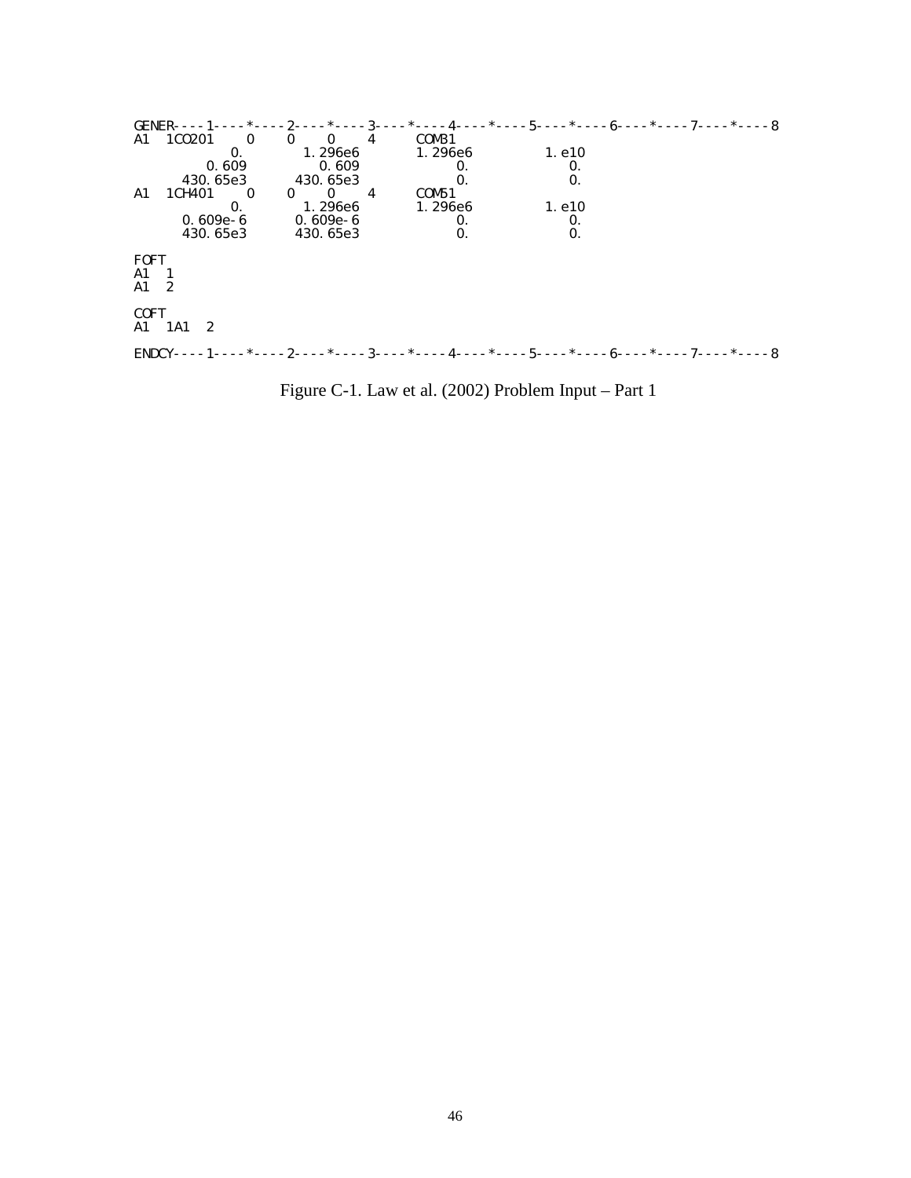```
GENER----1----*----2----*----3----*----4----*----5----*----6----*----7----*----8
A1  1CO201    0    0    0    4    COM31
             0.        1.296e6       1.296e6        1.e10
          0.609          0.609            0.             0.
       430.65e3       430.65e3            0.             0.
A1  1CH401    0    0    0    4    COM51
             0.        1.296e6       1.296e6        1.e10
       0.609e-6       0.609e-6            0.             0.
       430.65e3       430.65e3            0.             0.

FOFT
A1   1
A1   2

COFT
A1   1A1   2

ENDCY----1----*----2----*----3----*----4----*----5----*----6----*----7----*----8
```

Figure C-1. Law et al. (2002) Problem Input – Part 1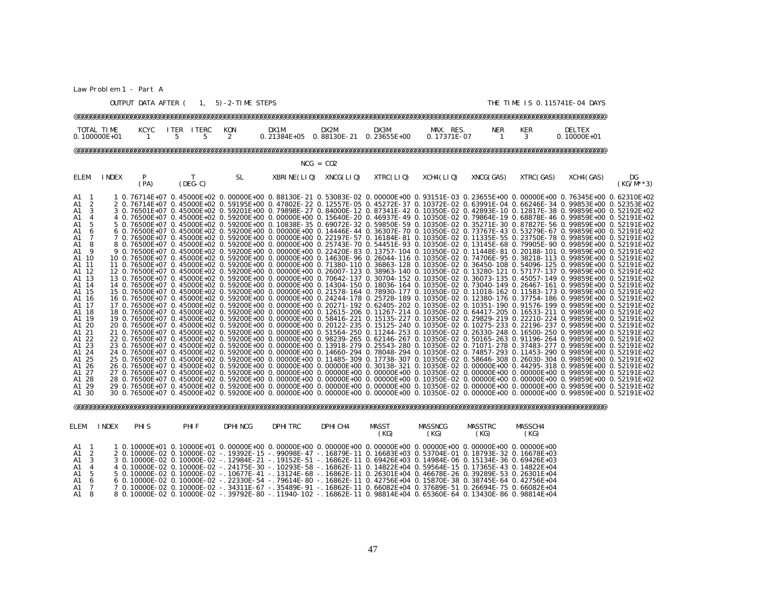Law Problem 1 - Part A

OUTPUT DATA AFTER ( 1, 5)-2-TIME STEPS THE TIME IS 0.115741E-04 DAYS

@@@@@@@@@@@@@@@@@@@@@@@@@@@@@@@@@@@@@@@@@@@@@@@@@@@@@@@@@@@@@@@@@@@@@@@@@@@@@@@@@@@@@@@@@@@@@@@@@@@@@@@@@@@@@@@@@@@@@@@@@@@@@@@@@@@@@@@@@@

| TOTAL TIME | KCYC | ITER | ITERC | KON | DX1M | DX2M | DX3M | MAX. RES. | NER | KER | DELTEX |
|---|---|---|---|---|---|---|---|---|---|---|---|
| 0.100000E+01 | 1 | 5 | 5 | 2 | 0.21384E+05 | 0.88130E-21 | 0.23655E+00 | 0.17371E-07 | 1 | 3 | 0.10000E+01 |

@@@@@@@@@@@@@@@@@@@@@@@@@@@@@@@@@@@@@@@@@@@@@@@@@@@@@@@@@@@@@@@@@@@@@@@@@@@@@@@@@@@@@@@@@@@@@@@@@@@@@@@@@@@@@@@@@@@@@@@@@@@@@@@@@@@@@@@@@@

NCG = CO2

| ELEM. | INDEX | P (PA) | T (DEG-C) | SL | XBRINE(LIQ) | XNCG(LIQ) | XTRC(LIQ) | XCH4(LIQ) | XNCG(GAS) | XTRC(GAS) | XCH4(GAS) | DG (KG/M**3) |
|---|---|---|---|---|---|---|---|---|---|---|---|---|
| A1 1 | 1 | 0.76714E+07 | 0.45000E+02 | 0.00000E+00 | 0.88130E-21 | 0.53083E-02 | 0.00000E+00 | 0.93151E-03 | 0.23655E+00 | 0.00000E+00 | 0.76345E+00 | 0.62310E+02 |
| A1 2 | 2 | 0.76714E+07 | 0.45000E+02 | 0.59195E+00 | 0.47802E-22 | 0.12557E-05 | 0.45272E-37 | 0.10372E-02 | 0.63991E-04 | 0.66246E-34 | 0.99853E+00 | 0.52353E+02 |
| A1 3 | 3 | 0.76501E+07 | 0.45000E+02 | 0.59201E+00 | 0.79898E-27 | 0.84000E-12 | 0.87341E-42 | 0.10350E-02 | 0.42893E-10 | 0.12817E-38 | 0.99859E+00 | 0.52192E+02 |
| A1 4 | 4 | 0.76500E+07 | 0.45000E+02 | 0.59200E+00 | 0.00000E+00 | 0.15640E-20 | 0.46937E-49 | 0.10350E-02 | 0.79864E-19 | 0.68878E-46 | 0.99859E+00 | 0.52191E+02 |
| A1 5 | 5 | 0.76500E+07 | 0.45000E+02 | 0.59200E+00 | 0.10838E-35 | 0.69072E-32 | 0.59850E-59 | 0.10350E-02 | 0.35271E-30 | 0.87827E-56 | 0.99859E+00 | 0.52191E+02 |
| A1 6 | 6 | 0.76500E+07 | 0.45000E+02 | 0.59200E+00 | 0.00000E+00 | 0.14446E-44 | 0.36307E-70 | 0.10350E-02 | 0.73767E-43 | 0.53279E-67 | 0.99859E+00 | 0.52191E+02 |
| A1 7 | 7 | 0.76500E+07 | 0.45000E+02 | 0.59200E+00 | 0.00000E+00 | 0.22197E-57 | 0.16184E-81 | 0.10350E-02 | 0.11335E-55 | 0.23750E-78 | 0.99859E+00 | 0.52191E+02 |
| A1 8 | 8 | 0.76500E+07 | 0.45000E+02 | 0.59200E+00 | 0.00000E+00 | 0.25743E-70 | 0.54451E-93 | 0.10350E-02 | 0.13145E-68 | 0.79905E-90 | 0.99859E+00 | 0.52191E+02 |
| A1 9 | 9 | 0.76500E+07 | 0.45000E+02 | 0.59200E+00 | 0.00000E+00 | 0.22420E-83 | 0.13757-104 | 0.10350E-02 | 0.11448E-81 | 0.20188-101 | 0.99859E+00 | 0.52191E+02 |
| A1 10 | 10 | 0.76500E+07 | 0.45000E+02 | 0.59200E+00 | 0.00000E+00 | 0.14630E-96 | 0.26044-116 | 0.10350E-02 | 0.74706E-95 | 0.38218-113 | 0.99859E+00 | 0.52191E+02 |
| A1 11 | 11 | 0.76500E+07 | 0.45000E+02 | 0.59200E+00 | 0.00000E+00 | 0.71380-110 | 0.36863-128 | 0.10350E-02 | 0.36450-108 | 0.54096-125 | 0.99859E+00 | 0.52191E+02 |
| A1 12 | 12 | 0.76500E+07 | 0.45000E+02 | 0.59200E+00 | 0.00000E+00 | 0.26007-123 | 0.38963-140 | 0.10350E-02 | 0.13280-121 | 0.57177-137 | 0.99859E+00 | 0.52191E+02 |
| A1 13 | 13 | 0.76500E+07 | 0.45000E+02 | 0.59200E+00 | 0.00000E+00 | 0.70642-137 | 0.30704-152 | 0.10350E-02 | 0.36073-135 | 0.45057-149 | 0.99859E+00 | 0.52191E+02 |
| A1 14 | 14 | 0.76500E+07 | 0.45000E+02 | 0.59200E+00 | 0.00000E+00 | 0.14304-150 | 0.18036-164 | 0.10350E-02 | 0.73040-149 | 0.26467-161 | 0.99859E+00 | 0.52191E+02 |
| A1 15 | 15 | 0.76500E+07 | 0.45000E+02 | 0.59200E+00 | 0.00000E+00 | 0.21578-164 | 0.78930-177 | 0.10350E-02 | 0.11018-162 | 0.11583-173 | 0.99859E+00 | 0.52191E+02 |
| A1 16 | 16 | 0.76500E+07 | 0.45000E+02 | 0.59200E+00 | 0.00000E+00 | 0.24244-178 | 0.25728-189 | 0.10350E-02 | 0.12380-176 | 0.37754-186 | 0.99859E+00 | 0.52191E+02 |
| A1 17 | 17 | 0.76500E+07 | 0.45000E+02 | 0.59200E+00 | 0.00000E+00 | 0.20271-192 | 0.62405-202 | 0.10350E-02 | 0.10351-190 | 0.91576-199 | 0.99859E+00 | 0.52191E+02 |
| A1 18 | 18 | 0.76500E+07 | 0.45000E+02 | 0.59200E+00 | 0.00000E+00 | 0.12615-206 | 0.11267-214 | 0.10350E-02 | 0.64417-205 | 0.16533-211 | 0.99859E+00 | 0.52191E+02 |
| A1 19 | 19 | 0.76500E+07 | 0.45000E+02 | 0.59200E+00 | 0.00000E+00 | 0.58416-221 | 0.15135-227 | 0.10350E-02 | 0.29829-219 | 0.22210-224 | 0.99859E+00 | 0.52191E+02 |
| A1 20 | 20 | 0.76500E+07 | 0.45000E+02 | 0.59200E+00 | 0.00000E+00 | 0.20122-235 | 0.15125-240 | 0.10350E-02 | 0.10275-233 | 0.22196-237 | 0.99859E+00 | 0.52191E+02 |
| A1 21 | 21 | 0.76500E+07 | 0.45000E+02 | 0.59200E+00 | 0.00000E+00 | 0.51564-250 | 0.11244-253 | 0.10350E-02 | 0.26330-248 | 0.16500-250 | 0.99859E+00 | 0.52191E+02 |
| A1 22 | 22 | 0.76500E+07 | 0.45000E+02 | 0.59200E+00 | 0.00000E+00 | 0.98239-265 | 0.62146-267 | 0.10350E-02 | 0.50165-263 | 0.91196-264 | 0.99859E+00 | 0.52191E+02 |
| A1 23 | 23 | 0.76500E+07 | 0.45000E+02 | 0.59200E+00 | 0.00000E+00 | 0.13918-279 | 0.25543-280 | 0.10350E-02 | 0.71071-278 | 0.37483-277 | 0.99859E+00 | 0.52191E+02 |
| A1 24 | 24 | 0.76500E+07 | 0.45000E+02 | 0.59200E+00 | 0.00000E+00 | 0.14660-294 | 0.78048-294 | 0.10350E-02 | 0.74857-293 | 0.11453-290 | 0.99859E+00 | 0.52191E+02 |
| A1 25 | 25 | 0.76500E+07 | 0.45000E+02 | 0.59200E+00 | 0.00000E+00 | 0.11485-309 | 0.17738-307 | 0.10350E-02 | 0.58646-308 | 0.26030-304 | 0.99859E+00 | 0.52191E+02 |
| A1 26 | 26 | 0.76500E+07 | 0.45000E+02 | 0.59200E+00 | 0.00000E+00 | 0.00000E+00 | 0.30138-321 | 0.10350E-02 | 0.00000E+00 | 0.44295-318 | 0.99859E+00 | 0.52191E+02 |
| A1 27 | 27 | 0.76500E+07 | 0.45000E+02 | 0.59200E+00 | 0.00000E+00 | 0.00000E+00 | 0.00000E+00 | 0.10350E-02 | 0.00000E+00 | 0.00000E+00 | 0.99859E+00 | 0.52191E+02 |
| A1 28 | 28 | 0.76500E+07 | 0.45000E+02 | 0.59200E+00 | 0.00000E+00 | 0.00000E+00 | 0.00000E+00 | 0.10350E-02 | 0.00000E+00 | 0.00000E+00 | 0.99859E+00 | 0.52191E+02 |
| A1 29 | 29 | 0.76500E+07 | 0.45000E+02 | 0.59200E+00 | 0.00000E+00 | 0.00000E+00 | 0.00000E+00 | 0.10350E-02 | 0.00000E+00 | 0.00000E+00 | 0.99859E+00 | 0.52191E+02 |
| A1 30 | 30 | 0.76500E+07 | 0.45000E+02 | 0.59200E+00 | 0.00000E+00 | 0.00000E+00 | 0.00000E+00 | 0.10350E-02 | 0.00000E+00 | 0.00000E+00 | 0.99859E+00 | 0.52191E+02 |

@@@@@@@@@@@@@@@@@@@@@@@@@@@@@@@@@@@@@@@@@@@@@@@@@@@@@@@@@@@@@@@@@@@@@@@@@@@@@@@@@@@@@@@@@@@@@@@@@@@@@@@@@@@@@@@@@@@@@@@@@@@@@@@@@@@@@@@@@@

| ELEM. | INDEX | PHIS | PHIF | DPHINCG | DPHITRC | DPHICH4 | MASST (KG) | MASSNCG (KG) | MASSTRC (KG) | MASSCH4 (KG) |
|---|---|---|---|---|---|---|---|---|---|---|
| A1 1 | 1 | 0.10000E+01 | 0.10000E+01 | 0.00000E+00 | 0.00000E+00 | 0.00000E+00 | 0.00000E+00 | 0.00000E+00 | 0.00000E+00 | 0.00000E+00 |
| A1 2 | 2 | 0.10000E-02 | 0.10000E-02 | -.19392E-15 | -.99098E-47 | -.16879E-11 | 0.16683E+03 | 0.53704E-01 | 0.18793E-32 | 0.16678E+03 |
| A1 3 | 3 | 0.10000E-02 | 0.10000E-02 | -.12984E-21 | -.19152E-51 | -.16862E-11 | 0.69426E+03 | 0.14984E-06 | 0.15134E-36 | 0.69426E+03 |
| A1 4 | 4 | 0.10000E-02 | 0.10000E-02 | -.24175E-30 | -.10293E-58 | -.16862E-11 | 0.14822E+04 | 0.59564E-15 | 0.17365E-43 | 0.14822E+04 |
| A1 5 | 5 | 0.10000E-02 | 0.10000E-02 | -.10677E-41 | -.13124E-68 | -.16862E-11 | 0.26301E+04 | 0.46678E-26 | 0.39289E-53 | 0.26301E+04 |
| A1 6 | 6 | 0.10000E-02 | 0.10000E-02 | -.22330E-54 | -.79614E-80 | -.16862E-11 | 0.42756E+04 | 0.15870E-38 | 0.38745E-64 | 0.42756E+04 |
| A1 7 | 7 | 0.10000E-02 | 0.10000E-02 | -.34311E-67 | -.35489E-91 | -.16862E-11 | 0.66082E+04 | 0.37689E-51 | 0.26694E-75 | 0.66082E+04 |
| A1 8 | 8 | 0.10000E-02 | 0.10000E-02 | -.39792E-80 | -.11940-102 | -.16862E-11 | 0.98814E+04 | 0.65360E-64 | 0.13430E-86 | 0.98814E+04 |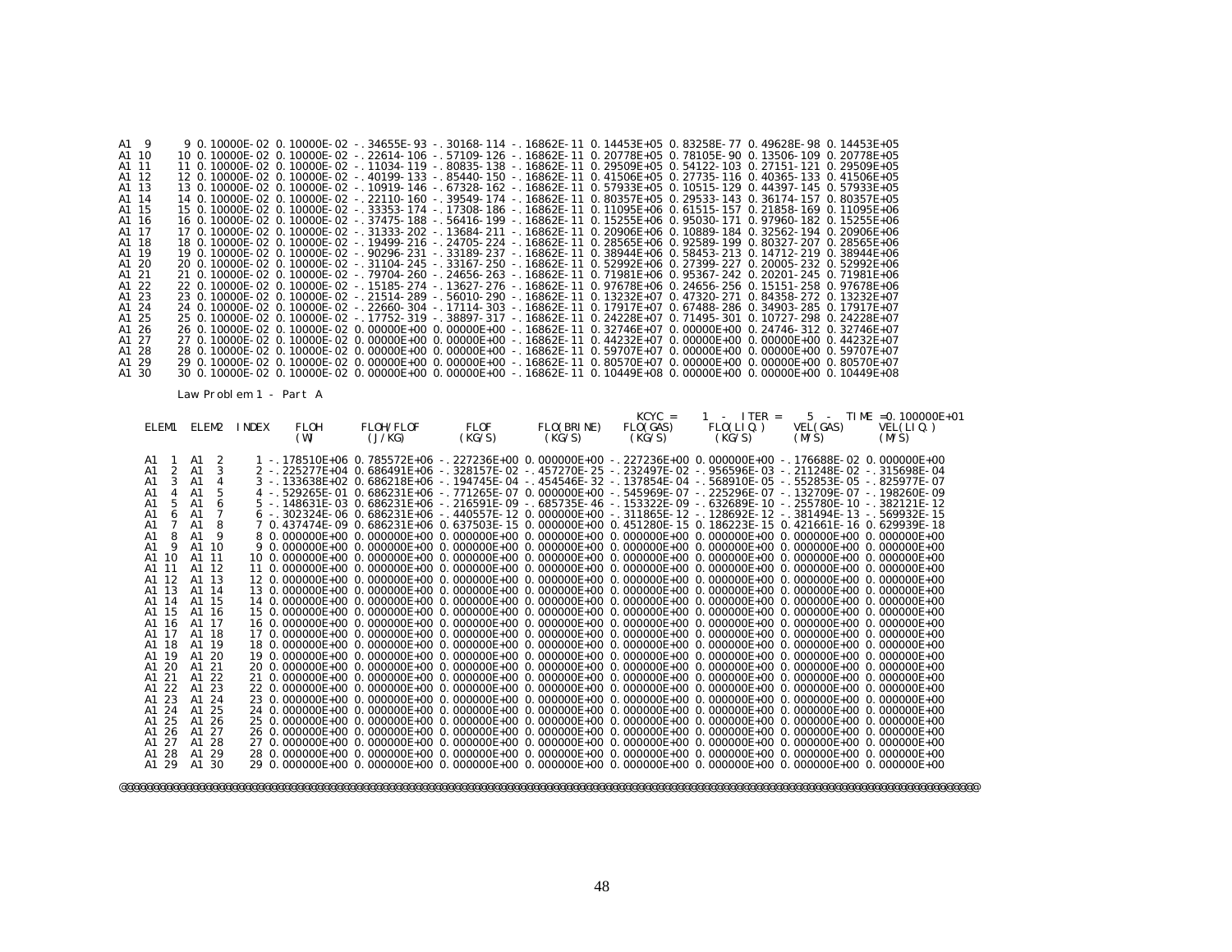```
A1  9       9 0.10000E-02 0.10000E-02 -.34655E-93 -.30168-114 -.16862E-11 0.14453E+05 0.83258E-77 0.49628E-98 0.14453E+05
A1 10      10 0.10000E-02 0.10000E-02 -.22614-106 -.57109-126 -.16862E-11 0.20778E+05 0.78105E-90 0.13506-109 0.20778E+05
A1 11      11 0.10000E-02 0.10000E-02 -.11034-119 -.80835-138 -.16862E-11 0.29509E+05 0.54122-103 0.27151-121 0.29509E+05
A1 12      12 0.10000E-02 0.10000E-02 -.40199-133 -.85440-150 -.16862E-11 0.41506E+05 0.27735-116 0.40365-133 0.41506E+05
A1 13      13 0.10000E-02 0.10000E-02 -.10919-146 -.67328-162 -.16862E-11 0.57933E+05 0.10515-129 0.44397-145 0.57933E+05
A1 14      14 0.10000E-02 0.10000E-02 -.22110-160 -.39549-174 -.16862E-11 0.80357E+05 0.29533-143 0.36174-157 0.80357E+05
A1 15      15 0.10000E-02 0.10000E-02 -.33353-174 -.17308-186 -.16862E-11 0.11095E+06 0.61515-157 0.21858-169 0.11095E+06
A1 16      16 0.10000E-02 0.10000E-02 -.37475-188 -.56416-199 -.16862E-11 0.15255E+06 0.95030-171 0.97960-182 0.15255E+06
A1 17      17 0.10000E-02 0.10000E-02 -.31333-202 -.13684-211 -.16862E-11 0.20906E+06 0.10889-184 0.32562-194 0.20906E+06
A1 18      18 0.10000E-02 0.10000E-02 -.19499-216 -.24705-224 -.16862E-11 0.28565E+06 0.92589-199 0.80327-207 0.28565E+06
A1 19      19 0.10000E-02 0.10000E-02 -.90296-231 -.33189-237 -.16862E-11 0.38944E+06 0.58453-213 0.14712-219 0.38944E+06
A1 20      20 0.10000E-02 0.10000E-02 -.31104-245 -.33167-250 -.16862E-11 0.52992E+06 0.27399-227 0.20005-232 0.52992E+06
A1 21      21 0.10000E-02 0.10000E-02 -.79704-260 -.24656-263 -.16862E-11 0.71981E+06 0.95367-242 0.20201-245 0.71981E+06
A1 22      22 0.10000E-02 0.10000E-02 -.15185-274 -.13627-276 -.16862E-11 0.97678E+06 0.24656-256 0.15151-258 0.97678E+06
A1 23      23 0.10000E-02 0.10000E-02 -.21514-289 -.56010-290 -.16862E-11 0.13232E+07 0.47320-271 0.84358-272 0.13232E+07
A1 24      24 0.10000E-02 0.10000E-02 -.22660-304 -.17114-303 -.16862E-11 0.17917E+07 0.67488-286 0.34903-285 0.17917E+07
A1 25      25 0.10000E-02 0.10000E-02 -.17752-319 -.38897-317 -.16862E-11 0.24228E+07 0.71495-301 0.10727-298 0.24228E+07
A1 26      26 0.10000E-02 0.10000E-02 0.00000E+00 -.22112-322 -.16862E-11 0.32746E+07 0.00000E+00 0.24746-312 0.32746E+07
A1 27      27 0.10000E-02 0.10000E-02 0.00000E+00 0.00000E+00 -.16862E-11 0.44232E+07 0.00000E+00 0.00000E+00 0.44232E+07
A1 28      28 0.10000E-02 0.10000E-02 0.00000E+00 0.00000E+00 -.16862E-11 0.59707E+07 0.00000E+00 0.00000E+00 0.59707E+07
A1 29      29 0.10000E-02 0.10000E-02 0.00000E+00 0.00000E+00 -.16862E-11 0.80570E+07 0.00000E+00 0.00000E+00 0.80570E+07
A1 30      30 0.10000E-02 0.10000E-02 0.00000E+00 0.00000E+00 -.16862E-11 0.10449E+08 0.00000E+00 0.00000E+00 0.10449E+08

          Law Problem 1 - Part A

                                                                           KCYC =    1  -  ITER =    5  -  TIME =0.100000E+01
 ELEM1  ELEM2  INDEX    FLOH       FLOH/FLOF      FLOF      FLO(BRINE)   FLO(GAS)     FLO(LIQ.)     VEL(GAS)     VEL(LIQ.)
                         (W)        (J/KG)       (KG/S)       (KG/S)      (KG/S)       (KG/S)        (M/S)        (M/S)

 A1  1  A1  2      1 -.178510E+06 0.785572E+06 -.227236E+00 0.000000E+00 -.227236E+00 0.000000E+00 -.176688E-02 0.000000E+00
 A1  2  A1  3      2 -.225277E+04 0.686491E+06 -.328157E-02 -.457270E-25 -.232497E-02 -.956596E-03 -.211248E-02 -.315698E-04
 A1  3  A1  4      3 -.133638E+02 0.686218E+06 -.194745E-04 -.454546E-32 -.137854E-04 -.568910E-05 -.552853E-05 -.825977E-07
 A1  4  A1  5      4 -.529265E-01 0.686231E+06 -.771265E-07 0.000000E+00 -.545969E-07 -.225296E-07 -.132709E-07 -.198260E-09
 A1  5  A1  6      5 -.148631E-03 0.686231E+06 -.216591E-09 -.685735E-46 -.153322E-09 -.632689E-10 -.255780E-10 -.382121E-12
 A1  6  A1  7      6 -.302324E-06 0.686231E+06 -.440557E-12 0.000000E+00 -.311865E-12 -.128692E-12 -.381494E-13 -.569932E-15
 A1  7  A1  8      7 0.437474E-09 0.686231E+06 0.637503E-15 0.000000E+00 0.451280E-15 0.186223E-15 0.421661E-16 0.629939E-18
 A1  8  A1  9      8 0.000000E+00 0.000000E+00 0.000000E+00 0.000000E+00 0.000000E+00 0.000000E+00 0.000000E+00 0.000000E+00
 A1  9  A1 10      9 0.000000E+00 0.000000E+00 0.000000E+00 0.000000E+00 0.000000E+00 0.000000E+00 0.000000E+00 0.000000E+00
 A1 10  A1 11     10 0.000000E+00 0.000000E+00 0.000000E+00 0.000000E+00 0.000000E+00 0.000000E+00 0.000000E+00 0.000000E+00
 A1 11  A1 12     11 0.000000E+00 0.000000E+00 0.000000E+00 0.000000E+00 0.000000E+00 0.000000E+00 0.000000E+00 0.000000E+00
 A1 12  A1 13     12 0.000000E+00 0.000000E+00 0.000000E+00 0.000000E+00 0.000000E+00 0.000000E+00 0.000000E+00 0.000000E+00
 A1 13  A1 14     13 0.000000E+00 0.000000E+00 0.000000E+00 0.000000E+00 0.000000E+00 0.000000E+00 0.000000E+00 0.000000E+00
 A1 14  A1 15     14 0.000000E+00 0.000000E+00 0.000000E+00 0.000000E+00 0.000000E+00 0.000000E+00 0.000000E+00 0.000000E+00
 A1 15  A1 16     15 0.000000E+00 0.000000E+00 0.000000E+00 0.000000E+00 0.000000E+00 0.000000E+00 0.000000E+00 0.000000E+00
 A1 16  A1 17     16 0.000000E+00 0.000000E+00 0.000000E+00 0.000000E+00 0.000000E+00 0.000000E+00 0.000000E+00 0.000000E+00
 A1 17  A1 18     17 0.000000E+00 0.000000E+00 0.000000E+00 0.000000E+00 0.000000E+00 0.000000E+00 0.000000E+00 0.000000E+00
 A1 18  A1 19     18 0.000000E+00 0.000000E+00 0.000000E+00 0.000000E+00 0.000000E+00 0.000000E+00 0.000000E+00 0.000000E+00
 A1 19  A1 20     19 0.000000E+00 0.000000E+00 0.000000E+00 0.000000E+00 0.000000E+00 0.000000E+00 0.000000E+00 0.000000E+00
 A1 20  A1 21     20 0.000000E+00 0.000000E+00 0.000000E+00 0.000000E+00 0.000000E+00 0.000000E+00 0.000000E+00 0.000000E+00
 A1 21  A1 22     21 0.000000E+00 0.000000E+00 0.000000E+00 0.000000E+00 0.000000E+00 0.000000E+00 0.000000E+00 0.000000E+00
 A1 22  A1 23     22 0.000000E+00 0.000000E+00 0.000000E+00 0.000000E+00 0.000000E+00 0.000000E+00 0.000000E+00 0.000000E+00
 A1 23  A1 24     23 0.000000E+00 0.000000E+00 0.000000E+00 0.000000E+00 0.000000E+00 0.000000E+00 0.000000E+00 0.000000E+00
 A1 24  A1 25     24 0.000000E+00 0.000000E+00 0.000000E+00 0.000000E+00 0.000000E+00 0.000000E+00 0.000000E+00 0.000000E+00
 A1 25  A1 26     25 0.000000E+00 0.000000E+00 0.000000E+00 0.000000E+00 0.000000E+00 0.000000E+00 0.000000E+00 0.000000E+00
 A1 26  A1 27     26 0.000000E+00 0.000000E+00 0.000000E+00 0.000000E+00 0.000000E+00 0.000000E+00 0.000000E+00 0.000000E+00
 A1 27  A1 28     27 0.000000E+00 0.000000E+00 0.000000E+00 0.000000E+00 0.000000E+00 0.000000E+00 0.000000E+00 0.000000E+00
 A1 28  A1 29     28 0.000000E+00 0.000000E+00 0.000000E+00 0.000000E+00 0.000000E+00 0.000000E+00 0.000000E+00 0.000000E+00
 A1 29  A1 30     29 0.000000E+00 0.000000E+00 0.000000E+00 0.000000E+00 0.000000E+00 0.000000E+00 0.000000E+00 0.000000E+00

@@@@@@@@@@@@@@@@@@@@@@@@@@@@@@@@@@@@@@@@@@@@@@@@@@@@@@@@@@@@@@@@@@@@@@@@@@@@@@@@@@@@@@@@@@@@@@@@@@@@@@@@@@@@@@@@@@@@@@@@@@@@@@@@@@@@
```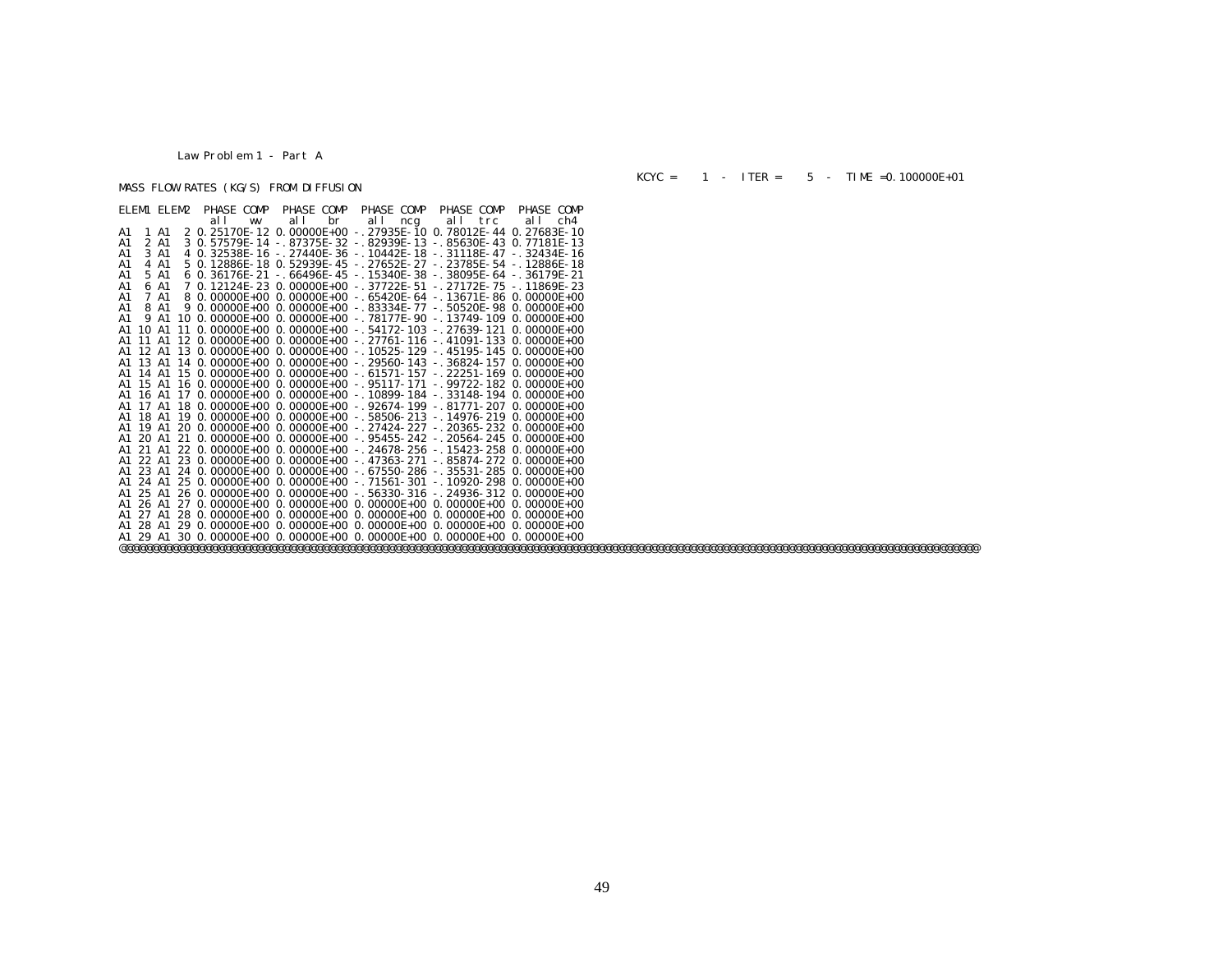Law Problem 1 - Part A

KCYC = 1 - ITER = 5 - TIME =0.100000E+01

MASS FLOW RATES (KG/S) FROM DIFFUSION

```
ELEM1 ELEM2  PHASE COMP   PHASE COMP   PHASE COMP   PHASE COMP   PHASE COMP
              all   wv     all   br     all  ncg     all  trc     all  ch4
A1  1 A1  2 0.25170E-12 0.00000E+00 -.27935E-10 0.78012E-44 0.27683E-10
A1  2 A1  3 0.57579E-14 -.87375E-32 -.82939E-13 -.85630E-43 0.77181E-13
A1  3 A1  4 0.32538E-16 -.27440E-36 -.10442E-18 -.31118E-47 -.32434E-16
A1  4 A1  5 0.12886E-18 0.52939E-45 -.27652E-27 -.23785E-54 -.12886E-18
A1  5 A1  6 0.36176E-21 -.66496E-45 -.15340E-38 -.38095E-64 -.36179E-21
A1  6 A1  7 0.12124E-23 0.00000E+00 -.37722E-51 -.27172E-75 -.11869E-23
A1  7 A1  8 0.00000E+00 0.00000E+00 -.65420E-64 -.13671E-86 0.00000E+00
A1  8 A1  9 0.00000E+00 0.00000E+00 -.83334E-77 -.50520E-98 0.00000E+00
A1  9 A1 10 0.00000E+00 0.00000E+00 -.78177E-90 -.13749-109 0.00000E+00
A1 10 A1 11 0.00000E+00 0.00000E+00 -.54172-103 -.27639-121 0.00000E+00
A1 11 A1 12 0.00000E+00 0.00000E+00 -.27761-116 -.41091-133 0.00000E+00
A1 12 A1 13 0.00000E+00 0.00000E+00 -.10525-129 -.45195-145 0.00000E+00
A1 13 A1 14 0.00000E+00 0.00000E+00 -.29560-143 -.36824-157 0.00000E+00
A1 14 A1 15 0.00000E+00 0.00000E+00 -.61571-157 -.22251-169 0.00000E+00
A1 15 A1 16 0.00000E+00 0.00000E+00 -.95117-171 -.99722-182 0.00000E+00
A1 16 A1 17 0.00000E+00 0.00000E+00 -.10899-184 -.33148-194 0.00000E+00
A1 17 A1 18 0.00000E+00 0.00000E+00 -.92674-199 -.81771-207 0.00000E+00
A1 18 A1 19 0.00000E+00 0.00000E+00 -.58506-213 -.14976-219 0.00000E+00
A1 19 A1 20 0.00000E+00 0.00000E+00 -.27424-227 -.20365-232 0.00000E+00
A1 20 A1 21 0.00000E+00 0.00000E+00 -.95455-242 -.20564-245 0.00000E+00
A1 21 A1 22 0.00000E+00 0.00000E+00 -.24678-256 -.15423-258 0.00000E+00
A1 22 A1 23 0.00000E+00 0.00000E+00 -.47363-271 -.85874-272 0.00000E+00
A1 23 A1 24 0.00000E+00 0.00000E+00 -.67550-286 -.35531-285 0.00000E+00
A1 24 A1 25 0.00000E+00 0.00000E+00 -.71561-301 -.10920-298 0.00000E+00
A1 25 A1 26 0.00000E+00 0.00000E+00 -.56330-316 -.24936-312 0.00000E+00
A1 26 A1 27 0.00000E+00 0.00000E+00 0.00000E+00 0.00000E+00 0.00000E+00
A1 27 A1 28 0.00000E+00 0.00000E+00 0.00000E+00 0.00000E+00 0.00000E+00
A1 28 A1 29 0.00000E+00 0.00000E+00 0.00000E+00 0.00000E+00 0.00000E+00
A1 29 A1 30 0.00000E+00 0.00000E+00 0.00000E+00 0.00000E+00 0.00000E+00
@@@@@@@@@@@@@@@@@@@@@@@@@@@@@@@@@@@@@@@@@@@@@@@@@@@@@@@@@@@@@@@@@@@@@@@@@@@@@@@@@@@@@@@@@@@@@@@@@@@@@@@@@@@@@@@@@@@@@@@@@@@@@@@@@@@@
```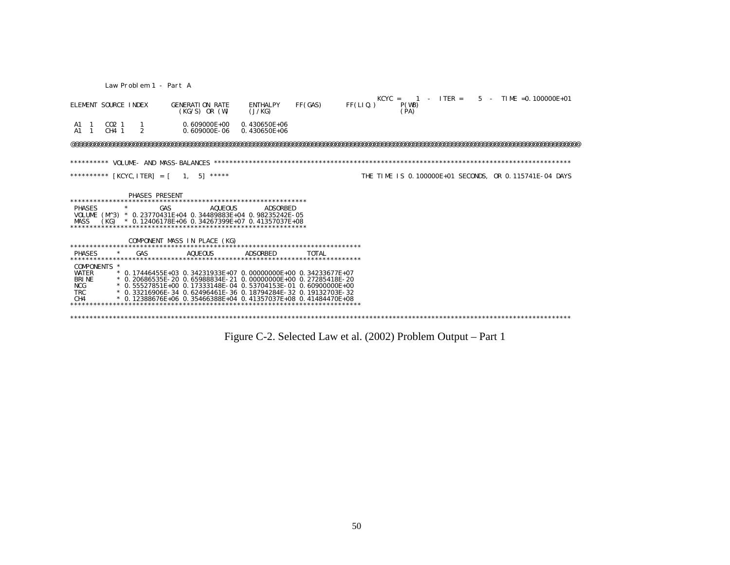```
          Law Problem 1 - Part A
                                                                                    KCYC =    1  -  ITER =    5  -  TIME =0.100000E+01
ELEMENT SOURCE INDEX      GENERATION RATE     ENTHALPY    FF(GAS)     FF(LIQ.)      P(WB)
                            (KG/S) OR (W)     (J/KG)                                (PA)

 A1  1   CO2 1     1          0.609000E+00   0.430650E+06
 A1  1   CH4 1     2          0.609000E-06   0.430650E+06

@@@@@@@@@@@@@@@@@@@@@@@@@@@@@@@@@@@@@@@@@@@@@@@@@@@@@@@@@@@@@@@@@@@@@@@@@@@@@@@@@@@@@@@@@@@@@@@@@@@@@@@@@@@@@@@@@@@@@@@@@@@@@@@@@@@@@@@@@


********** VOLUME- AND MASS-BALANCES ********************************************************************************************

********** [KCYC,ITER] = [    1,    5] *****                                    THE TIME IS 0.100000E+01 SECONDS, OR 0.115741E-04 DAYS


               PHASES PRESENT
***************************************************************
 PHASES       *        GAS          AQUEOUS       ADSORBED
 VOLUME (M^3) * 0.23770431E+04 0.34489883E+04 0.98235242E-05
 MASS   (KG)  * 0.12406178E+06 0.34267399E+07 0.41357037E+08
***************************************************************

               COMPONENT MASS IN PLACE (KG)
****************************************************************************
 PHASES     *    GAS          AQUEOUS        ADSORBED        TOTAL
****************************************************************************
 COMPONENTS *
 WATER      * 0.17446455E+03 0.34231933E+07 0.00000000E+00 0.34233677E+07
 BRINE      * 0.20686535E-20 0.65988834E-21 0.00000000E+00 0.27285418E-20
 NCG        * 0.55527851E+00 0.17333148E-04 0.53704153E-01 0.60900000E+00
 TRC        * 0.33216906E-34 0.62496461E-36 0.18794284E-32 0.19132703E-32
 CH4        * 0.12388676E+06 0.35466388E+04 0.41357037E+08 0.41484470E+08
****************************************************************************

*********************************************************************************************************************************
```

Figure C-2. Selected Law et al. (2002) Problem Output – Part 1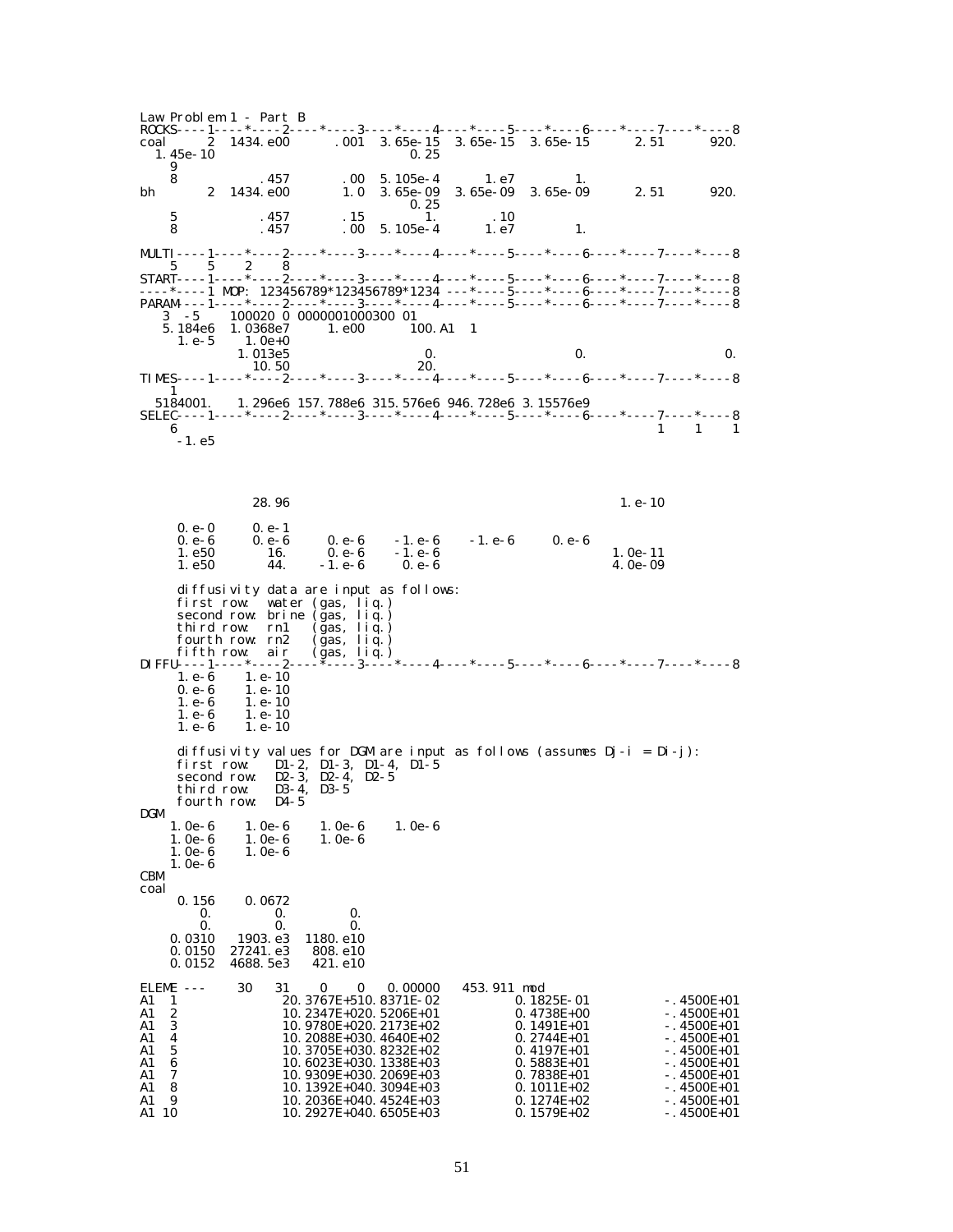```
Law Problem 1 - Part B
ROCKS----1----*----2----*----3----*----4----*----5----*----6----*----7----*----8
coal       2  1434.e00        .001  3.65e-15  3.65e-15  3.65e-15       2.51       920.
   1.45e-10                                0.25
    9
    8            .457         .00  5.105e-4      1.e7         1.
bh         2  1434.e00        1.0  3.65e-09  3.65e-09  3.65e-09       2.51       920.
                                   0.25
    5            .457         .15        1.       .10
    8            .457         .00  5.105e-4      1.e7         1.

MULTI----1----*----2----*----3----*----4----*----5----*----6----*----7----*----8
    5    5    2    8
START----1----*----2----*----3----*----4----*----5----*----6----*----7----*----8
----*----1 MOP: 123456789*123456789*1234 ---*----5----*----6----*----7----*----8
PARAM----1----*----2----*----3----*----4----*----5----*----6----*----7----*----8
   3  -5     100020 0 0000001000300 01
   5.184e6  1.0368e7      1.e00       100.A1   1
     1.e-5     1.0e+0
             1.013e5                   0.                   0.                  0.
               10.50                  20.
TIMES----1----*----2----*----3----*----4----*----5----*----6----*----7----*----8
    1
  5184001.     1.296e6 157.788e6 315.576e6 946.728e6 3.15576e9
SELEC----1----*----2----*----3----*----4----*----5----*----6----*----7----*----8
    6                                                                 1     1     1
     -1.e5




               28.96                                              1.e-10

     0.e-0       0.e-1
     0.e-6       0.e-6       0.e-6     -1.e-6     -1.e-6      0.e-6
     1.e50         16.       0.e-6     -1.e-6                             1.0e-11
     1.e50         44.      -1.e-6      0.e-6                             4.0e-09

     diffusivity data are input as follows:
     first row:  water (gas, liq.)
     second row: brine (gas, liq.)
     third row:  rn1   (gas, liq.)
     fourth row: rn2   (gas, liq.)
     fifth row:  air   (gas, liq.)
DIFFU----1----*----2----*----3----*----4----*----5----*----6----*----7----*----8
     1.e-6     1.e-10
     0.e-6     1.e-10
     1.e-6     1.e-10
     1.e-6     1.e-10
     1.e-6     1.e-10

     diffusivity values for DGM are input as follows (assumes Dj-i = Di-j):
     first row:    D1-2, D1-3, D1-4, D1-5
     second row:   D2-3, D2-4, D2-5
     third row:    D3-4, D3-5
     fourth row:   D4-5
DGM
    1.0e-6     1.0e-6     1.0e-6     1.0e-6
    1.0e-6     1.0e-6     1.0e-6
    1.0e-6     1.0e-6
    1.0e-6
CBM
coal
     0.156     0.0672
        0.          0.          0.
        0.          0.          0.
    0.0310    1903.e3   1180.e10
    0.0150   27241.e3    808.e10
    0.0152   4688.5e3    421.e10

ELEME ---      30    31     0     0    0.00000    453.911 mod
A1  1                 20.3767E+510.8371E-02          0.1825E-01           -.4500E+01
A1  2                 10.2347E+020.5206E+01          0.4738E+00           -.4500E+01
A1  3                 10.9780E+020.2173E+02          0.1491E+01           -.4500E+01
A1  4                 10.2088E+030.4640E+02          0.2744E+01           -.4500E+01
A1  5                 10.3705E+030.8232E+02          0.4197E+01           -.4500E+01
A1  6                 10.6023E+030.1338E+03          0.5883E+01           -.4500E+01
A1  7                 10.9309E+030.2069E+03          0.7838E+01           -.4500E+01
A1  8                 10.1392E+040.3094E+03          0.1011E+02           -.4500E+01
A1  9                 10.2036E+040.4524E+03          0.1274E+02           -.4500E+01
A1 10                 10.2927E+040.6505E+03          0.1579E+02           -.4500E+01
```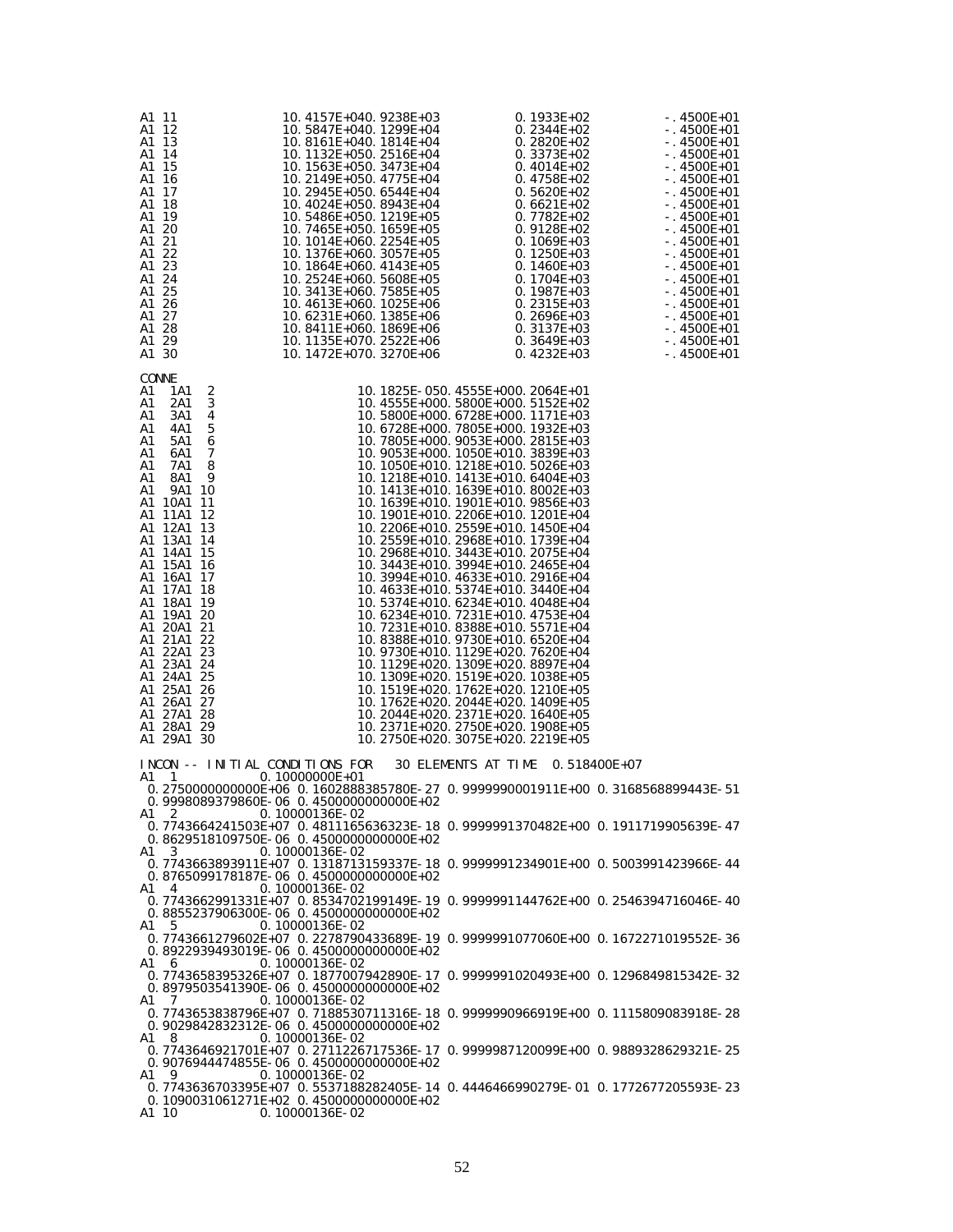```
A1 11          10.4157E+040.9238E+03          0.1933E+02          -.4500E+01
A1 12          10.5847E+040.1299E+04          0.2344E+02          -.4500E+01
A1 13          10.8161E+040.1814E+04          0.2820E+02          -.4500E+01
A1 14          10.1132E+050.2516E+04          0.3373E+02          -.4500E+01
A1 15          10.1563E+050.3473E+04          0.4014E+02          -.4500E+01
A1 16          10.2149E+050.4775E+04          0.4758E+02          -.4500E+01
A1 17          10.2945E+050.6544E+04          0.5620E+02          -.4500E+01
A1 18          10.4024E+050.8943E+04          0.6621E+02          -.4500E+01
A1 19          10.5486E+050.1219E+05          0.7782E+02          -.4500E+01
A1 20          10.7465E+050.1659E+05          0.9128E+02          -.4500E+01
A1 21          10.1014E+060.2254E+05          0.1069E+03          -.4500E+01
A1 22          10.1376E+060.3057E+05          0.1250E+03          -.4500E+01
A1 23          10.1864E+060.4143E+05          0.1460E+03          -.4500E+01
A1 24          10.2524E+060.5608E+05          0.1704E+03          -.4500E+01
A1 25          10.3413E+060.7585E+05          0.1987E+03          -.4500E+01
A1 26          10.4613E+060.1025E+06          0.2315E+03          -.4500E+01
A1 27          10.6231E+060.1385E+06          0.2696E+03          -.4500E+01
A1 28          10.8411E+060.1869E+06          0.3137E+03          -.4500E+01
A1 29          10.1135E+070.2522E+06          0.3649E+03          -.4500E+01
A1 30          10.1472E+070.3270E+06          0.4232E+03          -.4500E+01

CONNE
A1  1A1  2               10.1825E-050.4555E+000.2064E+01
A1  2A1  3               10.4555E+000.5800E+000.5152E+02
A1  3A1  4               10.5800E+000.6728E+000.1171E+03
A1  4A1  5               10.6728E+000.7805E+000.1932E+03
A1  5A1  6               10.7805E+000.9053E+000.2815E+03
A1  6A1  7               10.9053E+000.1050E+010.3839E+03
A1  7A1  8               10.1050E+010.1218E+010.5026E+03
A1  8A1  9               10.1218E+010.1413E+010.6404E+03
A1  9A1 10               10.1413E+010.1639E+010.8002E+03
A1 10A1 11               10.1639E+010.1901E+010.9856E+03
A1 11A1 12               10.1901E+010.2206E+010.1201E+04
A1 12A1 13               10.2206E+010.2559E+010.1450E+04
A1 13A1 14               10.2559E+010.2968E+010.1739E+04
A1 14A1 15               10.2968E+010.3443E+010.2075E+04
A1 15A1 16               10.3443E+010.3994E+010.2465E+04
A1 16A1 17               10.3994E+010.4633E+010.2916E+04
A1 17A1 18               10.4633E+010.5374E+010.3440E+04
A1 18A1 19               10.5374E+010.6234E+010.4048E+04
A1 19A1 20               10.6234E+010.7231E+010.4753E+04
A1 20A1 21               10.7231E+010.8388E+010.5571E+04
A1 21A1 22               10.8388E+010.9730E+010.6520E+04
A1 22A1 23               10.9730E+010.1129E+020.7620E+04
A1 23A1 24               10.1129E+020.1309E+020.8897E+04
A1 24A1 25               10.1309E+020.1519E+020.1038E+05
A1 25A1 26               10.1519E+020.1762E+020.1210E+05
A1 26A1 27               10.1762E+020.2044E+020.1409E+05
A1 27A1 28               10.2044E+020.2371E+020.1640E+05
A1 28A1 29               10.2371E+020.2750E+020.1908E+05
A1 29A1 30               10.2750E+020.3075E+020.2219E+05

INCON -- INITIAL CONDITIONS FOR   30 ELEMENTS AT TIME  0.518400E+07
A1  1            0.10000000E+01
 0.2750000000000E+06 0.1602888385780E-27 0.9999990001911E+00 0.3168568899443E-51
 0.9998089379860E-06 0.4500000000000E+02
A1  2            0.10000136E-02
 0.7743664241503E+07 0.4811165636323E-18 0.9999991370482E+00 0.1911719905639E-47
 0.8629518109750E-06 0.4500000000000E+02
A1  3            0.10000136E-02
 0.7743663893911E+07 0.1318713159337E-18 0.9999991234901E+00 0.5003991423966E-44
 0.8765099178187E-06 0.4500000000000E+02
A1  4            0.10000136E-02
 0.7743662991331E+07 0.8534702199149E-19 0.9999991144762E+00 0.2546394716046E-40
 0.8855237906300E-06 0.4500000000000E+02
A1  5            0.10000136E-02
 0.7743661279602E+07 0.2278790433689E-19 0.9999991077060E+00 0.1672271019552E-36
 0.8922939493019E-06 0.4500000000000E+02
A1  6            0.10000136E-02
 0.7743658395326E+07 0.1877007942890E-17 0.9999991020493E+00 0.1296849815342E-32
 0.8979503541390E-06 0.4500000000000E+02
A1  7            0.10000136E-02
 0.7743653838796E+07 0.7188530711316E-18 0.9999990966919E+00 0.1115809083918E-28
 0.9029842832312E-06 0.4500000000000E+02
A1  8            0.10000136E-02
 0.7743646921701E+07 0.2711226717536E-17 0.9999987120099E+00 0.9889328629321E-25
 0.9076944474855E-06 0.4500000000000E+02
A1  9            0.10000136E-02
 0.7743636703395E+07 0.5537188224405E-14 0.4446466990279E-01 0.1772677205593E-23
 0.1090031061271E+02 0.4500000000000E+02
A1 10            0.10000136E-02
```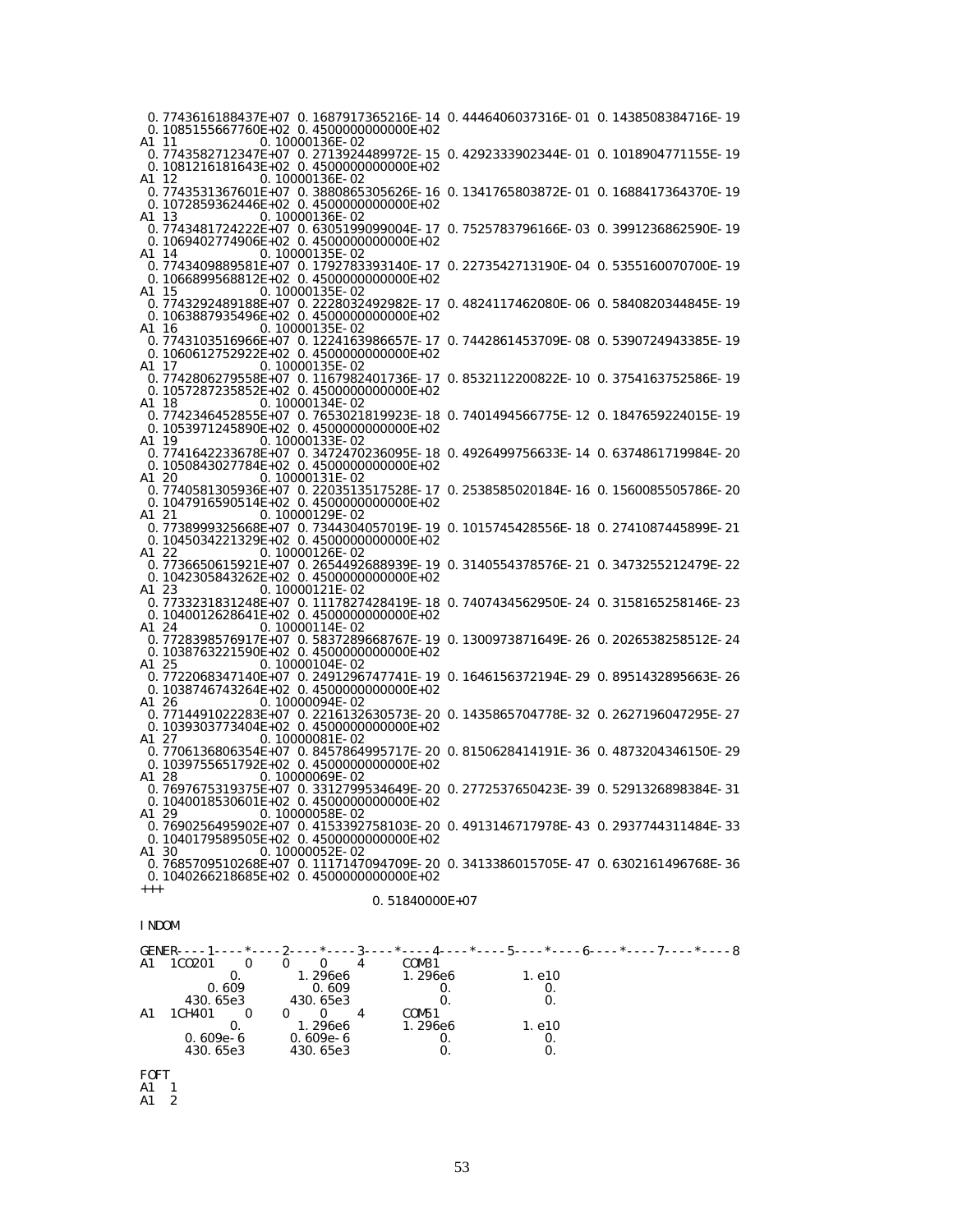```
 0.7743616188437E+07  0.1687917365216E-14  0.4446406037316E-01  0.1438508384716E-19
 0.1085155667760E+02  0.4500000000000E+02
A1 11                 0.10000136E-02
 0.7743582712347E+07  0.2713924489972E-15  0.4292333902344E-01  0.1018904771155E-19
 0.1081216181643E+02  0.4500000000000E+02
A1 12                 0.10000136E-02
 0.7743531367601E+07  0.3880865305626E-16  0.1341765803872E-01  0.1688417364370E-19
 0.1072859362446E+02  0.4500000000000E+02
A1 13                 0.10000136E-02
 0.7743481724222E+07  0.6305199099004E-17  0.7525783796166E-03  0.3991236862590E-19
 0.1069402774906E+02  0.4500000000000E+02
A1 14                 0.10000135E-02
 0.7743409889581E+07  0.1792783393140E-17  0.2273542713190E-04  0.5355160070700E-19
 0.1066899568812E+02  0.4500000000000E+02
A1 15                 0.10000135E-02
 0.7743292489188E+07  0.2228032492982E-17  0.4824117462080E-06  0.5840820344845E-19
 0.1063887935496E+02  0.4500000000000E+02
A1 16                 0.10000135E-02
 0.7743103516966E+07  0.1224163986657E-17  0.7442861453709E-08  0.5390724943385E-19
 0.1060612752922E+02  0.4500000000000E+02
A1 17                 0.10000135E-02
 0.7742806279558E+07  0.1167982401736E-17  0.8532112200822E-10  0.3754163752586E-19
 0.1057287235852E+02  0.4500000000000E+02
A1 18                 0.10000134E-02
 0.7742346452855E+07  0.7653021819923E-18  0.7401494566775E-12  0.1847659224015E-19
 0.1053971245890E+02  0.4500000000000E+02
A1 19                 0.10000133E-02
 0.7741642233678E+07  0.3472470236095E-18  0.4926499756633E-14  0.6374861719984E-20
 0.1050843027784E+02  0.4500000000000E+02
A1 20                 0.10000131E-02
 0.7740581305936E+07  0.2203513517528E-17  0.2538585020184E-16  0.1560085505786E-20
 0.1047916590514E+02  0.4500000000000E+02
A1 21                 0.10000129E-02
 0.7738999325668E+07  0.7344304057019E-19  0.1015745428556E-18  0.2741087445899E-21
 0.1045034221329E+02  0.4500000000000E+02
A1 22                 0.10000126E-02
 0.7736650615921E+07  0.2654492688939E-19  0.3140554378576E-21  0.3473255212479E-22
 0.1042305843262E+02  0.4500000000000E+02
A1 23                 0.10000121E-02
 0.7733231831248E+07  0.1117827428419E-18  0.7407434562950E-24  0.3158165258146E-23
 0.1040012628641E+02  0.4500000000000E+02
A1 24                 0.10000114E-02
 0.7728398576917E+07  0.5837289668767E-19  0.1300973871649E-26  0.2026538258512E-24
 0.1038763221590E+02  0.4500000000000E+02
A1 25                 0.10000104E-02
 0.7722068347140E+07  0.2491296747741E-19  0.1646156372194E-29  0.8951432895663E-26
 0.1038746743264E+02  0.4500000000000E+02
A1 26                 0.10000094E-02
 0.7714491022283E+07  0.2216132630573E-20  0.1435865704778E-32  0.2627196047295E-27
 0.1039303773404E+02  0.4500000000000E+02
A1 27                 0.10000081E-02
 0.7706136806354E+07  0.8457864995717E-20  0.8150628414191E-36  0.4873204346150E-29
 0.1039755651792E+02  0.4500000000000E+02
A1 28                 0.10000069E-02
 0.7697675319375E+07  0.3312799534649E-20  0.2772537650423E-39  0.5291326898384E-31
 0.1040018530601E+02  0.4500000000000E+02
A1 29                 0.10000058E-02
 0.7690256495902E+07  0.4153392758103E-20  0.4913146717978E-43  0.2937744311484E-33
 0.1040179589505E+02  0.4500000000000E+02
A1 30                 0.10000052E-02
 0.7685709510268E+07  0.1117147094709E-20  0.3413386015705E-47  0.6302161496768E-36
 0.1040266218685E+02  0.4500000000000E+02
+++
                                   0.51840000E+07

INDOM

GENER----1----*----2----*----3----*----4----*----5----*----6----*----7----*----8
A1  1CO201     0     0     0    4      COM31
             0.          1.296e6        1.296e6          1.e10
         0.609         0.609             0.               0.
      430.65e3      430.65e3             0.               0.
A1  1CH401     0     0     0    4      COM51
             0.          1.296e6        1.296e6          1.e10
      0.609e-6      0.609e-6             0.               0.
      430.65e3      430.65e3             0.               0.

FOFT
A1  1
A1  2
```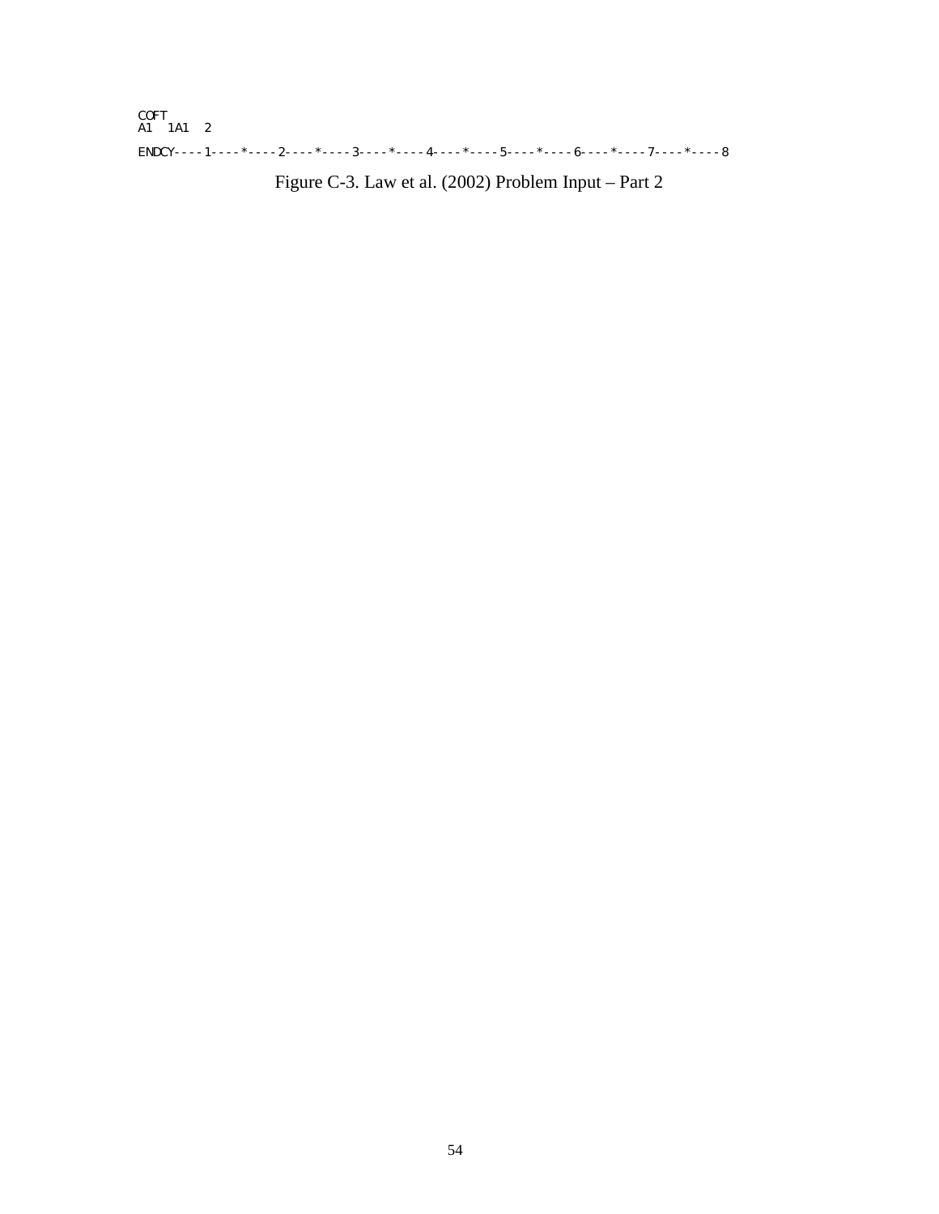```
COFT
A1   1A1   2
ENDCY----1----*----2----*----3----*----4----*----5----*----6----*----7----*----8
```

Figure C-3. Law et al. (2002) Problem Input – Part 2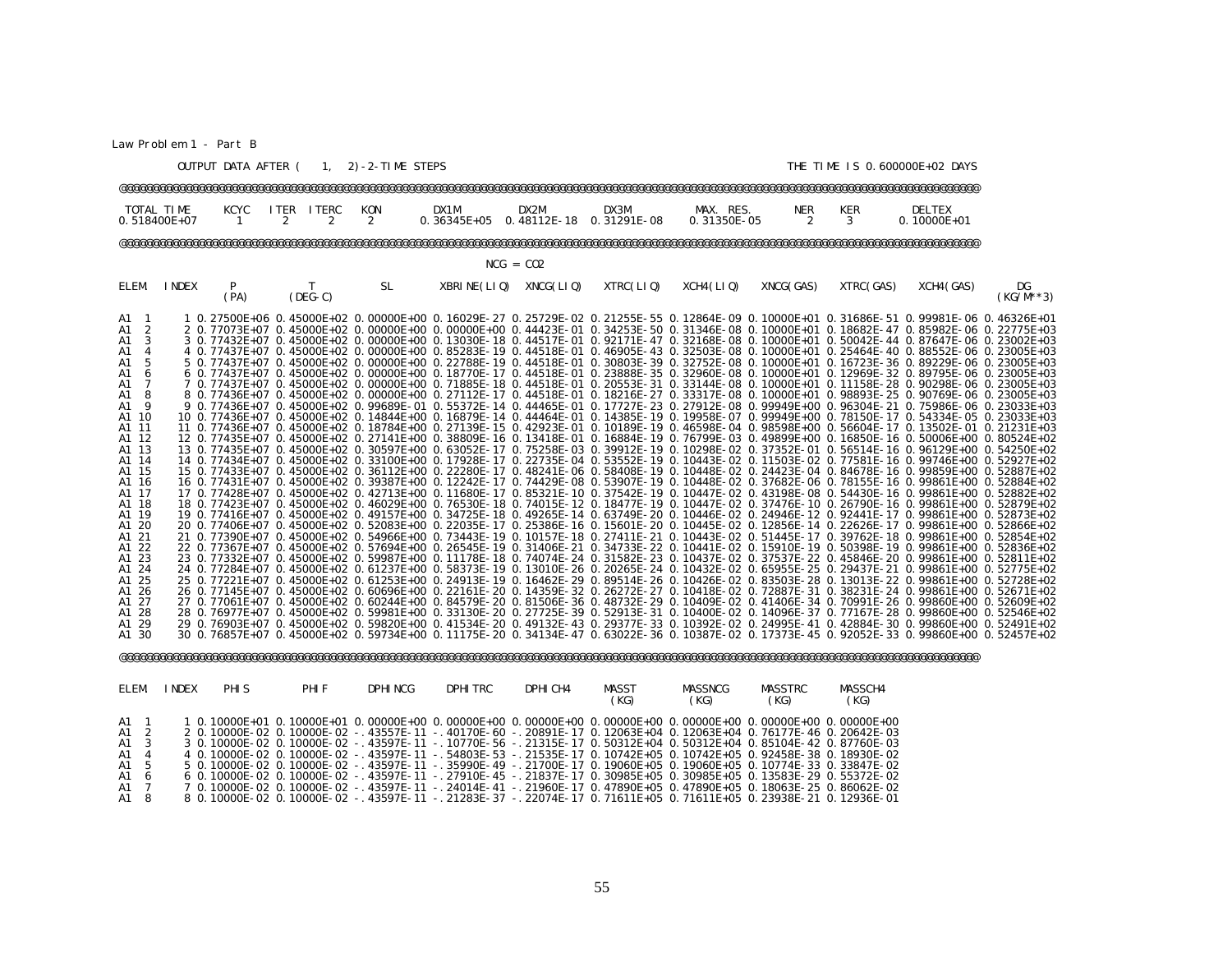Law Problem 1 - Part B

OUTPUT DATA AFTER ( 1, 2)-2-TIME STEPS THE TIME IS 0.600000E+02 DAYS

@@@@@@@@@@@@@@@@@@@@@@@@@@@@@@@@@@@@@@@@@@@@@@@@@@@@@@@@@@@@@@@@@@@@@@@@@@@@@@@@@@@@@@@@@@@@@@@@@@@@@@@@@@@@@@@@@@@@@@@@@@@@@@@@@@@@@@

| TOTAL TIME | KCYC | ITER | ITERC | KON | DX1M | DX2M | DX3M | MAX. RES. | NER | KER | DELTEX |
|---|---|---|---|---|---|---|---|---|---|---|---|
| 0.518400E+07 | 1 | 2 | 2 | 2 | 0.36345E+05 | 0.48112E-18 | 0.31291E-08 | 0.31350E-05 | 2 | 3 | 0.10000E+01 |

@@@@@@@@@@@@@@@@@@@@@@@@@@@@@@@@@@@@@@@@@@@@@@@@@@@@@@@@@@@@@@@@@@@@@@@@@@@@@@@@@@@@@@@@@@@@@@@@@@@@@@@@@@@@@@@@@@@@@@@@@@@@@@@@@@@@@@

NCG = CO2

| ELEM. | INDEX | P (PA) | T (DEG-C) | SL | XBRINE(LIQ) | XNCG(LIQ) | XTRC(LIQ) | XCH4(LIQ) | XNCG(GAS) | XTRC(GAS) | XCH4(GAS) | DG (KG/M**3) |
|---|---|---|---|---|---|---|---|---|---|---|---|---|
| A1 1 | 1 | 0.27500E+06 | 0.45000E+02 | 0.00000E+00 | 0.16029E-27 | 0.25729E-02 | 0.21255E-55 | 0.12864E-09 | 0.10000E+01 | 0.31686E-51 | 0.99981E-06 | 0.46326E+01 |
| A1 2 | 2 | 0.77073E+07 | 0.45000E+02 | 0.00000E+00 | 0.00000E+00 | 0.44423E-01 | 0.34253E-50 | 0.31346E-08 | 0.10000E+01 | 0.18682E-47 | 0.85982E-06 | 0.22775E+03 |
| A1 3 | 3 | 0.77432E+07 | 0.45000E+02 | 0.00000E+00 | 0.13030E-18 | 0.44517E-01 | 0.92171E-47 | 0.32168E-08 | 0.10000E+01 | 0.50042E-44 | 0.87647E-06 | 0.23002E+03 |
| A1 4 | 4 | 0.77437E+07 | 0.45000E+02 | 0.00000E+00 | 0.85283E-19 | 0.44518E-01 | 0.46905E-43 | 0.32503E-08 | 0.10000E+01 | 0.25464E-40 | 0.88552E-06 | 0.23005E+03 |
| A1 5 | 5 | 0.77437E+07 | 0.45000E+02 | 0.00000E+00 | 0.22788E-19 | 0.44518E-01 | 0.30803E-39 | 0.32752E-08 | 0.10000E+01 | 0.16723E-36 | 0.89229E-06 | 0.23005E+03 |
| A1 6 | 6 | 0.77437E+07 | 0.45000E+02 | 0.00000E+00 | 0.18770E-17 | 0.44518E-01 | 0.23888E-35 | 0.32960E-08 | 0.10000E+01 | 0.12969E-32 | 0.89795E-06 | 0.23005E+03 |
| A1 7 | 7 | 0.77437E+07 | 0.45000E+02 | 0.00000E+00 | 0.71885E-18 | 0.44518E-01 | 0.20553E-31 | 0.33144E-08 | 0.10000E+01 | 0.11158E-28 | 0.90298E-06 | 0.23005E+03 |
| A1 8 | 8 | 0.77436E+07 | 0.45000E+02 | 0.00000E+00 | 0.27112E-17 | 0.44518E-01 | 0.18216E-27 | 0.33317E-08 | 0.10000E+01 | 0.98893E-25 | 0.90769E-06 | 0.23005E+03 |
| A1 9 | 9 | 0.77436E+07 | 0.45000E+02 | 0.99689E-01 | 0.55372E-14 | 0.44465E-01 | 0.17727E-23 | 0.27912E-08 | 0.99949E+00 | 0.96304E-21 | 0.75986E-06 | 0.23033E+03 |
| A1 10 | 10 | 0.77436E+07 | 0.45000E+02 | 0.14844E+00 | 0.16879E-14 | 0.44464E-01 | 0.14385E-19 | 0.19958E-07 | 0.99949E+00 | 0.78150E-17 | 0.54334E-05 | 0.23033E+03 |
| A1 11 | 11 | 0.77436E+07 | 0.45000E+02 | 0.18784E+00 | 0.27139E-15 | 0.42923E-01 | 0.10189E-19 | 0.46598E-04 | 0.98598E+00 | 0.56604E-17 | 0.13502E-01 | 0.21231E+03 |
| A1 12 | 12 | 0.77435E+07 | 0.45000E+02 | 0.27141E+00 | 0.38809E-16 | 0.13418E-01 | 0.16884E-19 | 0.76799E-03 | 0.49899E+00 | 0.16850E-16 | 0.50006E+00 | 0.80524E+02 |
| A1 13 | 13 | 0.77435E+07 | 0.45000E+02 | 0.30597E+00 | 0.63052E-17 | 0.75258E-03 | 0.39912E-19 | 0.10298E-02 | 0.37352E-01 | 0.56514E-16 | 0.96129E+00 | 0.54250E+02 |
| A1 14 | 14 | 0.77434E+07 | 0.45000E+02 | 0.33100E+00 | 0.17928E-17 | 0.22735E-04 | 0.53552E-19 | 0.10443E-02 | 0.11503E-02 | 0.77581E-16 | 0.99746E+00 | 0.52927E+02 |
| A1 15 | 15 | 0.77433E+07 | 0.45000E+02 | 0.36112E+00 | 0.22280E-17 | 0.48241E-06 | 0.58408E-19 | 0.10448E-02 | 0.24423E-04 | 0.84678E-16 | 0.99859E+00 | 0.52887E+02 |
| A1 16 | 16 | 0.77431E+07 | 0.45000E+02 | 0.39387E+00 | 0.12242E-17 | 0.74429E-08 | 0.53907E-19 | 0.10448E-02 | 0.37682E-06 | 0.78155E-16 | 0.99861E+00 | 0.52884E+02 |
| A1 17 | 17 | 0.77428E+07 | 0.45000E+02 | 0.42713E+00 | 0.11680E-17 | 0.85321E-10 | 0.37542E-19 | 0.10447E-02 | 0.43198E-08 | 0.54430E-16 | 0.99861E+00 | 0.52882E+02 |
| A1 18 | 18 | 0.77423E+07 | 0.45000E+02 | 0.46029E+00 | 0.76530E-18 | 0.74015E-12 | 0.18477E-19 | 0.10447E-02 | 0.37476E-10 | 0.26790E-16 | 0.99861E+00 | 0.52879E+02 |
| A1 19 | 19 | 0.77416E+07 | 0.45000E+02 | 0.49157E+00 | 0.34725E-18 | 0.49265E-14 | 0.63749E-20 | 0.10446E-02 | 0.24946E-12 | 0.92441E-17 | 0.99861E+00 | 0.52873E+02 |
| A1 20 | 20 | 0.77406E+07 | 0.45000E+02 | 0.52083E+00 | 0.22035E-17 | 0.25386E-16 | 0.15601E-20 | 0.10445E-02 | 0.12856E-14 | 0.22626E-17 | 0.99861E+00 | 0.52866E+02 |
| A1 21 | 21 | 0.77390E+07 | 0.45000E+02 | 0.54966E+00 | 0.73443E-19 | 0.10157E-18 | 0.27411E-21 | 0.10443E-02 | 0.51445E-17 | 0.39762E-18 | 0.99861E+00 | 0.52854E+02 |
| A1 22 | 22 | 0.77367E+07 | 0.45000E+02 | 0.57694E+00 | 0.26545E-19 | 0.31406E-21 | 0.34733E-22 | 0.10441E-02 | 0.15910E-19 | 0.50398E-19 | 0.99861E+00 | 0.52836E+02 |
| A1 23 | 23 | 0.77332E+07 | 0.45000E+02 | 0.59987E+00 | 0.11178E-18 | 0.74074E-24 | 0.31582E-23 | 0.10437E-02 | 0.37537E-22 | 0.45846E-20 | 0.99861E+00 | 0.52811E+02 |
| A1 24 | 24 | 0.77284E+07 | 0.45000E+02 | 0.61237E+00 | 0.58373E-19 | 0.13010E-26 | 0.20265E-24 | 0.10432E-02 | 0.65955E-25 | 0.29437E-21 | 0.99861E+00 | 0.52775E+02 |
| A1 25 | 25 | 0.77221E+07 | 0.45000E+02 | 0.61253E+00 | 0.24913E-19 | 0.16462E-29 | 0.89514E-26 | 0.10426E-02 | 0.83503E-28 | 0.13013E-22 | 0.99861E+00 | 0.52728E+02 |
| A1 26 | 26 | 0.77145E+07 | 0.45000E+02 | 0.60696E+00 | 0.22161E-20 | 0.14359E-32 | 0.26272E-27 | 0.10418E-02 | 0.72887E-31 | 0.38231E-24 | 0.99861E+00 | 0.52671E+02 |
| A1 27 | 27 | 0.77061E+07 | 0.45000E+02 | 0.60244E+00 | 0.84579E-20 | 0.81506E-36 | 0.48732E-29 | 0.10409E-02 | 0.41406E-34 | 0.70991E-26 | 0.99860E+00 | 0.52609E+02 |
| A1 28 | 28 | 0.76977E+07 | 0.45000E+02 | 0.59981E+00 | 0.33130E-20 | 0.27725E-39 | 0.52913E-31 | 0.10400E-02 | 0.14096E-37 | 0.77167E-28 | 0.99860E+00 | 0.52546E+02 |
| A1 29 | 29 | 0.76903E+07 | 0.45000E+02 | 0.59820E+00 | 0.41534E-20 | 0.49132E-43 | 0.29377E-33 | 0.10392E-02 | 0.24995E-41 | 0.42884E-30 | 0.99860E+00 | 0.52491E+02 |
| A1 30 | 30 | 0.76857E+07 | 0.45000E+02 | 0.59734E+00 | 0.11175E-20 | 0.34134E-47 | 0.63022E-36 | 0.10387E-02 | 0.17373E-45 | 0.92052E-33 | 0.99860E+00 | 0.52457E+02 |

@@@@@@@@@@@@@@@@@@@@@@@@@@@@@@@@@@@@@@@@@@@@@@@@@@@@@@@@@@@@@@@@@@@@@@@@@@@@@@@@@@@@@@@@@@@@@@@@@@@@@@@@@@@@@@@@@@@@@@@@@@@@@@@@@@@@@@@

| ELEM. | INDEX | PHIS | PHIF | DPHINCG | DPHITRC | DPHICH4 | MASST (KG) | MASSNCG (KG) | MASSTRC (KG) | MASSCH4 (KG) |
|---|---|---|---|---|---|---|---|---|---|---|
| A1 1 | 1 | 0.10000E+01 | 0.10000E+01 | 0.00000E+00 | 0.00000E+00 | 0.00000E+00 | 0.00000E+00 | 0.00000E+00 | 0.00000E+00 | 0.00000E+00 |
| A1 2 | 2 | 0.10000E-02 | 0.10000E-02 | -.43557E-11 | -.40170E-60 | -.20891E-17 | 0.12063E+04 | 0.12063E+04 | 0.76177E-46 | 0.20642E-03 |
| A1 3 | 3 | 0.10000E-02 | 0.10000E-02 | -.43597E-11 | -.10770E-56 | -.21315E-17 | 0.50312E+04 | 0.50312E+04 | 0.85104E-42 | 0.87760E-03 |
| A1 4 | 4 | 0.10000E-02 | 0.10000E-02 | -.43597E-11 | -.54803E-53 | -.21535E-17 | 0.10742E+05 | 0.10742E+05 | 0.92458E-38 | 0.18930E-02 |
| A1 5 | 5 | 0.10000E-02 | 0.10000E-02 | -.43597E-11 | -.35990E-49 | -.21700E-17 | 0.19060E+05 | 0.19060E+05 | 0.10774E-33 | 0.33847E-02 |
| A1 6 | 6 | 0.10000E-02 | 0.10000E-02 | -.43597E-11 | -.27910E-45 | -.21837E-17 | 0.30985E+05 | 0.30985E+05 | 0.13583E-29 | 0.55372E-02 |
| A1 7 | 7 | 0.10000E-02 | 0.10000E-02 | -.43597E-11 | -.24014E-41 | -.21960E-17 | 0.47890E+05 | 0.47890E+05 | 0.18063E-25 | 0.86062E-02 |
| A1 8 | 8 | 0.10000E-02 | 0.10000E-02 | -.43597E-11 | -.21283E-37 | -.22074E-17 | 0.71611E+05 | 0.71611E+05 | 0.23938E-21 | 0.12936E-01 |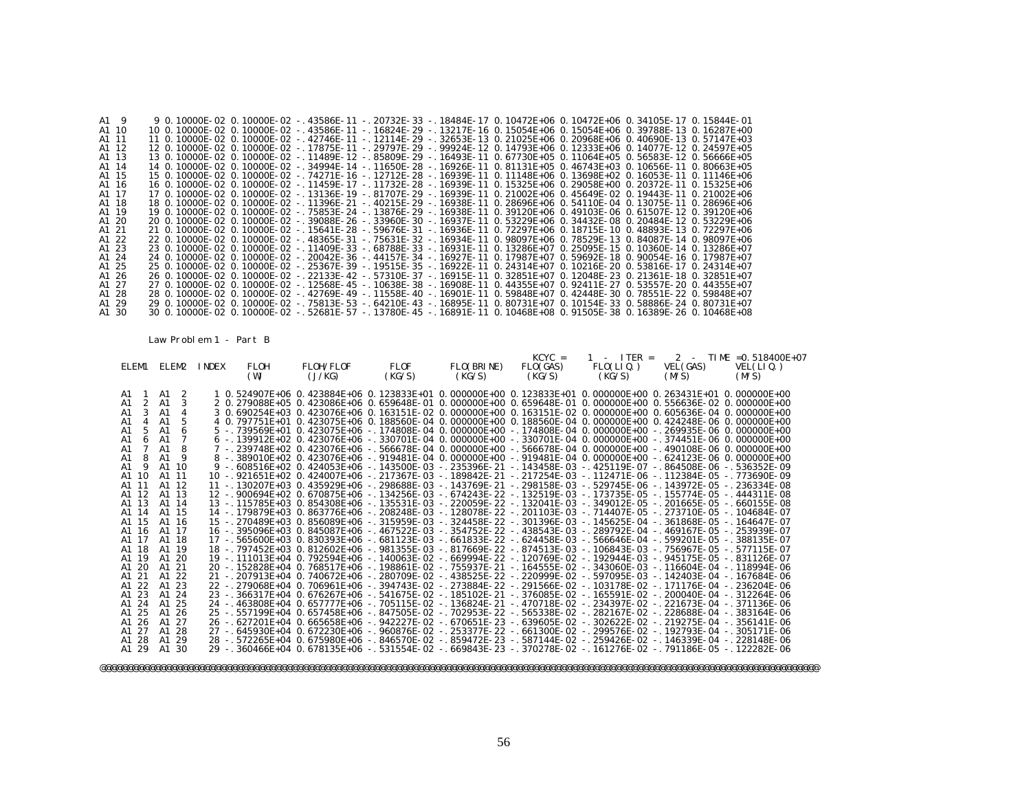```
A1  9       9 0.10000E-02 0.10000E-02 -.43586E-11 -.20732E-33 -.18484E-17 0.10472E+06 0.10472E+06 0.34105E-17 0.15844E-01
A1 10      10 0.10000E-02 0.10000E-02 -.43586E-11 -.16824E-29 -.13217E-16 0.15054E+06 0.15054E+06 0.39788E-13 0.16287E+00
A1 11      11 0.10000E-02 0.10000E-02 -.42746E-11 -.12114E-29 -.32653E-13 0.21025E+06 0.20968E+06 0.40690E-13 0.57147E+03
A1 12      12 0.10000E-02 0.10000E-02 -.17875E-11 -.29797E-29 -.99924E-12 0.14793E+06 0.12333E+06 0.14077E-12 0.24597E+05
A1 13      13 0.10000E-02 0.10000E-02 -.11489E-12 -.85809E-29 -.16493E-11 0.67730E+05 0.11064E+05 0.56583E-12 0.56666E+05
A1 14      14 0.10000E-02 0.10000E-02 -.34994E-14 -.11650E-28 -.16926E-11 0.81131E+05 0.46743E+03 0.10656E-11 0.80663E+05
A1 15      15 0.10000E-02 0.10000E-02 -.74271E-16 -.12712E-28 -.16939E-11 0.11148E+06 0.13698E+02 0.16053E-11 0.11146E+06
A1 16      16 0.10000E-02 0.10000E-02 -.11459E-17 -.11732E-28 -.16939E-11 0.15325E+06 0.29058E+00 0.20372E-11 0.15325E+06
A1 17      17 0.10000E-02 0.10000E-02 -.13136E-19 -.81707E-29 -.16939E-11 0.21002E+06 0.45649E-02 0.19443E-11 0.21002E+06
A1 18      18 0.10000E-02 0.10000E-02 -.11396E-21 -.40215E-29 -.16938E-11 0.28696E+06 0.54110E-04 0.13075E-11 0.28696E+06
A1 19      19 0.10000E-02 0.10000E-02 -.75853E-24 -.13876E-29 -.16938E-11 0.39120E+06 0.49103E-06 0.61507E-12 0.39120E+06
A1 20      20 0.10000E-02 0.10000E-02 -.39088E-26 -.33960E-30 -.16937E-11 0.53229E+06 0.34432E-08 0.20484E-12 0.53229E+06
A1 21      21 0.10000E-02 0.10000E-02 -.15641E-28 -.59676E-31 -.16936E-11 0.72297E+06 0.18715E-10 0.48893E-13 0.72297E+06
A1 22      22 0.10000E-02 0.10000E-02 -.48365E-31 -.75631E-32 -.16934E-11 0.98097E+06 0.78529E-13 0.84087E-14 0.98097E+06
A1 23      23 0.10000E-02 0.10000E-02 -.11409E-33 -.68788E-33 -.16931E-11 0.13286E+07 0.25095E-15 0.10360E-14 0.13286E+07
A1 24      24 0.10000E-02 0.10000E-02 -.20042E-36 -.44157E-34 -.16927E-11 0.17987E+07 0.59692E-18 0.90054E-16 0.17987E+07
A1 25      25 0.10000E-02 0.10000E-02 -.25367E-39 -.19515E-35 -.16922E-11 0.24314E+07 0.10216E-20 0.53816E-17 0.24314E+07
A1 26      26 0.10000E-02 0.10000E-02 -.22133E-42 -.57310E-37 -.16915E-11 0.32851E+07 0.12048E-23 0.21361E-18 0.32851E+07
A1 27      27 0.10000E-02 0.10000E-02 -.12568E-45 -.10638E-38 -.16908E-11 0.44355E+07 0.92411E-27 0.53557E-20 0.44355E+07
A1 28      28 0.10000E-02 0.10000E-02 -.42769E-49 -.11558E-40 -.16901E-11 0.59848E+07 0.42448E-30 0.78551E-22 0.59848E+07
A1 29      29 0.10000E-02 0.10000E-02 -.75813E-53 -.64210E-43 -.16895E-11 0.80731E+07 0.10154E-33 0.58886E-24 0.80731E+07
A1 30      30 0.10000E-02 0.10000E-02 -.52681E-57 -.13780E-45 -.16891E-11 0.10468E+08 0.91505E-38 0.16389E-26 0.10468E+08


         Law Problem 1 - Part B

                                                                       KCYC =    1  -  ITER =    2  -  TIME =0.518400E+07
 ELEM1  ELEM2  INDEX     FLOH        FLOH/FLOF       FLOF        FLO(BRINE)    FLO(GAS)     FLO(LIQ.)     VEL(GAS)      VEL(LIQ.)
                          (W)         (J/KG)        (KG/S)        (KG/S)        (KG/S)       (KG/S)        (M/S)         (M/S)

 A1  1  A1  2      1 0.524907E+06 0.423884E+06 0.123833E+01 0.000000E+00 0.123833E+01 0.000000E+00 0.263431E+01 0.000000E+00
 A1  2  A1  3      2 0.279088E+05 0.423086E+06 0.659648E-01 0.000000E+00 0.659648E-01 0.000000E+00 0.556636E-02 0.000000E+00
 A1  3  A1  4      3 0.690254E+03 0.423076E+06 0.163151E-02 0.000000E+00 0.163151E-02 0.000000E+00 0.605636E-04 0.000000E+00
 A1  4  A1  5      4 0.797751E+01 0.423075E+06 0.188560E-04 0.000000E+00 0.188560E-04 0.000000E+00 0.424248E-06 0.000000E+00
 A1  5  A1  6      5 -.739569E+01 0.423075E+06 -.174808E-04 0.000000E+00 -.174808E-04 0.000000E+00 -.269935E-06 0.000000E+00
 A1  6  A1  7      6 -.139912E+02 0.423076E+06 -.330701E-04 0.000000E+00 -.330701E-04 0.000000E+00 -.374451E-06 0.000000E+00
 A1  7  A1  8      7 -.239748E+02 0.423076E+06 -.566678E-04 0.000000E+00 -.566678E-04 0.000000E+00 -.490108E-06 0.000000E+00
 A1  8  A1  9      8 -.389010E+02 0.423076E+06 -.919481E-04 0.000000E+00 -.919481E-04 0.000000E+00 -.624123E-06 0.000000E+00
 A1  9  A1 10      9 -.608516E+02 0.424053E+06 -.143500E-03 -.235396E-21 -.143458E-03 -.425119E-07 -.864508E-06 -.536352E-09
 A1 10  A1 11     10 -.921651E+02 0.424007E+06 -.217367E-03 -.189842E-21 -.217254E-03 -.112471E-06 -.112384E-05 -.773690E-09
 A1 11  A1 12     11 -.130207E+03 0.435929E+06 -.298688E-03 -.143769E-21 -.298158E-03 -.529745E-06 -.143972E-05 -.236334E-08
 A1 12  A1 13     12 -.900694E+02 0.670875E+06 -.134256E-03 -.674243E-22 -.132519E-03 -.173735E-05 -.155774E-05 -.444311E-08
 A1 13  A1 14     13 -.115785E+03 0.854308E+06 -.135531E-03 -.220059E-22 -.132041E-03 -.349012E-05 -.201665E-05 -.660155E-08
 A1 14  A1 15     14 -.179879E+03 0.863776E+06 -.208248E-03 -.128078E-22 -.201103E-03 -.714407E-05 -.273710E-05 -.104684E-07
 A1 15  A1 16     15 -.270489E+03 0.856089E+06 -.315959E-03 -.324458E-22 -.301396E-03 -.145625E-04 -.361868E-05 -.164647E-07
 A1 16  A1 17     16 -.395096E+03 0.845087E+06 -.467522E-03 -.354752E-22 -.438543E-03 -.289792E-04 -.469167E-05 -.253939E-07
 A1 17  A1 18     17 -.565600E+03 0.830393E+06 -.681123E-03 -.661833E-22 -.624458E-03 -.566646E-04 -.599201E-05 -.388135E-07
 A1 18  A1 19     18 -.797452E+03 0.812602E+06 -.981355E-03 -.817669E-22 -.874513E-03 -.106843E-03 -.756967E-05 -.577115E-07
 A1 19  A1 20     19 -.111013E+04 0.792594E+06 -.140063E-02 -.669994E-22 -.120769E-02 -.192944E-03 -.945175E-05 -.831126E-07
 A1 20  A1 21     20 -.152828E+04 0.768517E+06 -.198861E-02 -.755937E-21 -.164555E-02 -.343060E-03 -.116604E-04 -.118994E-06
 A1 21  A1 22     21 -.207913E+04 0.740672E+06 -.280709E-02 -.438525E-22 -.220999E-02 -.597095E-03 -.142403E-04 -.167684E-06
 A1 22  A1 23     22 -.279068E+04 0.706961E+06 -.394743E-02 -.273884E-22 -.291566E-02 -.103178E-02 -.171176E-04 -.236204E-06
 A1 23  A1 24     23 -.366317E+04 0.676267E+06 -.541675E-02 -.185102E-21 -.376085E-02 -.165591E-02 -.200040E-04 -.312264E-06
 A1 24  A1 25     24 -.463808E+04 0.657777E+06 -.705115E-02 -.136824E-21 -.470718E-02 -.234397E-02 -.221673E-04 -.371136E-06
 A1 25  A1 26     25 -.557199E+04 0.657458E+06 -.847505E-02 -.702953E-22 -.565338E-02 -.282167E-02 -.228688E-04 -.383164E-06
 A1 26  A1 27     26 -.627201E+04 0.665658E+06 -.942227E-02 -.670651E-23 -.639605E-02 -.302622E-02 -.219275E-04 -.356141E-06
 A1 27  A1 28     27 -.645930E+04 0.672230E+06 -.960876E-02 -.253377E-22 -.661300E-02 -.299576E-02 -.192793E-04 -.305171E-06
 A1 28  A1 29     28 -.572265E+04 0.675980E+06 -.846570E-02 -.859472E-23 -.587144E-02 -.259426E-02 -.146339E-04 -.228148E-06
 A1 29  A1 30     29 -.360466E+04 0.678135E+06 -.531554E-02 -.669843E-23 -.370278E-02 -.161276E-02 -.791186E-05 -.122282E-06

@@@@@@@@@@@@@@@@@@@@@@@@@@@@@@@@@@@@@@@@@@@@@@@@@@@@@@@@@@@@@@@@@@@@@@@@@@@@@@@@@@@@@@@@@@@@@@@@@@@@@@@@@@@@@@@@@@@@@@@@@@@@@@@@@@@@@@
```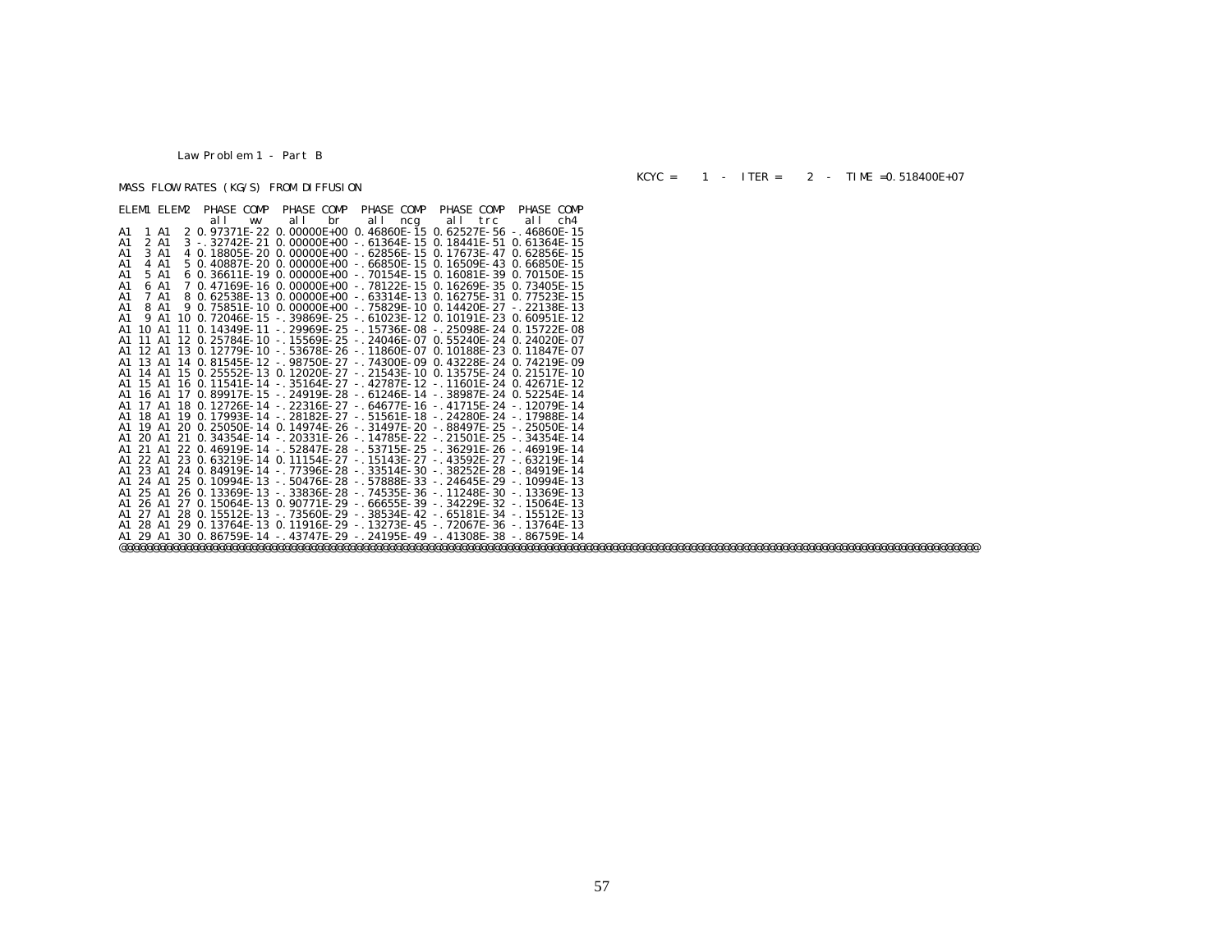Law Problem 1 - Part B

KCYC = 1 - ITER = 2 - TIME =0.518400E+07

MASS FLOW RATES (KG/S) FROM DIFFUSION

| ELEM1 | ELEM2 | PHASE COMP all wv | PHASE COMP all br | PHASE COMP all ncg | PHASE COMP all trc | PHASE COMP all ch4 |
|---|---|---|---|---|---|---|
| A1 1 | A1 2 | 0.97371E-22 | 0.00000E+00 | 0.46860E-15 | 0.62527E-56 | -.46860E-15 |
| A1 2 | A1 3 | -.32742E-21 | 0.00000E+00 | -.61364E-15 | 0.18441E-51 | 0.61364E-15 |
| A1 3 | A1 4 | 0.18805E-20 | 0.00000E+00 | -.62856E-15 | 0.17673E-47 | 0.62856E-15 |
| A1 4 | A1 5 | 0.40887E-20 | 0.00000E+00 | -.66850E-15 | 0.16509E-43 | 0.66850E-15 |
| A1 5 | A1 6 | 0.36611E-19 | 0.00000E+00 | -.70154E-15 | 0.16081E-39 | 0.70150E-15 |
| A1 6 | A1 7 | 0.47169E-16 | 0.00000E+00 | -.78122E-15 | 0.16269E-35 | 0.73405E-15 |
| A1 7 | A1 8 | 0.62538E-13 | 0.00000E+00 | -.63314E-13 | 0.16275E-31 | 0.77523E-15 |
| A1 8 | A1 9 | 0.75851E-10 | 0.00000E+00 | -.75829E-10 | 0.14420E-27 | -.22138E-13 |
| A1 9 | A1 10 | 0.72046E-15 | -.39869E-25 | -.61023E-12 | 0.10191E-23 | 0.60951E-12 |
| A1 10 | A1 11 | 0.14349E-11 | -.29969E-25 | -.15736E-08 | -.25098E-24 | 0.15722E-08 |
| A1 11 | A1 12 | 0.25784E-10 | -.15569E-25 | -.24046E-07 | 0.55240E-24 | 0.24020E-07 |
| A1 12 | A1 13 | 0.12779E-10 | -.53678E-26 | -.11860E-07 | 0.10188E-23 | 0.11847E-07 |
| A1 13 | A1 14 | 0.81545E-12 | -.98750E-27 | -.74300E-09 | 0.43228E-24 | 0.74219E-09 |
| A1 14 | A1 15 | 0.25552E-13 | 0.12020E-27 | -.21543E-10 | 0.13575E-24 | 0.21517E-10 |
| A1 15 | A1 16 | 0.11541E-14 | -.35164E-27 | -.42787E-12 | -.11601E-24 | 0.42671E-12 |
| A1 16 | A1 17 | 0.89917E-15 | -.24919E-28 | -.61246E-14 | -.38987E-24 | 0.52254E-14 |
| A1 17 | A1 18 | 0.12726E-14 | -.22316E-27 | -.64677E-16 | -.41715E-24 | -.12079E-14 |
| A1 18 | A1 19 | 0.17993E-14 | -.28182E-27 | -.51561E-18 | -.24280E-24 | -.17988E-14 |
| A1 19 | A1 20 | 0.25050E-14 | 0.14974E-26 | -.31497E-20 | -.88497E-25 | -.25050E-14 |
| A1 20 | A1 21 | 0.34354E-14 | -.20331E-26 | -.14785E-22 | -.21501E-25 | -.34354E-14 |
| A1 21 | A1 22 | 0.46919E-14 | -.52847E-28 | -.53715E-25 | -.36291E-26 | -.46919E-14 |
| A1 22 | A1 23 | 0.63219E-14 | 0.11154E-27 | -.15143E-27 | -.43592E-27 | -.63219E-14 |
| A1 23 | A1 24 | 0.84919E-14 | -.77396E-28 | -.33514E-30 | -.38252E-28 | -.84919E-14 |
| A1 24 | A1 25 | 0.10994E-13 | -.50476E-28 | -.57888E-33 | -.24645E-29 | -.10994E-13 |
| A1 25 | A1 26 | 0.13369E-13 | -.33836E-28 | -.74535E-36 | -.11248E-30 | -.13369E-13 |
| A1 26 | A1 27 | 0.15064E-13 | 0.90771E-29 | -.66655E-39 | -.34229E-32 | -.15064E-13 |
| A1 27 | A1 28 | 0.15512E-13 | -.73560E-29 | -.38534E-42 | -.65181E-34 | -.15512E-13 |
| A1 28 | A1 29 | 0.13764E-13 | 0.11916E-29 | -.13273E-45 | -.72067E-36 | -.13764E-13 |
| A1 29 | A1 30 | 0.86759E-14 | -.43747E-29 | -.24195E-49 | -.41308E-38 | -.86759E-14 |

@@@@@@@@@@@@@@@@@@@@@@@@@@@@@@@@@@@@@@@@@@@@@@@@@@@@@@@@@@@@@@@@@@@@@@@@@@@@@@@@@@@@@@@@@@@@@@@@@@@@@@@@@@@@@@@@@@@@@@@@@@@@@@@@@@@@@@@@@@@@@@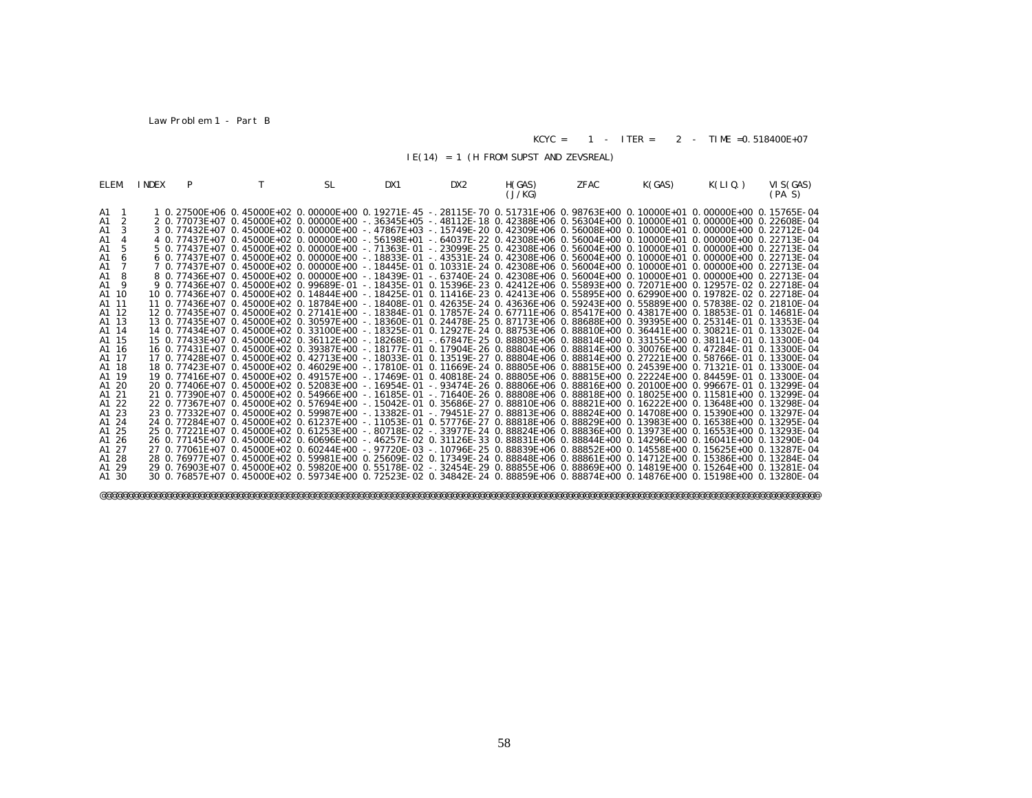Law Problem 1 - Part B

KCYC = 1 - ITER = 2 - TIME =0.518400E+07

IE(14) = 1 (H FROM SUPST AND ZEVSREAL)

| ELEM. | INDEX | P | T | SL | DX1 | DX2 | H(GAS) (J/KG) | ZFAC | K(GAS) | K(LIQ.) | VIS(GAS) (PA S) |
|---|---|---|---|---|---|---|---|---|---|---|---|
| A1 1 | 1 | 0.27500E+06 | 0.45000E+02 | 0.00000E+00 | 0.19271E-45 | -.28115E-70 | 0.51731E+06 | 0.98763E+00 | 0.10000E+01 | 0.00000E+00 | 0.15765E-04 |
| A1 2 | 2 | 0.77073E+07 | 0.45000E+02 | 0.00000E+00 | -.36345E+05 | -.48112E-18 | 0.42388E+06 | 0.56304E+00 | 0.10000E+01 | 0.00000E+00 | 0.22608E-04 |
| A1 3 | 3 | 0.77432E+07 | 0.45000E+02 | 0.00000E+00 | -.47867E+03 | -.15749E-20 | 0.42309E+06 | 0.56008E+00 | 0.10000E+01 | 0.00000E+00 | 0.22712E-04 |
| A1 4 | 4 | 0.77437E+07 | 0.45000E+02 | 0.00000E+00 | -.56198E+01 | -.64037E-22 | 0.42308E+06 | 0.56004E+00 | 0.10000E+01 | 0.00000E+00 | 0.22713E-04 |
| A1 5 | 5 | 0.77437E+07 | 0.45000E+02 | 0.00000E+00 | -.71363E-01 | -.23099E-25 | 0.42308E+06 | 0.56004E+00 | 0.10000E+01 | 0.00000E+00 | 0.22713E-04 |
| A1 6 | 6 | 0.77437E+07 | 0.45000E+02 | 0.00000E+00 | -.18833E-01 | -.43531E-24 | 0.42308E+06 | 0.56004E+00 | 0.10000E+01 | 0.00000E+00 | 0.22713E-04 |
| A1 7 | 7 | 0.77437E+07 | 0.45000E+02 | 0.00000E+00 | -.18445E-01 | 0.10331E-24 | 0.42308E+06 | 0.56004E+00 | 0.10000E+01 | 0.00000E+00 | 0.22713E-04 |
| A1 8 | 8 | 0.77436E+07 | 0.45000E+02 | 0.00000E+00 | -.18439E-01 | -.63740E-24 | 0.42308E+06 | 0.56004E+00 | 0.10000E+01 | 0.00000E+00 | 0.22713E-04 |
| A1 9 | 9 | 0.77436E+07 | 0.45000E+02 | 0.99689E-01 | -.18435E-01 | 0.15396E-23 | 0.42412E+06 | 0.55893E+00 | 0.72071E+00 | 0.12957E-02 | 0.22718E-04 |
| A1 10 | 10 | 0.77436E+07 | 0.45000E+02 | 0.14844E+00 | -.18425E-01 | 0.11416E-23 | 0.42413E+06 | 0.55895E+00 | 0.62990E+00 | 0.19782E-02 | 0.22718E-04 |
| A1 11 | 11 | 0.77436E+07 | 0.45000E+02 | 0.18784E+00 | -.18408E-01 | 0.42635E-24 | 0.43636E+06 | 0.59243E+00 | 0.55889E+00 | 0.57838E-02 | 0.21810E-04 |
| A1 12 | 12 | 0.77435E+07 | 0.45000E+02 | 0.27141E+00 | -.18384E-01 | 0.17857E-24 | 0.67711E+06 | 0.85417E+00 | 0.43817E+00 | 0.18853E-01 | 0.14681E-04 |
| A1 13 | 13 | 0.77435E+07 | 0.45000E+02 | 0.30597E+00 | -.18360E-01 | 0.24478E-25 | 0.87173E+06 | 0.88688E+00 | 0.39395E+00 | 0.25314E-01 | 0.13353E-04 |
| A1 14 | 14 | 0.77434E+07 | 0.45000E+02 | 0.33100E+00 | -.18325E-01 | 0.12927E-24 | 0.88753E+06 | 0.88810E+00 | 0.36441E+00 | 0.30821E-01 | 0.13302E-04 |
| A1 15 | 15 | 0.77433E+07 | 0.45000E+02 | 0.36112E+00 | -.18268E-01 | -.67847E-25 | 0.88803E+06 | 0.88814E+00 | 0.33155E+00 | 0.38114E-01 | 0.13300E-04 |
| A1 16 | 16 | 0.77431E+07 | 0.45000E+02 | 0.39387E+00 | -.18177E-01 | 0.17904E-26 | 0.88804E+06 | 0.88814E+00 | 0.30076E+00 | 0.47284E-01 | 0.13300E-04 |
| A1 17 | 17 | 0.77428E+07 | 0.45000E+02 | 0.42713E+00 | -.18033E-01 | 0.13519E-27 | 0.88804E+06 | 0.88814E+00 | 0.27221E+00 | 0.58766E-01 | 0.13300E-04 |
| A1 18 | 18 | 0.77423E+07 | 0.45000E+02 | 0.46029E+00 | -.17810E-01 | 0.11669E-24 | 0.88805E+06 | 0.88815E+00 | 0.24539E+00 | 0.71321E-01 | 0.13300E-04 |
| A1 19 | 19 | 0.77416E+07 | 0.45000E+02 | 0.49157E+00 | -.17469E-01 | 0.40818E-24 | 0.88805E+06 | 0.88815E+00 | 0.22224E+00 | 0.84459E-01 | 0.13300E-04 |
| A1 20 | 20 | 0.77406E+07 | 0.45000E+02 | 0.52083E+00 | -.16954E-01 | -.93474E-26 | 0.88806E+06 | 0.88816E+00 | 0.20100E+00 | 0.99667E-01 | 0.13299E-04 |
| A1 21 | 21 | 0.77390E+07 | 0.45000E+02 | 0.54966E+00 | -.16185E-01 | -.71640E-26 | 0.88808E+06 | 0.88818E+00 | 0.18025E+00 | 0.11581E+00 | 0.13299E-04 |
| A1 22 | 22 | 0.77367E+07 | 0.45000E+02 | 0.57694E+00 | -.15042E-01 | 0.35686E-27 | 0.88810E+06 | 0.88821E+00 | 0.16222E+00 | 0.13648E+00 | 0.13298E-04 |
| A1 23 | 23 | 0.77332E+07 | 0.45000E+02 | 0.59987E+00 | -.13382E-01 | -.79451E-27 | 0.88813E+06 | 0.88824E+00 | 0.14708E+00 | 0.15390E+00 | 0.13297E-04 |
| A1 24 | 24 | 0.77284E+07 | 0.45000E+02 | 0.61237E+00 | -.11053E-01 | 0.57776E-27 | 0.88818E+06 | 0.88829E+00 | 0.13983E+00 | 0.16538E+00 | 0.13295E-04 |
| A1 25 | 25 | 0.77221E+07 | 0.45000E+02 | 0.61253E+00 | -.80718E-02 | -.33977E-24 | 0.88824E+06 | 0.88836E+00 | 0.13973E+00 | 0.16553E+00 | 0.13293E-04 |
| A1 26 | 26 | 0.77145E+07 | 0.45000E+02 | 0.60696E+00 | -.46257E-02 | 0.31126E-33 | 0.88831E+06 | 0.88844E+00 | 0.14296E+00 | 0.16041E+00 | 0.13290E-04 |
| A1 27 | 27 | 0.77061E+07 | 0.45000E+02 | 0.60244E+00 | -.97720E-03 | -.10796E-25 | 0.88839E+06 | 0.88852E+00 | 0.14558E+00 | 0.15625E+00 | 0.13287E-04 |
| A1 28 | 28 | 0.76977E+07 | 0.45000E+02 | 0.59981E+00 | 0.25609E-02 | 0.17349E-24 | 0.88848E+06 | 0.88861E+00 | 0.14712E+00 | 0.15386E+00 | 0.13284E-04 |
| A1 29 | 29 | 0.76903E+07 | 0.45000E+02 | 0.59820E+00 | 0.55178E-02 | -.32454E-29 | 0.88855E+06 | 0.88869E+00 | 0.14819E+00 | 0.15264E+00 | 0.13281E-04 |
| A1 30 | 30 | 0.76857E+07 | 0.45000E+02 | 0.59734E+00 | 0.72523E-02 | 0.34842E-24 | 0.88859E+06 | 0.88874E+00 | 0.14876E+00 | 0.15198E+00 | 0.13280E-04 |

@@@@@@@@@@@@@@@@@@@@@@@@@@@@@@@@@@@@@@@@@@@@@@@@@@@@@@@@@@@@@@@@@@@@@@@@@@@@@@@@@@@@@@@@@@@@@@@@@@@@@@@@@@@@@@@@@@@@@@@@@@@@@@@@@@@@@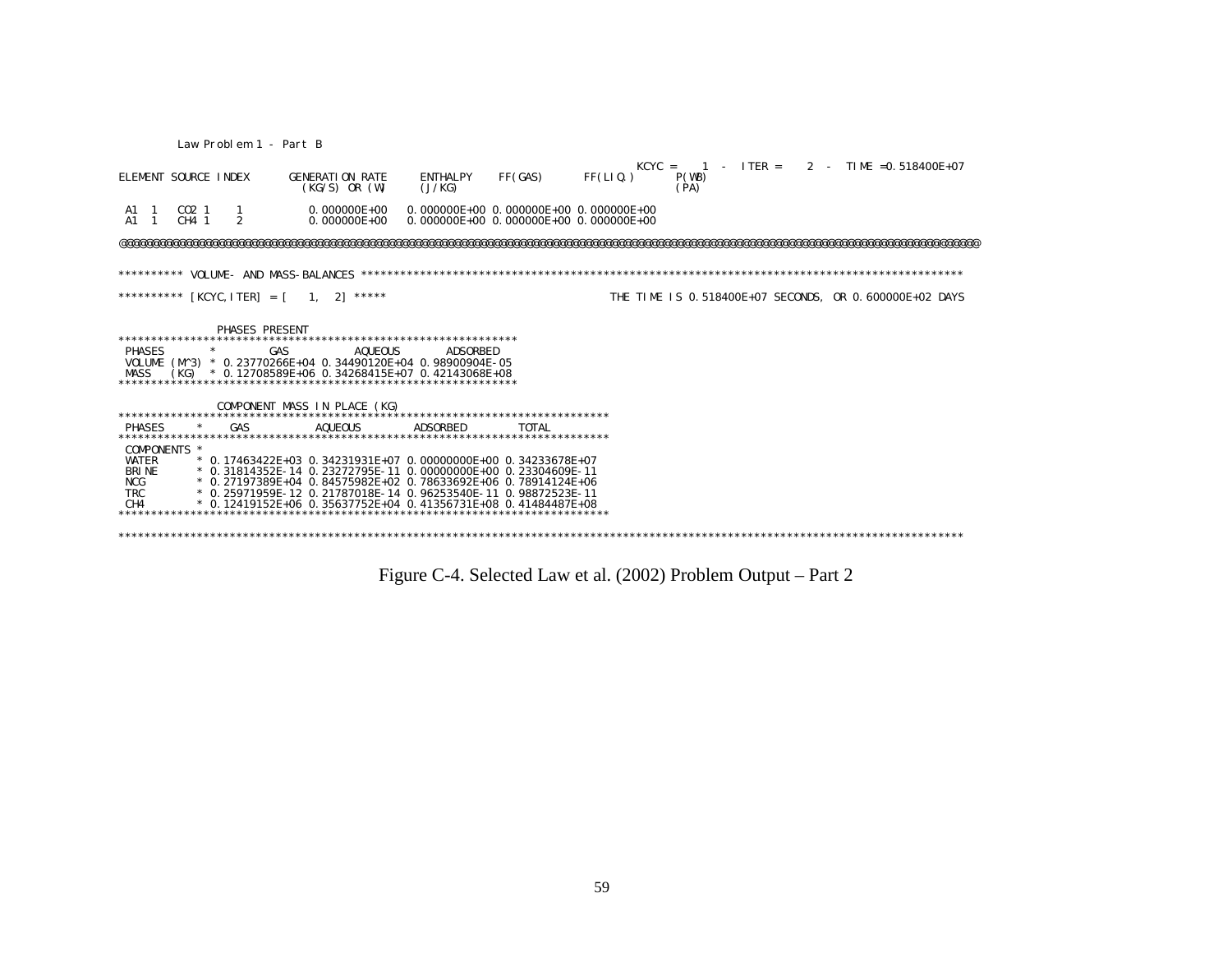```
        Law Problem 1 - Part B
                                                                                          KCYC =    1  -  ITER =    2  -  TIME =0.518400E+07
ELEMENT SOURCE INDEX      GENERATION RATE     ENTHALPY    FF(GAS)      FF(LIQ.)       P(WB)
                          (KG/S) OR (W)      (J/KG)                                   (PA)

 A1  1   CO2 1    1          0.000000E+00    0.000000E+00 0.000000E+00 0.000000E+00
 A1  1   CH4 1    2          0.000000E+00    0.000000E+00 0.000000E+00 0.000000E+00

@@@@@@@@@@@@@@@@@@@@@@@@@@@@@@@@@@@@@@@@@@@@@@@@@@@@@@@@@@@@@@@@@@@@@@@@@@@@@@@@@@@@@@@@@@@@@@@@@@@@@@@@@@@@@@@@@@@@@@@@@@@@@@@@@@@


********** VOLUME- AND MASS-BALANCES ********************************************************************************************

********** [KCYC,ITER] = [    1,    2] *****                                         THE TIME IS 0.518400E+07 SECONDS, OR 0.600000E+02 DAYS


               PHASES PRESENT
***************************************************************
 PHASES       *        GAS          AQUEOUS       ADSORBED
 VOLUME (M^3) *  0.23770266E+04 0.34490120E+04 0.98900904E-05
 MASS   (KG)  *  0.12708589E+06 0.34268415E+07 0.42143068E+08
***************************************************************

               COMPONENT MASS IN PLACE (KG)
****************************************************************************
 PHASES     *    GAS          AQUEOUS        ADSORBED        TOTAL
****************************************************************************
 COMPONENTS *
 WATER      *  0.17463422E+03 0.34231931E+07 0.00000000E+00 0.34233678E+07
 BRINE      *  0.31814352E-14 0.23272795E-11 0.00000000E+00 0.23304609E-11
 NCG        *  0.27197389E+04 0.84575982E+02 0.78633692E+06 0.78914124E+06
 TRC        *  0.25971959E-12 0.21787018E-14 0.96253540E-11 0.98872523E-11
 CH4        *  0.12419152E+06 0.35637752E+04 0.41356731E+08 0.41484487E+08
****************************************************************************

*********************************************************************************************************************************
```

Figure C-4. Selected Law et al. (2002) Problem Output – Part 2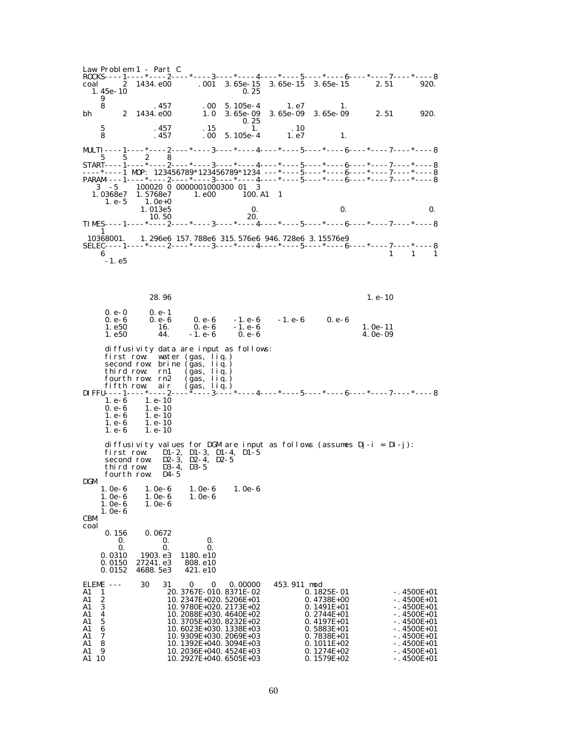```
Law Problem 1 - Part C
ROCKS----1----*----2----*----3----*----4----*----5----*----6----*----7----*----8
coal      2  1434.e00       .001  3.65e-15  3.65e-15  3.65e-15       2.51       920.
   1.45e-10                            0.25
    9
    8            .457       .00  5.105e-4      1.e7         1.
bh        2  1434.e00       1.0  3.65e-09  3.65e-09  3.65e-09       2.51       920.
                                       0.25
    5            .457       .15        1.        .10
    8            .457       .00  5.105e-4      1.e7         1.

MULTI----1----*----2----*----3----*----4----*----5----*----6----*----7----*----8
    5    5    2    8
START----1----*----2----*----3----*----4----*----5----*----6----*----7----*----8
----*----1 MOP: 123456789*123456789*1234 ---*----5----*----6----*----7----*----8
PARAM----1----*----2----*----3----*----4----*----5----*----6----*----7----*----8
   3  -5     100020 0 0000001000300 01   3
  1.0368e7  1.5768e7      1.e00        100.A1   1
     1.e-5     1.0e+0
            1.013e5                    0.                     0.                    0.
             10.50                    20.
TIMES----1----*----2----*----3----*----4----*----5----*----6----*----7----*----8
    1
 10368001.    1.296e6 157.788e6 315.576e6 946.728e6 3.15576e9
SELEC----1----*----2----*----3----*----4----*----5----*----6----*----7----*----8
    6                                                                   1    1    1
     -1.e5




             28.96                                                 1.e-10

     0.e-0      0.e-1
     0.e-6      0.e-6      0.e-6     -1.e-6     -1.e-6      0.e-6
     1.e50        16.      0.e-6     -1.e-6                            1.0e-11
     1.e50        44.     -1.e-6      0.e-6                            4.0e-09

     diffusivity data are input as follows:
     first row:  water (gas, liq.)
     second row: brine (gas, liq.)
     third row:  rn1   (gas, liq.)
     fourth row: rn2   (gas, liq.)
     fifth row:  air   (gas, liq.)
DIFFU----1----*----2----*----3----*----4----*----5----*----6----*----7----*----8
     1.e-6     1.e-10
     0.e-6     1.e-10
     1.e-6     1.e-10
     1.e-6     1.e-10
     1.e-6     1.e-10

     diffusivity values for DGM are input as follows (assumes Dj-i = Di-j):
     first row:    D1-2, D1-3, D1-4, D1-5
     second row:   D2-3, D2-4, D2-5
     third row:    D3-4, D3-5
     fourth row:   D4-5
DGM
    1.0e-6    1.0e-6    1.0e-6    1.0e-6
    1.0e-6    1.0e-6    1.0e-6
    1.0e-6    1.0e-6
    1.0e-6
CBM
coal
     0.156     0.0672
       0.         0.         0.
       0.         0.         0.
    0.0310   1903.e3   1180.e10
    0.0150  27241.e3    808.e10
    0.0152  4688.5e3    421.e10

ELEME ---     30    31     0     0   0.00000    453.911 mod
A1  1                 20.3767E-010.8371E-02           0.1825E-01            -.4500E+01
A1  2                 10.2347E+020.5206E+01           0.4738E+00            -.4500E+01
A1  3                 10.9780E+020.2173E+02           0.1491E+01            -.4500E+01
A1  4                 10.2088E+030.4640E+02           0.2744E+01            -.4500E+01
A1  5                 10.3705E+030.8232E+02           0.4197E+01            -.4500E+01
A1  6                 10.6023E+030.1338E+03           0.5883E+01            -.4500E+01
A1  7                 10.9309E+030.2069E+03           0.7838E+01            -.4500E+01
A1  8                 10.1392E+040.3094E+03           0.1011E+02            -.4500E+01
A1  9                 10.2036E+040.4524E+03           0.1274E+02            -.4500E+01
A1 10                 10.2927E+040.6505E+03           0.1579E+02            -.4500E+01
```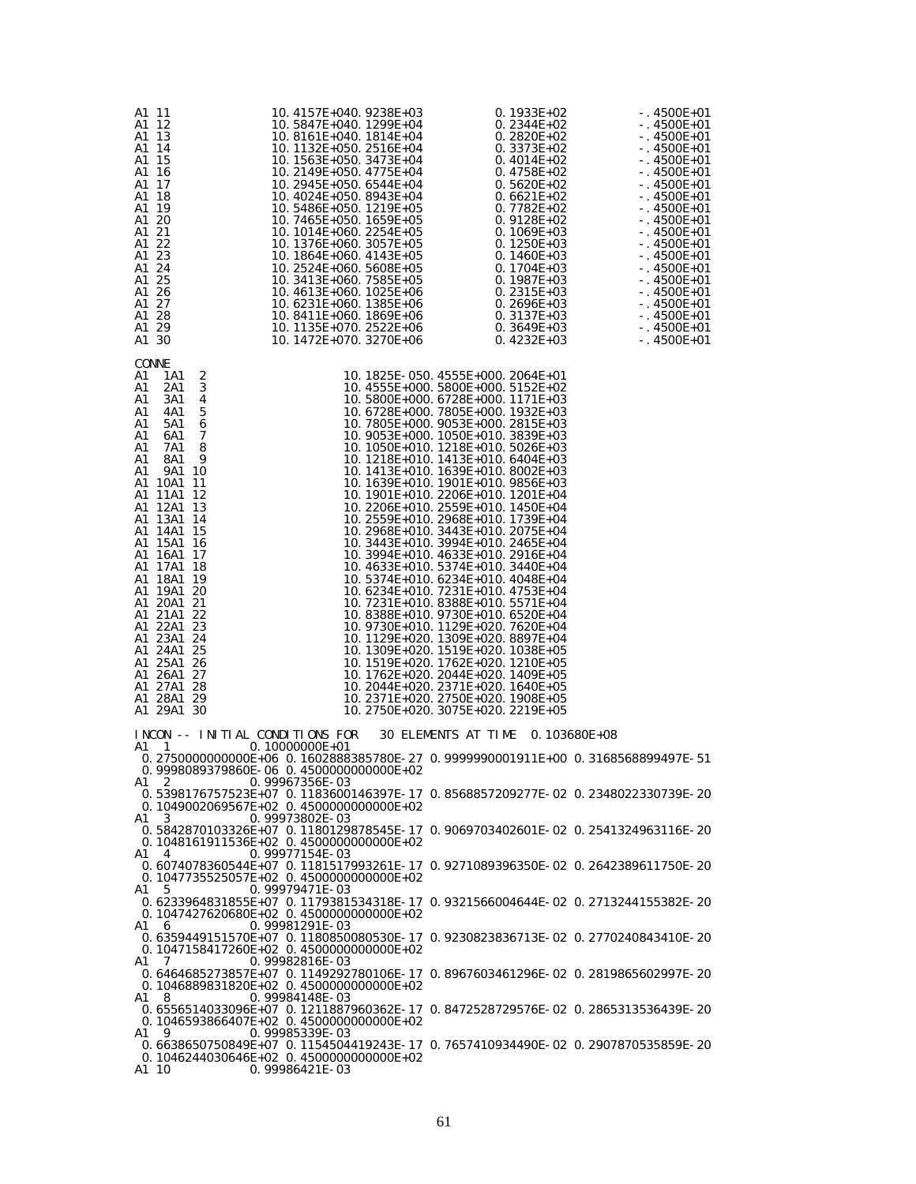```
A1 11                 10.4157E+040.9238E+03           0.1933E+02          -.4500E+01
A1 12                 10.5847E+040.1299E+04           0.2344E+02          -.4500E+01
A1 13                 10.8161E+040.1814E+04           0.2820E+02          -.4500E+01
A1 14                 10.1132E+050.2516E+04           0.3373E+02          -.4500E+01
A1 15                 10.1563E+050.3473E+04           0.4014E+02          -.4500E+01
A1 16                 10.2149E+050.4775E+04           0.4758E+02          -.4500E+01
A1 17                 10.2945E+050.6544E+04           0.5620E+02          -.4500E+01
A1 18                 10.4024E+050.8943E+04           0.6621E+02          -.4500E+01
A1 19                 10.5486E+050.1219E+05           0.7782E+02          -.4500E+01
A1 20                 10.7465E+050.1659E+05           0.9128E+02          -.4500E+01
A1 21                 10.1014E+060.2254E+05           0.1069E+03          -.4500E+01
A1 22                 10.1376E+060.3057E+05           0.1250E+03          -.4500E+01
A1 23                 10.1864E+060.4143E+05           0.1460E+03          -.4500E+01
A1 24                 10.2524E+060.5608E+05           0.1704E+03          -.4500E+01
A1 25                 10.3413E+060.7585E+05           0.1987E+03          -.4500E+01
A1 26                 10.4613E+060.1025E+06           0.2315E+03          -.4500E+01
A1 27                 10.6231E+060.1385E+06           0.2696E+03          -.4500E+01
A1 28                 10.8411E+060.1869E+06           0.3137E+03          -.4500E+01
A1 29                 10.1135E+070.2522E+06           0.3649E+03          -.4500E+01
A1 30                 10.1472E+070.3270E+06           0.4232E+03          -.4500E+01

CONNE
A1  1A1  2                     10.1825E-050.4555E+000.2064E+01
A1  2A1  3                     10.4555E+000.5800E+000.5152E+02
A1  3A1  4                     10.5800E+000.6728E+000.1171E+03
A1  4A1  5                     10.6728E+000.7805E+000.1932E+03
A1  5A1  6                     10.7805E+000.9053E+000.2815E+03
A1  6A1  7                     10.9053E+000.1050E+010.3839E+03
A1  7A1  8                     10.1050E+010.1218E+010.5026E+03
A1  8A1  9                     10.1218E+010.1413E+010.6404E+03
A1  9A1 10                     10.1413E+010.1639E+010.8002E+03
A1 10A1 11                     10.1639E+010.1901E+010.9856E+03
A1 11A1 12                     10.1901E+010.2206E+010.1201E+04
A1 12A1 13                     10.2206E+010.2559E+010.1450E+04
A1 13A1 14                     10.2559E+010.2968E+010.1739E+04
A1 14A1 15                     10.2968E+010.3443E+010.2075E+04
A1 15A1 16                     10.3443E+010.3994E+010.2465E+04
A1 16A1 17                     10.3994E+010.4633E+010.2916E+04
A1 17A1 18                     10.4633E+010.5374E+010.3440E+04
A1 18A1 19                     10.5374E+010.6234E+010.4048E+04
A1 19A1 20                     10.6234E+010.7231E+010.4753E+04
A1 20A1 21                     10.7231E+010.8388E+010.5571E+04
A1 21A1 22                     10.8388E+010.9730E+010.6520E+04
A1 22A1 23                     10.9730E+010.1129E+020.7620E+04
A1 23A1 24                     10.1129E+020.1309E+020.8897E+04
A1 24A1 25                     10.1309E+020.1519E+020.1038E+05
A1 25A1 26                     10.1519E+020.1762E+020.1210E+05
A1 26A1 27                     10.1762E+020.2044E+020.1409E+05
A1 27A1 28                     10.2044E+020.2371E+020.1640E+05
A1 28A1 29                     10.2371E+020.2750E+020.1908E+05
A1 29A1 30                     10.2750E+020.3075E+020.2219E+05

INCON -- INITIAL CONDITIONS FOR   30 ELEMENTS AT TIME  0.103680E+08
A1  1               0.10000000E+01
 0.2750000000000E+06 0.1602888385780E-27 0.9999990001911E+00 0.3168568899497E-51
 0.9998089379860E-06 0.4500000000000E+02
A1  2               0.99967356E-03
 0.5398176757523E+07 0.1183600146397E-17 0.8568857209277E-02 0.2348022330739E-20
 0.1049002069567E+02 0.4500000000000E+02
A1  3               0.99973802E-03
 0.5842870103326E+07 0.1180129878545E-17 0.9069703402601E-02 0.2541324963116E-20
 0.1048161911536E+02 0.4500000000000E+02
A1  4               0.99977154E-03
 0.6074078360544E+07 0.1181517993261E-17 0.9271089396350E-02 0.2642389611750E-20
 0.1047735525057E+02 0.4500000000000E+02
A1  5               0.99979471E-03
 0.6233964831855E+07 0.1179381534318E-17 0.9321566004644E-02 0.2713244155382E-20
 0.1047427620680E+02 0.4500000000000E+02
A1  6               0.99981291E-03
 0.6359449151570E+07 0.1180850080530E-17 0.9230823836713E-02 0.2770240843410E-20
 0.1047158417260E+02 0.4500000000000E+02
A1  7               0.99982816E-03
 0.6464685273857E+07 0.1149292780106E-17 0.8967603461296E-02 0.2819865602997E-20
 0.1046889831820E+02 0.4500000000000E+02
A1  8               0.99984148E-03
 0.6556514033096E+07 0.1211887960362E-17 0.8472528729576E-02 0.2865313536439E-20
 0.1046593866407E+02 0.4500000000000E+02
A1  9               0.99985339E-03
 0.6638650750849E+07 0.1154504419243E-17 0.7657410934490E-02 0.2907870535859E-20
 0.1046244030646E+02 0.4500000000000E+02
A1 10               0.99986421E-03
```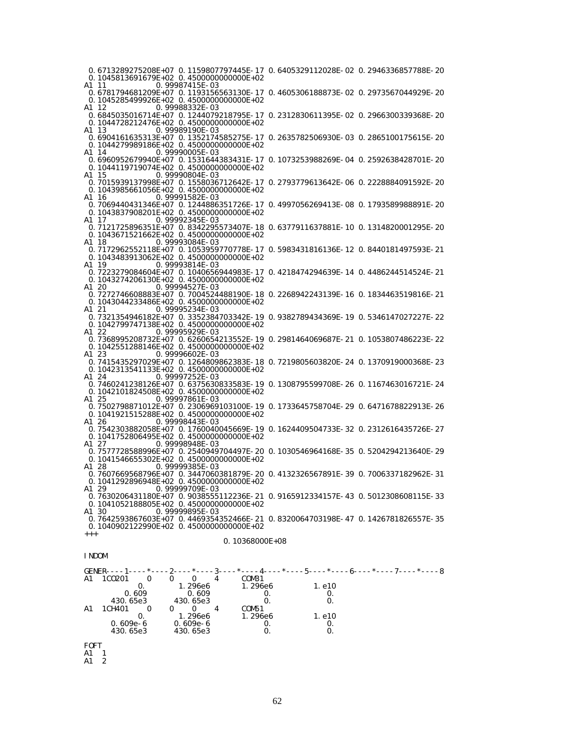```
 0.6713289275208E+07  0.1159807797445E-17  0.6405329112028E-02  0.2946336857788E-20
 0.1045813691679E+02  0.4500000000000E+02
A1 11                0.99987415E-03
 0.6781794681209E+07  0.1193156563130E-17  0.4605306188873E-02  0.2973567044929E-20
 0.1045285499926E+02  0.4500000000000E+02
A1 12                0.99988332E-03
 0.6845035016714E+07  0.1244079218795E-17  0.2312830611395E-02  0.2966300339368E-20
 0.1044728212476E+02  0.4500000000000E+02
A1 13                0.99989190E-03
 0.6904161635313E+07  0.1352174585275E-17  0.2635782506930E-03  0.2865100175615E-20
 0.1044279989186E+02  0.4500000000000E+02
A1 14                0.99990005E-03
 0.6960952679940E+07  0.1531644383431E-17  0.1073253988269E-04  0.2592638428701E-20
 0.1044119719074E+02  0.4500000000000E+02
A1 15                0.99990804E-03
 0.7015939137998E+07  0.1558036712642E-17  0.2793779613642E-06  0.2228884091592E-20
 0.1043985661056E+02  0.4500000000000E+02
A1 16                0.99991582E-03
 0.7069440431346E+07  0.1244886351726E-17  0.4997056269413E-08  0.1793589988891E-20
 0.1043837908201E+02  0.4500000000000E+02
A1 17                0.99992345E-03
 0.7121725896351E+07  0.8342295573407E-18  0.6377911637881E-10  0.1314820001295E-20
 0.1043671521662E+02  0.4500000000000E+02
A1 18                0.99993084E-03
 0.7172962552118E+07  0.1053959770778E-17  0.5983431816136E-12  0.8440181497593E-21
 0.1043483913062E+02  0.4500000000000E+02
A1 19                0.99993814E-03
 0.7223279084604E+07  0.1040656944983E-17  0.4218474294639E-14  0.4486244514524E-21
 0.1043274206130E+02  0.4500000000000E+02
A1 20                0.99994527E-03
 0.7272746608883E+07  0.7004524488190E-18  0.2268942243139E-16  0.1834463519816E-21
 0.1043044233486E+02  0.4500000000000E+02
A1 21                0.99995234E-03
 0.7321354946182E+07  0.3352384703342E-19  0.9382789434369E-19  0.5346147027227E-22
 0.1042799747138E+02  0.4500000000000E+02
A1 22                0.99995929E-03
 0.7368995208732E+07  0.6260654213552E-19  0.2981464069687E-21  0.1053807486223E-22
 0.1042551288146E+02  0.4500000000000E+02
A1 23                0.99996602E-03
 0.7415435297029E+07  0.1264809862383E-18  0.7219805603820E-24  0.1370919000368E-23
 0.1042313541133E+02  0.4500000000000E+02
A1 24                0.99997252E-03
 0.7460241238126E+07  0.6375630833583E-19  0.1308795599708E-26  0.1167463016721E-24
 0.1042101824508E+02  0.4500000000000E+02
A1 25                0.99997861E-03
 0.7502798871012E+07  0.2306969103100E-19  0.1733645758704E-29  0.6471678822913E-26
 0.1041921515288E+02  0.4500000000000E+02
A1 26                0.99998443E-03
 0.7542303882058E+07  0.1760040045669E-19  0.1624409504733E-32  0.2312616435726E-27
 0.1041752806495E+02  0.4500000000000E+02
A1 27                0.99998948E-03
 0.7577728588996E+07  0.2540949704497E-20  0.1030546964168E-35  0.5204294213640E-29
 0.1041546655302E+02  0.4500000000000E+02
A1 28                0.99999385E-03
 0.7607669568796E+07  0.3447060381879E-20  0.4132326567891E-39  0.7006337182962E-31
 0.1041292896948E+02  0.4500000000000E+02
A1 29                0.99999709E-03
 0.7630206431180E+07  0.9038555112236E-21  0.9165912334157E-43  0.5012308608115E-33
 0.1041052188805E+02  0.4500000000000E+02
A1 30                0.99999895E-03
 0.7642593867603E+07  0.4469354352466E-21  0.8320064703198E-47  0.1426781826557E-35
 0.1040902122990E+02  0.4500000000000E+02
+++
                                    0.10368000E+08

INDOM

GENER----1----*----2----*----3----*----4----*----5----*----6----*----7----*----8
A1  1CO201     0     0     0     4      COM31
              0.          1.296e6       1.296e6          1.e10
          0.609           0.609          0.               0.
       430.65e3         430.65e3         0.               0.
A1  1CH401     0     0     0     4      COM51
              0.          1.296e6       1.296e6          1.e10
        0.609e-6        0.609e-6         0.               0.
       430.65e3         430.65e3         0.               0.

FOFT
A1   1
A1   2
```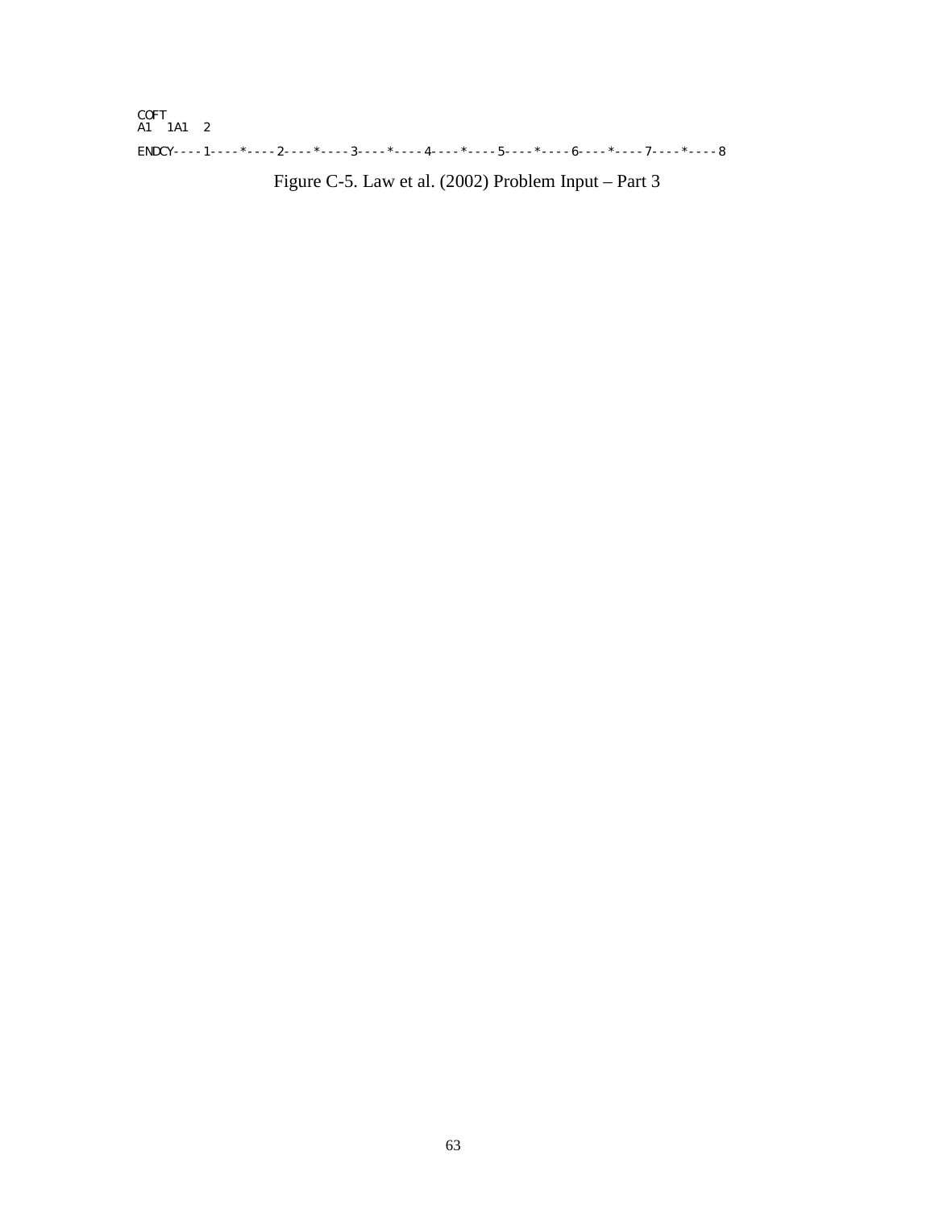```
COFT
A1   1A1   2
ENDCY----1----*----2----*----3----*----4----*----5----*----6----*----7----*----8
```

Figure C-5. Law et al. (2002) Problem Input – Part 3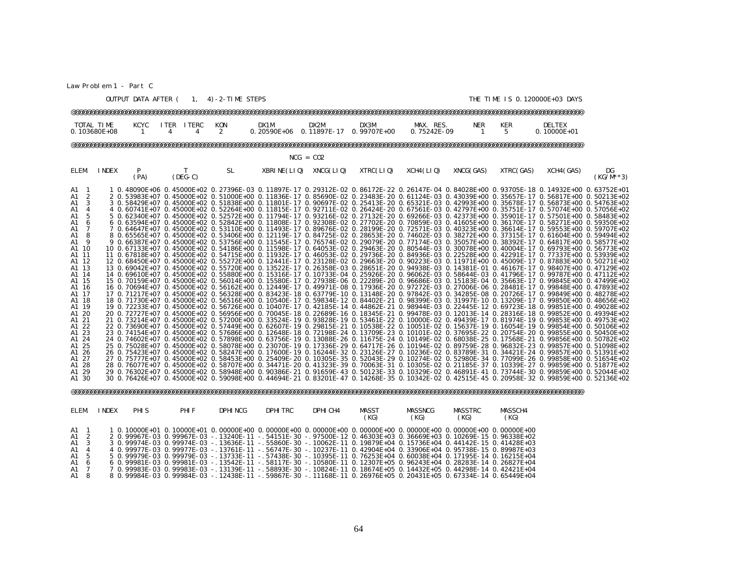Law Problem 1 - Part C

OUTPUT DATA AFTER ( 1, 4)-2-TIME STEPS THE TIME IS 0.120000E+03 DAYS

@@@@@@@@@@@@@@@@@@@@@@@@@@@@@@@@@@@@@@@@@@@@@@@@@@@@@@@@@@@@@@@@@@@@@@@@@@@@@@@@@@@@@@@@@@@@@@@@@@@@@@@@@@@@@@@@@@@@@@@@@@@@@@

| TOTAL TIME | KCYC | ITER | ITERC | KON | DX1M | DX2M | DX3M | MAX. RES. | NER | KER | DELTEX |
|---|---|---|---|---|---|---|---|---|---|---|---|
| 0.103680E+08 | 1 | 4 | 4 | 2 | 0.20590E+06 | 0.11897E-17 | 0.99707E+00 | 0.75242E-09 | 1 | 5 | 0.10000E+01 |

@@@@@@@@@@@@@@@@@@@@@@@@@@@@@@@@@@@@@@@@@@@@@@@@@@@@@@@@@@@@@@@@@@@@@@@@@@@@@@@@@@@@@@@@@@@@@@@@@@@@@@@@@@@@@@@@@@@@@@@@@@@@@@

NCG = CO2

| ELEM. | INDEX | P (PA) | T (DEG-C) | SL | XBRINE(LIQ) | XNCG(LIQ) | XTRC(LIQ) | XCH4(LIQ) | XNCG(GAS) | XTRC(GAS) | XCH4(GAS) | DG (KG/M**3) |
|---|---|---|---|---|---|---|---|---|---|---|---|---|
| A1 1 | 1 | 0.48090E+06 | 0.45000E+02 | 0.27396E-03 | 0.11897E-17 | 0.29312E-02 | 0.86172E-22 | 0.26147E-04 | 0.84028E+00 | 0.93705E-18 | 0.14932E+00 | 0.63752E+01 |
| A1 2 | 2 | 0.53983E+07 | 0.45000E+02 | 0.51000E+00 | 0.11836E-17 | 0.85690E-02 | 0.23483E-20 | 0.61124E-03 | 0.43039E+00 | 0.35657E-17 | 0.56817E+00 | 0.50213E+02 |
| A1 3 | 3 | 0.58429E+07 | 0.45000E+02 | 0.51838E+00 | 0.11801E-17 | 0.90697E-02 | 0.25413E-20 | 0.65321E-03 | 0.42993E+00 | 0.35678E-17 | 0.56873E+00 | 0.54763E+02 |
| A1 4 | 4 | 0.60741E+07 | 0.45000E+02 | 0.52264E+00 | 0.11815E-17 | 0.92711E-02 | 0.26424E-20 | 0.67561E-03 | 0.42797E+00 | 0.35751E-17 | 0.57074E+00 | 0.57056E+02 |
| A1 5 | 5 | 0.62340E+07 | 0.45000E+02 | 0.52572E+00 | 0.11794E-17 | 0.93216E-02 | 0.27132E-20 | 0.69266E-03 | 0.42373E+00 | 0.35901E-17 | 0.57501E+00 | 0.58483E+02 |
| A1 6 | 6 | 0.63594E+07 | 0.45000E+02 | 0.52842E+00 | 0.11808E-17 | 0.92308E-02 | 0.27702E-20 | 0.70859E-03 | 0.41605E+00 | 0.36170E-17 | 0.58271E+00 | 0.59350E+02 |
| A1 7 | 7 | 0.64647E+07 | 0.45000E+02 | 0.53110E+00 | 0.11493E-17 | 0.89676E-02 | 0.28199E-20 | 0.72571E-03 | 0.40323E+00 | 0.36614E-17 | 0.59553E+00 | 0.59707E+02 |
| A1 8 | 8 | 0.65565E+07 | 0.45000E+02 | 0.53406E+00 | 0.12119E-17 | 0.84725E-02 | 0.28653E-20 | 0.74602E-03 | 0.38272E+00 | 0.37315E-17 | 0.61604E+00 | 0.59494E+02 |
| A1 9 | 9 | 0.66387E+07 | 0.45000E+02 | 0.53756E+00 | 0.11545E-17 | 0.76574E-02 | 0.29079E-20 | 0.77174E-03 | 0.35057E+00 | 0.38392E-17 | 0.64817E+00 | 0.58577E+02 |
| A1 10 | 10 | 0.67133E+07 | 0.45000E+02 | 0.54186E+00 | 0.11598E-17 | 0.64053E-02 | 0.29463E-20 | 0.80544E-03 | 0.30078E+00 | 0.40004E-17 | 0.69793E+00 | 0.56773E+02 |
| A1 11 | 11 | 0.67818E+07 | 0.45000E+02 | 0.54715E+00 | 0.11932E-17 | 0.46053E-02 | 0.29736E-20 | 0.84936E-03 | 0.22528E+00 | 0.42291E-17 | 0.77337E+00 | 0.53939E+02 |
| A1 12 | 12 | 0.68450E+07 | 0.45000E+02 | 0.55272E+00 | 0.12441E-17 | 0.23128E-02 | 0.29663E-20 | 0.90223E-03 | 0.11971E+00 | 0.45009E-17 | 0.87883E+00 | 0.50271E+02 |
| A1 13 | 13 | 0.69042E+07 | 0.45000E+02 | 0.55720E+00 | 0.13522E-17 | 0.26358E-03 | 0.28651E-20 | 0.94938E-03 | 0.14381E-01 | 0.46167E-17 | 0.98407E+00 | 0.47129E+02 |
| A1 14 | 14 | 0.69610E+07 | 0.45000E+02 | 0.55880E+00 | 0.15316E-17 | 0.10733E-04 | 0.25926E-20 | 0.96062E-03 | 0.58644E-03 | 0.41796E-17 | 0.99787E+00 | 0.47112E+02 |
| A1 15 | 15 | 0.70159E+07 | 0.45000E+02 | 0.56014E+00 | 0.15580E-17 | 0.27938E-06 | 0.22289E-20 | 0.96686E-03 | 0.15183E-04 | 0.35663E-17 | 0.99845E+00 | 0.47499E+02 |
| A1 16 | 16 | 0.70694E+07 | 0.45000E+02 | 0.56162E+00 | 0.12449E-17 | 0.49971E-08 | 0.17936E-20 | 0.97272E-03 | 0.27006E-06 | 0.28481E-17 | 0.99848E+00 | 0.47893E+02 |
| A1 17 | 17 | 0.71217E+07 | 0.45000E+02 | 0.56328E+00 | 0.83423E-18 | 0.63779E-10 | 0.13148E-20 | 0.97842E-03 | 0.34285E-08 | 0.20726E-17 | 0.99849E+00 | 0.48278E+02 |
| A1 18 | 18 | 0.71730E+07 | 0.45000E+02 | 0.56516E+00 | 0.10540E-17 | 0.59834E-12 | 0.84402E-21 | 0.98399E-03 | 0.31997E-10 | 0.13209E-17 | 0.99850E+00 | 0.48656E+02 |
| A1 19 | 19 | 0.72233E+07 | 0.45000E+02 | 0.56726E+00 | 0.10407E-17 | 0.42185E-14 | 0.44862E-21 | 0.98944E-03 | 0.22445E-12 | 0.69723E-18 | 0.99851E+00 | 0.49028E+02 |
| A1 20 | 20 | 0.72727E+07 | 0.45000E+02 | 0.56956E+00 | 0.70045E-18 | 0.22689E-16 | 0.18345E-21 | 0.99478E-03 | 0.12013E-14 | 0.28316E-18 | 0.99852E+00 | 0.49394E+02 |
| A1 21 | 21 | 0.73214E+07 | 0.45000E+02 | 0.57200E+00 | 0.33524E-19 | 0.93828E-19 | 0.53461E-22 | 0.10000E-02 | 0.49439E-17 | 0.81974E-19 | 0.99853E+00 | 0.49753E+02 |
| A1 22 | 22 | 0.73690E+07 | 0.45000E+02 | 0.57449E+00 | 0.62607E-19 | 0.29815E-21 | 0.10538E-22 | 0.10051E-02 | 0.15637E-19 | 0.16054E-19 | 0.99854E+00 | 0.50106E+02 |
| A1 23 | 23 | 0.74154E+07 | 0.45000E+02 | 0.57686E+00 | 0.12648E-18 | 0.72198E-24 | 0.13709E-23 | 0.10101E-02 | 0.37695E-22 | 0.20754E-20 | 0.99855E+00 | 0.50450E+02 |
| A1 24 | 24 | 0.74602E+07 | 0.45000E+02 | 0.57898E+00 | 0.63756E-19 | 0.13088E-26 | 0.11675E-24 | 0.10149E-02 | 0.68038E-25 | 0.17568E-21 | 0.99856E+00 | 0.50782E+02 |
| A1 25 | 25 | 0.75028E+07 | 0.45000E+02 | 0.58078E+00 | 0.23070E-19 | 0.17336E-29 | 0.64717E-26 | 0.10194E-02 | 0.89759E-28 | 0.96832E-23 | 0.99857E+00 | 0.51098E+02 |
| A1 26 | 26 | 0.75423E+07 | 0.45000E+02 | 0.58247E+00 | 0.17600E-19 | 0.16244E-32 | 0.23126E-27 | 0.10236E-02 | 0.83789E-31 | 0.34421E-24 | 0.99857E+00 | 0.51391E+02 |
| A1 27 | 27 | 0.75777E+07 | 0.45000E+02 | 0.58453E+00 | 0.25409E-20 | 0.10305E-35 | 0.52043E-29 | 0.10274E-02 | 0.52980E-34 | 0.77099E-26 | 0.99858E+00 | 0.51654E+02 |
| A1 28 | 28 | 0.76077E+07 | 0.45000E+02 | 0.58707E+00 | 0.34471E-20 | 0.41323E-39 | 0.70063E-31 | 0.10305E-02 | 0.21185E-37 | 0.10339E-27 | 0.99859E+00 | 0.51877E+02 |
| A1 29 | 29 | 0.76302E+07 | 0.45000E+02 | 0.58948E+00 | 0.90386E-21 | 0.91659E-43 | 0.50123E-33 | 0.10329E-02 | 0.46891E-41 | 0.73744E-30 | 0.99859E+00 | 0.52044E+02 |
| A1 30 | 30 | 0.76426E+07 | 0.45000E+02 | 0.59098E+00 | 0.44694E-21 | 0.83201E-47 | 0.14268E-35 | 0.10342E-02 | 0.42515E-45 | 0.20958E-32 | 0.99859E+00 | 0.52136E+02 |

@@@@@@@@@@@@@@@@@@@@@@@@@@@@@@@@@@@@@@@@@@@@@@@@@@@@@@@@@@@@@@@@@@@@@@@@@@@@@@@@@@@@@@@@@@@@@@@@@@@@@@@@@@@@@@@@@@@@@@@@@@@@@@

| ELEM. | INDEX | PHIS | PHIF | DPHINCG | DPHITRC | DPHICH4 | MASST (KG) | MASSNCG (KG) | MASSTRC (KG) | MASSCH4 (KG) |
|---|---|---|---|---|---|---|---|---|---|---|
| A1 1 | 1 | 0.10000E+01 | 0.10000E+01 | 0.00000E+00 | 0.00000E+00 | 0.00000E+00 | 0.00000E+00 | 0.00000E+00 | 0.00000E+00 | 0.00000E+00 |
| A1 2 | 2 | 0.99967E-03 | 0.99967E-03 | -.13240E-11 | -.54151E-30 | -.97500E-12 | 0.46303E+03 | 0.36669E+03 | 0.10269E-15 | 0.96338E+02 |
| A1 3 | 3 | 0.99974E-03 | 0.99974E-03 | -.13636E-11 | -.55860E-30 | -.10062E-11 | 0.19879E+04 | 0.15736E+04 | 0.44142E-15 | 0.41428E+03 |
| A1 4 | 4 | 0.99977E-03 | 0.99977E-03 | -.13761E-11 | -.56747E-30 | -.10237E-11 | 0.42904E+04 | 0.33906E+04 | 0.95738E-15 | 0.89987E+03 |
| A1 5 | 5 | 0.99979E-03 | 0.99979E-03 | -.13733E-11 | -.57438E-30 | -.10395E-11 | 0.76253E+04 | 0.60038E+04 | 0.17195E-14 | 0.16215E+04 |
| A1 6 | 6 | 0.99981E-03 | 0.99981E-03 | -.13542E-11 | -.58117E-30 | -.10580E-11 | 0.12307E+05 | 0.96243E+04 | 0.28283E-14 | 0.26827E+04 |
| A1 7 | 7 | 0.99983E-03 | 0.99983E-03 | -.13139E-11 | -.58893E-30 | -.10824E-11 | 0.18674E+05 | 0.14432E+05 | 0.44298E-14 | 0.42421E+04 |
| A1 8 | 8 | 0.99984E-03 | 0.99984E-03 | -.12438E-11 | -.59867E-30 | -.11168E-11 | 0.26976E+05 | 0.20431E+05 | 0.67334E-14 | 0.65449E+04 |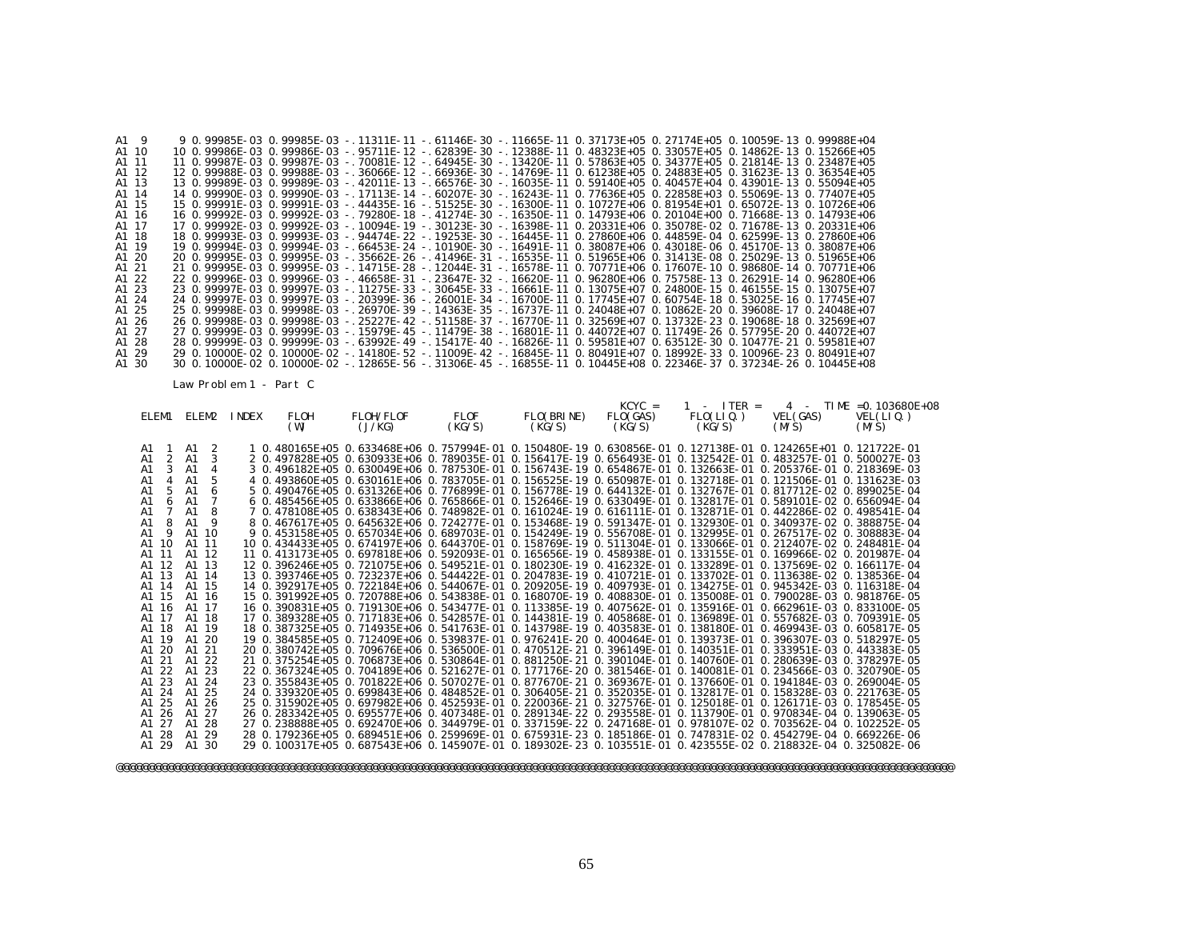```
A1  9      9 0.99985E-03 0.99985E-03 -.11311E-11 -.61146E-30 -.11665E-11 0.37173E+05 0.27174E+05 0.10059E-13 0.99988E+04
A1 10     10 0.99986E-03 0.99986E-03 -.95711E-12 -.62839E-30 -.12388E-11 0.48323E+05 0.33057E+05 0.14862E-13 0.15266E+05
A1 11     11 0.99987E-03 0.99987E-03 -.70081E-12 -.64945E-30 -.13420E-11 0.57863E+05 0.34377E+05 0.21814E-13 0.23487E+05
A1 12     12 0.99988E-03 0.99988E-03 -.36066E-12 -.66936E-30 -.14769E-11 0.61238E+05 0.24883E+05 0.31623E-13 0.36354E+05
A1 13     13 0.99989E-03 0.99989E-03 -.42011E-13 -.66576E-30 -.16035E-11 0.59140E+05 0.40457E+04 0.43901E-13 0.55094E+05
A1 14     14 0.99990E-03 0.99990E-03 -.17113E-14 -.60207E-30 -.16243E-11 0.77636E+05 0.22858E+03 0.55069E-13 0.77407E+05
A1 15     15 0.99991E-03 0.99991E-03 -.44435E-16 -.51525E-30 -.16300E-11 0.10727E+06 0.81954E+01 0.65072E-13 0.10726E+06
A1 16     16 0.99992E-03 0.99992E-03 -.79280E-18 -.41274E-30 -.16350E-11 0.14793E+06 0.20104E+00 0.71668E-13 0.14793E+06
A1 17     17 0.99992E-03 0.99992E-03 -.10094E-19 -.30123E-30 -.16398E-11 0.20331E+06 0.35078E-02 0.71678E-13 0.20331E+06
A1 18     18 0.99993E-03 0.99993E-03 -.94474E-22 -.19253E-30 -.16445E-11 0.27860E+06 0.44859E-04 0.62599E-13 0.27860E+06
A1 19     19 0.99994E-03 0.99994E-03 -.66453E-24 -.10190E-30 -.16491E-11 0.38087E+06 0.43018E-06 0.45170E-13 0.38087E+06
A1 20     20 0.99995E-03 0.99995E-03 -.35662E-26 -.41496E-31 -.16535E-11 0.51965E+06 0.31413E-08 0.25029E-13 0.51965E+06
A1 21     21 0.99995E-03 0.99995E-03 -.14715E-28 -.12044E-31 -.16578E-11 0.70771E+06 0.17607E-10 0.98680E-14 0.70771E+06
A1 22     22 0.99996E-03 0.99996E-03 -.46658E-31 -.23647E-32 -.16620E-11 0.96280E+06 0.75758E-13 0.26291E-14 0.96280E+06
A1 23     23 0.99997E-03 0.99997E-03 -.11275E-33 -.30645E-33 -.16661E-11 0.13075E+07 0.24800E-15 0.46155E-15 0.13075E+07
A1 24     24 0.99997E-03 0.99997E-03 -.20399E-36 -.26001E-34 -.16700E-11 0.17745E+07 0.60754E-18 0.53025E-16 0.17745E+07
A1 25     25 0.99998E-03 0.99998E-03 -.26970E-39 -.14363E-35 -.16737E-11 0.24048E+07 0.10862E-20 0.39608E-17 0.24048E+07
A1 26     26 0.99998E-03 0.99998E-03 -.25227E-42 -.51158E-37 -.16770E-11 0.32569E+07 0.13732E-23 0.19068E-18 0.32569E+07
A1 27     27 0.99999E-03 0.99999E-03 -.15979E-45 -.11479E-38 -.16801E-11 0.44072E+07 0.11749E-26 0.57795E-20 0.44072E+07
A1 28     28 0.99999E-03 0.99999E-03 -.63992E-49 -.15417E-40 -.16826E-11 0.59581E+07 0.63512E-30 0.10477E-21 0.59581E+07
A1 29     29 0.10000E-02 0.10000E-02 -.14180E-52 -.11009E-42 -.16845E-11 0.80491E+07 0.18992E-33 0.10096E-23 0.80491E+07
A1 30     30 0.10000E-02 0.10000E-02 -.12865E-56 -.31306E-45 -.16855E-11 0.10445E+08 0.22346E-37 0.37234E-26 0.10445E+08

          Law Problem 1 - Part C

                                                                               KCYC =     1  -  ITER =     4  -  TIME =0.103680E+08
 ELEM1  ELEM2  INDEX    FLOH        FLOH/FLOF      FLOF        FLO(BRINE)    FLO(GAS)      FLO(LIQ.)     VEL(GAS)     VEL(LIQ.)
                        (W)         (J/KG)         (KG/S)      (KG/S)        (KG/S)        (KG/S)        (M/S)        (M/S)

 A1  1  A1  2      1 0.480165E+05 0.633468E+06 0.757994E-01 0.150480E-19 0.630856E-01 0.127138E-01 0.124265E+01 0.121722E-01
 A1  2  A1  3      2 0.497828E+05 0.630933E+06 0.789035E-01 0.156417E-19 0.656493E-01 0.132542E-01 0.483257E-01 0.500027E-03
 A1  3  A1  4      3 0.496182E+05 0.630049E+06 0.787530E-01 0.156743E-19 0.654867E-01 0.132663E-01 0.205376E-01 0.218369E-03
 A1  4  A1  5      4 0.493860E+05 0.630161E+06 0.783705E-01 0.156525E-19 0.650987E-01 0.132718E-01 0.121506E-01 0.131623E-03
 A1  5  A1  6      5 0.490476E+05 0.631326E+06 0.776899E-01 0.156778E-19 0.644132E-01 0.132767E-01 0.817712E-02 0.899025E-04
 A1  6  A1  7      6 0.485456E+05 0.633866E+06 0.765866E-01 0.152646E-19 0.633049E-01 0.132817E-01 0.589101E-02 0.656094E-04
 A1  7  A1  8      7 0.478108E+05 0.638343E+06 0.748982E-01 0.161024E-19 0.616111E-01 0.132871E-01 0.442286E-02 0.498541E-04
 A1  8  A1  9      8 0.467617E+05 0.645632E+06 0.724277E-01 0.153468E-19 0.591347E-01 0.132930E-01 0.340937E-02 0.388875E-04
 A1  9  A1 10      9 0.453158E+05 0.657034E+06 0.689703E-01 0.154249E-19 0.556708E-01 0.132995E-01 0.267517E-02 0.308883E-04
 A1 10  A1 11     10 0.434433E+05 0.674197E+06 0.644370E-01 0.158769E-19 0.511304E-01 0.133066E-01 0.212407E-02 0.248481E-04
 A1 11  A1 12     11 0.413173E+05 0.697818E+06 0.592093E-01 0.165656E-19 0.458938E-01 0.133155E-01 0.169966E-02 0.201987E-04
 A1 12  A1 13     12 0.396246E+05 0.721075E+06 0.549521E-01 0.180230E-19 0.416232E-01 0.133289E-01 0.137569E-02 0.166117E-04
 A1 13  A1 14     13 0.393746E+05 0.723237E+06 0.544422E-01 0.204783E-19 0.410721E-01 0.133702E-01 0.113638E-02 0.138536E-04
 A1 14  A1 15     14 0.392917E+05 0.722184E+06 0.544067E-01 0.209205E-19 0.409793E-01 0.134275E-01 0.945342E-03 0.116318E-04
 A1 15  A1 16     15 0.391992E+05 0.720788E+06 0.543838E-01 0.168070E-19 0.408830E-01 0.135008E-01 0.790028E-03 0.981876E-05
 A1 16  A1 17     16 0.390831E+05 0.719130E+06 0.543477E-01 0.113385E-19 0.407562E-01 0.135916E-01 0.662961E-03 0.833100E-05
 A1 17  A1 18     17 0.389328E+05 0.717183E+06 0.542857E-01 0.144381E-19 0.405868E-01 0.136989E-01 0.557682E-03 0.709391E-05
 A1 18  A1 19     18 0.387325E+05 0.714935E+06 0.541763E-01 0.143798E-19 0.403583E-01 0.138180E-01 0.469943E-03 0.605817E-05
 A1 19  A1 20     19 0.384585E+05 0.712409E+06 0.539837E-01 0.976241E-20 0.400464E-01 0.139373E-01 0.396307E-03 0.518297E-05
 A1 20  A1 21     20 0.380742E+05 0.709676E+06 0.536500E-01 0.470512E-21 0.396149E-01 0.140351E-01 0.333951E-03 0.443383E-05
 A1 21  A1 22     21 0.375254E+05 0.706873E+06 0.530864E-01 0.881250E-21 0.390104E-01 0.140760E-01 0.280639E-03 0.378297E-05
 A1 22  A1 23     22 0.367324E+05 0.704189E+06 0.521627E-01 0.177176E-20 0.381546E-01 0.140081E-01 0.234566E-03 0.320790E-05
 A1 23  A1 24     23 0.355843E+05 0.701822E+06 0.507027E-01 0.877670E-21 0.369367E-01 0.137660E-01 0.194184E-03 0.269004E-05
 A1 24  A1 25     24 0.339320E+05 0.699843E+06 0.484852E-01 0.306405E-21 0.352035E-01 0.132817E-01 0.158328E-03 0.221763E-05
 A1 25  A1 26     25 0.315902E+05 0.697982E+06 0.452593E-01 0.220036E-21 0.327576E-01 0.125018E-01 0.126171E-03 0.178545E-05
 A1 26  A1 27     26 0.283342E+05 0.695577E+06 0.407348E-01 0.289134E-22 0.293558E-01 0.113790E-01 0.970834E-04 0.139063E-05
 A1 27  A1 28     27 0.238888E+05 0.692470E+06 0.344979E-01 0.337159E-22 0.247168E-01 0.978107E-02 0.703562E-04 0.102252E-05
 A1 28  A1 29     28 0.179236E+05 0.689451E+06 0.259969E-01 0.675931E-23 0.185186E-01 0.747831E-02 0.454279E-04 0.669226E-06
 A1 29  A1 30     29 0.100317E+05 0.687543E+06 0.145907E-01 0.189302E-23 0.103551E-01 0.423555E-02 0.218832E-04 0.325082E-06

@@@@@@@@@@@@@@@@@@@@@@@@@@@@@@@@@@@@@@@@@@@@@@@@@@@@@@@@@@@@@@@@@@@@@@@@@@@@@@@@@@@@@@@@@@@@@@@@@@@@@@@@@@@@@@@@@@@@@@@@@@@@@@@@@@@@@
```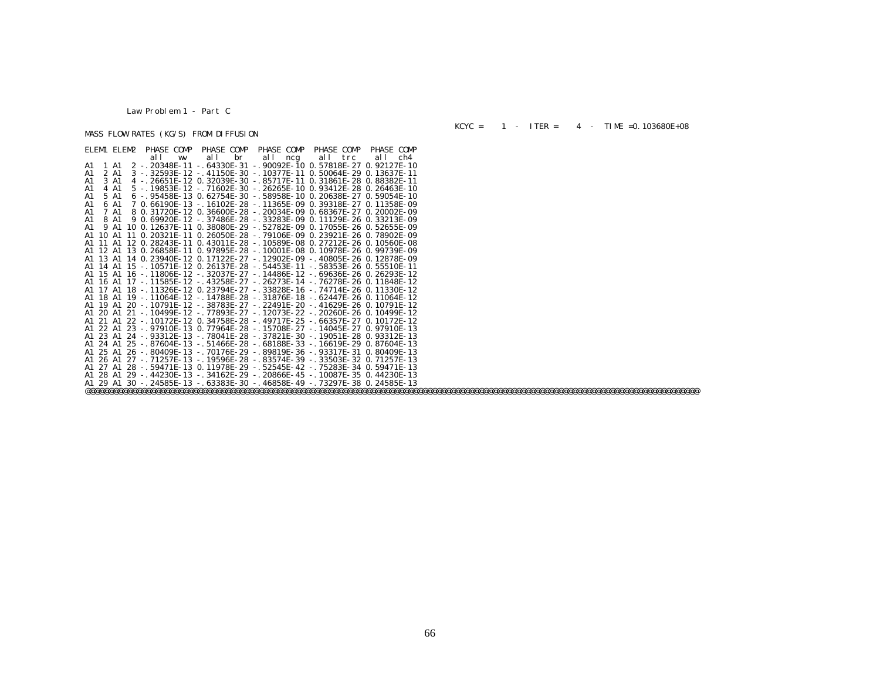Law Problem 1 - Part C

KCYC = 1 - ITER = 4 - TIME =0.103680E+08

MASS FLOW RATES (KG/S) FROM DIFFUSION

| ELEM1 | ELEM2 | PHASE COMP all ww | PHASE COMP all br | PHASE COMP all ncg | PHASE COMP all trc | PHASE COMP all ch4 |
|---|---|---|---|---|---|---|
| A1 1 | A1 2 | -.20348E-11 | -.64330E-31 | -.90092E-10 | 0.57818E-27 | 0.92127E-10 |
| A1 2 | A1 3 | -.32593E-12 | -.41150E-30 | -.10377E-11 | 0.50064E-29 | 0.13637E-11 |
| A1 3 | A1 4 | -.26651E-12 | 0.32039E-30 | -.85717E-11 | 0.31861E-28 | 0.88382E-11 |
| A1 4 | A1 5 | -.19853E-12 | -.71602E-30 | -.26265E-10 | 0.93412E-28 | 0.26463E-10 |
| A1 5 | A1 6 | -.95458E-13 | 0.62754E-30 | -.58958E-10 | 0.20638E-27 | 0.59054E-10 |
| A1 6 | A1 7 | 0.66190E-13 | -.16102E-28 | -.11365E-09 | 0.39318E-27 | 0.11358E-09 |
| A1 7 | A1 8 | 0.31720E-12 | 0.36600E-28 | -.20034E-09 | 0.68367E-27 | 0.20002E-09 |
| A1 8 | A1 9 | 0.69920E-12 | -.37486E-28 | -.33283E-09 | 0.11129E-26 | 0.33213E-09 |
| A1 9 | A1 10 | 0.12637E-11 | 0.38080E-29 | -.52782E-09 | 0.17055E-26 | 0.52655E-09 |
| A1 10 | A1 11 | 0.20321E-11 | 0.26050E-28 | -.79106E-09 | 0.23921E-26 | 0.78902E-09 |
| A1 11 | A1 12 | 0.28243E-11 | 0.43011E-28 | -.10589E-08 | 0.27212E-26 | 0.10560E-08 |
| A1 12 | A1 13 | 0.26858E-11 | 0.97895E-28 | -.10001E-08 | 0.10978E-26 | 0.99739E-09 |
| A1 13 | A1 14 | 0.23940E-12 | 0.17122E-27 | -.12902E-09 | -.40805E-26 | 0.12878E-09 |
| A1 14 | A1 15 | -.10571E-12 | 0.26137E-28 | -.54453E-11 | -.58353E-26 | 0.55510E-11 |
| A1 15 | A1 16 | -.11806E-12 | -.32037E-27 | -.14486E-12 | -.69636E-26 | 0.26293E-12 |
| A1 16 | A1 17 | -.11585E-12 | -.43258E-27 | -.26273E-14 | -.76278E-26 | 0.11848E-12 |
| A1 17 | A1 18 | -.11326E-12 | 0.23794E-27 | -.33828E-16 | -.74714E-26 | 0.11330E-12 |
| A1 18 | A1 19 | -.11064E-12 | -.14788E-28 | -.31876E-18 | -.62447E-26 | 0.11064E-12 |
| A1 19 | A1 20 | -.10791E-12 | -.38783E-27 | -.22491E-20 | -.41629E-26 | 0.10791E-12 |
| A1 20 | A1 21 | -.10499E-12 | -.77893E-27 | -.12073E-22 | -.20260E-26 | 0.10499E-12 |
| A1 21 | A1 22 | -.10172E-12 | 0.34758E-28 | -.49717E-25 | -.66357E-27 | 0.10172E-12 |
| A1 22 | A1 23 | -.97910E-13 | 0.77964E-28 | -.15708E-27 | -.14045E-27 | 0.97910E-13 |
| A1 23 | A1 24 | -.93312E-13 | -.78041E-28 | -.37821E-30 | -.19051E-28 | 0.93312E-13 |
| A1 24 | A1 25 | -.87604E-13 | -.51466E-28 | -.68188E-33 | -.16619E-29 | 0.87604E-13 |
| A1 25 | A1 26 | -.80409E-13 | -.70176E-29 | -.89819E-36 | -.93317E-31 | 0.80409E-13 |
| A1 26 | A1 27 | -.71257E-13 | -.19596E-28 | -.83574E-39 | -.33503E-32 | 0.71257E-13 |
| A1 27 | A1 28 | -.59471E-13 | 0.11978E-29 | -.52545E-42 | -.75283E-34 | 0.59471E-13 |
| A1 28 | A1 29 | -.44230E-13 | -.34162E-29 | -.20866E-45 | -.10087E-35 | 0.44230E-13 |
| A1 29 | A1 30 | -.24585E-13 | -.63383E-30 | -.46858E-49 | -.73297E-38 | 0.24585E-13 |

@@@@@@@@@@@@@@@@@@@@@@@@@@@@@@@@@@@@@@@@@@@@@@@@@@@@@@@@@@@@@@@@@@@@@@@@@@@@@@@@@@@@@@@@@@@@@@@@@@@@@@@@@@@@@@@@@@@@@@@@@@@@@@@@@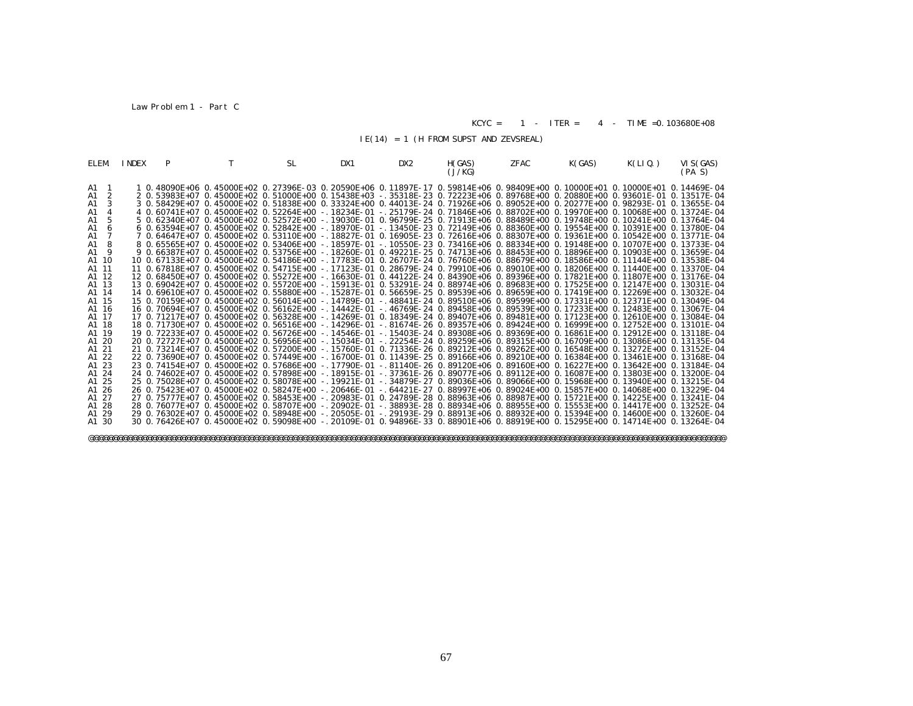Law Problem 1 - Part C

KCYC = 1 - ITER = 4 - TIME =0.103680E+08

IE(14) = 1 (H FROM SUPST AND ZEVSREAL)

| ELEM. | INDEX | P | T | SL | DX1 | DX2 | H(GAS) (J/KG) | ZFAC | K(GAS) | K(LIQ.) | VIS(GAS) (PA S) |
|---|---|---|---|---|---|---|---|---|---|---|---|
| A1 1 | 1 | 0.48090E+06 | 0.45000E+02 | 0.27396E-03 | 0.20590E+06 | 0.11897E-17 | 0.59814E+06 | 0.98409E+00 | 0.10000E+01 | 0.10000E+01 | 0.14469E-04 |
| A1 2 | 2 | 0.53983E+07 | 0.45000E+02 | 0.51000E+00 | 0.15438E+03 | -.35318E-23 | 0.72223E+06 | 0.89768E+00 | 0.20880E+00 | 0.93601E-01 | 0.13517E-04 |
| A1 3 | 3 | 0.58429E+07 | 0.45000E+02 | 0.51838E+00 | 0.33324E+00 | 0.44013E-24 | 0.71926E+06 | 0.89052E+00 | 0.20277E+00 | 0.98293E-01 | 0.13655E-04 |
| A1 4 | 4 | 0.60741E+07 | 0.45000E+02 | 0.52264E+00 | -.18234E-01 | -.25179E-24 | 0.71846E+06 | 0.88702E+00 | 0.19970E+00 | 0.10068E+00 | 0.13724E-04 |
| A1 5 | 5 | 0.62340E+07 | 0.45000E+02 | 0.52572E+00 | -.19030E-01 | 0.96799E-25 | 0.71913E+06 | 0.88489E+00 | 0.19748E+00 | 0.10241E+00 | 0.13764E-04 |
| A1 6 | 6 | 0.63594E+07 | 0.45000E+02 | 0.52842E+00 | -.18970E-01 | -.13450E-23 | 0.72149E+06 | 0.88360E+00 | 0.19554E+00 | 0.10391E+00 | 0.13780E-04 |
| A1 7 | 7 | 0.64647E+07 | 0.45000E+02 | 0.53110E+00 | -.18827E-01 | 0.16905E-23 | 0.72616E+06 | 0.88307E+00 | 0.19361E+00 | 0.10542E+00 | 0.13771E-04 |
| A1 8 | 8 | 0.65565E+07 | 0.45000E+02 | 0.53406E+00 | -.18597E-01 | -.10550E-23 | 0.73416E+06 | 0.88334E+00 | 0.19148E+00 | 0.10707E+00 | 0.13733E-04 |
| A1 9 | 9 | 0.66387E+07 | 0.45000E+02 | 0.53756E+00 | -.18260E-01 | 0.49221E-25 | 0.74713E+06 | 0.88453E+00 | 0.18896E+00 | 0.10903E+00 | 0.13659E-04 |
| A1 10 | 10 | 0.67133E+07 | 0.45000E+02 | 0.54186E+00 | -.17783E-01 | 0.26707E-24 | 0.76760E+06 | 0.88679E+00 | 0.18586E+00 | 0.11144E+00 | 0.13538E-04 |
| A1 11 | 11 | 0.67818E+07 | 0.45000E+02 | 0.54715E+00 | -.17123E-01 | 0.28679E-24 | 0.79910E+06 | 0.89010E+00 | 0.18206E+00 | 0.11440E+00 | 0.13370E-04 |
| A1 12 | 12 | 0.68450E+07 | 0.45000E+02 | 0.55272E+00 | -.16630E-01 | 0.44122E-24 | 0.84390E+06 | 0.89396E+00 | 0.17821E+00 | 0.11807E+00 | 0.13176E-04 |
| A1 13 | 13 | 0.69042E+07 | 0.45000E+02 | 0.55720E+00 | -.15913E-01 | 0.53291E-24 | 0.88974E+06 | 0.89683E+00 | 0.17525E+00 | 0.12147E+00 | 0.13031E-04 |
| A1 14 | 14 | 0.69610E+07 | 0.45000E+02 | 0.55880E+00 | -.15287E-01 | 0.56659E-25 | 0.89539E+06 | 0.89659E+00 | 0.17419E+00 | 0.12269E+00 | 0.13032E-04 |
| A1 15 | 15 | 0.70159E+07 | 0.45000E+02 | 0.56014E+00 | -.14789E-01 | -.48841E-24 | 0.89510E+06 | 0.89599E+00 | 0.17331E+00 | 0.12371E+00 | 0.13049E-04 |
| A1 16 | 16 | 0.70694E+07 | 0.45000E+02 | 0.56162E+00 | -.14442E-01 | -.46769E-24 | 0.89458E+06 | 0.89539E+00 | 0.17233E+00 | 0.12483E+00 | 0.13067E-04 |
| A1 17 | 17 | 0.71217E+07 | 0.45000E+02 | 0.56328E+00 | -.14269E-01 | 0.18349E-24 | 0.89407E+06 | 0.89481E+00 | 0.17123E+00 | 0.12610E+00 | 0.13084E-04 |
| A1 18 | 18 | 0.71730E+07 | 0.45000E+02 | 0.56516E+00 | -.14296E-01 | -.81674E-26 | 0.89357E+06 | 0.89424E+00 | 0.16999E+00 | 0.12752E+00 | 0.13101E-04 |
| A1 19 | 19 | 0.72233E+07 | 0.45000E+02 | 0.56726E+00 | -.14546E-01 | -.15403E-24 | 0.89308E+06 | 0.89369E+00 | 0.16861E+00 | 0.12912E+00 | 0.13118E-04 |
| A1 20 | 20 | 0.72727E+07 | 0.45000E+02 | 0.56956E+00 | -.15034E-01 | -.22254E-24 | 0.89259E+06 | 0.89315E+00 | 0.16709E+00 | 0.13086E+00 | 0.13135E-04 |
| A1 21 | 21 | 0.73214E+07 | 0.45000E+02 | 0.57200E+00 | -.15760E-01 | 0.71336E-26 | 0.89212E+06 | 0.89262E+00 | 0.16548E+00 | 0.13272E+00 | 0.13152E-04 |
| A1 22 | 22 | 0.73690E+07 | 0.45000E+02 | 0.57449E+00 | -.16700E-01 | 0.11439E-25 | 0.89166E+06 | 0.89210E+00 | 0.16384E+00 | 0.13461E+00 | 0.13168E-04 |
| A1 23 | 23 | 0.74154E+07 | 0.45000E+02 | 0.57686E+00 | -.17790E-01 | -.81140E-26 | 0.89120E+06 | 0.89160E+00 | 0.16227E+00 | 0.13642E+00 | 0.13184E-04 |
| A1 24 | 24 | 0.74602E+07 | 0.45000E+02 | 0.57898E+00 | -.18915E-01 | -.37361E-26 | 0.89077E+06 | 0.89112E+00 | 0.16087E+00 | 0.13803E+00 | 0.13200E-04 |
| A1 25 | 25 | 0.75028E+07 | 0.45000E+02 | 0.58078E+00 | -.19921E-01 | -.34879E-27 | 0.89036E+06 | 0.89066E+00 | 0.15968E+00 | 0.13940E+00 | 0.13215E-04 |
| A1 26 | 26 | 0.75423E+07 | 0.45000E+02 | 0.58247E+00 | -.20646E-01 | -.64421E-27 | 0.88997E+06 | 0.89024E+00 | 0.15857E+00 | 0.14068E+00 | 0.13229E-04 |
| A1 27 | 27 | 0.75777E+07 | 0.45000E+02 | 0.58453E+00 | -.20983E-01 | 0.24789E-28 | 0.88963E+06 | 0.88987E+00 | 0.15721E+00 | 0.14225E+00 | 0.13241E-04 |
| A1 28 | 28 | 0.76077E+07 | 0.45000E+02 | 0.58707E+00 | -.20902E-01 | -.38893E-28 | 0.88934E+06 | 0.88955E+00 | 0.15553E+00 | 0.14417E+00 | 0.13252E-04 |
| A1 29 | 29 | 0.76302E+07 | 0.45000E+02 | 0.58948E+00 | -.20505E-01 | -.29193E-29 | 0.88913E+06 | 0.88932E+00 | 0.15394E+00 | 0.14600E+00 | 0.13260E-04 |
| A1 30 | 30 | 0.76426E+07 | 0.45000E+02 | 0.59098E+00 | -.20109E-01 | 0.94896E-33 | 0.88901E+06 | 0.88919E+00 | 0.15295E+00 | 0.14714E+00 | 0.13264E-04 |

@@@@@@@@@@@@@@@@@@@@@@@@@@@@@@@@@@@@@@@@@@@@@@@@@@@@@@@@@@@@@@@@@@@@@@@@@@@@@@@@@@@@@@@@@@@@@@@@@@@@@@@@@@@@@@@@@@@@@@@@@@@@@@@@@@@@@@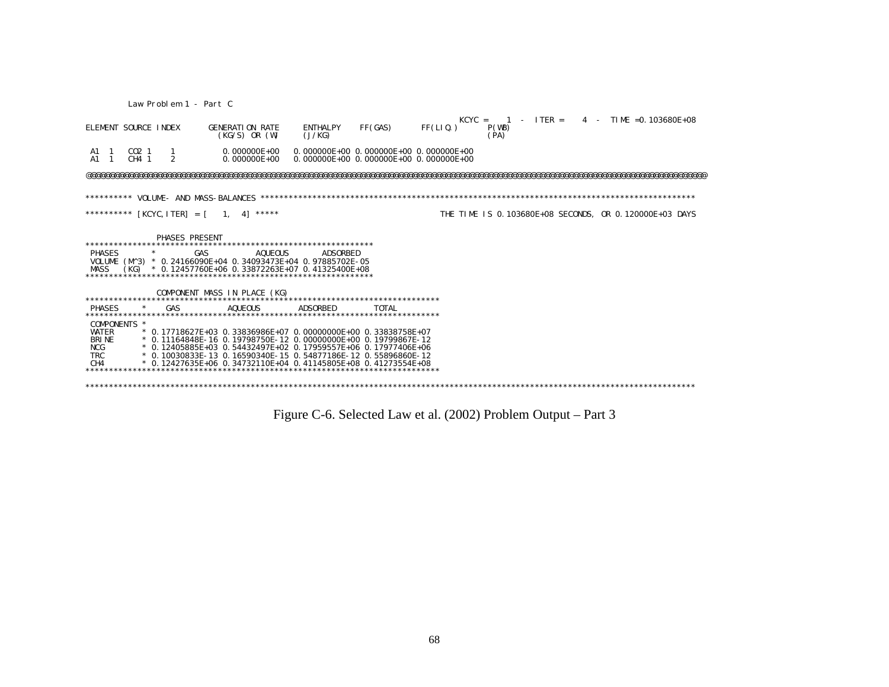```
Law Problem 1 - Part C

                                                                                                KCYC =     1  -  ITER =     4  -  TIME =0.103680E+08
ELEMENT SOURCE INDEX      GENERATION RATE     ENTHALPY    FF(GAS)      FF(LIQ.)       P(WB)
                            (KG/S) OR (W)      (J/KG)                                  (PA)

 A1  1   CO2 1    1          0.000000E+00    0.000000E+00 0.000000E+00 0.000000E+00
 A1  1   CH4 1    2          0.000000E+00    0.000000E+00 0.000000E+00 0.000000E+00

@@@@@@@@@@@@@@@@@@@@@@@@@@@@@@@@@@@@@@@@@@@@@@@@@@@@@@@@@@@@@@@@@@@@@@@@@@@@@@@@@@@@@@@@@@@@@@@@@@@@@@@@@@@@@@@@@@@@@@@@@@@@@@@@@@@@@@@


********** VOLUME- AND MASS-BALANCES ********************************************************************************************

********** [KCYC,ITER] = [    1,    4] *****                                          THE TIME IS 0.103680E+08 SECONDS, OR 0.120000E+03 DAYS


                PHASES PRESENT
***************************************************************
 PHASES       *        GAS          AQUEOUS       ADSORBED
 VOLUME (M^3) *  0.24166090E+04  0.34093473E+04  0.97885702E-05
 MASS   (KG)  *  0.12457760E+06  0.33872263E+07  0.41325400E+08
***************************************************************

                COMPONENT MASS IN PLACE (KG)
****************************************************************************
 PHASES     *     GAS          AQUEOUS        ADSORBED        TOTAL
****************************************************************************
 COMPONENTS *
 WATER      *  0.17718627E+03  0.33836986E+07  0.00000000E+00  0.33838758E+07
 BRINE      *  0.11164848E-16  0.19798750E-12  0.00000000E+00  0.19799867E-12
 NCG        *  0.12405885E+03  0.54432497E+02  0.17959557E+06  0.17977406E+06
 TRC        *  0.10030833E-13  0.16590340E-15  0.54877186E-12  0.55896860E-12
 CH4        *  0.12427635E+06  0.34732110E+04  0.41145805E+08  0.41273554E+08
****************************************************************************

*********************************************************************************************************************************
```

Figure C-6. Selected Law et al. (2002) Problem Output – Part 3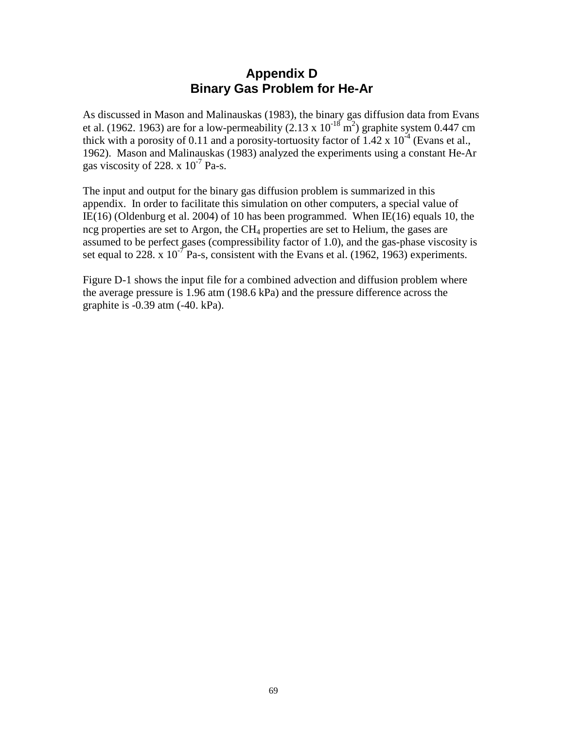# Appendix D
# Binary Gas Problem for He-Ar

As discussed in Mason and Malinauskas (1983), the binary gas diffusion data from Evans et al. (1962. 1963) are for a low-permeability ($2.13 \times 10^{-18}$ m$^2$) graphite system 0.447 cm thick with a porosity of 0.11 and a porosity-tortuosity factor of $1.42 \times 10^{-4}$ (Evans et al., 1962). Mason and Malinauskas (1983) analyzed the experiments using a constant He-Ar gas viscosity of $228. \times 10^{-7}$ Pa-s.

The input and output for the binary gas diffusion problem is summarized in this appendix. In order to facilitate this simulation on other computers, a special value of IE(16) (Oldenburg et al. 2004) of 10 has been programmed. When IE(16) equals 10, the ncg properties are set to Argon, the $CH_4$ properties are set to Helium, the gases are assumed to be perfect gases (compressibility factor of 1.0), and the gas-phase viscosity is set equal to $228. \times 10^{-7}$ Pa-s, consistent with the Evans et al. (1962, 1963) experiments.

Figure D-1 shows the input file for a combined advection and diffusion problem where the average pressure is 1.96 atm (198.6 kPa) and the pressure difference across the graphite is -0.39 atm (-40. kPa).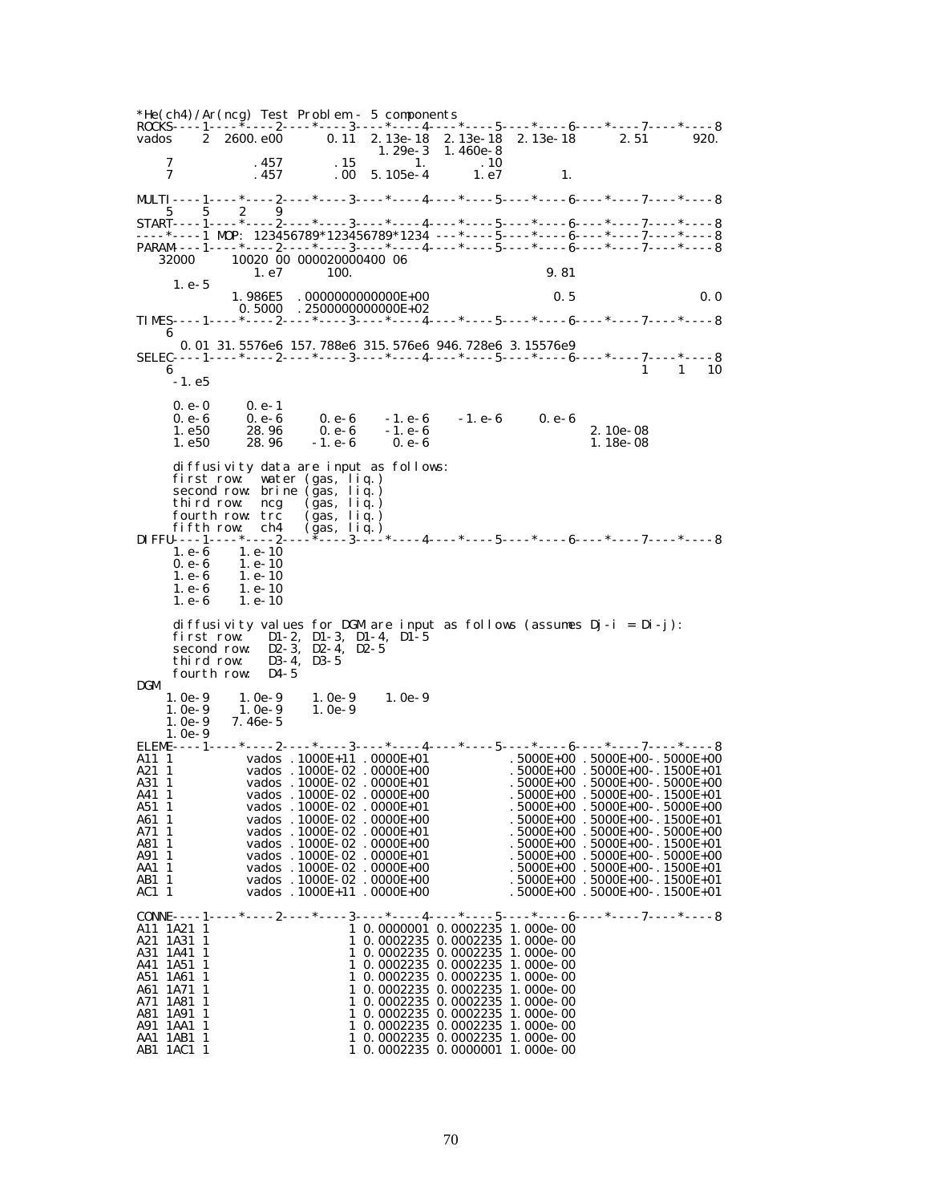```
*He(ch4)/Ar(ncg) Test Problem - 5 components
ROCKS----1----*----2----*----3----*----4----*----5----*----6----*----7----*----8
vados    2  2600.e00       0.11  2.13e-18  2.13e-18  2.13e-18      2.51       920.
                                 1.29e-3   1.460e-8
    7           .457        .15        1.        .10
    7           .457        .00   5.105e-4      1.e7         1.

MULTI----1----*----2----*----3----*----4----*----5----*----6----*----7----*----8
    5    5    2    9
START----1----*----2----*----3----*----4----*----5----*----6----*----7----*----8
----*----1 MOP: 123456789*123456789*1234 ---*----5----*----6----*----7----*----8
PARAM----1----*----2----*----3----*----4----*----5----*----6----*----7----*----8
   32000      10020 00 000020000400 06
               1.e7       100.                              9.81
     1.e-5
            1.986E5  .0000000000000E+00                      0.5                    0.0
             0.5000  .2500000000000E+02
TIMES----1----*----2----*----3----*----4----*----5----*----6----*----7----*----8
    6
     0.01 31.5576e6 157.788e6 315.576e6 946.728e6 3.15576e9
SELEC----1----*----2----*----3----*----4----*----5----*----6----*----7----*----8
    6                                                                   1    1   10
     -1.e5

     0.e-0     0.e-1
     0.e-6     0.e-6      0.e-6    -1.e-6    -1.e-6      0.e-6
     1.e50     28.96      0.e-6    -1.e-6                          2.10e-08
     1.e50     28.96     -1.e-6     0.e-6                          1.18e-08

     diffusivity data are input as follows:
     first row:  water (gas, liq.)
     second row: brine (gas, liq.)
     third row:  ncg   (gas, liq.)
     fourth row: trc   (gas, liq.)
     fifth row:  ch4   (gas, liq.)
DIFFU----1----*----2----*----3----*----4----*----5----*----6----*----7----*----8
     1.e-6    1.e-10
     0.e-6    1.e-10
     1.e-6    1.e-10
     1.e-6    1.e-10
     1.e-6    1.e-10

     diffusivity values for DGM are input as follows (assumes Dj-i = Di-j):
     first row:   D1-2, D1-3, D1-4, D1-5
     second row:  D2-3, D2-4, D2-5
     third row:   D3-4, D3-5
     fourth row:  D4-5
DGM
    1.0e-9    1.0e-9    1.0e-9    1.0e-9
    1.0e-9    1.0e-9    1.0e-9
    1.0e-9   7.46e-5
    1.0e-9
ELEME----1----*----2----*----3----*----4----*----5----*----6----*----7----*----8
A11 1          vados .1000E+11 .0000E+01           .5000E+00 .5000E+00-.5000E+00
A21 1          vados .1000E-02 .0000E+00           .5000E+00 .5000E+00-.1500E+01
A31 1          vados .1000E-02 .0000E+01           .5000E+00 .5000E+00-.5000E+00
A41 1          vados .1000E-02 .0000E+00           .5000E+00 .5000E+00-.1500E+01
A51 1          vados .1000E-02 .0000E+01           .5000E+00 .5000E+00-.5000E+00
A61 1          vados .1000E-02 .0000E+00           .5000E+00 .5000E+00-.1500E+01
A71 1          vados .1000E-02 .0000E+01           .5000E+00 .5000E+00-.5000E+00
A81 1          vados .1000E-02 .0000E+00           .5000E+00 .5000E+00-.1500E+01
A91 1          vados .1000E-02 .0000E+01           .5000E+00 .5000E+00-.5000E+00
AA1 1          vados .1000E-02 .0000E+00           .5000E+00 .5000E+00-.1500E+01
AB1 1          vados .1000E-02 .0000E+00           .5000E+00 .5000E+00-.1500E+01
AC1 1          vados .1000E+11 .0000E+00           .5000E+00 .5000E+00-.1500E+01

CONNE----1----*----2----*----3----*----4----*----5----*----6----*----7----*----8
A11 1A21 1                   1 0.0000001 0.0002235 1.000e-00
A21 1A31 1                   1 0.0002235 0.0002235 1.000e-00
A31 1A41 1                   1 0.0002235 0.0002235 1.000e-00
A41 1A51 1                   1 0.0002235 0.0002235 1.000e-00
A51 1A61 1                   1 0.0002235 0.0002235 1.000e-00
A61 1A71 1                   1 0.0002235 0.0002235 1.000e-00
A71 1A81 1                   1 0.0002235 0.0002235 1.000e-00
A81 1A91 1                   1 0.0002235 0.0002235 1.000e-00
A91 1AA1 1                   1 0.0002235 0.0002235 1.000e-00
AA1 1AB1 1                   1 0.0002235 0.0002235 1.000e-00
AB1 1AC1 1                   1 0.0002235 0.0000001 1.000e-00
```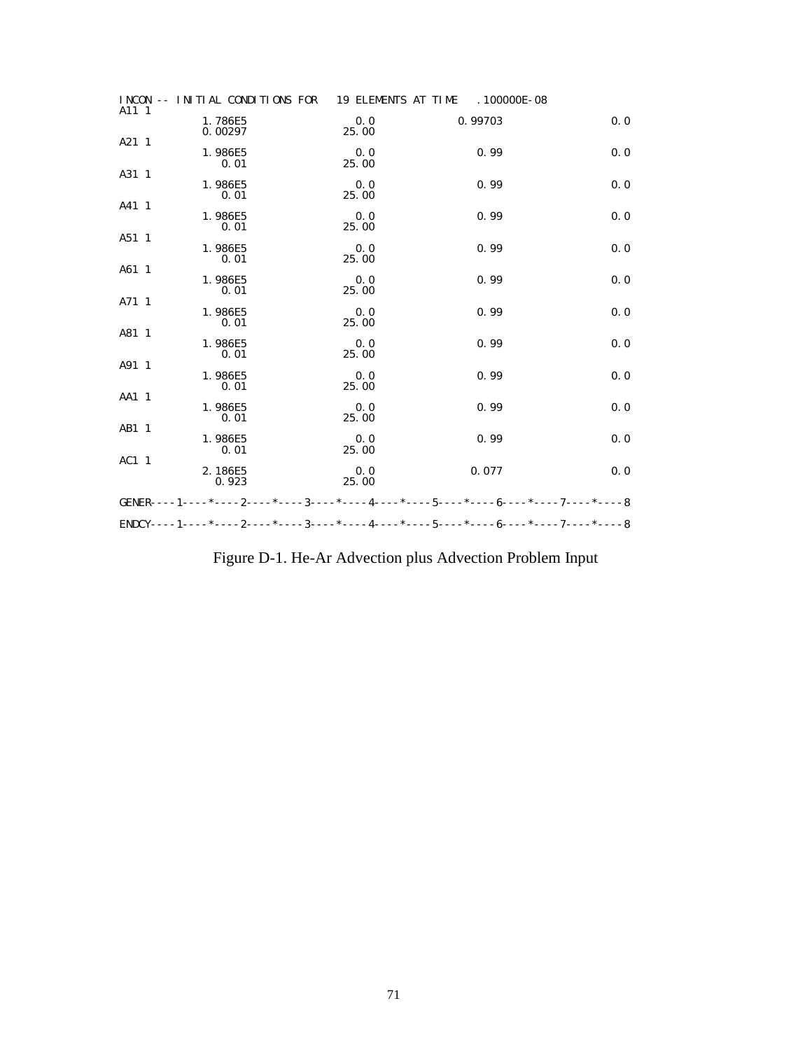```
INCON -- INITIAL CONDITIONS FOR   19 ELEMENTS AT TIME   .100000E-08
A11 1
            1.786E5                  0.0               0.99703                  0.0
            0.00297                 25.00
A21 1
            1.986E5                  0.0                  0.99                  0.0
               0.01                 25.00
A31 1
            1.986E5                  0.0                  0.99                  0.0
               0.01                 25.00
A41 1
            1.986E5                  0.0                  0.99                  0.0
               0.01                 25.00
A51 1
            1.986E5                  0.0                  0.99                  0.0
               0.01                 25.00
A61 1
            1.986E5                  0.0                  0.99                  0.0
               0.01                 25.00
A71 1
            1.986E5                  0.0                  0.99                  0.0
               0.01                 25.00
A81 1
            1.986E5                  0.0                  0.99                  0.0
               0.01                 25.00
A91 1
            1.986E5                  0.0                  0.99                  0.0
               0.01                 25.00
AA1 1
            1.986E5                  0.0                  0.99                  0.0
               0.01                 25.00
AB1 1
            1.986E5                  0.0                  0.99                  0.0
               0.01                 25.00
AC1 1
            2.186E5                  0.0                 0.077                  0.0
              0.923                 25.00

GENER----1----*----2----*----3----*----4----*----5----*----6----*----7----*----8

ENDCY----1----*----2----*----3----*----4----*----5----*----6----*----7----*----8
```

Figure D-1. He-Ar Advection plus Advection Problem Input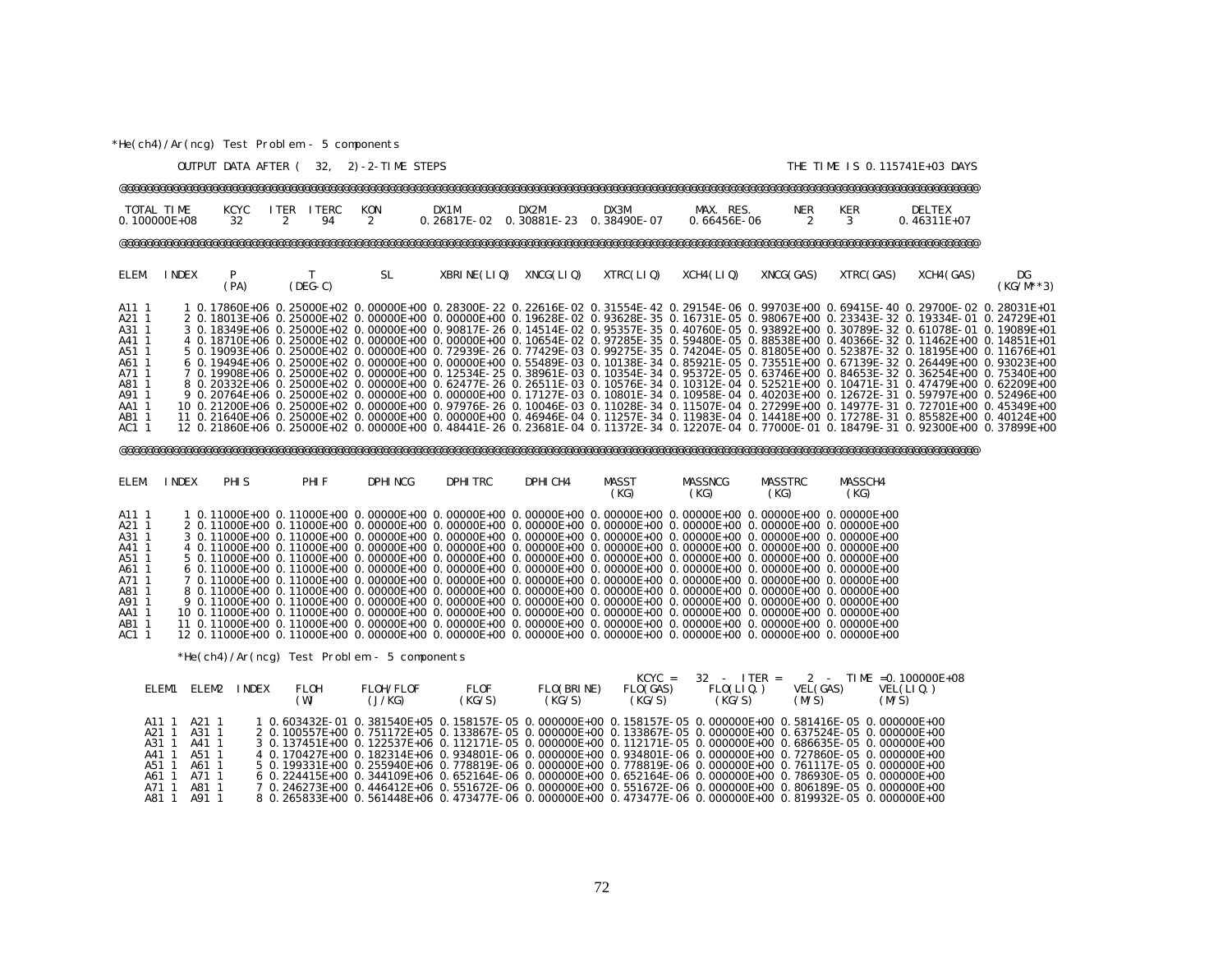*He(ch4)/Ar(ncg) Test Problem - 5 components

OUTPUT DATA AFTER ( 32, 2)-2-TIME STEPS THE TIME IS 0.115741E+03 DAYS

@@@@@@@@@@@@@@@@@@@@@@@@@@@@@@@@@@@@@@@@@@@@@@@@@@@@@@@@@@@@@@@@@@@@@@@@@@@@@@@@@@@@@@@@@@@@@@@@@@@@@@@@@@@@@@@@@@@@@@@@@@@@@@@@@@@@@@

| TOTAL TIME | KCYC | ITER | ITERC | KON | DX1M | DX2M | DX3M | MAX. RES. | NER | KER | DELTEX |
|---|---|---|---|---|---|---|---|---|---|---|---|
| 0.100000E+08 | 32 | 2 | 94 | 2 | 0.26817E-02 | 0.30881E-23 | 0.38490E-07 | 0.66456E-06 | 2 | 3 | 0.46311E+07 |

@@@@@@@@@@@@@@@@@@@@@@@@@@@@@@@@@@@@@@@@@@@@@@@@@@@@@@@@@@@@@@@@@@@@@@@@@@@@@@@@@@@@@@@@@@@@@@@@@@@@@@@@@@@@@@@@@@@@@@@@@@@@@@@@@@@@@@

| ELEM. | INDEX | P (PA) | T (DEG-C) | SL | XBRINE(LIQ) | XNCG(LIQ) | XTRC(LIQ) | XCH4(LIQ) | XNCG(GAS) | XTRC(GAS) | XCH4(GAS) | DG (KG/M**3) |
|---|---|---|---|---|---|---|---|---|---|---|---|---|
| A11 1 | 1 | 0.17860E+06 | 0.25000E+02 | 0.00000E+00 | 0.28300E-22 | 0.22616E-02 | 0.31554E-42 | 0.29154E-06 | 0.99703E+00 | 0.69415E-40 | 0.29700E-02 | 0.28031E+01 |
| A21 1 | 2 | 0.18013E+06 | 0.25000E+02 | 0.00000E+00 | 0.00000E+00 | 0.19628E-02 | 0.93628E-35 | 0.16731E-05 | 0.98067E+00 | 0.23343E-32 | 0.19334E-01 | 0.24729E+01 |
| A31 1 | 3 | 0.18349E+06 | 0.25000E+02 | 0.00000E+00 | 0.90817E-26 | 0.14514E-02 | 0.95357E-35 | 0.40760E-05 | 0.93892E+00 | 0.30789E-32 | 0.61078E-01 | 0.19089E+01 |
| A41 1 | 4 | 0.18710E+06 | 0.25000E+02 | 0.00000E+00 | 0.00000E+00 | 0.10654E-02 | 0.97285E-35 | 0.59480E-05 | 0.88538E+00 | 0.40366E-32 | 0.11462E+00 | 0.14851E+01 |
| A51 1 | 5 | 0.19093E+06 | 0.25000E+02 | 0.00000E+00 | 0.72939E-26 | 0.77429E-03 | 0.99275E-35 | 0.74204E-05 | 0.81805E+00 | 0.52387E-32 | 0.18195E+00 | 0.11676E+01 |
| A61 1 | 6 | 0.19494E+06 | 0.25000E+02 | 0.00000E+00 | 0.00000E+00 | 0.55489E-03 | 0.10138E-34 | 0.85921E-05 | 0.73551E+00 | 0.67139E-32 | 0.26449E+00 | 0.93023E+00 |
| A71 1 | 7 | 0.19908E+06 | 0.25000E+02 | 0.00000E+00 | 0.12534E-25 | 0.38961E-03 | 0.10354E-34 | 0.95372E-05 | 0.63746E+00 | 0.84653E-32 | 0.36254E+00 | 0.75340E+00 |
| A81 1 | 8 | 0.20332E+06 | 0.25000E+02 | 0.00000E+00 | 0.62477E-26 | 0.26511E-03 | 0.10576E-34 | 0.10312E-04 | 0.52521E+00 | 0.10471E-31 | 0.47479E+00 | 0.62209E+00 |
| A91 1 | 9 | 0.20764E+06 | 0.25000E+02 | 0.00000E+00 | 0.00000E+00 | 0.17127E-03 | 0.10801E-34 | 0.10958E-04 | 0.40203E+00 | 0.12672E-31 | 0.59797E+00 | 0.52496E+00 |
| AA1 1 | 10 | 0.21200E+06 | 0.25000E+02 | 0.00000E+00 | 0.97976E-26 | 0.10046E-03 | 0.11028E-34 | 0.11507E-04 | 0.27299E+00 | 0.14977E-31 | 0.72701E+00 | 0.45349E+00 |
| AB1 1 | 11 | 0.21640E+06 | 0.25000E+02 | 0.00000E+00 | 0.00000E+00 | 0.46946E-04 | 0.11257E-34 | 0.11983E-04 | 0.14418E+00 | 0.17278E-31 | 0.85582E+00 | 0.40124E+00 |
| AC1 1 | 12 | 0.21860E+06 | 0.25000E+02 | 0.00000E+00 | 0.48441E-26 | 0.23681E-04 | 0.11372E-34 | 0.12207E-04 | 0.77000E-01 | 0.18479E-31 | 0.92300E+00 | 0.37899E+00 |

@@@@@@@@@@@@@@@@@@@@@@@@@@@@@@@@@@@@@@@@@@@@@@@@@@@@@@@@@@@@@@@@@@@@@@@@@@@@@@@@@@@@@@@@@@@@@@@@@@@@@@@@@@@@@@@@@@@@@@@@@@@@@@@@@@@@@@

| ELEM. | INDEX | PHIS | PHIF | DPHINCG | DPHITRC | DPHICH4 | MASST (KG) | MASSNCG (KG) | MASSTRC (KG) | MASSCH4 (KG) |
|---|---|---|---|---|---|---|---|---|---|---|
| A11 1 | 1 | 0.11000E+00 | 0.11000E+00 | 0.00000E+00 | 0.00000E+00 | 0.00000E+00 | 0.00000E+00 | 0.00000E+00 | 0.00000E+00 | 0.00000E+00 |
| A21 1 | 2 | 0.11000E+00 | 0.11000E+00 | 0.00000E+00 | 0.00000E+00 | 0.00000E+00 | 0.00000E+00 | 0.00000E+00 | 0.00000E+00 | 0.00000E+00 |
| A31 1 | 3 | 0.11000E+00 | 0.11000E+00 | 0.00000E+00 | 0.00000E+00 | 0.00000E+00 | 0.00000E+00 | 0.00000E+00 | 0.00000E+00 | 0.00000E+00 |
| A41 1 | 4 | 0.11000E+00 | 0.11000E+00 | 0.00000E+00 | 0.00000E+00 | 0.00000E+00 | 0.00000E+00 | 0.00000E+00 | 0.00000E+00 | 0.00000E+00 |
| A51 1 | 5 | 0.11000E+00 | 0.11000E+00 | 0.00000E+00 | 0.00000E+00 | 0.00000E+00 | 0.00000E+00 | 0.00000E+00 | 0.00000E+00 | 0.00000E+00 |
| A61 1 | 6 | 0.11000E+00 | 0.11000E+00 | 0.00000E+00 | 0.00000E+00 | 0.00000E+00 | 0.00000E+00 | 0.00000E+00 | 0.00000E+00 | 0.00000E+00 |
| A71 1 | 7 | 0.11000E+00 | 0.11000E+00 | 0.00000E+00 | 0.00000E+00 | 0.00000E+00 | 0.00000E+00 | 0.00000E+00 | 0.00000E+00 | 0.00000E+00 |
| A81 1 | 8 | 0.11000E+00 | 0.11000E+00 | 0.00000E+00 | 0.00000E+00 | 0.00000E+00 | 0.00000E+00 | 0.00000E+00 | 0.00000E+00 | 0.00000E+00 |
| A91 1 | 9 | 0.11000E+00 | 0.11000E+00 | 0.00000E+00 | 0.00000E+00 | 0.00000E+00 | 0.00000E+00 | 0.00000E+00 | 0.00000E+00 | 0.00000E+00 |
| AA1 1 | 10 | 0.11000E+00 | 0.11000E+00 | 0.00000E+00 | 0.00000E+00 | 0.00000E+00 | 0.00000E+00 | 0.00000E+00 | 0.00000E+00 | 0.00000E+00 |
| AB1 1 | 11 | 0.11000E+00 | 0.11000E+00 | 0.00000E+00 | 0.00000E+00 | 0.00000E+00 | 0.00000E+00 | 0.00000E+00 | 0.00000E+00 | 0.00000E+00 |
| AC1 1 | 12 | 0.11000E+00 | 0.11000E+00 | 0.00000E+00 | 0.00000E+00 | 0.00000E+00 | 0.00000E+00 | 0.00000E+00 | 0.00000E+00 | 0.00000E+00 |

*He(ch4)/Ar(ncg) Test Problem - 5 components

KCYC = 32 - ITER = 2 - TIME =0.100000E+08

| ELEM1 | ELEM2 | INDEX | FLOH (W) | FLOH/FLOF (J/KG) | FLOF (KG/S) | FLO(BRINE) (KG/S) | FLO(GAS) (KG/S) | FLO(LIQ.) (KG/S) | VEL(GAS) (M/S) | VEL(LIQ.) (M/S) |
|---|---|---|---|---|---|---|---|---|---|---|
| A11 1 | A21 1 | 1 | 0.603432E-01 | 0.381540E+05 | 0.158157E-05 | 0.000000E+00 | 0.158157E-05 | 0.000000E+00 | 0.581416E-05 | 0.000000E+00 |
| A21 1 | A31 1 | 2 | 0.100557E+00 | 0.751172E+05 | 0.133867E-05 | 0.000000E+00 | 0.133867E-05 | 0.000000E+00 | 0.637524E-05 | 0.000000E+00 |
| A31 1 | A41 1 | 3 | 0.137451E+00 | 0.122537E+06 | 0.112171E-05 | 0.000000E+00 | 0.112171E-05 | 0.000000E+00 | 0.686635E-05 | 0.000000E+00 |
| A41 1 | A51 1 | 4 | 0.170427E+00 | 0.182314E+06 | 0.934801E-06 | 0.000000E+00 | 0.934801E-06 | 0.000000E+00 | 0.727860E-05 | 0.000000E+00 |
| A51 1 | A61 1 | 5 | 0.199331E+00 | 0.255940E+06 | 0.778819E-06 | 0.000000E+00 | 0.778819E-06 | 0.000000E+00 | 0.761117E-05 | 0.000000E+00 |
| A61 1 | A71 1 | 6 | 0.224415E+00 | 0.344109E+06 | 0.652164E-06 | 0.000000E+00 | 0.652164E-06 | 0.000000E+00 | 0.786930E-05 | 0.000000E+00 |
| A71 1 | A81 1 | 7 | 0.246273E+00 | 0.446412E+06 | 0.551672E-06 | 0.000000E+00 | 0.551672E-06 | 0.000000E+00 | 0.806189E-05 | 0.000000E+00 |
| A81 1 | A91 1 | 8 | 0.265833E+00 | 0.561448E+06 | 0.473477E-06 | 0.000000E+00 | 0.473477E-06 | 0.000000E+00 | 0.819932E-05 | 0.000000E+00 |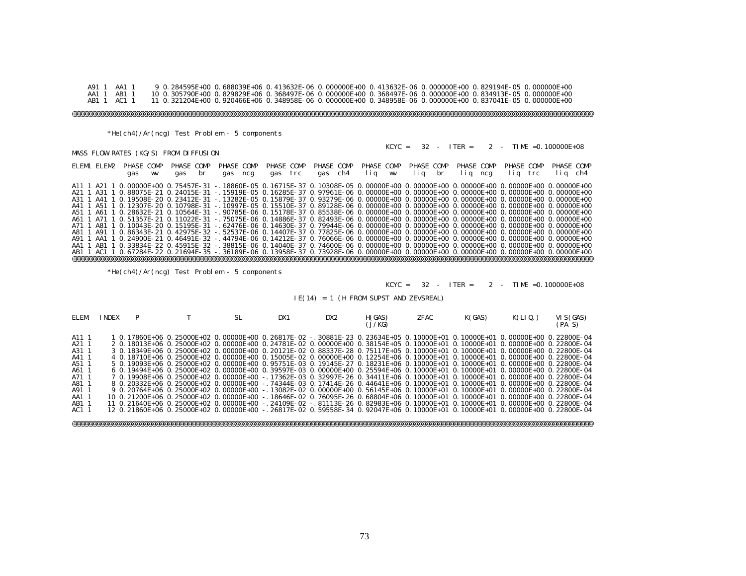```
   A91 1  AA1 1     9 0.284595E+00 0.688039E+06 0.413632E-06 0.000000E+00 0.413632E-06 0.000000E+00 0.829194E-05 0.000000E+00
   AA1 1  AB1 1    10 0.305790E+00 0.829829E+06 0.368497E-06 0.000000E+00 0.368497E-06 0.000000E+00 0.834913E-05 0.000000E+00
   AB1 1  AC1 1    11 0.321204E+00 0.920466E+06 0.348958E-06 0.000000E+00 0.348958E-06 0.000000E+00 0.837041E-05 0.000000E+00

@@@@@@@@@@@@@@@@@@@@@@@@@@@@@@@@@@@@@@@@@@@@@@@@@@@@@@@@@@@@@@@@@@@@@@@@@@@@@@@@@@@@@@@@@@@@@@@@@@@@@@@@@@@@@@@@@@@@@@@@@@@@@@@@@@

        *He(ch4)/Ar(ncg) Test Problem - 5 components

                                                                                   KCYC =   32  -  ITER =    2  -  TIME =0.100000E+08
MASS FLOW RATES (KG/S) FROM DIFFUSION

ELEM1 ELEM2  PHASE COMP  PHASE COMP  PHASE COMP  PHASE COMP  PHASE COMP  PHASE COMP  PHASE COMP  PHASE COMP  PHASE COMP  PHASE COMP
              gas   wv    gas   br    gas  ncg    gas  trc    gas  ch4    liq   wv    liq   br    liq  ncg    liq  trc    liq  ch4

A11 1 A21 1 0.00000E+00 0.75457E-31 -.18860E-05 0.16715E-37 0.10308E-05 0.00000E+00 0.00000E+00 0.00000E+00 0.00000E+00 0.00000E+00
A21 1 A31 1 0.88075E-21 0.24015E-31 -.15919E-05 0.16285E-37 0.97961E-06 0.00000E+00 0.00000E+00 0.00000E+00 0.00000E+00 0.00000E+00
A31 1 A41 1 0.19508E-20 0.23412E-31 -.13282E-05 0.15879E-37 0.93279E-06 0.00000E+00 0.00000E+00 0.00000E+00 0.00000E+00 0.00000E+00
A41 1 A51 1 0.12307E-20 0.10798E-31 -.10997E-05 0.15510E-37 0.89128E-06 0.00000E+00 0.00000E+00 0.00000E+00 0.00000E+00 0.00000E+00
A51 1 A61 1 0.28632E-21 0.10564E-31 -.90785E-06 0.15178E-37 0.85538E-06 0.00000E+00 0.00000E+00 0.00000E+00 0.00000E+00 0.00000E+00
A61 1 A71 1 0.51357E-21 0.11022E-31 -.75075E-06 0.14886E-37 0.82493E-06 0.00000E+00 0.00000E+00 0.00000E+00 0.00000E+00 0.00000E+00
A71 1 A81 1 0.10043E-20 0.15195E-31 -.62476E-06 0.14630E-37 0.79944E-06 0.00000E+00 0.00000E+00 0.00000E+00 0.00000E+00 0.00000E+00
A81 1 A91 1 0.86343E-21 0.42975E-32 -.52537E-06 0.14407E-37 0.77825E-06 0.00000E+00 0.00000E+00 0.00000E+00 0.00000E+00 0.00000E+00
A91 1 AA1 1 0.24900E-21 0.46491E-32 -.44794E-06 0.14212E-37 0.76066E-06 0.00000E+00 0.00000E+00 0.00000E+00 0.00000E+00 0.00000E+00
AA1 1 AB1 1 0.33834E-22 0.45915E-32 -.38815E-06 0.14040E-37 0.74600E-06 0.00000E+00 0.00000E+00 0.00000E+00 0.00000E+00 0.00000E+00
AB1 1 AC1 1 0.67284E-22 0.21694E-35 -.36189E-06 0.13958E-37 0.73928E-06 0.00000E+00 0.00000E+00 0.00000E+00 0.00000E+00 0.00000E+00
@@@@@@@@@@@@@@@@@@@@@@@@@@@@@@@@@@@@@@@@@@@@@@@@@@@@@@@@@@@@@@@@@@@@@@@@@@@@@@@@@@@@@@@@@@@@@@@@@@@@@@@@@@@@@@@@@@@@@@@@@@@@@@@@@@

        *He(ch4)/Ar(ncg) Test Problem - 5 components

                                                                                   KCYC =   32  -  ITER =    2  -  TIME =0.100000E+08

                                                                 IE(14) = 1 (H FROM SUPST AND ZEVSREAL)

ELEM.  INDEX    P            T            SL          DX1         DX2         H(GAS)      ZFAC        K(GAS)      K(LIQ.)     VIS(GAS)
                                                                              (J/KG)                                          (PA S)

A11 1      1 0.17860E+06 0.25000E+02 0.00000E+00 0.26817E-02 -.30881E-23 0.23634E+05 0.10000E+01 0.10000E+01 0.00000E+00 0.22800E-04
A21 1      2 0.18013E+06 0.25000E+02 0.00000E+00 0.24781E-02 0.00000E+00 0.38154E+05 0.10000E+01 0.10000E+01 0.00000E+00 0.22800E-04
A31 1      3 0.18349E+06 0.25000E+02 0.00000E+00 0.20121E-02 0.88337E-28 0.75117E+05 0.10000E+01 0.10000E+01 0.00000E+00 0.22800E-04
A41 1      4 0.18710E+06 0.25000E+02 0.00000E+00 0.15005E-02 0.00000E+00 0.12254E+06 0.10000E+01 0.10000E+01 0.00000E+00 0.22800E-04
A51 1      5 0.19093E+06 0.25000E+02 0.00000E+00 0.95751E-03 0.19145E-27 0.18231E+06 0.10000E+01 0.10000E+01 0.00000E+00 0.22800E-04
A61 1      6 0.19494E+06 0.25000E+02 0.00000E+00 0.39597E-03 0.00000E+00 0.25594E+06 0.10000E+01 0.10000E+01 0.00000E+00 0.22800E-04
A71 1      7 0.19908E+06 0.25000E+02 0.00000E+00 -.17362E-03 0.32997E-26 0.34411E+06 0.10000E+01 0.10000E+01 0.00000E+00 0.22800E-04
A81 1      8 0.20332E+06 0.25000E+02 0.00000E+00 -.74344E-03 0.17414E-26 0.44641E+06 0.10000E+01 0.10000E+01 0.00000E+00 0.22800E-04
A91 1      9 0.20764E+06 0.25000E+02 0.00000E+00 -.13082E-02 0.00000E+00 0.56145E+06 0.10000E+01 0.10000E+01 0.00000E+00 0.22800E-04
AA1 1     10 0.21200E+06 0.25000E+02 0.00000E+00 -.18646E-02 0.76095E-26 0.68804E+06 0.10000E+01 0.10000E+01 0.00000E+00 0.22800E-04
AB1 1     11 0.21640E+06 0.25000E+02 0.00000E+00 -.24109E-02 -.81113E-26 0.82983E+06 0.10000E+01 0.10000E+01 0.00000E+00 0.22800E-04
AC1 1     12 0.21860E+06 0.25000E+02 0.00000E+00 -.26817E-02 0.59558E-34 0.92047E+06 0.10000E+01 0.10000E+01 0.00000E+00 0.22800E-04

@@@@@@@@@@@@@@@@@@@@@@@@@@@@@@@@@@@@@@@@@@@@@@@@@@@@@@@@@@@@@@@@@@@@@@@@@@@@@@@@@@@@@@@@@@@@@@@@@@@@@@@@@@@@@@@@@@@@@@@@@@@@@@@@@@@
```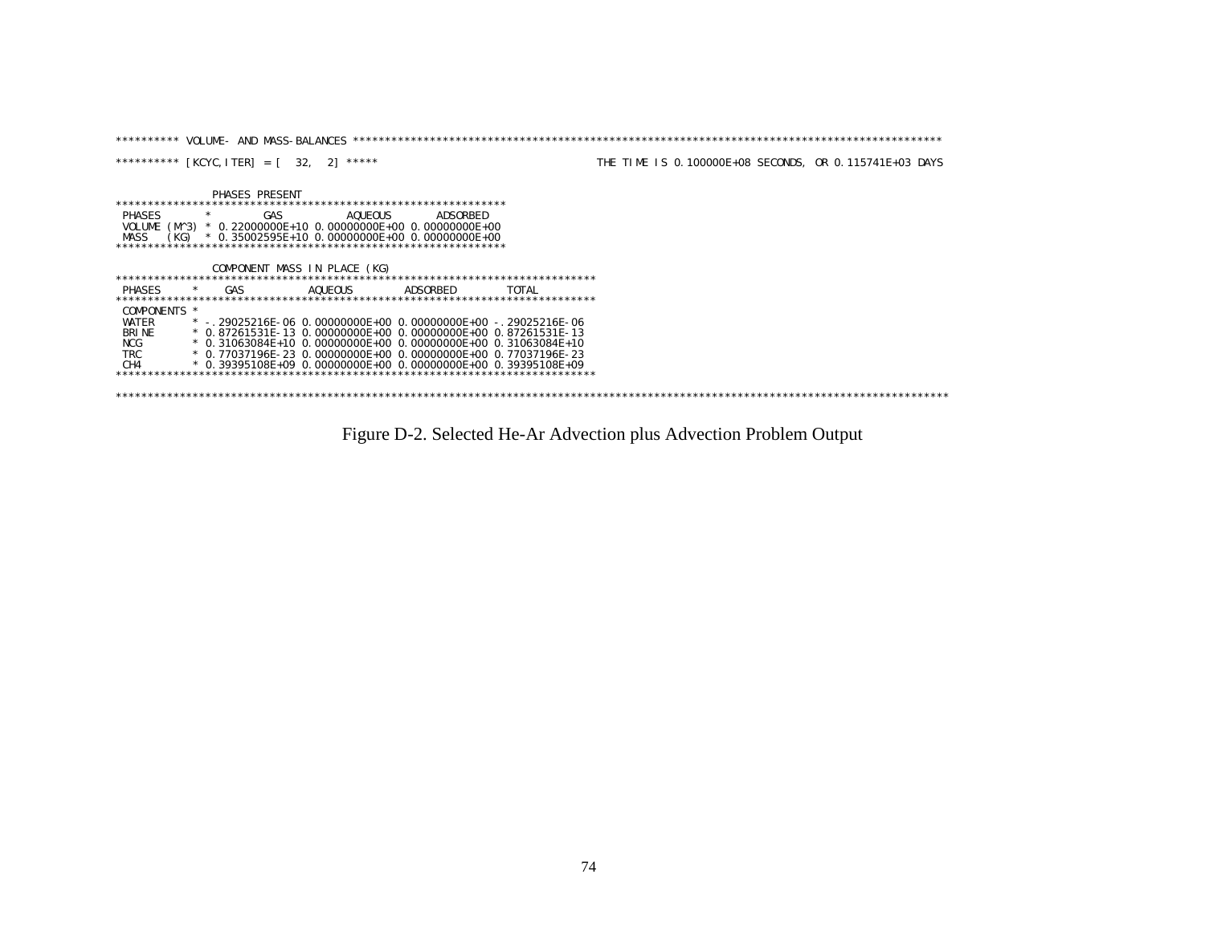```
********** VOLUME- AND MASS-BALANCES ************************************************************************************

********** [KCYC,ITER] = [   32,    2] *****                              THE TIME IS 0.100000E+08 SECONDS, OR 0.115741E+03 DAYS


                PHASES PRESENT
*************************************************************
 PHASES        *        GAS          AQUEOUS       ADSORBED
 VOLUME (M^3)  * 0.22000000E+10 0.00000000E+00 0.00000000E+00
 MASS   (KG)   * 0.35002595E+10 0.00000000E+00 0.00000000E+00
*************************************************************

                COMPONENT MASS IN PLACE (KG)
**************************************************************************
 PHASES      *    GAS          AQUEOUS        ADSORBED        TOTAL
**************************************************************************
 COMPONENTS *
 WATER       * -.29025216E-06 0.00000000E+00 0.00000000E+00 -.29025216E-06
 BRINE       * 0.87261531E-13 0.00000000E+00 0.00000000E+00 0.87261531E-13
 NCG         * 0.31063084E+10 0.00000000E+00 0.00000000E+00 0.31063084E+10
 TRC         * 0.77037196E-23 0.00000000E+00 0.00000000E+00 0.77037196E-23
 CH4         * 0.39395108E+09 0.00000000E+00 0.00000000E+00 0.39395108E+09
**************************************************************************

*************************************************************************************************************************************
```

Figure D-2. Selected He-Ar Advection plus Advection Problem Output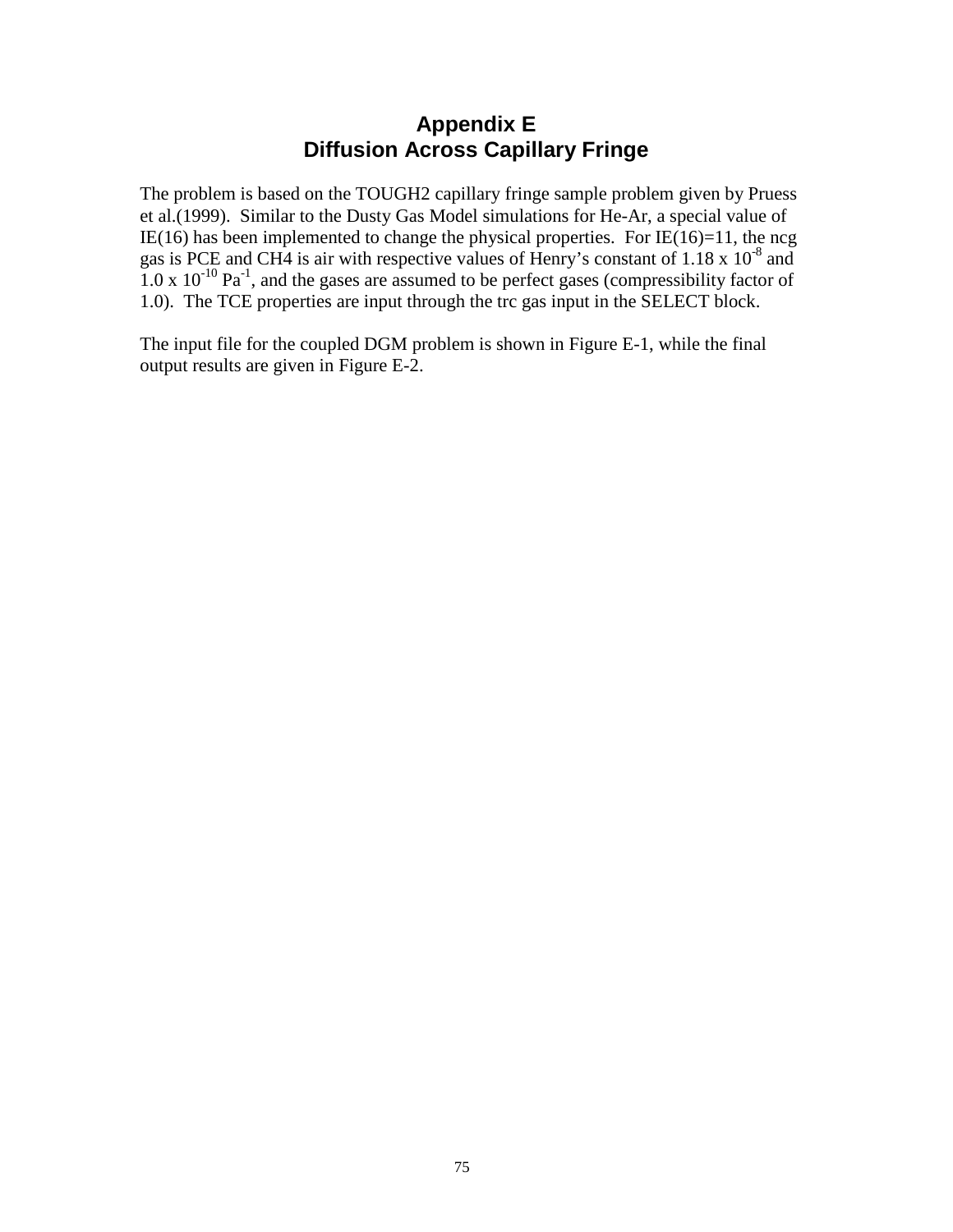# Appendix E
## Diffusion Across Capillary Fringe

The problem is based on the TOUGH2 capillary fringe sample problem given by Pruess et al.(1999). Similar to the Dusty Gas Model simulations for He-Ar, a special value of IE(16) has been implemented to change the physical properties. For IE(16)=11, the ncg gas is PCE and CH4 is air with respective values of Henry's constant of $1.18 \times 10^{-8}$ and $1.0 \times 10^{-10}$ $Pa^{-1}$, and the gases are assumed to be perfect gases (compressibility factor of 1.0). The TCE properties are input through the trc gas input in the SELECT block.

The input file for the coupled DGM problem is shown in Figure E-1, while the final output results are given in Figure E-2.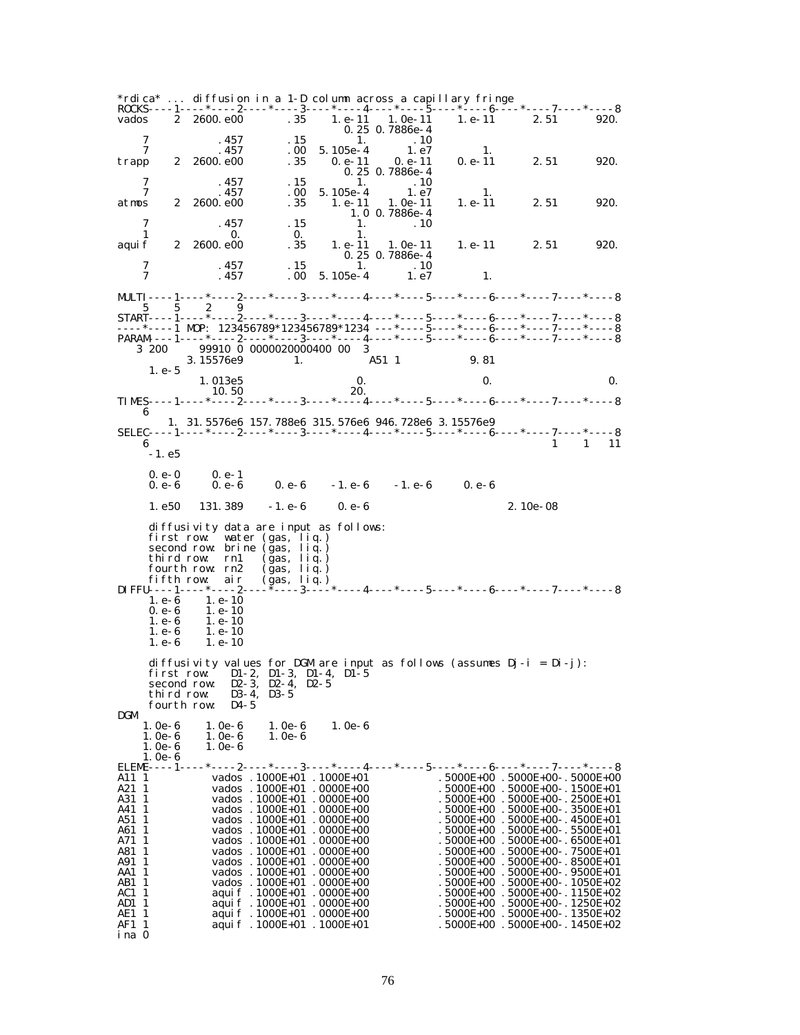```
*rdica* ... diffusion in a 1-D column across a capillary fringe
ROCKS----1----*----2----*----3----*----4----*----5----*----6----*----7----*----8
vados    2  2600.e00      .35    1.e-11   1.0e-11    1.e-11      2.51       920.
                                 0.25 0.7886e-4
    7           .457      .15        1.       .10
    7           .457      .00  5.105e-4     1.e7         1.
trapp    2  2600.e00      .35    0.e-11   0.e-11     0.e-11      2.51       920.
                                 0.25 0.7886e-4
    7           .457      .15        1.       .10
    7           .457      .00  5.105e-4     1.e7         1.
atmos    2  2600.e00      .35    1.e-11   1.0e-11    1.e-11      2.51       920.
                                 1.0 0.7886e-4
    7           .457      .15        1.       .10
    1             0.       0.        1.
aquif    2  2600.e00      .35    1.e-11   1.0e-11    1.e-11      2.51       920.
                                 0.25 0.7886e-4
    7           .457      .15        1.       .10
    7           .457      .00  5.105e-4     1.e7         1.

MULTI----1----*----2----*----3----*----4----*----5----*----6----*----7----*----8
    5    5    2    9
START----1----*----2----*----3----*----4----*----5----*----6----*----7----*----8
----*----1 MOP: 123456789*123456789*1234 ---*----5----*----6----*----7----*----8
PARAM----1----*----2----*----3----*----4----*----5----*----6----*----7----*----8
   3 200     99910 0 0000020000400 00  3
          3.15576e9          1.          A51 1            9.81
     1.e-5
             1.013e5                    0.                    0.                0.
               10.50                   20.
TIMES----1----*----2----*----3----*----4----*----5----*----6----*----7----*----8
    6
         1.  31.5576e6 157.788e6 315.576e6 946.728e6 3.15576e9
SELEC----1----*----2----*----3----*----4----*----5----*----6----*----7----*----8
    6                                                                1    1   11
     -1.e5

     0.e-0      0.e-1
     0.e-6      0.e-6      0.e-6     -1.e-6     -1.e-6      0.e-6

     1.e50    131.389     -1.e-6      0.e-6                         2.10e-08

     diffusivity data are input as follows:
     first row:  water (gas, liq.)
     second row: brine (gas, liq.)
     third row:  rn1   (gas, liq.)
     fourth row: rn2   (gas, liq.)
     fifth row:  air   (gas, liq.)
DIFFU----1----*----2----*----3----*----4----*----5----*----6----*----7----*----8
     1.e-6     1.e-10
     0.e-6     1.e-10
     1.e-6     1.e-10
     1.e-6     1.e-10
     1.e-6     1.e-10

     diffusivity values for DGM are input as follows (assumes Dj-i = Di-j):
     first row:    D1-2, D1-3, D1-4, D1-5
     second row:   D2-3, D2-4, D2-5
     third row:    D3-4, D3-5
     fourth row:   D4-5
DGM
    1.0e-6     1.0e-6     1.0e-6     1.0e-6
    1.0e-6     1.0e-6     1.0e-6
    1.0e-6     1.0e-6
    1.0e-6
ELEME----1----*----2----*----3----*----4----*----5----*----6----*----7----*----8
A11 1          vados .1000E+01 .1000E+01           .5000E+00 .5000E+00-.5000E+00
A21 1          vados .1000E+01 .0000E+00           .5000E+00 .5000E+00-.1500E+01
A31 1          vados .1000E+01 .0000E+00           .5000E+00 .5000E+00-.2500E+01
A41 1          vados .1000E+01 .0000E+00           .5000E+00 .5000E+00-.3500E+01
A51 1          vados .1000E+01 .0000E+00           .5000E+00 .5000E+00-.4500E+01
A61 1          vados .1000E+01 .0000E+00           .5000E+00 .5000E+00-.5500E+01
A71 1          vados .1000E+01 .0000E+00           .5000E+00 .5000E+00-.6500E+01
A81 1          vados .1000E+01 .0000E+00           .5000E+00 .5000E+00-.7500E+01
A91 1          vados .1000E+01 .0000E+00           .5000E+00 .5000E+00-.8500E+01
AA1 1          vados .1000E+01 .0000E+00           .5000E+00 .5000E+00-.9500E+01
AB1 1          vados .1000E+01 .0000E+00           .5000E+00 .5000E+00-.1050E+02
AC1 1          aquif .1000E+01 .0000E+00           .5000E+00 .5000E+00-.1150E+02
AD1 1          aquif .1000E+01 .0000E+00           .5000E+00 .5000E+00-.1250E+02
AE1 1          aquif .1000E+01 .0000E+00           .5000E+00 .5000E+00-.1350E+02
AF1 1          aquif .1000E+01 .1000E+01           .5000E+00 .5000E+00-.1450E+02
ina 0
```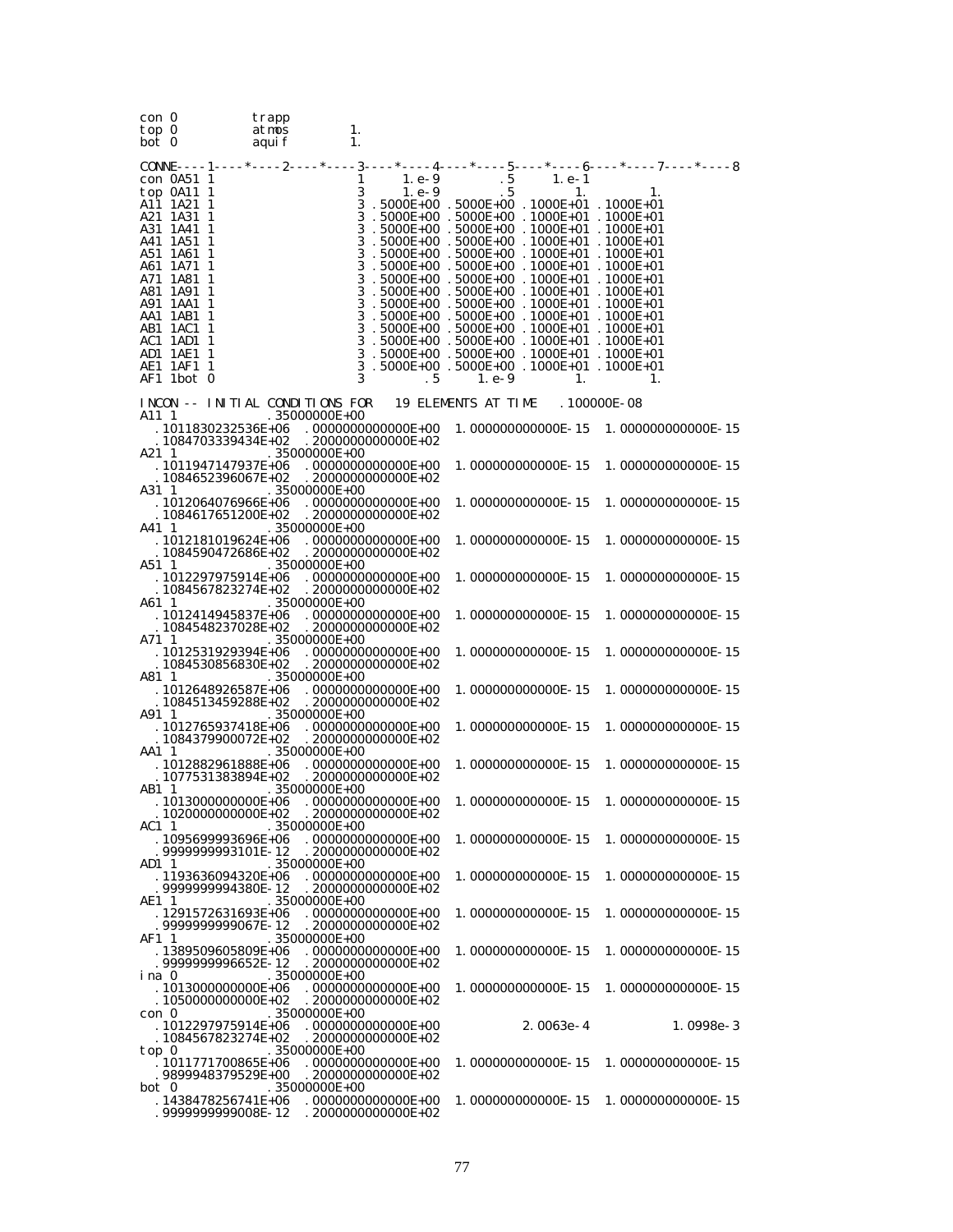```
con 0          trapp
top 0          atmos        1.
bot 0          aquif        1.

CONNE----1----*----2----*----3----*----4----*----5----*----6----*----7----*----8
con 0A51 1                   1      1.e-9         .5      1.e-1
top 0A11 1                   3      1.e-9         .5         1.         1.
A11 1A21 1                   3 .5000E+00 .5000E+00 .1000E+01 .1000E+01
A21 1A31 1                   3 .5000E+00 .5000E+00 .1000E+01 .1000E+01
A31 1A41 1                   3 .5000E+00 .5000E+00 .1000E+01 .1000E+01
A41 1A51 1                   3 .5000E+00 .5000E+00 .1000E+01 .1000E+01
A51 1A61 1                   3 .5000E+00 .5000E+00 .1000E+01 .1000E+01
A61 1A71 1                   3 .5000E+00 .5000E+00 .1000E+01 .1000E+01
A71 1A81 1                   3 .5000E+00 .5000E+00 .1000E+01 .1000E+01
A81 1A91 1                   3 .5000E+00 .5000E+00 .1000E+01 .1000E+01
A91 1AA1 1                   3 .5000E+00 .5000E+00 .1000E+01 .1000E+01
AA1 1AB1 1                   3 .5000E+00 .5000E+00 .1000E+01 .1000E+01
AB1 1AC1 1                   3 .5000E+00 .5000E+00 .1000E+01 .1000E+01
AC1 1AD1 1                   3 .5000E+00 .5000E+00 .1000E+01 .1000E+01
AD1 1AE1 1                   3 .5000E+00 .5000E+00 .1000E+01 .1000E+01
AE1 1AF1 1                   3 .5000E+00 .5000E+00 .1000E+01 .1000E+01
AF1 1bot 0                   3         .5     1.e-9         1.         1.

INCON -- INITIAL CONDITIONS FOR   19 ELEMENTS AT TIME   .100000E-08
A11 1           .35000000E+00
  .1011830232536E+06   .0000000000000E+00   1.000000000000E-15   1.000000000000E-15
  .1084703339434E+02   .2000000000000E+02
A21 1           .35000000E+00
  .1011947147937E+06   .0000000000000E+00   1.000000000000E-15   1.000000000000E-15
  .1084652396067E+02   .2000000000000E+02
A31 1           .35000000E+00
  .1012064076966E+06   .0000000000000E+00   1.000000000000E-15   1.000000000000E-15
  .1084617651200E+02   .2000000000000E+02
A41 1           .35000000E+00
  .1012181019624E+06   .0000000000000E+00   1.000000000000E-15   1.000000000000E-15
  .1084590472686E+02   .2000000000000E+02
A51 1           .35000000E+00
  .1012297975914E+06   .0000000000000E+00   1.000000000000E-15   1.000000000000E-15
  .1084567823274E+02   .2000000000000E+02
A61 1           .35000000E+00
  .1012414945837E+06   .0000000000000E+00   1.000000000000E-15   1.000000000000E-15
  .1084548237028E+02   .2000000000000E+02
A71 1           .35000000E+00
  .1012531929394E+06   .0000000000000E+00   1.000000000000E-15   1.000000000000E-15
  .1084530856830E+02   .2000000000000E+02
A81 1           .35000000E+00
  .1012648926587E+06   .0000000000000E+00   1.000000000000E-15   1.000000000000E-15
  .1084513459288E+02   .2000000000000E+02
A91 1           .35000000E+00
  .1012765937418E+06   .0000000000000E+00   1.000000000000E-15   1.000000000000E-15
  .1084379900072E+02   .2000000000000E+02
AA1 1           .35000000E+00
  .1012882961888E+06   .0000000000000E+00   1.000000000000E-15   1.000000000000E-15
  .1077531383894E+02   .2000000000000E+02
AB1 1           .35000000E+00
  .1013000000000E+06   .0000000000000E+00   1.000000000000E-15   1.000000000000E-15
  .1020000000000E+02   .2000000000000E+02
AC1 1           .35000000E+00
  .1095699993696E+06   .0000000000000E+00   1.000000000000E-15   1.000000000000E-15
  .9999999993101E-12   .2000000000000E+02
AD1 1           .35000000E+00
  .1193636094320E+06   .0000000000000E+00   1.000000000000E-15   1.000000000000E-15
  .9999999994380E-12   .2000000000000E+02
AE1 1           .35000000E+00
  .1291572631693E+06   .0000000000000E+00   1.000000000000E-15   1.000000000000E-15
  .9999999999067E-12   .2000000000000E+02
AF1 1           .35000000E+00
  .1389509605809E+06   .0000000000000E+00   1.000000000000E-15   1.000000000000E-15
  .9999999996652E-12   .2000000000000E+02
ina 0           .35000000E+00
  .1013000000000E+06   .0000000000000E+00   1.000000000000E-15   1.000000000000E-15
  .1050000000000E+02   .2000000000000E+02
con 0           .35000000E+00
  .1012297975914E+06   .0000000000000E+00            2.0063e-4            1.0998e-3
  .1084567823274E+02   .2000000000000E+02
top 0           .35000000E+00
  .1011771700865E+06   .0000000000000E+00   1.000000000000E-15   1.000000000000E-15
  .9899948379529E+00   .2000000000000E+02
bot 0           .35000000E+00
  .1438478256741E+06   .0000000000000E+00   1.000000000000E-15   1.000000000000E-15
  .9999999999008E-12   .2000000000000E+02
```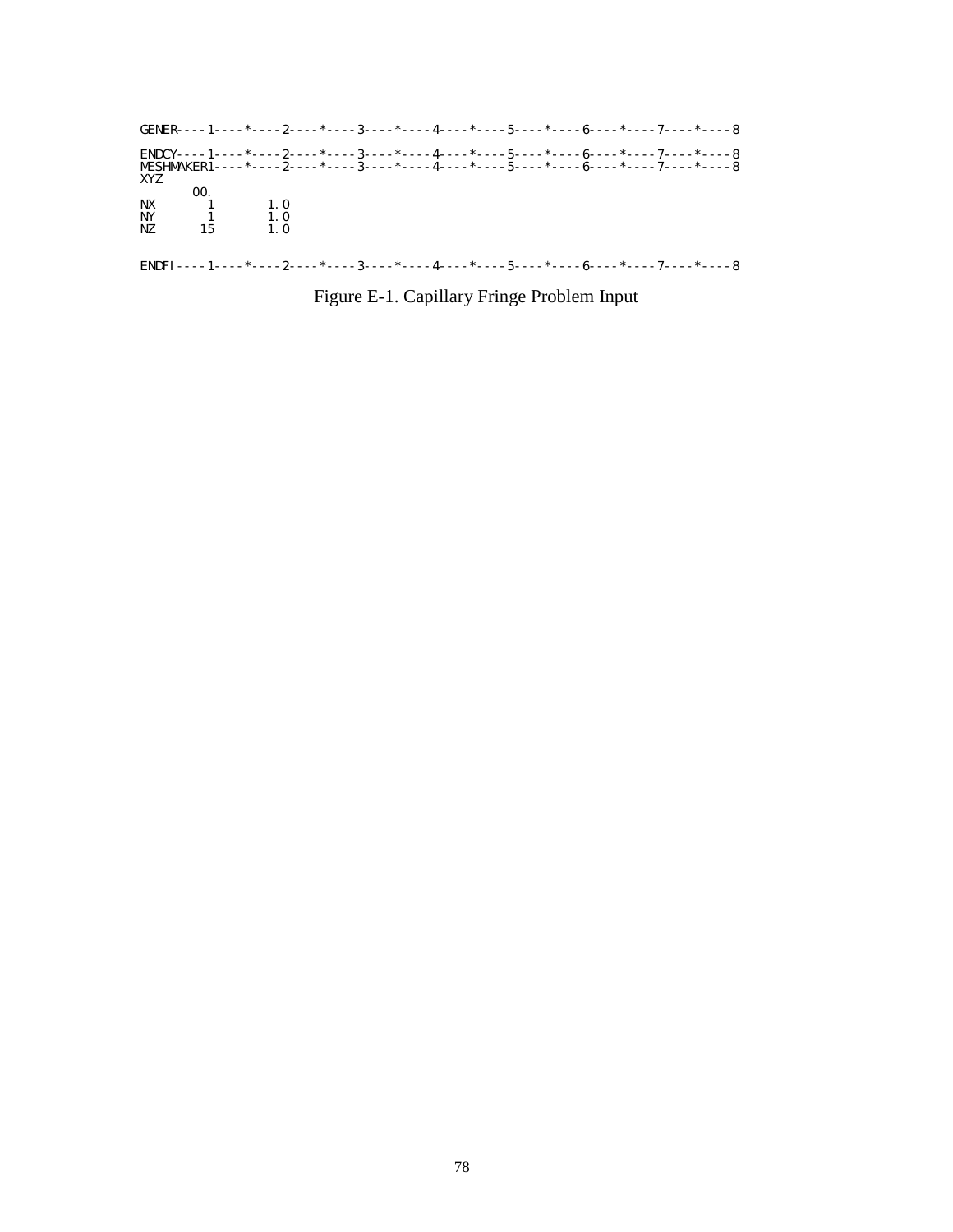```
GENER----1----*----2----*----3----*----4----*----5----*----6----*----7----*----8

ENDCY----1----*----2----*----3----*----4----*----5----*----6----*----7----*----8
MESHMAKER1----*----2----*----3----*----4----*----5----*----6----*----7----*----8
XYZ
       00.
NX        1         1.0
NY        1         1.0
NZ       15         1.0


ENDFI----1----*----2----*----3----*----4----*----5----*----6----*----7----*----8
```

Figure E-1. Capillary Fringe Problem Input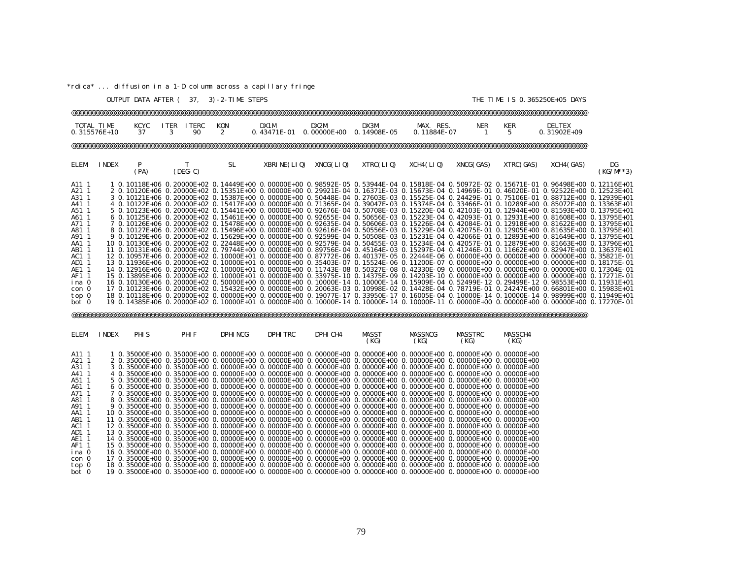*rdica* ... diffusion in a 1-D column across a capillary fringe

OUTPUT DATA AFTER ( 37, 3)-2-TIME STEPS THE TIME IS 0.365250E+05 DAYS

@@@@@@@@@@@@@@@@@@@@@@@@@@@@@@@@@@@@@@@@@@@@@@@@@@@@@@@@@@@@@@@@@@@@@@@@@@@@@@@@@@@@@@@@@@@@@@@@@@@@@@@@@@@@@@@@@@@@@@@@@@@@@@@@@@@@@@@@@@@@

| TOTAL TIME | KCYC | ITER | ITERC | KON | DX1M | DX2M | DX3M | MAX. RES. | NER | KER | DELTEX |
|---|---|---|---|---|---|---|---|---|---|---|---|
| 0.315576E+10 | 37 | 3 | 90 | 2 | 0.43471E-01 | 0.00000E+00 | 0.14908E-05 | 0.11884E-07 | 1 | 5 | 0.31902E+09 |

@@@@@@@@@@@@@@@@@@@@@@@@@@@@@@@@@@@@@@@@@@@@@@@@@@@@@@@@@@@@@@@@@@@@@@@@@@@@@@@@@@@@@@@@@@@@@@@@@@@@@@@@@@@@@@@@@@@@@@@@@@@@@@@@@@@@@@@@@@@@

| ELEM. | INDEX | P (PA) | T (DEG-C) | SL | XBRINE(LIQ) | XNCG(LIQ) | XTRC(LIQ) | XCH4(LIQ) | XNCG(GAS) | XTRC(GAS) | XCH4(GAS) | DG (KG/M**3) |
|---|---|---|---|---|---|---|---|---|---|---|---|---|
| A11 1 | 1 | 0.10118E+06 | 0.20000E+02 | 0.14449E+00 | 0.00000E+00 | 0.98592E-05 | 0.53944E-04 | 0.15818E-04 | 0.50972E-02 | 0.15671E-01 | 0.96498E+00 | 0.12116E+01 |
| A21 1 | 2 | 0.10120E+06 | 0.20000E+02 | 0.15351E+00 | 0.00000E+00 | 0.29921E-04 | 0.16371E-03 | 0.15673E-04 | 0.14969E-01 | 0.46020E-01 | 0.92522E+00 | 0.12523E+01 |
| A31 1 | 3 | 0.10121E+06 | 0.20000E+02 | 0.15387E+00 | 0.00000E+00 | 0.50448E-04 | 0.27603E-03 | 0.15525E-04 | 0.24429E-01 | 0.75106E-01 | 0.88712E+00 | 0.12939E+01 |
| A41 1 | 4 | 0.10122E+06 | 0.20000E+02 | 0.15417E+00 | 0.00000E+00 | 0.71365E-04 | 0.39047E-03 | 0.15374E-04 | 0.33466E-01 | 0.10289E+00 | 0.85072E+00 | 0.13363E+01 |
| A51 1 | 5 | 0.10123E+06 | 0.20000E+02 | 0.15441E+00 | 0.00000E+00 | 0.92676E-04 | 0.50708E-03 | 0.15220E-04 | 0.42103E-01 | 0.12944E+00 | 0.81593E+00 | 0.13795E+01 |
| A61 1 | 6 | 0.10125E+06 | 0.20000E+02 | 0.15461E+00 | 0.00000E+00 | 0.92655E-04 | 0.50656E-03 | 0.15223E-04 | 0.42093E-01 | 0.12931E+00 | 0.81608E+00 | 0.13795E+01 |
| A71 1 | 7 | 0.10126E+06 | 0.20000E+02 | 0.15478E+00 | 0.00000E+00 | 0.92635E-04 | 0.50606E-03 | 0.15226E-04 | 0.42084E-01 | 0.12918E+00 | 0.81622E+00 | 0.13795E+01 |
| A81 1 | 8 | 0.10127E+06 | 0.20000E+02 | 0.15496E+00 | 0.00000E+00 | 0.92616E-04 | 0.50556E-03 | 0.15229E-04 | 0.42075E-01 | 0.12905E+00 | 0.81635E+00 | 0.13795E+01 |
| A91 1 | 9 | 0.10129E+06 | 0.20000E+02 | 0.15629E+00 | 0.00000E+00 | 0.92599E-04 | 0.50508E-03 | 0.15231E-04 | 0.42066E-01 | 0.12893E+00 | 0.81649E+00 | 0.13795E+01 |
| AA1 1 | 10 | 0.10130E+06 | 0.20000E+02 | 0.22448E+00 | 0.00000E+00 | 0.92579E-04 | 0.50455E-03 | 0.15234E-04 | 0.42057E-01 | 0.12879E+00 | 0.81663E+00 | 0.13796E+01 |
| AB1 1 | 11 | 0.10131E+06 | 0.20000E+02 | 0.79744E+00 | 0.00000E+00 | 0.89756E-04 | 0.45164E-03 | 0.15297E-04 | 0.41246E-01 | 0.11662E+00 | 0.82947E+00 | 0.13637E+01 |
| AC1 1 | 12 | 0.10957E+06 | 0.20000E+02 | 0.10000E+01 | 0.00000E+00 | 0.87772E-06 | 0.40137E-05 | 0.22444E-06 | 0.00000E+00 | 0.00000E+00 | 0.00000E+00 | 0.35821E-01 |
| AD1 1 | 13 | 0.11936E+06 | 0.20000E+02 | 0.10000E+01 | 0.00000E+00 | 0.35403E-07 | 0.15524E-06 | 0.11200E-07 | 0.00000E+00 | 0.00000E+00 | 0.00000E+00 | 0.18175E-01 |
| AE1 1 | 14 | 0.12916E+06 | 0.20000E+02 | 0.10000E+01 | 0.00000E+00 | 0.11743E-08 | 0.50327E-08 | 0.42330E-09 | 0.00000E+00 | 0.00000E+00 | 0.00000E+00 | 0.17304E-01 |
| AF1 1 | 15 | 0.13895E+06 | 0.20000E+02 | 0.10000E+01 | 0.00000E+00 | 0.33975E-10 | 0.14375E-09 | 0.14203E-10 | 0.00000E+00 | 0.00000E+00 | 0.00000E+00 | 0.17271E-01 |
| ina 0 | 16 | 0.10130E+06 | 0.20000E+02 | 0.50000E+00 | 0.00000E+00 | 0.10000E-14 | 0.10000E-14 | 0.15909E-04 | 0.52499E-12 | 0.29499E-12 | 0.98553E+00 | 0.11931E+01 |
| con 0 | 17 | 0.10123E+06 | 0.20000E+02 | 0.15432E+00 | 0.00000E+00 | 0.20063E-03 | 0.10998E-02 | 0.14428E-04 | 0.78719E-01 | 0.24247E+00 | 0.66801E+00 | 0.15983E+01 |
| top 0 | 18 | 0.10118E+06 | 0.20000E+02 | 0.00000E+00 | 0.00000E+00 | 0.19077E-17 | 0.33950E-17 | 0.16005E-04 | 0.10000E-14 | 0.10000E-14 | 0.98999E+00 | 0.11949E+01 |
| bot 0 | 19 | 0.14385E+06 | 0.20000E+02 | 0.10000E+01 | 0.00000E+00 | 0.10000E-14 | 0.10000E-14 | 0.10000E-11 | 0.00000E+00 | 0.00000E+00 | 0.00000E+00 | 0.17270E-01 |

@@@@@@@@@@@@@@@@@@@@@@@@@@@@@@@@@@@@@@@@@@@@@@@@@@@@@@@@@@@@@@@@@@@@@@@@@@@@@@@@@@@@@@@@@@@@@@@@@@@@@@@@@@@@@@@@@@@@@@@@@@@@@@@@@@@@@@@@@@@@

| ELEM. | INDEX | PHIS | PHIF | DPHINCG | DPHITRC | DPHICH4 | MASST (KG) | MASSNCG (KG) | MASSTRC (KG) | MASSCH4 (KG) |
|---|---|---|---|---|---|---|---|---|---|---|
| A11 1 | 1 | 0.35000E+00 | 0.35000E+00 | 0.00000E+00 | 0.00000E+00 | 0.00000E+00 | 0.00000E+00 | 0.00000E+00 | 0.00000E+00 | 0.00000E+00 |
| A21 1 | 2 | 0.35000E+00 | 0.35000E+00 | 0.00000E+00 | 0.00000E+00 | 0.00000E+00 | 0.00000E+00 | 0.00000E+00 | 0.00000E+00 | 0.00000E+00 |
| A31 1 | 3 | 0.35000E+00 | 0.35000E+00 | 0.00000E+00 | 0.00000E+00 | 0.00000E+00 | 0.00000E+00 | 0.00000E+00 | 0.00000E+00 | 0.00000E+00 |
| A41 1 | 4 | 0.35000E+00 | 0.35000E+00 | 0.00000E+00 | 0.00000E+00 | 0.00000E+00 | 0.00000E+00 | 0.00000E+00 | 0.00000E+00 | 0.00000E+00 |
| A51 1 | 5 | 0.35000E+00 | 0.35000E+00 | 0.00000E+00 | 0.00000E+00 | 0.00000E+00 | 0.00000E+00 | 0.00000E+00 | 0.00000E+00 | 0.00000E+00 |
| A61 1 | 6 | 0.35000E+00 | 0.35000E+00 | 0.00000E+00 | 0.00000E+00 | 0.00000E+00 | 0.00000E+00 | 0.00000E+00 | 0.00000E+00 | 0.00000E+00 |
| A71 1 | 7 | 0.35000E+00 | 0.35000E+00 | 0.00000E+00 | 0.00000E+00 | 0.00000E+00 | 0.00000E+00 | 0.00000E+00 | 0.00000E+00 | 0.00000E+00 |
| A81 1 | 8 | 0.35000E+00 | 0.35000E+00 | 0.00000E+00 | 0.00000E+00 | 0.00000E+00 | 0.00000E+00 | 0.00000E+00 | 0.00000E+00 | 0.00000E+00 |
| A91 1 | 9 | 0.35000E+00 | 0.35000E+00 | 0.00000E+00 | 0.00000E+00 | 0.00000E+00 | 0.00000E+00 | 0.00000E+00 | 0.00000E+00 | 0.00000E+00 |
| AA1 1 | 10 | 0.35000E+00 | 0.35000E+00 | 0.00000E+00 | 0.00000E+00 | 0.00000E+00 | 0.00000E+00 | 0.00000E+00 | 0.00000E+00 | 0.00000E+00 |
| AB1 1 | 11 | 0.35000E+00 | 0.35000E+00 | 0.00000E+00 | 0.00000E+00 | 0.00000E+00 | 0.00000E+00 | 0.00000E+00 | 0.00000E+00 | 0.00000E+00 |
| AC1 1 | 12 | 0.35000E+00 | 0.35000E+00 | 0.00000E+00 | 0.00000E+00 | 0.00000E+00 | 0.00000E+00 | 0.00000E+00 | 0.00000E+00 | 0.00000E+00 |
| AD1 1 | 13 | 0.35000E+00 | 0.35000E+00 | 0.00000E+00 | 0.00000E+00 | 0.00000E+00 | 0.00000E+00 | 0.00000E+00 | 0.00000E+00 | 0.00000E+00 |
| AE1 1 | 14 | 0.35000E+00 | 0.35000E+00 | 0.00000E+00 | 0.00000E+00 | 0.00000E+00 | 0.00000E+00 | 0.00000E+00 | 0.00000E+00 | 0.00000E+00 |
| AF1 1 | 15 | 0.35000E+00 | 0.35000E+00 | 0.00000E+00 | 0.00000E+00 | 0.00000E+00 | 0.00000E+00 | 0.00000E+00 | 0.00000E+00 | 0.00000E+00 |
| ina 0 | 16 | 0.35000E+00 | 0.35000E+00 | 0.00000E+00 | 0.00000E+00 | 0.00000E+00 | 0.00000E+00 | 0.00000E+00 | 0.00000E+00 | 0.00000E+00 |
| con 0 | 17 | 0.35000E+00 | 0.35000E+00 | 0.00000E+00 | 0.00000E+00 | 0.00000E+00 | 0.00000E+00 | 0.00000E+00 | 0.00000E+00 | 0.00000E+00 |
| top 0 | 18 | 0.35000E+00 | 0.35000E+00 | 0.00000E+00 | 0.00000E+00 | 0.00000E+00 | 0.00000E+00 | 0.00000E+00 | 0.00000E+00 | 0.00000E+00 |
| bot 0 | 19 | 0.35000E+00 | 0.35000E+00 | 0.00000E+00 | 0.00000E+00 | 0.00000E+00 | 0.00000E+00 | 0.00000E+00 | 0.00000E+00 | 0.00000E+00 |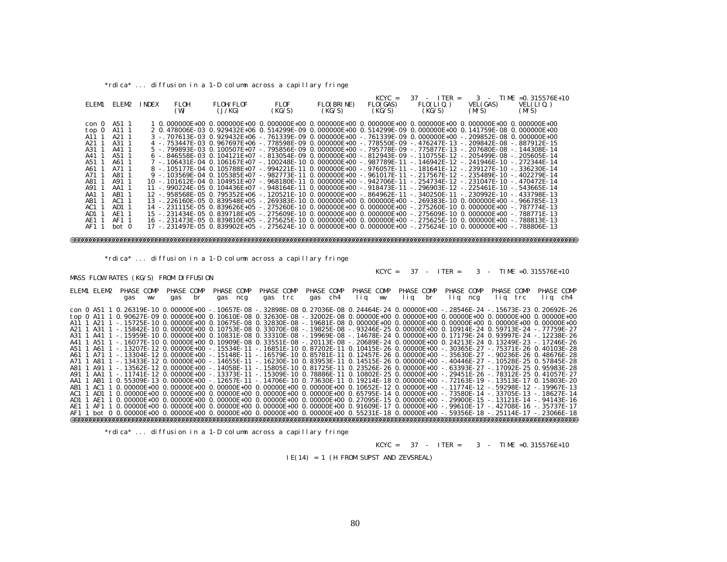*rdica* ... diffusion in a 1-D column across a capillary fringe

KCYC = 37 - ITER = 3 - TIME =0.315576E+10

| ELEM1 | ELEM2 | INDEX | FLOH (W) | FLOH/FLOF (J/KG) | FLOF (KG/S) | FLO(BRINE) (KG/S) | FLO(GAS) (KG/S) | FLO(LIQ.) (KG/S) | VEL(GAS) (M/S) | VEL(LIQ.) (M/S) |
|---|---|---|---|---|---|---|---|---|---|---|
| con 0 | A51 1 | 1 | 0.000000E+00 | 0.000000E+00 | 0.000000E+00 | 0.000000E+00 | 0.000000E+00 | 0.000000E+00 | 0.000000E+00 | 0.000000E+00 |
| top 0 | A11 1 | 2 | 0.478006E-03 | 0.929432E+06 | 0.514299E-09 | 0.000000E+00 | 0.514299E-09 | 0.000000E+00 | 0.141759E-08 | 0.000000E+00 |
| A11 1 | A21 1 | 3 | -.707613E-03 | 0.929432E+06 | -.761339E-09 | 0.000000E+00 | -.761339E-09 | 0.000000E+00 | -.209852E-08 | 0.000000E+00 |
| A21 1 | A31 1 | 4 | -.753447E-03 | 0.967697E+06 | -.778598E-09 | 0.000000E+00 | -.778550E-09 | -.476247E-13 | -.209842E-08 | -.887912E-15 |
| A31 1 | A41 1 | 5 | -.799893E-03 | 0.100507E+07 | -.795856E-09 | 0.000000E+00 | -.795778E-09 | -.775877E-13 | -.207680E-08 | -.144308E-14 |
| A41 1 | A51 1 | 6 | -.846558E-03 | 0.104121E+07 | -.813054E-09 | 0.000000E+00 | -.812943E-09 | -.110755E-12 | -.205499E-08 | -.205605E-14 |
| A51 1 | A61 1 | 7 | -.106431E-04 | 0.106167E+07 | -.100248E-10 | 0.000000E+00 | -.987789E-11 | -.146942E-12 | -.241946E-10 | -.272344E-14 |
| A61 1 | A71 1 | 8 | -.105177E-04 | 0.105788E+07 | -.994221E-11 | 0.000000E+00 | -.976057E-11 | -.181641E-12 | -.239127E-10 | -.336230E-14 |
| A71 1 | A81 1 | 9 | -.103569E-04 | 0.105385E+07 | -.982773E-11 | 0.000000E+00 | -.961017E-11 | -.217567E-12 | -.235489E-10 | -.402279E-14 |
| A81 1 | A91 1 | 10 | -.101612E-04 | 0.104951E+07 | -.968180E-11 | 0.000000E+00 | -.942706E-11 | -.254734E-12 | -.231047E-10 | -.470472E-14 |
| A91 1 | AA1 1 | 11 | -.990224E-05 | 0.104436E+07 | -.948164E-11 | 0.000000E+00 | -.918473E-11 | -.296903E-12 | -.225461E-10 | -.543665E-14 |
| AA1 1 | AB1 1 | 12 | -.958568E-05 | 0.795352E+06 | -.120521E-10 | 0.000000E+00 | -.864962E-11 | -.340250E-11 | -.230992E-10 | -.433798E-13 |
| AB1 1 | AC1 1 | 13 | -.226160E-05 | 0.839548E+05 | -.269383E-10 | 0.000000E+00 | 0.000000E+00 | -.269383E-10 | 0.000000E+00 | -.966785E-13 |
| AC1 1 | AD1 1 | 14 | -.231115E-05 | 0.839626E+05 | -.275260E-10 | 0.000000E+00 | 0.000000E+00 | -.275260E-10 | 0.000000E+00 | -.787774E-13 |
| AD1 1 | AE1 1 | 15 | -.231434E-05 | 0.839718E+05 | -.275609E-10 | 0.000000E+00 | 0.000000E+00 | -.275609E-10 | 0.000000E+00 | -.788771E-13 |
| AE1 1 | AF1 1 | 16 | -.231473E-05 | 0.839810E+05 | -.275625E-10 | 0.000000E+00 | 0.000000E+00 | -.275625E-10 | 0.000000E+00 | -.788813E-13 |
| AF1 1 | bot 0 | 17 | -.231497E-05 | 0.839902E+05 | -.275624E-10 | 0.000000E+00 | 0.000000E+00 | -.275624E-10 | 0.000000E+00 | -.788806E-13 |

@@@@@@@@@@@@@@@@@@@@@@@@@@@@@@@@@@@@@@@@@@@@@@@@@@@@@@@@@@@@@@@@@@@@@@@@@@@@@@@@@@@@@@@@@@@@@@@@@@@@@@@@@@@@@@@@@@@@@@@@@@@@@@@@@@@@

*rdica* ... diffusion in a 1-D column across a capillary fringe

KCYC = 37 - ITER = 3 - TIME =0.315576E+10

MASS FLOW RATES (KG/S) FROM DIFFUSION

| ELEM1 | ELEM2 | PHASE COMP gas wv | PHASE COMP gas br | PHASE COMP gas ncg | PHASE COMP gas trc | PHASE COMP gas ch4 | PHASE COMP liq wv | PHASE COMP liq br | PHASE COMP liq ncg | PHASE COMP liq trc | PHASE COMP liq ch4 |
|---|---|---|---|---|---|---|---|---|---|---|---|
| con 0 | A51 1 | 0.26319E-10 | 0.00000E+00 | -.10657E-08 | -.32898E-08 | 0.27036E-08 | 0.24464E-24 | 0.00000E+00 | -.28546E-24 | -.15673E-23 | 0.20692E-26 |
| top 0 | A11 1 | 0.90627E-09 | 0.00000E+00 | 0.10610E-08 | 0.32630E-08 | -.32002E-08 | 0.00000E+00 | 0.00000E+00 | 0.00000E+00 | 0.00000E+00 | 0.00000E+00 |
| A11 1 | A21 1 | -.15725E-10 | 0.00000E+00 | 0.10675E-08 | 0.32830E-08 | -.19681E-08 | 0.00000E+00 | 0.00000E+00 | 0.00000E+00 | 0.00000E+00 | 0.00000E+00 |
| A21 1 | A31 1 | -.15842E-10 | 0.00000E+00 | 0.10753E-08 | 0.33070E-08 | -.19825E-08 | -.93246E-25 | 0.00000E+00 | 0.10914E-24 | 0.59713E-24 | -.77759E-27 |
| A31 1 | A41 1 | -.15959E-10 | 0.00000E+00 | 0.10831E-08 | 0.33310E-08 | -.19969E-08 | -.14678E-24 | 0.00000E+00 | 0.17179E-24 | 0.93997E-24 | -.12238E-26 |
| A41 1 | A51 1 | -.16077E-10 | 0.00000E+00 | 0.10909E-08 | 0.33551E-08 | -.20113E-08 | -.20689E-24 | 0.00000E+00 | 0.24213E-24 | 0.13249E-23 | -.17246E-26 |
| A51 1 | A61 1 | -.13207E-12 | 0.00000E+00 | -.15534E-11 | -.16851E-10 | 0.87202E-11 | 0.10415E-26 | 0.00000E+00 | -.30365E-27 | -.75371E-26 | 0.40103E-28 |
| A61 1 | A71 1 | -.13304E-12 | 0.00000E+00 | -.15148E-11 | -.16579E-10 | 0.85781E-11 | 0.12457E-26 | 0.00000E+00 | -.35630E-27 | -.90236E-26 | 0.48676E-28 |
| A71 1 | A81 1 | -.13433E-12 | 0.00000E+00 | -.14655E-11 | -.16230E-10 | 0.83953E-11 | 0.14515E-26 | 0.00000E+00 | -.40446E-27 | -.10528E-25 | 0.57845E-28 |
| A81 1 | A91 1 | -.13562E-12 | 0.00000E+00 | -.14058E-11 | -.15805E-10 | 0.81725E-11 | 0.23526E-26 | 0.00000E+00 | -.63393E-27 | -.17092E-25 | 0.95983E-28 |
| A91 1 | AA1 1 | -.11741E-12 | 0.00000E+00 | -.13373E-11 | -.15309E-10 | 0.78886E-11 | 0.10802E-25 | 0.00000E+00 | -.29451E-26 | -.78312E-25 | 0.41057E-27 |
| AA1 1 | AB1 1 | 0.55309E-13 | 0.00000E+00 | -.12657E-11 | -.14706E-10 | 0.73630E-11 | 0.19214E-18 | 0.00000E+00 | -.72163E-19 | -.13513E-17 | 0.15803E-20 |
| AB1 1 | AC1 1 | 0.00000E+00 | 0.00000E+00 | 0.00000E+00 | 0.00000E+00 | 0.00000E+00 | 0.10652E-12 | 0.00000E+00 | -.11774E-12 | -.59298E-12 | -.19967E-13 |
| AC1 1 | AD1 1 | 0.00000E+00 | 0.00000E+00 | 0.00000E+00 | 0.00000E+00 | 0.00000E+00 | 0.65795E-14 | 0.00000E+00 | -.73580E-14 | -.33705E-13 | -.18627E-14 |
| AD1 1 | AE1 1 | 0.00000E+00 | 0.00000E+00 | 0.00000E+00 | 0.00000E+00 | 0.00000E+00 | 0.27095E-15 | 0.00000E+00 | -.29900E-15 | -.13121E-14 | -.94143E-16 |
| AE1 1 | AF1 1 | 0.00000E+00 | 0.00000E+00 | 0.00000E+00 | 0.00000E+00 | 0.00000E+00 | 0.91609E-17 | 0.00000E+00 | -.99610E-17 | -.42708E-16 | -.35737E-17 |
| AF1 1 | bot 0 | 0.00000E+00 | 0.00000E+00 | 0.00000E+00 | 0.00000E+00 | 0.00000E+00 | 0.55231E-18 | 0.00000E+00 | -.59356E-18 | -.25114E-17 | -.23066E-18 |

@@@@@@@@@@@@@@@@@@@@@@@@@@@@@@@@@@@@@@@@@@@@@@@@@@@@@@@@@@@@@@@@@@@@@@@@@@@@@@@@@@@@@@@@@@@@@@@@@@@@@@@@@@@@@@@@@@@@@@@@@@@@@@@@@@@

*rdica* ... diffusion in a 1-D column across a capillary fringe

KCYC = 37 - ITER = 3 - TIME =0.315576E+10

IE(14) = 1 (H FROM SUPST AND ZEVSREAL)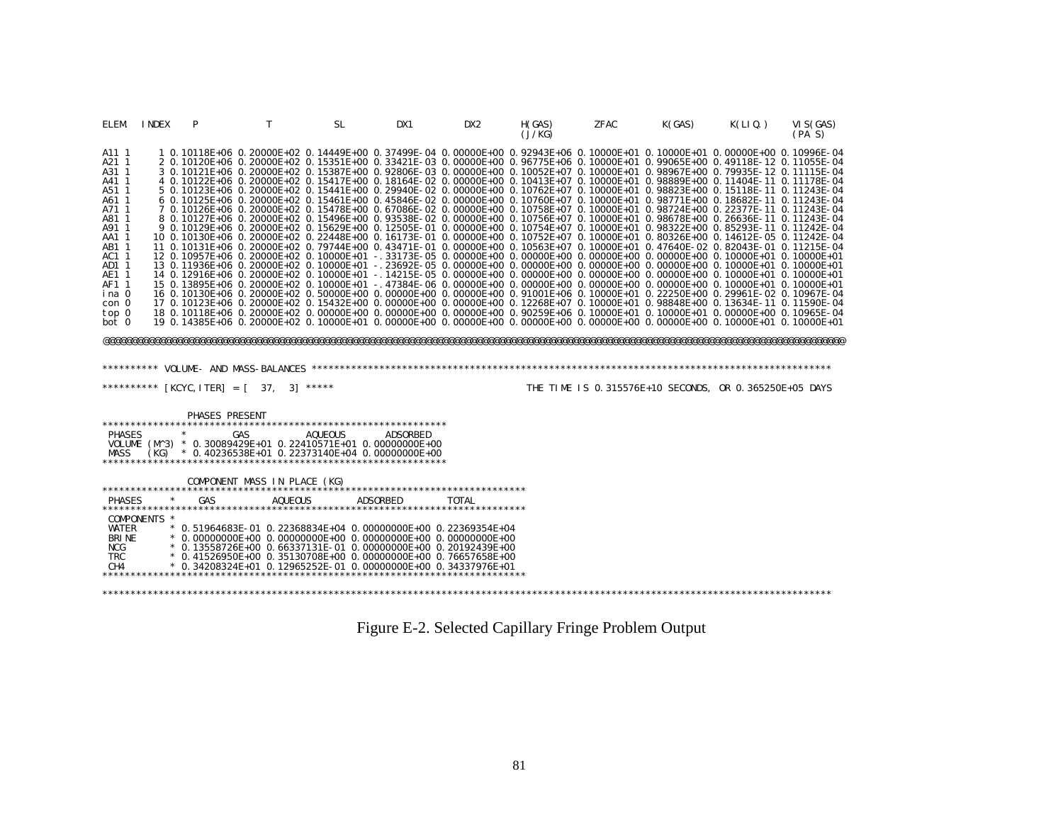```
ELEM. INDEX   P            T            SL           DX1          DX2          H(GAS)       ZFAC         K(GAS)       K(LIQ.)      VIS(GAS)
                                                                               (J/KG)                                                 (PA S)

A11 1    1 0.10118E+06 0.20000E+02 0.14449E+00 0.37499E-04 0.00000E+00 0.92943E+06 0.10000E+01 0.10000E+01 0.00000E+00 0.10996E-04
A21 1    2 0.10120E+06 0.20000E+02 0.15351E+00 0.33421E-03 0.00000E+00 0.96775E+06 0.10000E+01 0.99065E+00 0.49118E-12 0.11055E-04
A31 1    3 0.10121E+06 0.20000E+02 0.15387E+00 0.92806E-03 0.00000E+00 0.10052E+07 0.10000E+01 0.98967E+00 0.79935E-12 0.11115E-04
A41 1    4 0.10122E+06 0.20000E+02 0.15417E+00 0.18164E-02 0.00000E+00 0.10413E+07 0.10000E+01 0.98889E+00 0.11404E-11 0.11178E-04
A51 1    5 0.10123E+06 0.20000E+02 0.15441E+00 0.29940E-02 0.00000E+00 0.10762E+07 0.10000E+01 0.98823E+00 0.15118E-11 0.11243E-04
A61 1    6 0.10125E+06 0.20000E+02 0.15461E+00 0.45846E-02 0.00000E+00 0.10760E+07 0.10000E+01 0.98771E+00 0.18682E-11 0.11243E-04
A71 1    7 0.10126E+06 0.20000E+02 0.15478E+00 0.67086E-02 0.00000E+00 0.10758E+07 0.10000E+01 0.98724E+00 0.22377E-11 0.11243E-04
A81 1    8 0.10127E+06 0.20000E+02 0.15496E+00 0.93538E-02 0.00000E+00 0.10756E+07 0.10000E+01 0.98678E+00 0.26636E-11 0.11243E-04
A91 1    9 0.10129E+06 0.20000E+02 0.15629E+00 0.12505E-01 0.00000E+00 0.10754E+07 0.10000E+01 0.98322E+00 0.85293E-11 0.11242E-04
AA1 1   10 0.10130E+06 0.20000E+02 0.22448E+00 0.16173E-01 0.00000E+00 0.10752E+07 0.10000E+01 0.80326E+00 0.14612E-05 0.11242E-04
AB1 1   11 0.10131E+06 0.20000E+02 0.79744E+00 0.43471E-01 0.00000E+00 0.10563E+07 0.10000E+01 0.47640E-02 0.82043E-01 0.11215E-04
AC1 1   12 0.10957E+06 0.20000E+02 0.10000E+01 -.33173E-05 0.00000E+00 0.00000E+00 0.00000E+00 0.00000E+00 0.10000E+01 0.10000E+01
AD1 1   13 0.11936E+06 0.20000E+02 0.10000E+01 -.23692E-05 0.00000E+00 0.00000E+00 0.00000E+00 0.00000E+00 0.10000E+01 0.10000E+01
AE1 1   14 0.12916E+06 0.20000E+02 0.10000E+01 -.14215E-05 0.00000E+00 0.00000E+00 0.00000E+00 0.00000E+00 0.10000E+01 0.10000E+01
AF1 1   15 0.13895E+06 0.20000E+02 0.10000E+01 -.47384E-06 0.00000E+00 0.00000E+00 0.00000E+00 0.00000E+00 0.10000E+01 0.10000E+01
ina 0   16 0.10130E+06 0.20000E+02 0.50000E+00 0.00000E+00 0.00000E+00 0.91001E+06 0.10000E+01 0.22250E+00 0.29961E-02 0.10967E-04
con 0   17 0.10123E+06 0.20000E+02 0.15432E+00 0.00000E+00 0.00000E+00 0.12268E+07 0.10000E+01 0.98848E+00 0.13634E-11 0.11590E-04
top 0   18 0.10118E+06 0.20000E+02 0.00000E+00 0.00000E+00 0.00000E+00 0.90259E+06 0.10000E+01 0.10000E+01 0.00000E+00 0.10965E-04
bot 0   19 0.14385E+06 0.20000E+02 0.10000E+01 0.00000E+00 0.00000E+00 0.00000E+00 0.00000E+00 0.00000E+00 0.10000E+01 0.10000E+01

@@@@@@@@@@@@@@@@@@@@@@@@@@@@@@@@@@@@@@@@@@@@@@@@@@@@@@@@@@@@@@@@@@@@@@@@@@@@@@@@@@@@@@@@@@@@@@@@@@@@@@@@@@@@@@@@@@@@@@@@@@@@@@@@@@@


********** VOLUME- AND MASS-BALANCES ********************************************************************************************

********** [KCYC,ITER] = [   37,    3] *****                                     THE TIME IS 0.315576E+10 SECONDS, OR 0.365250E+05 DAYS


                PHASES PRESENT
*************************************************************
 PHASES       *         GAS          AQUEOUS        ADSORBED
 VOLUME (M^3) *  0.30089429E+01 0.22410571E+01 0.00000000E+00
 MASS   (KG)  *  0.40236538E+01 0.22373140E+04 0.00000000E+00
*************************************************************

                COMPONENT MASS IN PLACE (KG)
*****************************************************************************
 PHASES      *     GAS           AQUEOUS        ADSORBED        TOTAL
*****************************************************************************
 COMPONENTS *
 WATER       *  0.51964683E-01 0.22368834E+04 0.00000000E+00 0.22369354E+04
 BRINE       *  0.00000000E+00 0.00000000E+00 0.00000000E+00 0.00000000E+00
 NCG         *  0.13558726E+00 0.66337131E-01 0.00000000E+00 0.20192439E+00
 TRC         *  0.41526950E+00 0.35130708E+00 0.00000000E+00 0.76657658E+00
 CH4         *  0.34208324E+01 0.12965252E-01 0.00000000E+00 0.34337976E+01
*****************************************************************************

*********************************************************************************************************************************
```

Figure E-2. Selected Capillary Fringe Problem Output